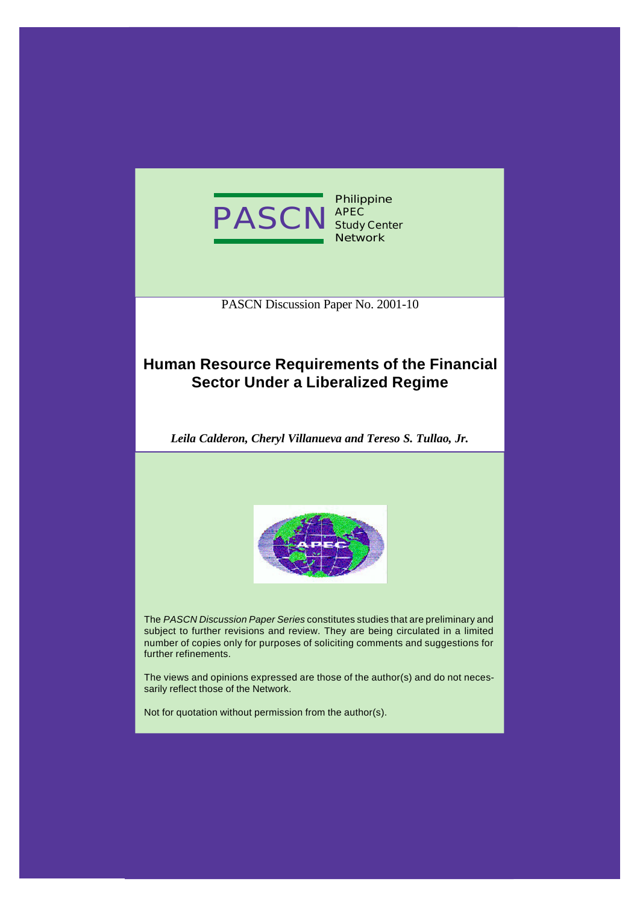PASCN Philippine APEC Study Center Network

PASCN Discussion Paper No. 2001-10

# Human Resource Requirements of the Financial Sector Under a Liberalized Regime

***Leila Calderon, Cheryl Villanueva and Tereso S. Tullao, Jr.***

The *PASCN Discussion Paper Series* constitutes studies that are preliminary and subject to further revisions and review. They are being circulated in a limited number of copies only for purposes of soliciting comments and suggestions for further refinements.

The views and opinions expressed are those of the author(s) and do not necessarily reflect those of the Network.

Not for quotation without permission from the author(s).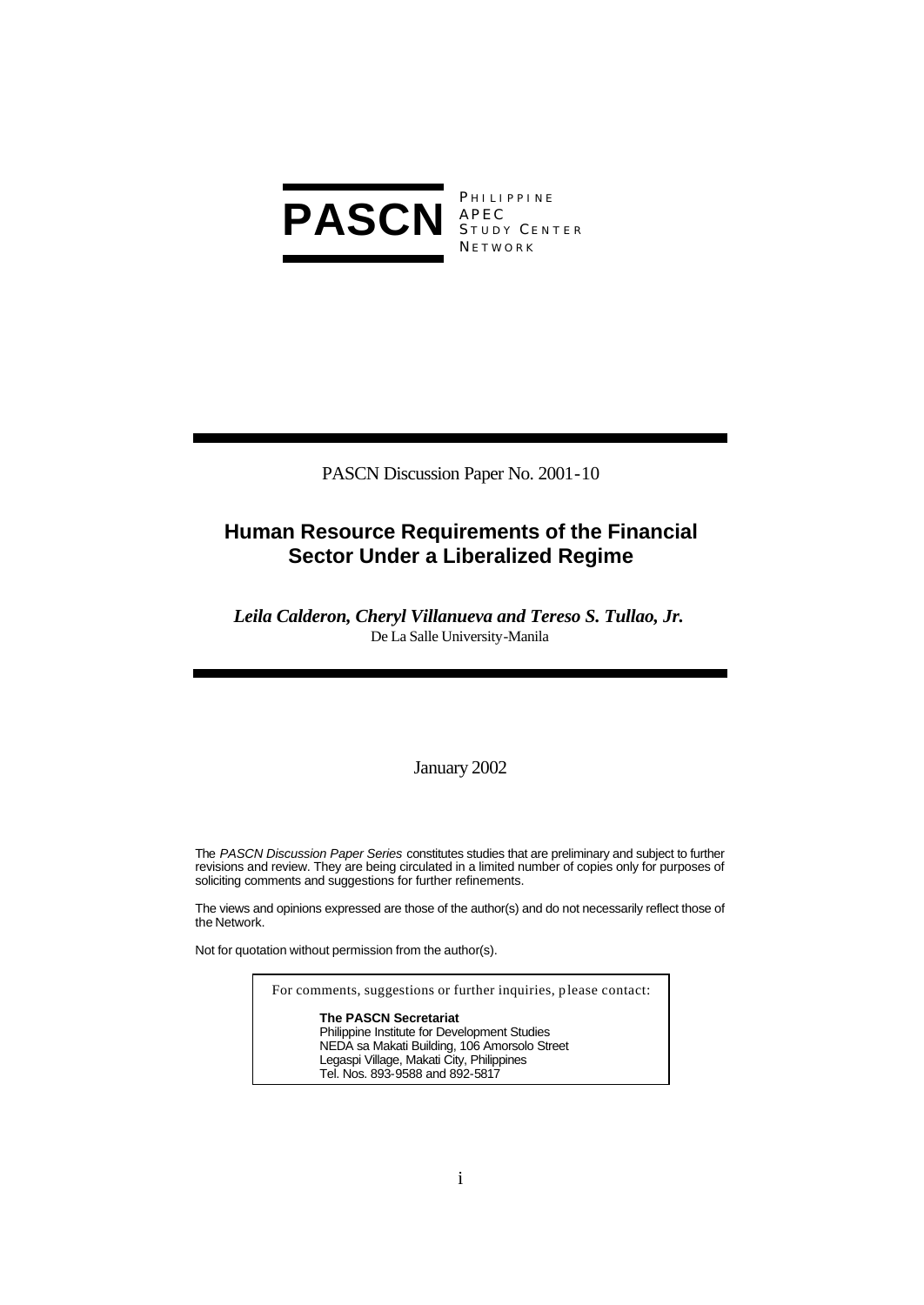**PASCN** PHILIPPINE APEC STUDY CENTER NETWORK

PASCN Discussion Paper No. 2001-10

# Human Resource Requirements of the Financial Sector Under a Liberalized Regime

***Leila Calderon, Cheryl Villanueva and Tereso S. Tullao, Jr.***
De La Salle University-Manila

January 2002

The *PASCN Discussion Paper Series* constitutes studies that are preliminary and subject to further revisions and review. They are being circulated in a limited number of copies only for purposes of soliciting comments and suggestions for further refinements.

The views and opinions expressed are those of the author(s) and do not necessarily reflect those of the Network.

Not for quotation without permission from the author(s).

For comments, suggestions or further inquiries, please contact:

**The PASCN Secretariat**
Philippine Institute for Development Studies
NEDA sa Makati Building, 106 Amorsolo Street
Legaspi Village, Makati City, Philippines
Tel. Nos. 893-9588 and 892-5817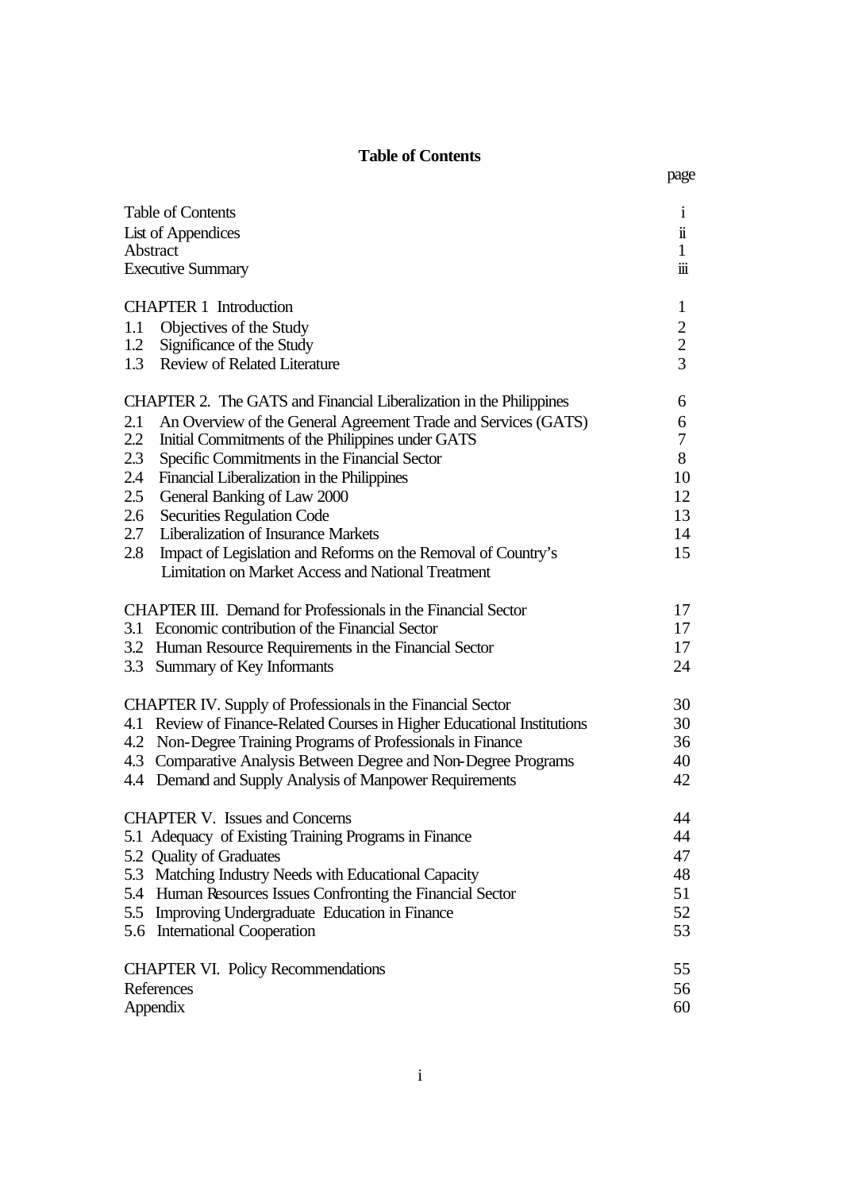# Table of Contents

| | page |
|---|---|
| Table of Contents | i |
| List of Appendices | ii |
| Abstract | 1 |
| Executive Summary | iii |
| | |
| CHAPTER 1 Introduction | 1 |
| 1.1 Objectives of the Study | 2 |
| 1.2 Significance of the Study | 2 |
| 1.3 Review of Related Literature | 3 |
| | |
| CHAPTER 2. The GATS and Financial Liberalization in the Philippines | 6 |
| 2.1 An Overview of the General Agreement Trade and Services (GATS) | 6 |
| 2.2 Initial Commitments of the Philippines under GATS | 7 |
| 2.3 Specific Commitments in the Financial Sector | 8 |
| 2.4 Financial Liberalization in the Philippines | 10 |
| 2.5 General Banking of Law 2000 | 12 |
| 2.6 Securities Regulation Code | 13 |
| 2.7 Liberalization of Insurance Markets | 14 |
| 2.8 Impact of Legislation and Reforms on the Removal of Country's Limitation on Market Access and National Treatment | 15 |
| | |
| CHAPTER III. Demand for Professionals in the Financial Sector | 17 |
| 3.1 Economic contribution of the Financial Sector | 17 |
| 3.2 Human Resource Requirements in the Financial Sector | 17 |
| 3.3 Summary of Key Informants | 24 |
| | |
| CHAPTER IV. Supply of Professionals in the Financial Sector | 30 |
| 4.1 Review of Finance-Related Courses in Higher Educational Institutions | 30 |
| 4.2 Non-Degree Training Programs of Professionals in Finance | 36 |
| 4.3 Comparative Analysis Between Degree and Non-Degree Programs | 40 |
| 4.4 Demand and Supply Analysis of Manpower Requirements | 42 |
| | |
| CHAPTER V. Issues and Concerns | 44 |
| 5.1 Adequacy of Existing Training Programs in Finance | 44 |
| 5.2 Quality of Graduates | 47 |
| 5.3 Matching Industry Needs with Educational Capacity | 48 |
| 5.4 Human Resources Issues Confronting the Financial Sector | 51 |
| 5.5 Improving Undergraduate Education in Finance | 52 |
| 5.6 International Cooperation | 53 |
| | |
| CHAPTER VI. Policy Recommendations | 55 |
| References | 56 |
| Appendix | 60 |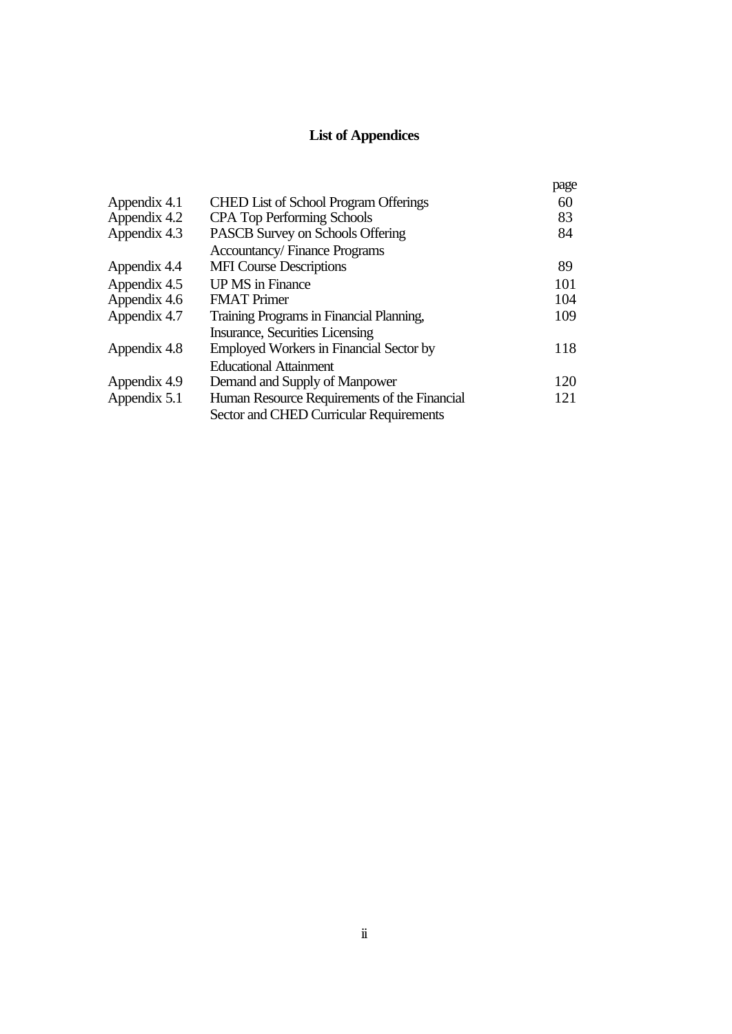# List of Appendices

| | | page |
|---|---|---|
| Appendix 4.1 | CHED List of School Program Offerings | 60 |
| Appendix 4.2 | CPA Top Performing Schools | 83 |
| Appendix 4.3 | PASCB Survey on Schools Offering Accountancy/ Finance Programs | 84 |
| Appendix 4.4 | MFI Course Descriptions | 89 |
| Appendix 4.5 | UP MS in Finance | 101 |
| Appendix 4.6 | FMAT Primer | 104 |
| Appendix 4.7 | Training Programs in Financial Planning, Insurance, Securities Licensing | 109 |
| Appendix 4.8 | Employed Workers in Financial Sector by Educational Attainment | 118 |
| Appendix 4.9 | Demand and Supply of Manpower | 120 |
| Appendix 5.1 | Human Resource Requirements of the Financial Sector and CHED Curricular Requirements | 121 |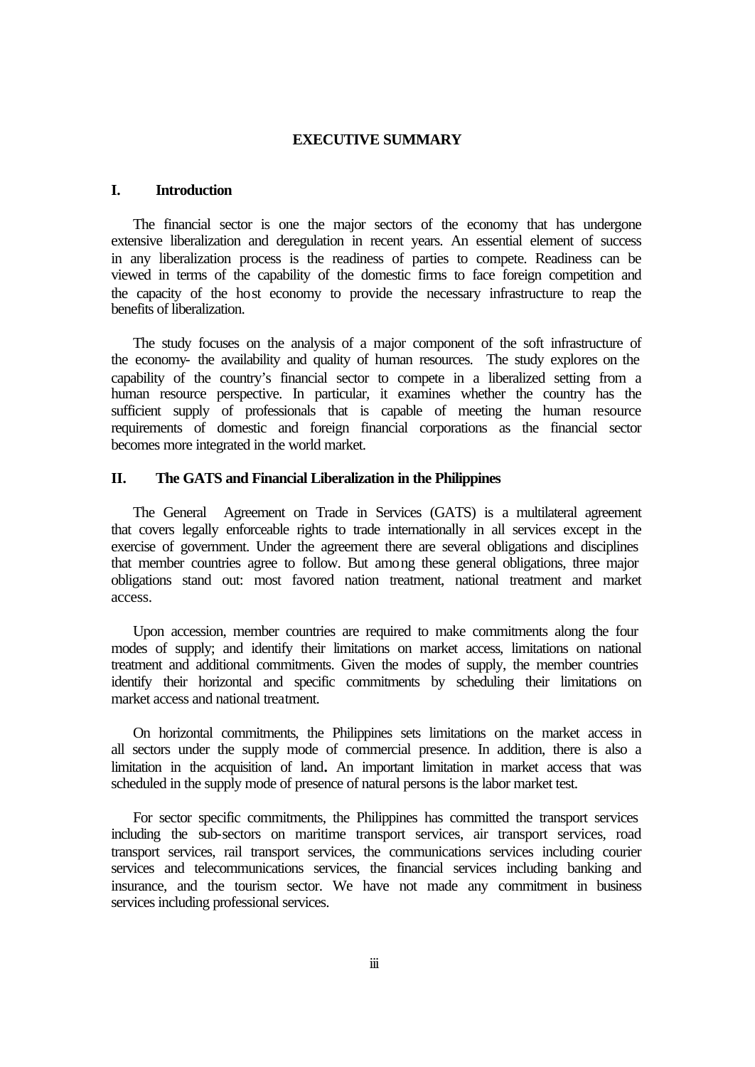# EXECUTIVE SUMMARY

## I. Introduction

The financial sector is one the major sectors of the economy that has undergone extensive liberalization and deregulation in recent years. An essential element of success in any liberalization process is the readiness of parties to compete. Readiness can be viewed in terms of the capability of the domestic firms to face foreign competition and the capacity of the host economy to provide the necessary infrastructure to reap the benefits of liberalization.

The study focuses on the analysis of a major component of the soft infrastructure of the economy- the availability and quality of human resources. The study explores on the capability of the country's financial sector to compete in a liberalized setting from a human resource perspective. In particular, it examines whether the country has the sufficient supply of professionals that is capable of meeting the human resource requirements of domestic and foreign financial corporations as the financial sector becomes more integrated in the world market.

## II. The GATS and Financial Liberalization in the Philippines

The General Agreement on Trade in Services (GATS) is a multilateral agreement that covers legally enforceable rights to trade internationally in all services except in the exercise of government. Under the agreement there are several obligations and disciplines that member countries agree to follow. But among these general obligations, three major obligations stand out: most favored nation treatment, national treatment and market access.

Upon accession, member countries are required to make commitments along the four modes of supply; and identify their limitations on market access, limitations on national treatment and additional commitments. Given the modes of supply, the member countries identify their horizontal and specific commitments by scheduling their limitations on market access and national treatment.

On horizontal commitments, the Philippines sets limitations on the market access in all sectors under the supply mode of commercial presence. In addition, there is also a limitation in the acquisition of land**.** An important limitation in market access that was scheduled in the supply mode of presence of natural persons is the labor market test.

For sector specific commitments, the Philippines has committed the transport services including the sub-sectors on maritime transport services, air transport services, road transport services, rail transport services, the communications services including courier services and telecommunications services, the financial services including banking and insurance, and the tourism sector. We have not made any commitment in business services including professional services.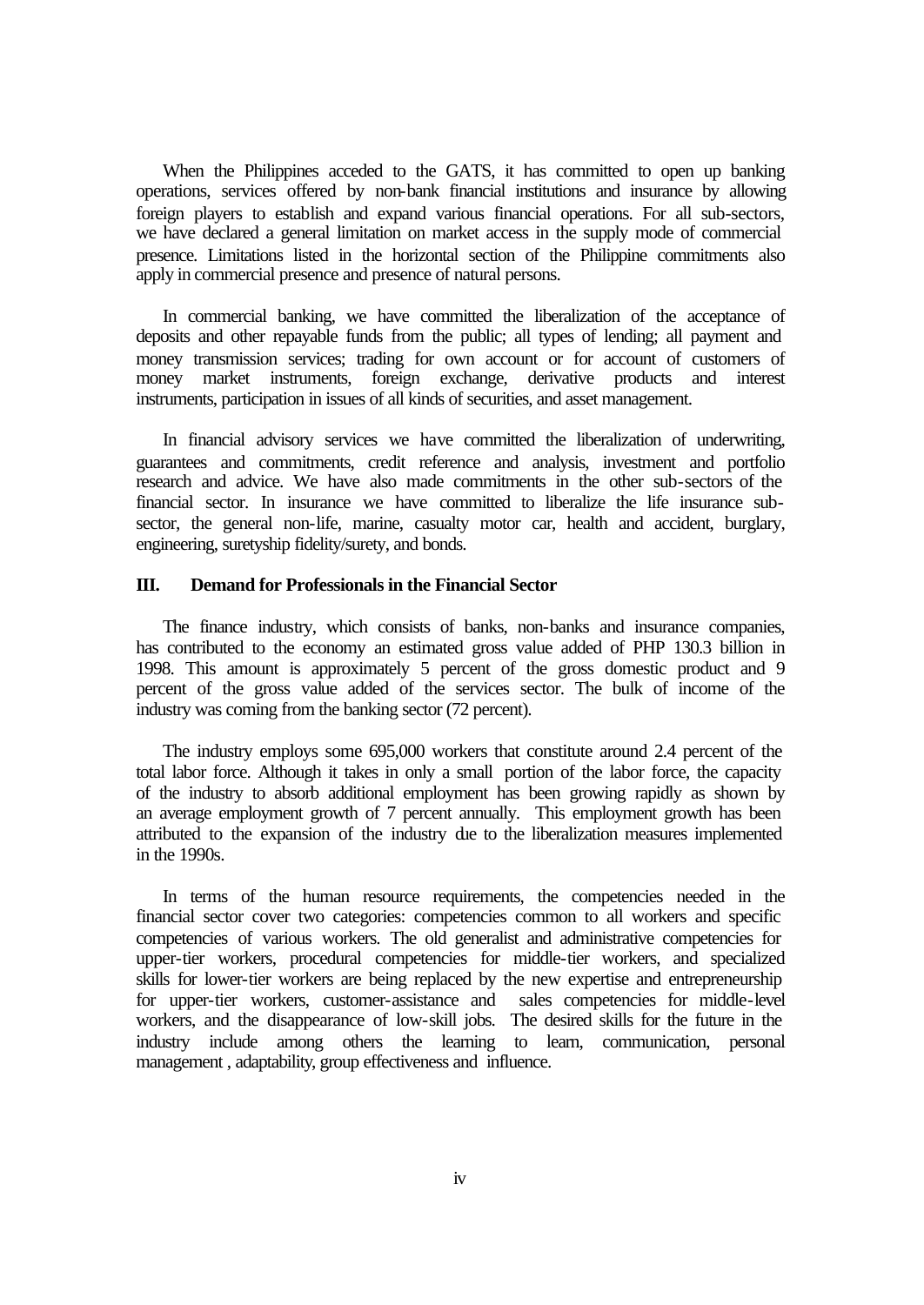When the Philippines acceded to the GATS, it has committed to open up banking operations, services offered by non-bank financial institutions and insurance by allowing foreign players to establish and expand various financial operations. For all sub-sectors, we have declared a general limitation on market access in the supply mode of commercial presence. Limitations listed in the horizontal section of the Philippine commitments also apply in commercial presence and presence of natural persons.

In commercial banking, we have committed the liberalization of the acceptance of deposits and other repayable funds from the public; all types of lending; all payment and money transmission services; trading for own account or for account of customers of money market instruments, foreign exchange, derivative products and interest instruments, participation in issues of all kinds of securities, and asset management.

In financial advisory services we have committed the liberalization of underwriting, guarantees and commitments, credit reference and analysis, investment and portfolio research and advice. We have also made commitments in the other sub-sectors of the financial sector. In insurance we have committed to liberalize the life insurance sub-sector, the general non-life, marine, casualty motor car, health and accident, burglary, engineering, suretyship fidelity/surety, and bonds.

## III. Demand for Professionals in the Financial Sector

The finance industry, which consists of banks, non-banks and insurance companies, has contributed to the economy an estimated gross value added of PHP 130.3 billion in 1998. This amount is approximately 5 percent of the gross domestic product and 9 percent of the gross value added of the services sector. The bulk of income of the industry was coming from the banking sector (72 percent).

The industry employs some 695,000 workers that constitute around 2.4 percent of the total labor force. Although it takes in only a small portion of the labor force, the capacity of the industry to absorb additional employment has been growing rapidly as shown by an average employment growth of 7 percent annually. This employment growth has been attributed to the expansion of the industry due to the liberalization measures implemented in the 1990s.

In terms of the human resource requirements, the competencies needed in the financial sector cover two categories: competencies common to all workers and specific competencies of various workers. The old generalist and administrative competencies for upper-tier workers, procedural competencies for middle-tier workers, and specialized skills for lower-tier workers are being replaced by the new expertise and entrepreneurship for upper-tier workers, customer-assistance and sales competencies for middle-level workers, and the disappearance of low-skill jobs. The desired skills for the future in the industry include among others the learning to learn, communication, personal management , adaptability, group effectiveness and influence.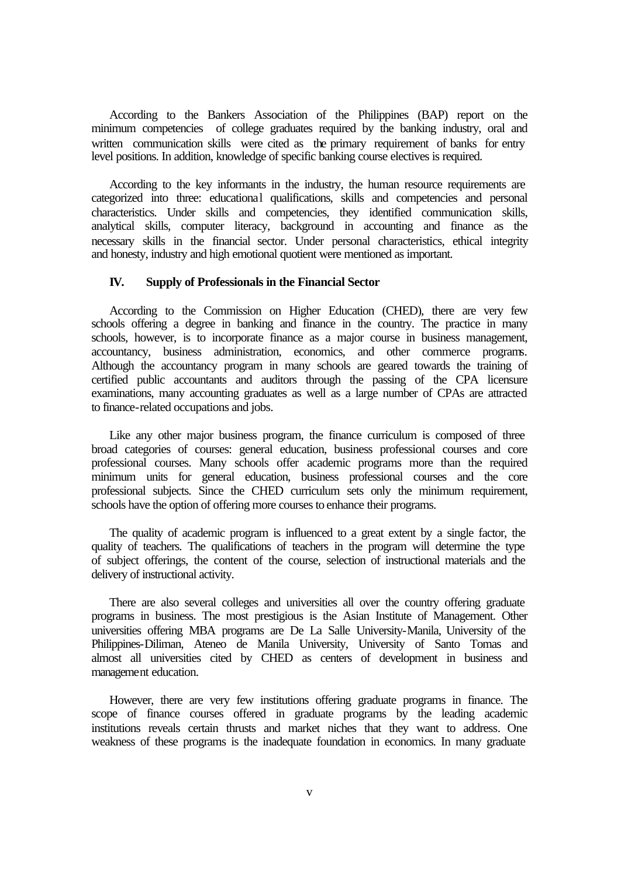According to the Bankers Association of the Philippines (BAP) report on the minimum competencies of college graduates required by the banking industry, oral and written communication skills were cited as the primary requirement of banks for entry level positions. In addition, knowledge of specific banking course electives is required.

According to the key informants in the industry, the human resource requirements are categorized into three: educational qualifications, skills and competencies and personal characteristics. Under skills and competencies, they identified communication skills, analytical skills, computer literacy, background in accounting and finance as the necessary skills in the financial sector. Under personal characteristics, ethical integrity and honesty, industry and high emotional quotient were mentioned as important.

## IV. Supply of Professionals in the Financial Sector

According to the Commission on Higher Education (CHED), there are very few schools offering a degree in banking and finance in the country. The practice in many schools, however, is to incorporate finance as a major course in business management, accountancy, business administration, economics, and other commerce programs. Although the accountancy program in many schools are geared towards the training of certified public accountants and auditors through the passing of the CPA licensure examinations, many accounting graduates as well as a large number of CPAs are attracted to finance-related occupations and jobs.

Like any other major business program, the finance curriculum is composed of three broad categories of courses: general education, business professional courses and core professional courses. Many schools offer academic programs more than the required minimum units for general education, business professional courses and the core professional subjects. Since the CHED curriculum sets only the minimum requirement, schools have the option of offering more courses to enhance their programs.

The quality of academic program is influenced to a great extent by a single factor, the quality of teachers. The qualifications of teachers in the program will determine the type of subject offerings, the content of the course, selection of instructional materials and the delivery of instructional activity.

There are also several colleges and universities all over the country offering graduate programs in business. The most prestigious is the Asian Institute of Management. Other universities offering MBA programs are De La Salle University-Manila, University of the Philippines-Diliman, Ateneo de Manila University, University of Santo Tomas and almost all universities cited by CHED as centers of development in business and management education.

However, there are very few institutions offering graduate programs in finance. The scope of finance courses offered in graduate programs by the leading academic institutions reveals certain thrusts and market niches that they want to address. One weakness of these programs is the inadequate foundation in economics. In many graduate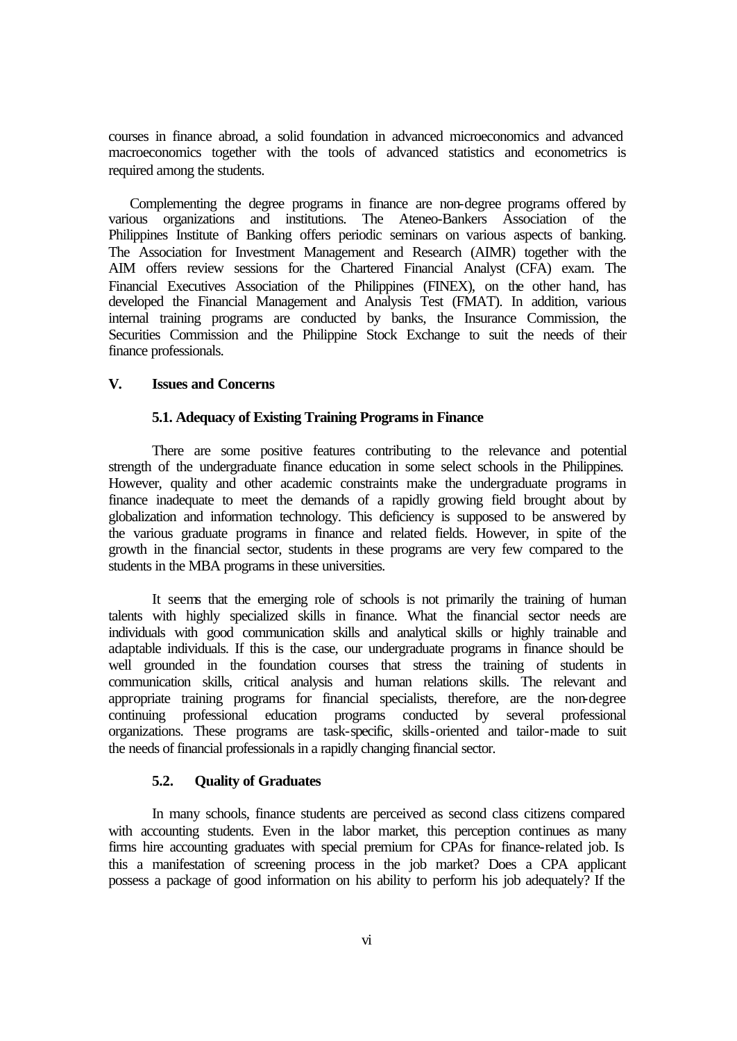courses in finance abroad, a solid foundation in advanced microeconomics and advanced macroeconomics together with the tools of advanced statistics and econometrics is required among the students.

Complementing the degree programs in finance are non-degree programs offered by various organizations and institutions. The Ateneo-Bankers Association of the Philippines Institute of Banking offers periodic seminars on various aspects of banking. The Association for Investment Management and Research (AIMR) together with the AIM offers review sessions for the Chartered Financial Analyst (CFA) exam. The Financial Executives Association of the Philippines (FINEX), on the other hand, has developed the Financial Management and Analysis Test (FMAT). In addition, various internal training programs are conducted by banks, the Insurance Commission, the Securities Commission and the Philippine Stock Exchange to suit the needs of their finance professionals.

## V. Issues and Concerns

### 5.1. Adequacy of Existing Training Programs in Finance

There are some positive features contributing to the relevance and potential strength of the undergraduate finance education in some select schools in the Philippines. However, quality and other academic constraints make the undergraduate programs in finance inadequate to meet the demands of a rapidly growing field brought about by globalization and information technology. This deficiency is supposed to be answered by the various graduate programs in finance and related fields. However, in spite of the growth in the financial sector, students in these programs are very few compared to the students in the MBA programs in these universities.

It seems that the emerging role of schools is not primarily the training of human talents with highly specialized skills in finance. What the financial sector needs are individuals with good communication skills and analytical skills or highly trainable and adaptable individuals. If this is the case, our undergraduate programs in finance should be well grounded in the foundation courses that stress the training of students in communication skills, critical analysis and human relations skills. The relevant and appropriate training programs for financial specialists, therefore, are the non-degree continuing professional education programs conducted by several professional organizations. These programs are task-specific, skills-oriented and tailor-made to suit the needs of financial professionals in a rapidly changing financial sector.

### 5.2. Quality of Graduates

In many schools, finance students are perceived as second class citizens compared with accounting students. Even in the labor market, this perception continues as many firms hire accounting graduates with special premium for CPAs for finance-related job. Is this a manifestation of screening process in the job market? Does a CPA applicant possess a package of good information on his ability to perform his job adequately? If the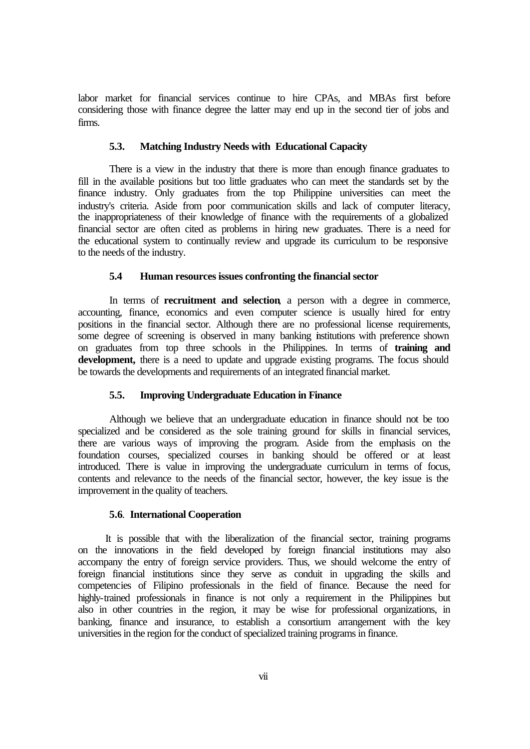labor market for financial services continue to hire CPAs, and MBAs first before considering those with finance degree the latter may end up in the second tier of jobs and firms.

### 5.3. Matching Industry Needs with Educational Capacity

There is a view in the industry that there is more than enough finance graduates to fill in the available positions but too little graduates who can meet the standards set by the finance industry. Only graduates from the top Philippine universities can meet the industry's criteria. Aside from poor communication skills and lack of computer literacy, the inappropriateness of their knowledge of finance with the requirements of a globalized financial sector are often cited as problems in hiring new graduates. There is a need for the educational system to continually review and upgrade its curriculum to be responsive to the needs of the industry.

### 5.4 Human resources issues confronting the financial sector

In terms of **recruitment and selection**, a person with a degree in commerce, accounting, finance, economics and even computer science is usually hired for entry positions in the financial sector. Although there are no professional license requirements, some degree of screening is observed in many banking institutions with preference shown on graduates from top three schools in the Philippines. In terms of **training and development,** there is a need to update and upgrade existing programs. The focus should be towards the developments and requirements of an integrated financial market.

### 5.5. Improving Undergraduate Education in Finance

Although we believe that an undergraduate education in finance should not be too specialized and be considered as the sole training ground for skills in financial services, there are various ways of improving the program. Aside from the emphasis on the foundation courses, specialized courses in banking should be offered or at least introduced. There is value in improving the undergraduate curriculum in terms of focus, contents and relevance to the needs of the financial sector, however, the key issue is the improvement in the quality of teachers.

### 5.6. International Cooperation

It is possible that with the liberalization of the financial sector, training programs on the innovations in the field developed by foreign financial institutions may also accompany the entry of foreign service providers. Thus, we should welcome the entry of foreign financial institutions since they serve as conduit in upgrading the skills and competencies of Filipino professionals in the field of finance. Because the need for highly-trained professionals in finance is not only a requirement in the Philippines but also in other countries in the region, it may be wise for professional organizations, in banking, finance and insurance, to establish a consortium arrangement with the key universities in the region for the conduct of specialized training programs in finance.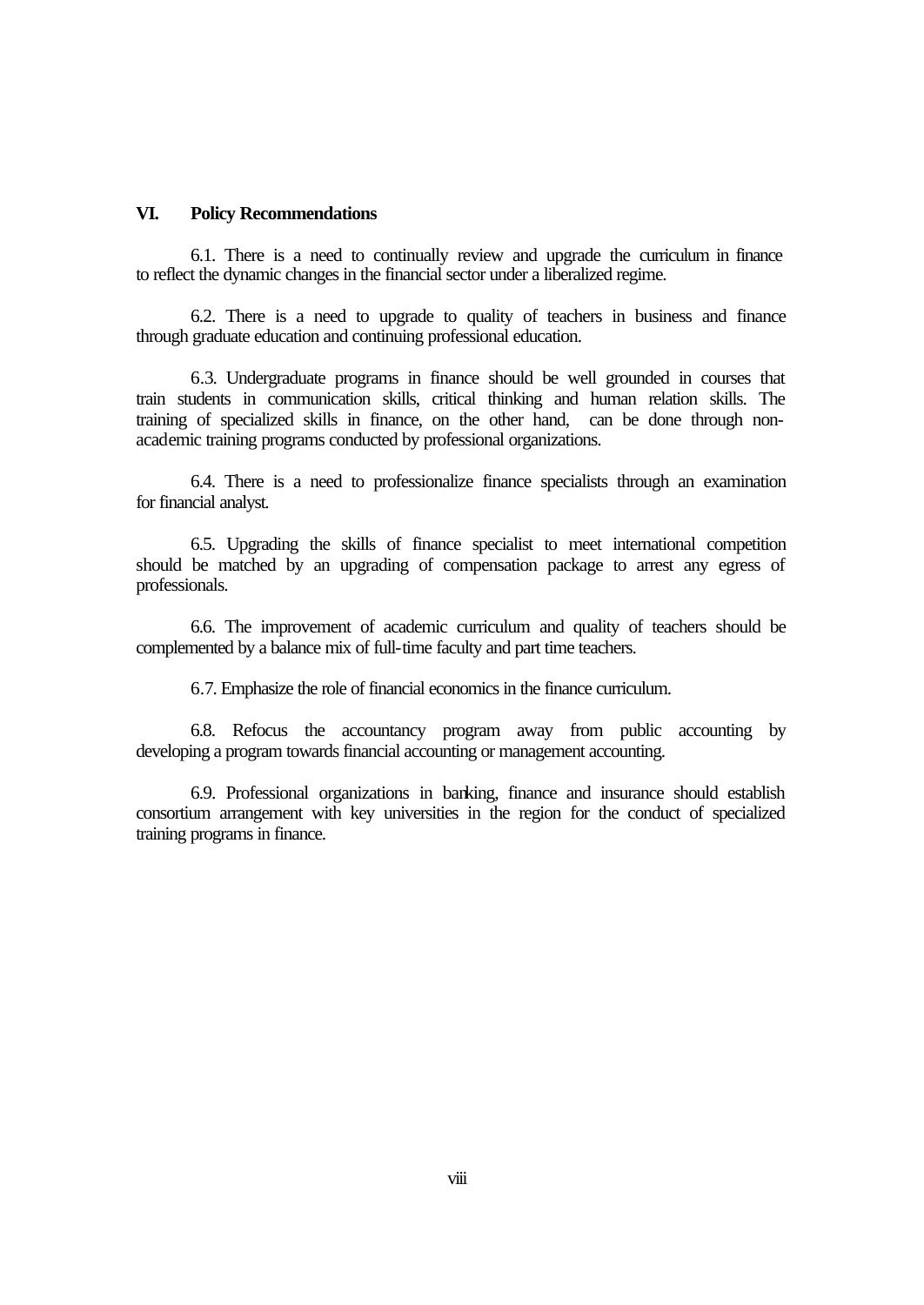## VI. Policy Recommendations

6.1. There is a need to continually review and upgrade the curriculum in finance to reflect the dynamic changes in the financial sector under a liberalized regime.

6.2. There is a need to upgrade to quality of teachers in business and finance through graduate education and continuing professional education.

6.3. Undergraduate programs in finance should be well grounded in courses that train students in communication skills, critical thinking and human relation skills. The training of specialized skills in finance, on the other hand, can be done through non-academic training programs conducted by professional organizations.

6.4. There is a need to professionalize finance specialists through an examination for financial analyst.

6.5. Upgrading the skills of finance specialist to meet international competition should be matched by an upgrading of compensation package to arrest any egress of professionals.

6.6. The improvement of academic curriculum and quality of teachers should be complemented by a balance mix of full-time faculty and part time teachers.

6.7. Emphasize the role of financial economics in the finance curriculum.

6.8. Refocus the accountancy program away from public accounting by developing a program towards financial accounting or management accounting.

6.9. Professional organizations in banking, finance and insurance should establish consortium arrangement with key universities in the region for the conduct of specialized training programs in finance.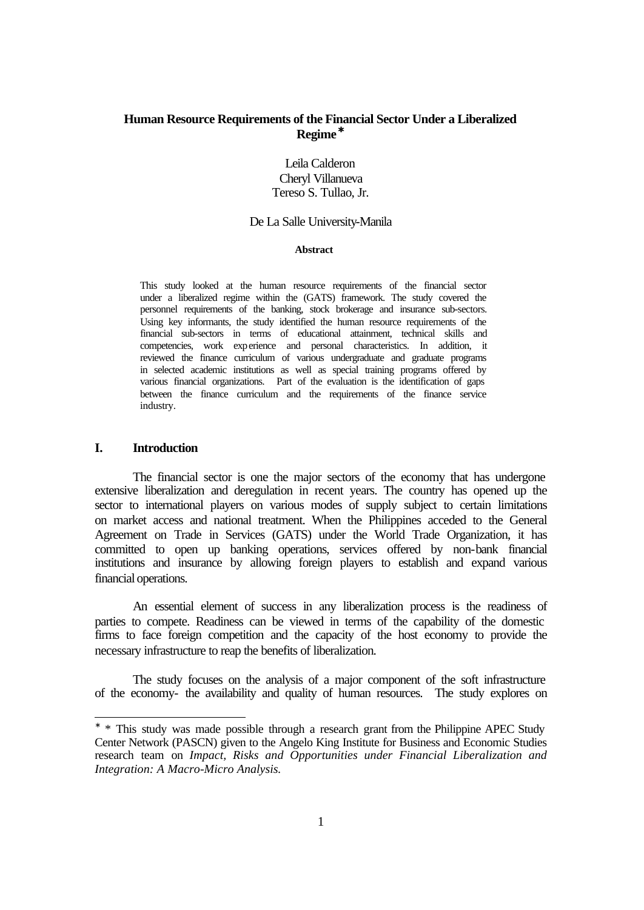# Human Resource Requirements of the Financial Sector Under a Liberalized Regime*

Leila Calderon
Cheryl Villanueva
Tereso S. Tullao, Jr.

De La Salle University-Manila

**Abstract**

This study looked at the human resource requirements of the financial sector under a liberalized regime within the (GATS) framework. The study covered the personnel requirements of the banking, stock brokerage and insurance sub-sectors. Using key informants, the study identified the human resource requirements of the financial sub-sectors in terms of educational attainment, technical skills and competencies, work experience and personal characteristics. In addition, it reviewed the finance curriculum of various undergraduate and graduate programs in selected academic institutions as well as special training programs offered by various financial organizations. Part of the evaluation is the identification of gaps between the finance curriculum and the requirements of the finance service industry.

## I. Introduction

The financial sector is one the major sectors of the economy that has undergone extensive liberalization and deregulation in recent years. The country has opened up the sector to international players on various modes of supply subject to certain limitations on market access and national treatment. When the Philippines acceded to the General Agreement on Trade in Services (GATS) under the World Trade Organization, it has committed to open up banking operations, services offered by non-bank financial institutions and insurance by allowing foreign players to establish and expand various financial operations.

An essential element of success in any liberalization process is the readiness of parties to compete. Readiness can be viewed in terms of the capability of the domestic firms to face foreign competition and the capacity of the host economy to provide the necessary infrastructure to reap the benefits of liberalization.

The study focuses on the analysis of a major component of the soft infrastructure of the economy- the availability and quality of human resources. The study explores on

---

* * This study was made possible through a research grant from the Philippine APEC Study Center Network (PASCN) given to the Angelo King Institute for Business and Economic Studies research team on *Impact, Risks and Opportunities under Financial Liberalization and Integration: A Macro-Micro Analysis.*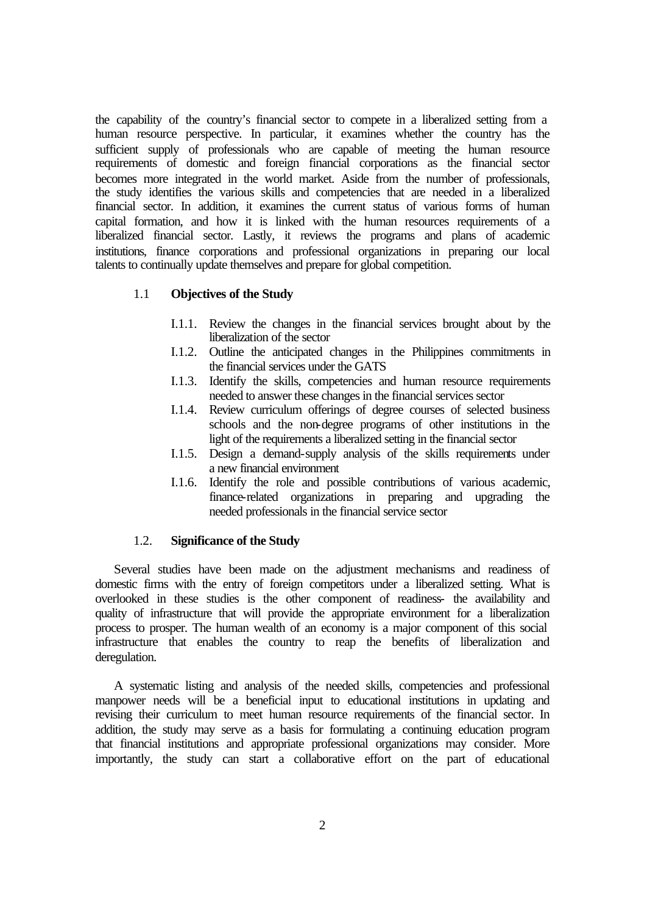the capability of the country's financial sector to compete in a liberalized setting from a human resource perspective. In particular, it examines whether the country has the sufficient supply of professionals who are capable of meeting the human resource requirements of domestic and foreign financial corporations as the financial sector becomes more integrated in the world market. Aside from the number of professionals, the study identifies the various skills and competencies that are needed in a liberalized financial sector. In addition, it examines the current status of various forms of human capital formation, and how it is linked with the human resources requirements of a liberalized financial sector. Lastly, it reviews the programs and plans of academic institutions, finance corporations and professional organizations in preparing our local talents to continually update themselves and prepare for global competition.

### 1.1 Objectives of the Study

- I.1.1. Review the changes in the financial services brought about by the liberalization of the sector
- I.1.2. Outline the anticipated changes in the Philippines commitments in the financial services under the GATS
- I.1.3. Identify the skills, competencies and human resource requirements needed to answer these changes in the financial services sector
- I.1.4. Review curriculum offerings of degree courses of selected business schools and the non-degree programs of other institutions in the light of the requirements a liberalized setting in the financial sector
- I.1.5. Design a demand-supply analysis of the skills requirements under a new financial environment
- I.1.6. Identify the role and possible contributions of various academic, finance-related organizations in preparing and upgrading the needed professionals in the financial service sector

### 1.2. Significance of the Study

Several studies have been made on the adjustment mechanisms and readiness of domestic firms with the entry of foreign competitors under a liberalized setting. What is overlooked in these studies is the other component of readiness- the availability and quality of infrastructure that will provide the appropriate environment for a liberalization process to prosper. The human wealth of an economy is a major component of this social infrastructure that enables the country to reap the benefits of liberalization and deregulation.

A systematic listing and analysis of the needed skills, competencies and professional manpower needs will be a beneficial input to educational institutions in updating and revising their curriculum to meet human resource requirements of the financial sector. In addition, the study may serve as a basis for formulating a continuing education program that financial institutions and appropriate professional organizations may consider. More importantly, the study can start a collaborative effort on the part of educational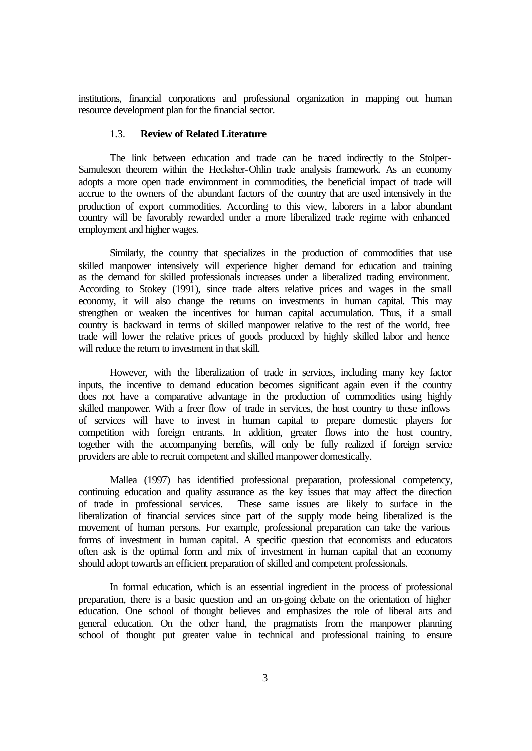institutions, financial corporations and professional organization in mapping out human resource development plan for the financial sector.

### 1.3. **Review of Related Literature**

The link between education and trade can be traced indirectly to the Stolper-Samuleson theorem within the Hecksher-Ohlin trade analysis framework. As an economy adopts a more open trade environment in commodities, the beneficial impact of trade will accrue to the owners of the abundant factors of the country that are used intensively in the production of export commodities. According to this view, laborers in a labor abundant country will be favorably rewarded under a more liberalized trade regime with enhanced employment and higher wages.

Similarly, the country that specializes in the production of commodities that use skilled manpower intensively will experience higher demand for education and training as the demand for skilled professionals increases under a liberalized trading environment. According to Stokey (1991), since trade alters relative prices and wages in the small economy, it will also change the returns on investments in human capital. This may strengthen or weaken the incentives for human capital accumulation. Thus, if a small country is backward in terms of skilled manpower relative to the rest of the world, free trade will lower the relative prices of goods produced by highly skilled labor and hence will reduce the return to investment in that skill.

However, with the liberalization of trade in services, including many key factor inputs, the incentive to demand education becomes significant again even if the country does not have a comparative advantage in the production of commodities using highly skilled manpower. With a freer flow of trade in services, the host country to these inflows of services will have to invest in human capital to prepare domestic players for competition with foreign entrants. In addition, greater flows into the host country, together with the accompanying benefits, will only be fully realized if foreign service providers are able to recruit competent and skilled manpower domestically.

Mallea (1997) has identified professional preparation, professional competency, continuing education and quality assurance as the key issues that may affect the direction of trade in professional services. These same issues are likely to surface in the liberalization of financial services since part of the supply mode being liberalized is the movement of human persons. For example, professional preparation can take the various forms of investment in human capital. A specific question that economists and educators often ask is the optimal form and mix of investment in human capital that an economy should adopt towards an efficient preparation of skilled and competent professionals.

In formal education, which is an essential ingredient in the process of professional preparation, there is a basic question and an on-going debate on the orientation of higher education. One school of thought believes and emphasizes the role of liberal arts and general education. On the other hand, the pragmatists from the manpower planning school of thought put greater value in technical and professional training to ensure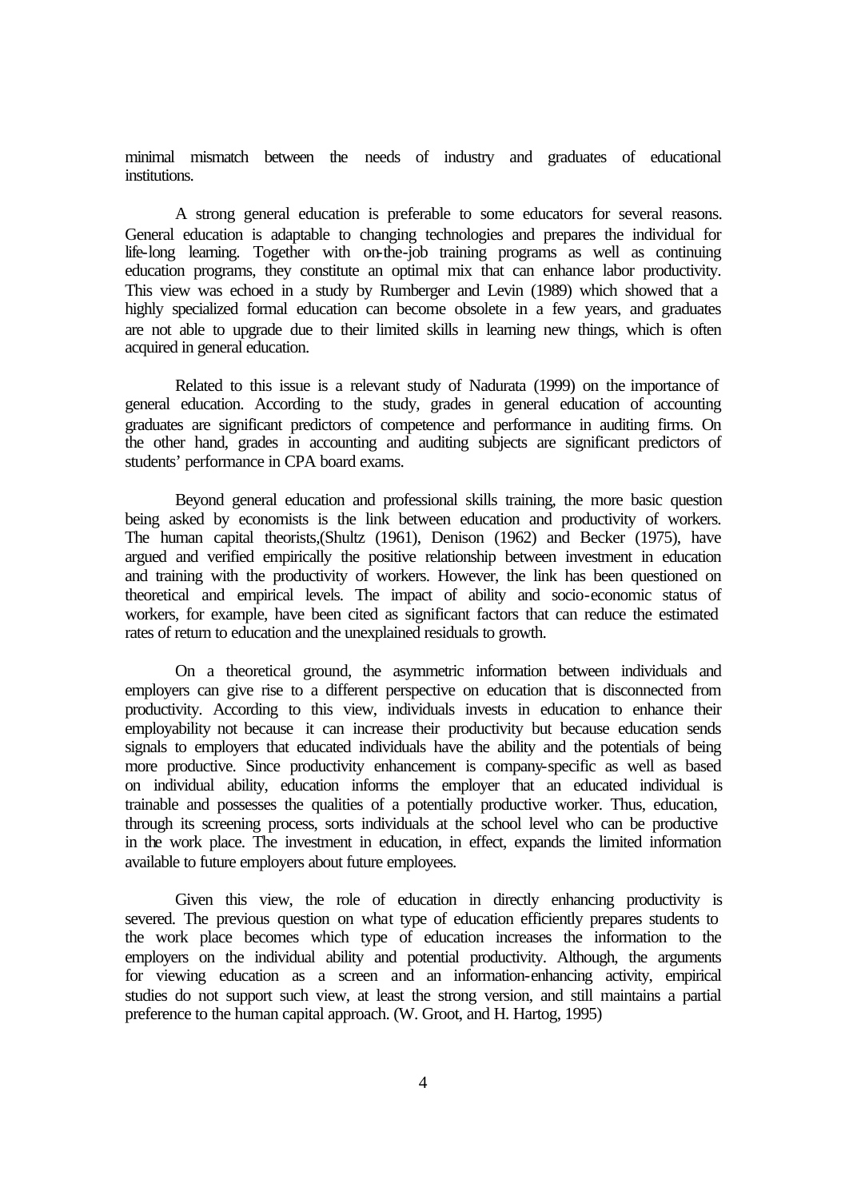minimal mismatch between the needs of industry and graduates of educational institutions.

A strong general education is preferable to some educators for several reasons. General education is adaptable to changing technologies and prepares the individual for life-long learning. Together with on-the-job training programs as well as continuing education programs, they constitute an optimal mix that can enhance labor productivity. This view was echoed in a study by Rumberger and Levin (1989) which showed that a highly specialized formal education can become obsolete in a few years, and graduates are not able to upgrade due to their limited skills in learning new things, which is often acquired in general education.

Related to this issue is a relevant study of Nadurata (1999) on the importance of general education. According to the study, grades in general education of accounting graduates are significant predictors of competence and performance in auditing firms. On the other hand, grades in accounting and auditing subjects are significant predictors of students' performance in CPA board exams.

Beyond general education and professional skills training, the more basic question being asked by economists is the link between education and productivity of workers. The human capital theorists,(Shultz (1961), Denison (1962) and Becker (1975), have argued and verified empirically the positive relationship between investment in education and training with the productivity of workers. However, the link has been questioned on theoretical and empirical levels. The impact of ability and socio-economic status of workers, for example, have been cited as significant factors that can reduce the estimated rates of return to education and the unexplained residuals to growth.

On a theoretical ground, the asymmetric information between individuals and employers can give rise to a different perspective on education that is disconnected from productivity. According to this view, individuals invests in education to enhance their employability not because it can increase their productivity but because education sends signals to employers that educated individuals have the ability and the potentials of being more productive. Since productivity enhancement is company-specific as well as based on individual ability, education informs the employer that an educated individual is trainable and possesses the qualities of a potentially productive worker. Thus, education, through its screening process, sorts individuals at the school level who can be productive in the work place. The investment in education, in effect, expands the limited information available to future employers about future employees.

Given this view, the role of education in directly enhancing productivity is severed. The previous question on what type of education efficiently prepares students to the work place becomes which type of education increases the information to the employers on the individual ability and potential productivity. Although, the arguments for viewing education as a screen and an information-enhancing activity, empirical studies do not support such view, at least the strong version, and still maintains a partial preference to the human capital approach. (W. Groot, and H. Hartog, 1995)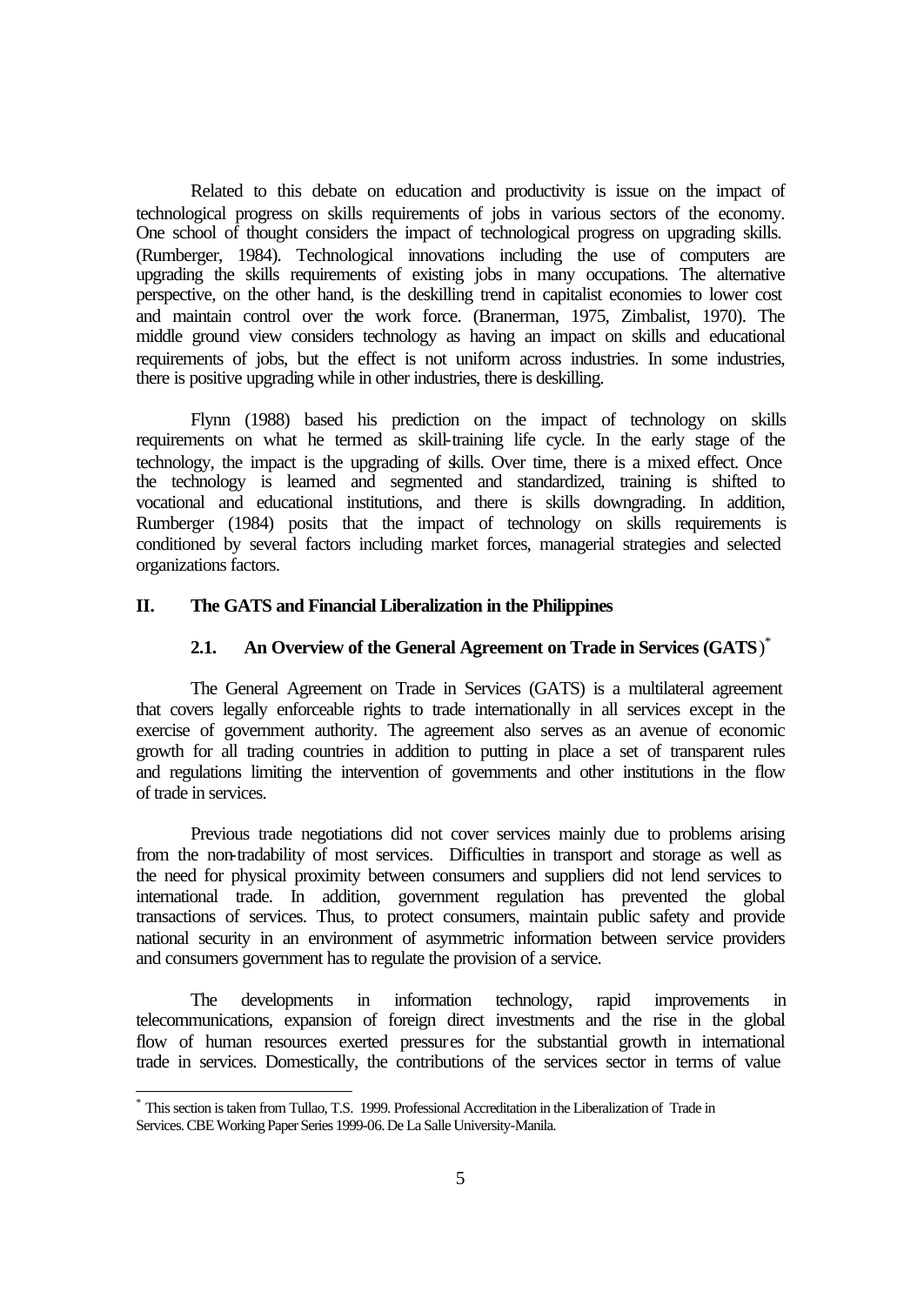Related to this debate on education and productivity is issue on the impact of technological progress on skills requirements of jobs in various sectors of the economy. One school of thought considers the impact of technological progress on upgrading skills. (Rumberger, 1984). Technological innovations including the use of computers are upgrading the skills requirements of existing jobs in many occupations. The alternative perspective, on the other hand, is the deskilling trend in capitalist economies to lower cost and maintain control over the work force. (Branerman, 1975, Zimbalist, 1970). The middle ground view considers technology as having an impact on skills and educational requirements of jobs, but the effect is not uniform across industries. In some industries, there is positive upgrading while in other industries, there is deskilling.

Flynn (1988) based his prediction on the impact of technology on skills requirements on what he termed as skill-training life cycle. In the early stage of the technology, the impact is the upgrading of skills. Over time, there is a mixed effect. Once the technology is learned and segmented and standardized, training is shifted to vocational and educational institutions, and there is skills downgrading. In addition, Rumberger (1984) posits that the impact of technology on skills requirements is conditioned by several factors including market forces, managerial strategies and selected organizations factors.

## II. The GATS and Financial Liberalization in the Philippines

### 2.1. An Overview of the General Agreement on Trade in Services (GATS)*

The General Agreement on Trade in Services (GATS) is a multilateral agreement that covers legally enforceable rights to trade internationally in all services except in the exercise of government authority. The agreement also serves as an avenue of economic growth for all trading countries in addition to putting in place a set of transparent rules and regulations limiting the intervention of governments and other institutions in the flow of trade in services.

Previous trade negotiations did not cover services mainly due to problems arising from the non-tradability of most services. Difficulties in transport and storage as well as the need for physical proximity between consumers and suppliers did not lend services to international trade. In addition, government regulation has prevented the global transactions of services. Thus, to protect consumers, maintain public safety and provide national security in an environment of asymmetric information between service providers and consumers government has to regulate the provision of a service.

The developments in information technology, rapid improvements in telecommunications, expansion of foreign direct investments and the rise in the global flow of human resources exerted pressures for the substantial growth in international trade in services. Domestically, the contributions of the services sector in terms of value

---

* This section is taken from Tullao, T.S. 1999. Professional Accreditation in the Liberalization of Trade in Services. CBE Working Paper Series 1999-06. De La Salle University-Manila.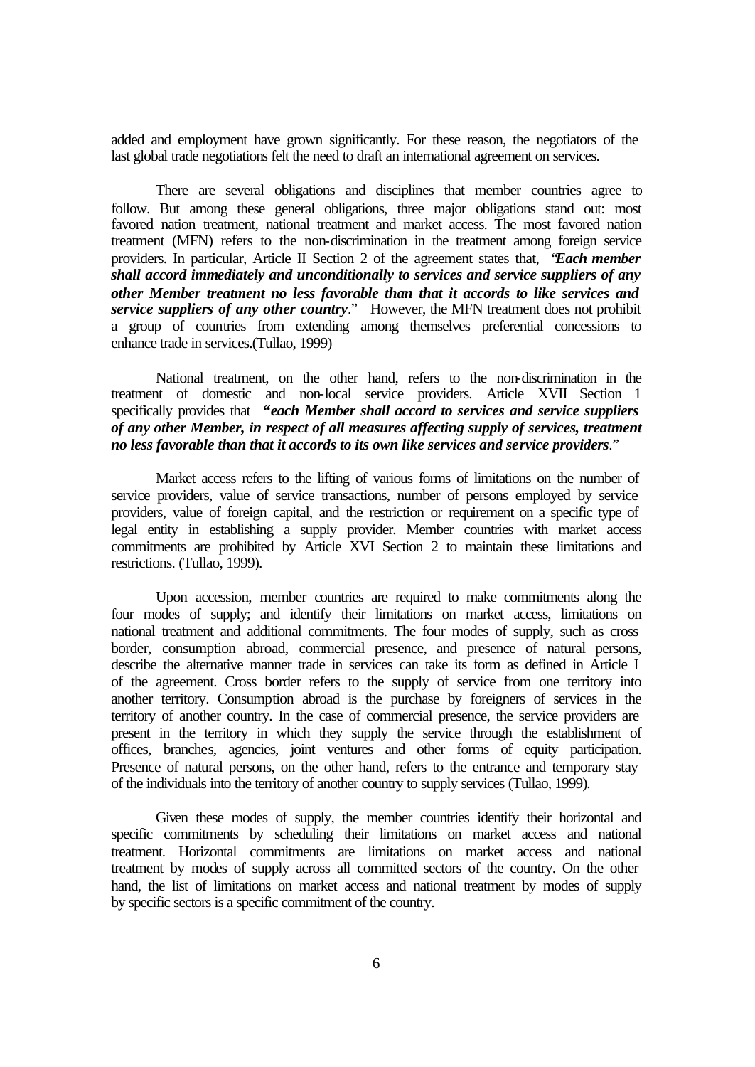added and employment have grown significantly. For these reason, the negotiators of the last global trade negotiations felt the need to draft an international agreement on services.

There are several obligations and disciplines that member countries agree to follow. But among these general obligations, three major obligations stand out: most favored nation treatment, national treatment and market access. The most favored nation treatment (MFN) refers to the non-discrimination in the treatment among foreign service providers. In particular, Article II Section 2 of the agreement states that, "***Each member shall accord immediately and unconditionally to services and service suppliers of any other Member treatment no less favorable than that it accords to like services and service suppliers of any other country***." However, the MFN treatment does not prohibit a group of countries from extending among themselves preferential concessions to enhance trade in services.(Tullao, 1999)

National treatment, on the other hand, refers to the non-discrimination in the treatment of domestic and non-local service providers. Article XVII Section 1 specifically provides that ***"each Member shall accord to services and service suppliers of any other Member, in respect of all measures affecting supply of services, treatment no less favorable than that it accords to its own like services and service providers***."

Market access refers to the lifting of various forms of limitations on the number of service providers, value of service transactions, number of persons employed by service providers, value of foreign capital, and the restriction or requirement on a specific type of legal entity in establishing a supply provider. Member countries with market access commitments are prohibited by Article XVI Section 2 to maintain these limitations and restrictions. (Tullao, 1999).

Upon accession, member countries are required to make commitments along the four modes of supply; and identify their limitations on market access, limitations on national treatment and additional commitments. The four modes of supply, such as cross border, consumption abroad, commercial presence, and presence of natural persons, describe the alternative manner trade in services can take its form as defined in Article I of the agreement. Cross border refers to the supply of service from one territory into another territory. Consumption abroad is the purchase by foreigners of services in the territory of another country. In the case of commercial presence, the service providers are present in the territory in which they supply the service through the establishment of offices, branches, agencies, joint ventures and other forms of equity participation. Presence of natural persons, on the other hand, refers to the entrance and temporary stay of the individuals into the territory of another country to supply services (Tullao, 1999).

Given these modes of supply, the member countries identify their horizontal and specific commitments by scheduling their limitations on market access and national treatment. Horizontal commitments are limitations on market access and national treatment by modes of supply across all committed sectors of the country. On the other hand, the list of limitations on market access and national treatment by modes of supply by specific sectors is a specific commitment of the country.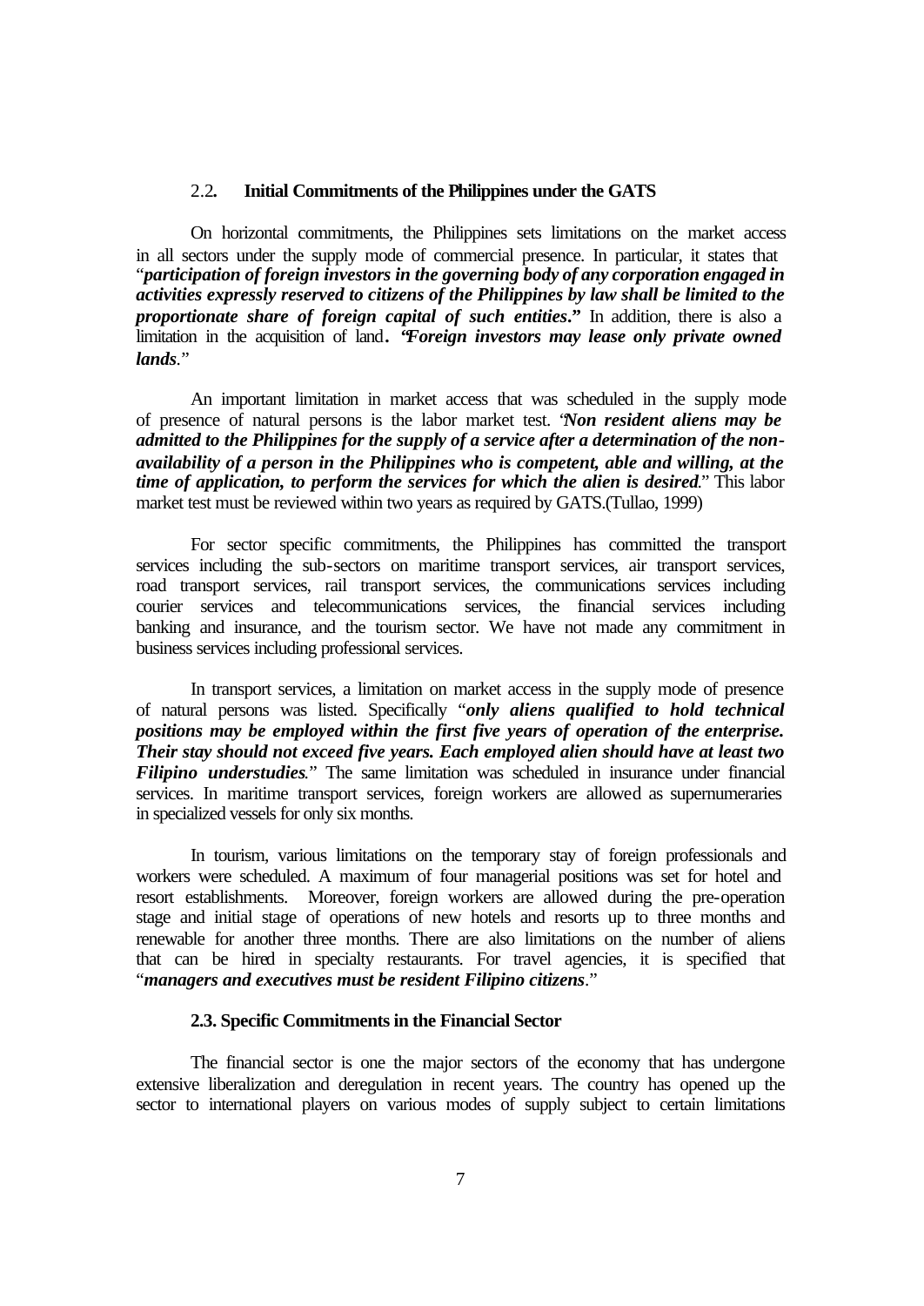### 2.2. Initial Commitments of the Philippines under the GATS

On horizontal commitments, the Philippines sets limitations on the market access in all sectors under the supply mode of commercial presence. In particular, it states that "***participation of foreign investors in the governing body of any corporation engaged in activities expressly reserved to citizens of the Philippines by law shall be limited to the proportionate share of foreign capital of such entities*.**" In addition, there is also a limitation in the acquisition of land**.** "***Foreign investors may lease only private owned lands***."

An important limitation in market access that was scheduled in the supply mode of presence of natural persons is the labor market test. "***Non resident aliens may be admitted to the Philippines for the supply of a service after a determination of the non-availability of a person in the Philippines who is competent, able and willing, at the time of application, to perform the services for which the alien is desired***." This labor market test must be reviewed within two years as required by GATS.(Tullao, 1999)

For sector specific commitments, the Philippines has committed the transport services including the sub-sectors on maritime transport services, air transport services, road transport services, rail transport services, the communications services including courier services and telecommunications services, the financial services including banking and insurance, and the tourism sector. We have not made any commitment in business services including professional services.

In transport services, a limitation on market access in the supply mode of presence of natural persons was listed. Specifically "***only aliens qualified to hold technical positions may be employed within the first five years of operation of the enterprise. Their stay should not exceed five years. Each employed alien should have at least two Filipino understudies***." The same limitation was scheduled in insurance under financial services. In maritime transport services, foreign workers are allowed as supernumeraries in specialized vessels for only six months.

In tourism, various limitations on the temporary stay of foreign professionals and workers were scheduled. A maximum of four managerial positions was set for hotel and resort establishments. Moreover, foreign workers are allowed during the pre-operation stage and initial stage of operations of new hotels and resorts up to three months and renewable for another three months. There are also limitations on the number of aliens that can be hired in specialty restaurants. For travel agencies, it is specified that "***managers and executives must be resident Filipino citizens***."

### 2.3. Specific Commitments in the Financial Sector

The financial sector is one the major sectors of the economy that has undergone extensive liberalization and deregulation in recent years. The country has opened up the sector to international players on various modes of supply subject to certain limitations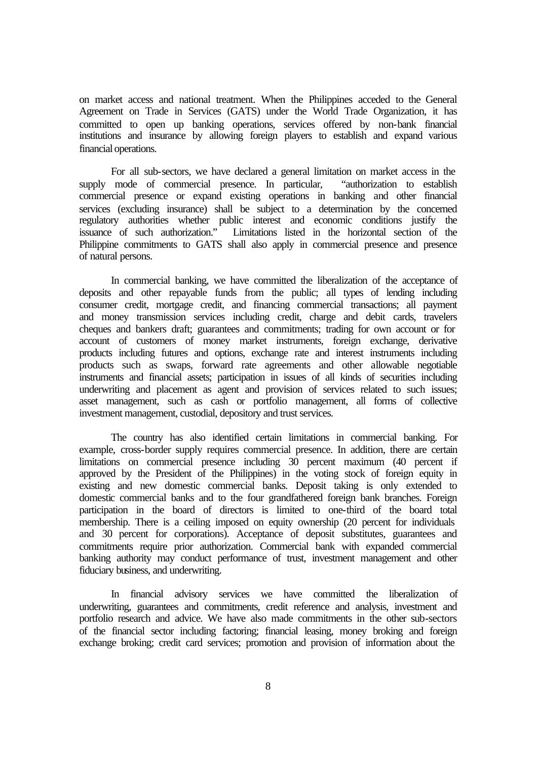on market access and national treatment. When the Philippines acceded to the General Agreement on Trade in Services (GATS) under the World Trade Organization, it has committed to open up banking operations, services offered by non-bank financial institutions and insurance by allowing foreign players to establish and expand various financial operations.

For all sub-sectors, we have declared a general limitation on market access in the supply mode of commercial presence. In particular, "authorization to establish commercial presence or expand existing operations in banking and other financial services (excluding insurance) shall be subject to a determination by the concerned regulatory authorities whether public interest and economic conditions justify the issuance of such authorization." Limitations listed in the horizontal section of the Philippine commitments to GATS shall also apply in commercial presence and presence of natural persons.

In commercial banking, we have committed the liberalization of the acceptance of deposits and other repayable funds from the public; all types of lending including consumer credit, mortgage credit, and financing commercial transactions; all payment and money transmission services including credit, charge and debit cards, travelers cheques and bankers draft; guarantees and commitments; trading for own account or for account of customers of money market instruments, foreign exchange, derivative products including futures and options, exchange rate and interest instruments including products such as swaps, forward rate agreements and other allowable negotiable instruments and financial assets; participation in issues of all kinds of securities including underwriting and placement as agent and provision of services related to such issues; asset management, such as cash or portfolio management, all forms of collective investment management, custodial, depository and trust services.

The country has also identified certain limitations in commercial banking. For example, cross-border supply requires commercial presence. In addition, there are certain limitations on commercial presence including 30 percent maximum (40 percent if approved by the President of the Philippines) in the voting stock of foreign equity in existing and new domestic commercial banks. Deposit taking is only extended to domestic commercial banks and to the four grandfathered foreign bank branches. Foreign participation in the board of directors is limited to one-third of the board total membership. There is a ceiling imposed on equity ownership (20 percent for individuals and 30 percent for corporations). Acceptance of deposit substitutes, guarantees and commitments require prior authorization. Commercial bank with expanded commercial banking authority may conduct performance of trust, investment management and other fiduciary business, and underwriting.

In financial advisory services we have committed the liberalization of underwriting, guarantees and commitments, credit reference and analysis, investment and portfolio research and advice. We have also made commitments in the other sub-sectors of the financial sector including factoring; financial leasing, money broking and foreign exchange broking; credit card services; promotion and provision of information about the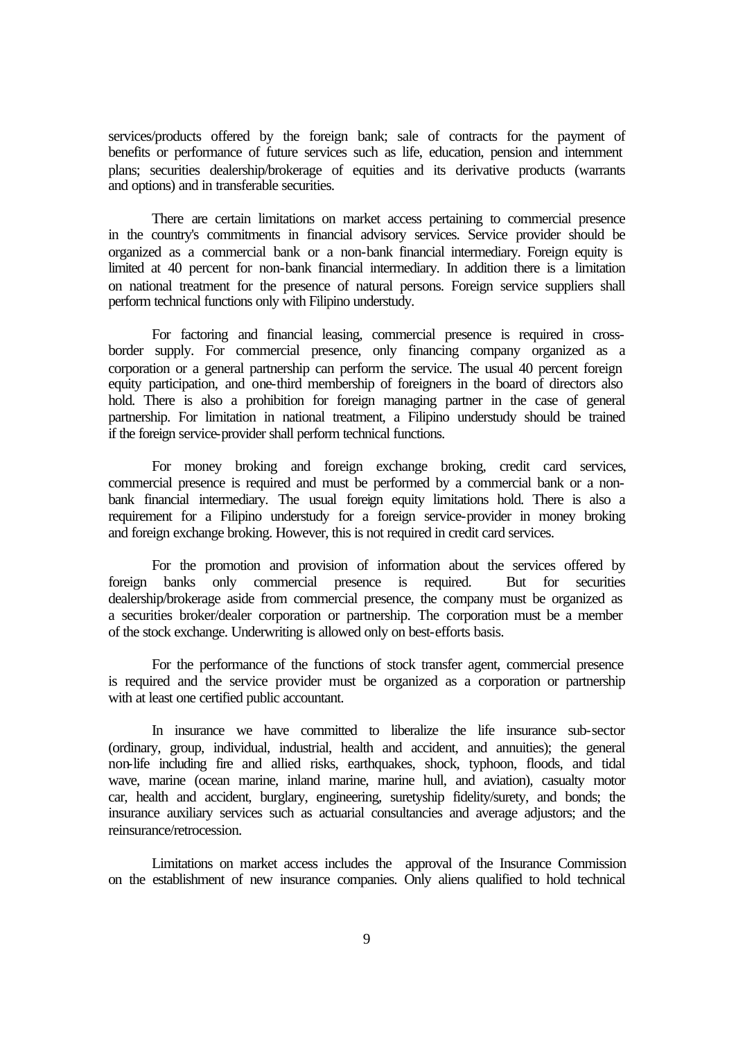services/products offered by the foreign bank; sale of contracts for the payment of benefits or performance of future services such as life, education, pension and internment plans; securities dealership/brokerage of equities and its derivative products (warrants and options) and in transferable securities.

There are certain limitations on market access pertaining to commercial presence in the country's commitments in financial advisory services. Service provider should be organized as a commercial bank or a non-bank financial intermediary. Foreign equity is limited at 40 percent for non-bank financial intermediary. In addition there is a limitation on national treatment for the presence of natural persons. Foreign service suppliers shall perform technical functions only with Filipino understudy.

For factoring and financial leasing, commercial presence is required in cross-border supply. For commercial presence, only financing company organized as a corporation or a general partnership can perform the service. The usual 40 percent foreign equity participation, and one-third membership of foreigners in the board of directors also hold. There is also a prohibition for foreign managing partner in the case of general partnership. For limitation in national treatment, a Filipino understudy should be trained if the foreign service-provider shall perform technical functions.

For money broking and foreign exchange broking, credit card services, commercial presence is required and must be performed by a commercial bank or a non-bank financial intermediary. The usual foreign equity limitations hold. There is also a requirement for a Filipino understudy for a foreign service-provider in money broking and foreign exchange broking. However, this is not required in credit card services.

For the promotion and provision of information about the services offered by foreign banks only commercial presence is required. But for securities dealership/brokerage aside from commercial presence, the company must be organized as a securities broker/dealer corporation or partnership. The corporation must be a member of the stock exchange. Underwriting is allowed only on best-efforts basis.

For the performance of the functions of stock transfer agent, commercial presence is required and the service provider must be organized as a corporation or partnership with at least one certified public accountant.

In insurance we have committed to liberalize the life insurance sub-sector (ordinary, group, individual, industrial, health and accident, and annuities); the general non-life including fire and allied risks, earthquakes, shock, typhoon, floods, and tidal wave, marine (ocean marine, inland marine, marine hull, and aviation), casualty motor car, health and accident, burglary, engineering, suretyship fidelity/surety, and bonds; the insurance auxiliary services such as actuarial consultancies and average adjustors; and the reinsurance/retrocession.

Limitations on market access includes the approval of the Insurance Commission on the establishment of new insurance companies. Only aliens qualified to hold technical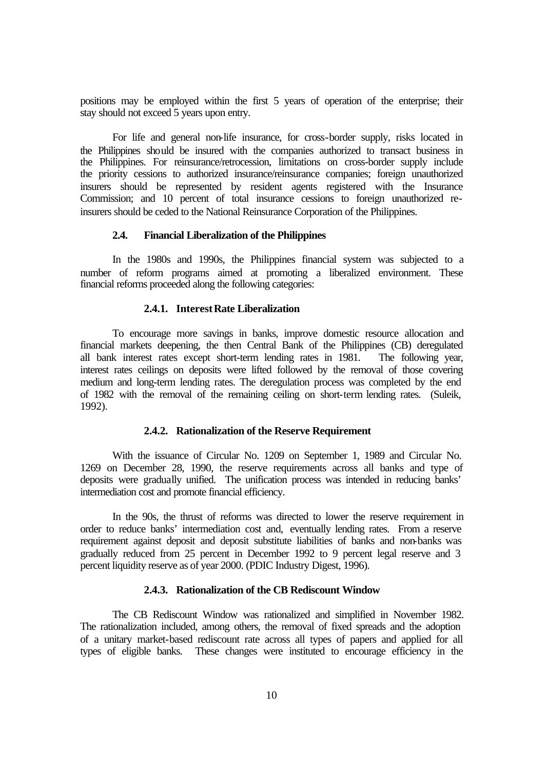positions may be employed within the first 5 years of operation of the enterprise; their stay should not exceed 5 years upon entry.

For life and general non-life insurance, for cross-border supply, risks located in the Philippines should be insured with the companies authorized to transact business in the Philippines. For reinsurance/retrocession, limitations on cross-border supply include the priority cessions to authorized insurance/reinsurance companies; foreign unauthorized insurers should be represented by resident agents registered with the Insurance Commission; and 10 percent of total insurance cessions to foreign unauthorized re-insurers should be ceded to the National Reinsurance Corporation of the Philippines.

### 2.4. Financial Liberalization of the Philippines

In the 1980s and 1990s, the Philippines financial system was subjected to a number of reform programs aimed at promoting a liberalized environment. These financial reforms proceeded along the following categories:

#### 2.4.1. Interest Rate Liberalization

To encourage more savings in banks, improve domestic resource allocation and financial markets deepening, the then Central Bank of the Philippines (CB) deregulated all bank interest rates except short-term lending rates in 1981. The following year, interest rates ceilings on deposits were lifted followed by the removal of those covering medium and long-term lending rates. The deregulation process was completed by the end of 1982 with the removal of the remaining ceiling on short-term lending rates. (Suleik, 1992).

#### 2.4.2. Rationalization of the Reserve Requirement

With the issuance of Circular No. 1209 on September 1, 1989 and Circular No. 1269 on December 28, 1990, the reserve requirements across all banks and type of deposits were gradually unified. The unification process was intended in reducing banks' intermediation cost and promote financial efficiency.

In the 90s, the thrust of reforms was directed to lower the reserve requirement in order to reduce banks' intermediation cost and, eventually lending rates. From a reserve requirement against deposit and deposit substitute liabilities of banks and non-banks was gradually reduced from 25 percent in December 1992 to 9 percent legal reserve and 3 percent liquidity reserve as of year 2000. (PDIC Industry Digest, 1996).

#### 2.4.3. Rationalization of the CB Rediscount Window

The CB Rediscount Window was rationalized and simplified in November 1982. The rationalization included, among others, the removal of fixed spreads and the adoption of a unitary market-based rediscount rate across all types of papers and applied for all types of eligible banks. These changes were instituted to encourage efficiency in the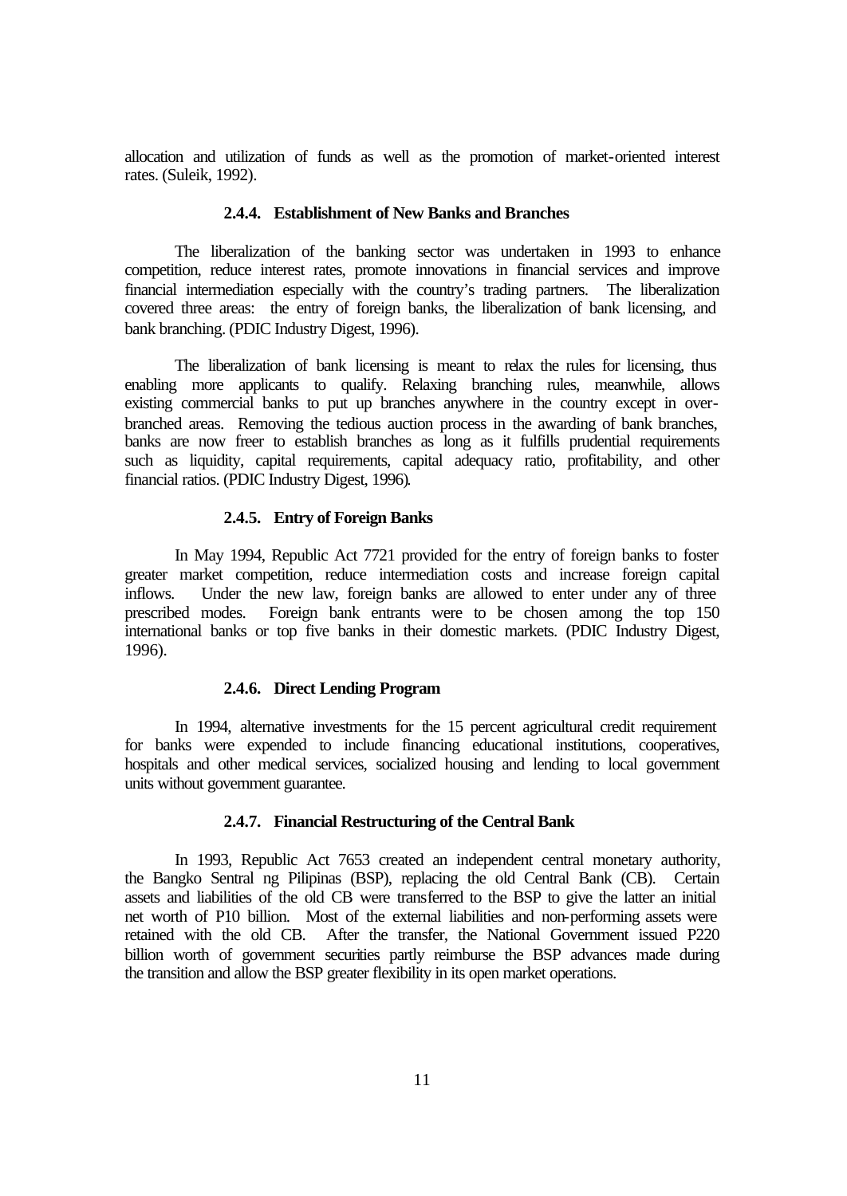allocation and utilization of funds as well as the promotion of market-oriented interest rates. (Suleik, 1992).

#### 2.4.4. Establishment of New Banks and Branches

The liberalization of the banking sector was undertaken in 1993 to enhance competition, reduce interest rates, promote innovations in financial services and improve financial intermediation especially with the country's trading partners. The liberalization covered three areas: the entry of foreign banks, the liberalization of bank licensing, and bank branching. (PDIC Industry Digest, 1996).

The liberalization of bank licensing is meant to relax the rules for licensing, thus enabling more applicants to qualify. Relaxing branching rules, meanwhile, allows existing commercial banks to put up branches anywhere in the country except in over-branched areas. Removing the tedious auction process in the awarding of bank branches, banks are now freer to establish branches as long as it fulfills prudential requirements such as liquidity, capital requirements, capital adequacy ratio, profitability, and other financial ratios. (PDIC Industry Digest, 1996).

#### 2.4.5. Entry of Foreign Banks

In May 1994, Republic Act 7721 provided for the entry of foreign banks to foster greater market competition, reduce intermediation costs and increase foreign capital inflows. Under the new law, foreign banks are allowed to enter under any of three prescribed modes. Foreign bank entrants were to be chosen among the top 150 international banks or top five banks in their domestic markets. (PDIC Industry Digest, 1996).

#### 2.4.6. Direct Lending Program

In 1994, alternative investments for the 15 percent agricultural credit requirement for banks were expended to include financing educational institutions, cooperatives, hospitals and other medical services, socialized housing and lending to local government units without government guarantee.

#### 2.4.7. Financial Restructuring of the Central Bank

In 1993, Republic Act 7653 created an independent central monetary authority, the Bangko Sentral ng Pilipinas (BSP), replacing the old Central Bank (CB). Certain assets and liabilities of the old CB were transferred to the BSP to give the latter an initial net worth of P10 billion. Most of the external liabilities and non-performing assets were retained with the old CB. After the transfer, the National Government issued P220 billion worth of government securities partly reimburse the BSP advances made during the transition and allow the BSP greater flexibility in its open market operations.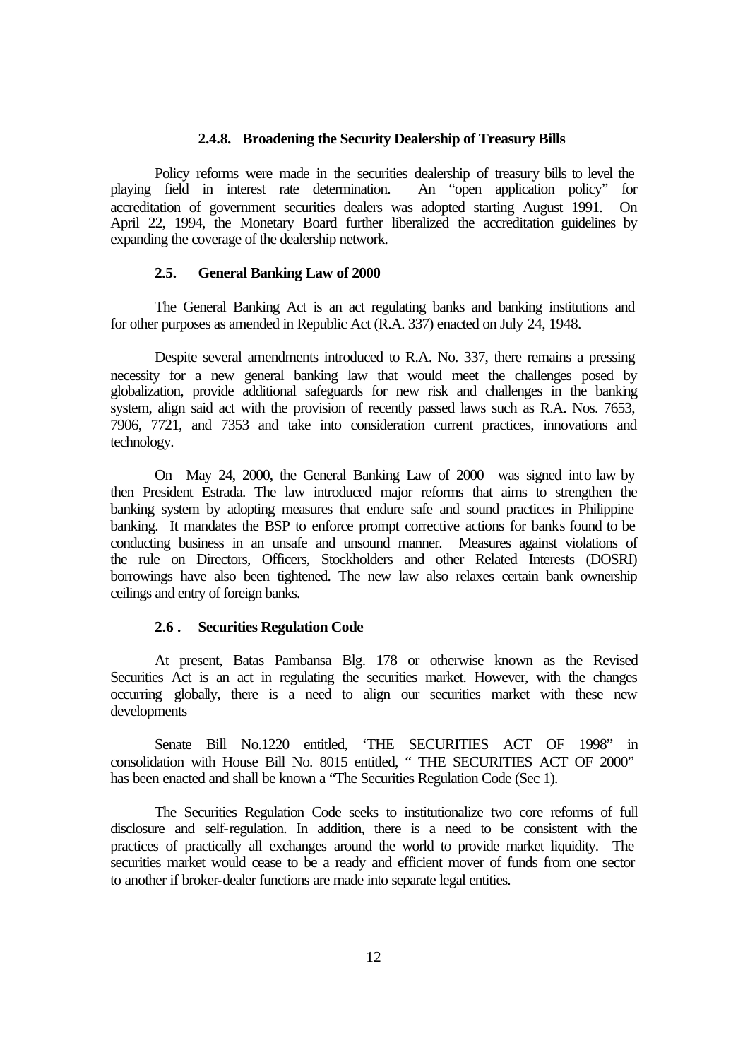### 2.4.8. Broadening the Security Dealership of Treasury Bills

Policy reforms were made in the securities dealership of treasury bills to level the playing field in interest rate determination. An "open application policy" for accreditation of government securities dealers was adopted starting August 1991. On April 22, 1994, the Monetary Board further liberalized the accreditation guidelines by expanding the coverage of the dealership network.

### 2.5. General Banking Law of 2000

The General Banking Act is an act regulating banks and banking institutions and for other purposes as amended in Republic Act (R.A. 337) enacted on July 24, 1948.

Despite several amendments introduced to R.A. No. 337, there remains a pressing necessity for a new general banking law that would meet the challenges posed by globalization, provide additional safeguards for new risk and challenges in the banking system, align said act with the provision of recently passed laws such as R.A. Nos. 7653, 7906, 7721, and 7353 and take into consideration current practices, innovations and technology.

On May 24, 2000, the General Banking Law of 2000 was signed into law by then President Estrada. The law introduced major reforms that aims to strengthen the banking system by adopting measures that endure safe and sound practices in Philippine banking. It mandates the BSP to enforce prompt corrective actions for banks found to be conducting business in an unsafe and unsound manner. Measures against violations of the rule on Directors, Officers, Stockholders and other Related Interests (DOSRI) borrowings have also been tightened. The new law also relaxes certain bank ownership ceilings and entry of foreign banks.

### 2.6 . Securities Regulation Code

At present, Batas Pambansa Blg. 178 or otherwise known as the Revised Securities Act is an act in regulating the securities market. However, with the changes occurring globally, there is a need to align our securities market with these new developments

Senate Bill No.1220 entitled, 'THE SECURITIES ACT OF 1998" in consolidation with House Bill No. 8015 entitled, " THE SECURITIES ACT OF 2000" has been enacted and shall be known a "The Securities Regulation Code (Sec 1).

The Securities Regulation Code seeks to institutionalize two core reforms of full disclosure and self-regulation. In addition, there is a need to be consistent with the practices of practically all exchanges around the world to provide market liquidity. The securities market would cease to be a ready and efficient mover of funds from one sector to another if broker-dealer functions are made into separate legal entities.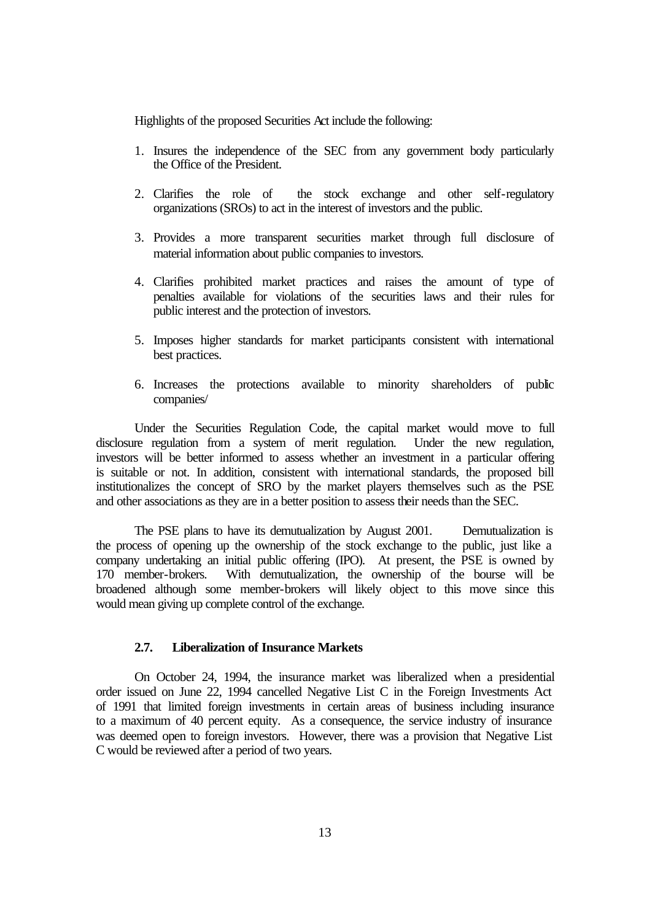Highlights of the proposed Securities Act include the following:

1. Insures the independence of the SEC from any government body particularly the Office of the President.

2. Clarifies the role of the stock exchange and other self-regulatory organizations (SROs) to act in the interest of investors and the public.

3. Provides a more transparent securities market through full disclosure of material information about public companies to investors.

4. Clarifies prohibited market practices and raises the amount of type of penalties available for violations of the securities laws and their rules for public interest and the protection of investors.

5. Imposes higher standards for market participants consistent with international best practices.

6. Increases the protections available to minority shareholders of public companies/

Under the Securities Regulation Code, the capital market would move to full disclosure regulation from a system of merit regulation. Under the new regulation, investors will be better informed to assess whether an investment in a particular offering is suitable or not. In addition, consistent with international standards, the proposed bill institutionalizes the concept of SRO by the market players themselves such as the PSE and other associations as they are in a better position to assess their needs than the SEC.

The PSE plans to have its demutualization by August 2001. Demutualization is the process of opening up the ownership of the stock exchange to the public, just like a company undertaking an initial public offering (IPO). At present, the PSE is owned by 170 member-brokers. With demutualization, the ownership of the bourse will be broadened although some member-brokers will likely object to this move since this would mean giving up complete control of the exchange.

### 2.7. Liberalization of Insurance Markets

On October 24, 1994, the insurance market was liberalized when a presidential order issued on June 22, 1994 cancelled Negative List C in the Foreign Investments Act of 1991 that limited foreign investments in certain areas of business including insurance to a maximum of 40 percent equity. As a consequence, the service industry of insurance was deemed open to foreign investors. However, there was a provision that Negative List C would be reviewed after a period of two years.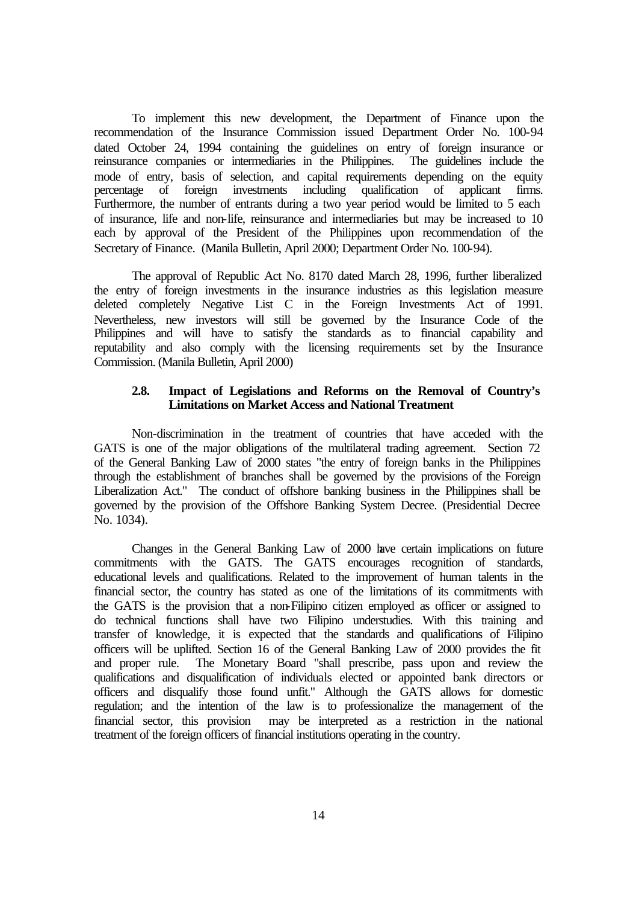To implement this new development, the Department of Finance upon the recommendation of the Insurance Commission issued Department Order No. 100-94 dated October 24, 1994 containing the guidelines on entry of foreign insurance or reinsurance companies or intermediaries in the Philippines. The guidelines include the mode of entry, basis of selection, and capital requirements depending on the equity percentage of foreign investments including qualification of applicant firms. Furthermore, the number of entrants during a two year period would be limited to 5 each of insurance, life and non-life, reinsurance and intermediaries but may be increased to 10 each by approval of the President of the Philippines upon recommendation of the Secretary of Finance. (Manila Bulletin, April 2000; Department Order No. 100-94).

The approval of Republic Act No. 8170 dated March 28, 1996, further liberalized the entry of foreign investments in the insurance industries as this legislation measure deleted completely Negative List C in the Foreign Investments Act of 1991. Nevertheless, new investors will still be governed by the Insurance Code of the Philippines and will have to satisfy the standards as to financial capability and reputability and also comply with the licensing requirements set by the Insurance Commission. (Manila Bulletin, April 2000)

### 2.8. Impact of Legislations and Reforms on the Removal of Country's Limitations on Market Access and National Treatment

Non-discrimination in the treatment of countries that have acceded with the GATS is one of the major obligations of the multilateral trading agreement. Section 72 of the General Banking Law of 2000 states "the entry of foreign banks in the Philippines through the establishment of branches shall be governed by the provisions of the Foreign Liberalization Act." The conduct of offshore banking business in the Philippines shall be governed by the provision of the Offshore Banking System Decree. (Presidential Decree No. 1034).

Changes in the General Banking Law of 2000 have certain implications on future commitments with the GATS. The GATS encourages recognition of standards, educational levels and qualifications. Related to the improvement of human talents in the financial sector, the country has stated as one of the limitations of its commitments with the GATS is the provision that a non-Filipino citizen employed as officer or assigned to do technical functions shall have two Filipino understudies. With this training and transfer of knowledge, it is expected that the standards and qualifications of Filipino officers will be uplifted. Section 16 of the General Banking Law of 2000 provides the fit and proper rule. The Monetary Board "shall prescribe, pass upon and review the qualifications and disqualification of individuals elected or appointed bank directors or officers and disqualify those found unfit." Although the GATS allows for domestic regulation; and the intention of the law is to professionalize the management of the financial sector, this provision may be interpreted as a restriction in the national treatment of the foreign officers of financial institutions operating in the country.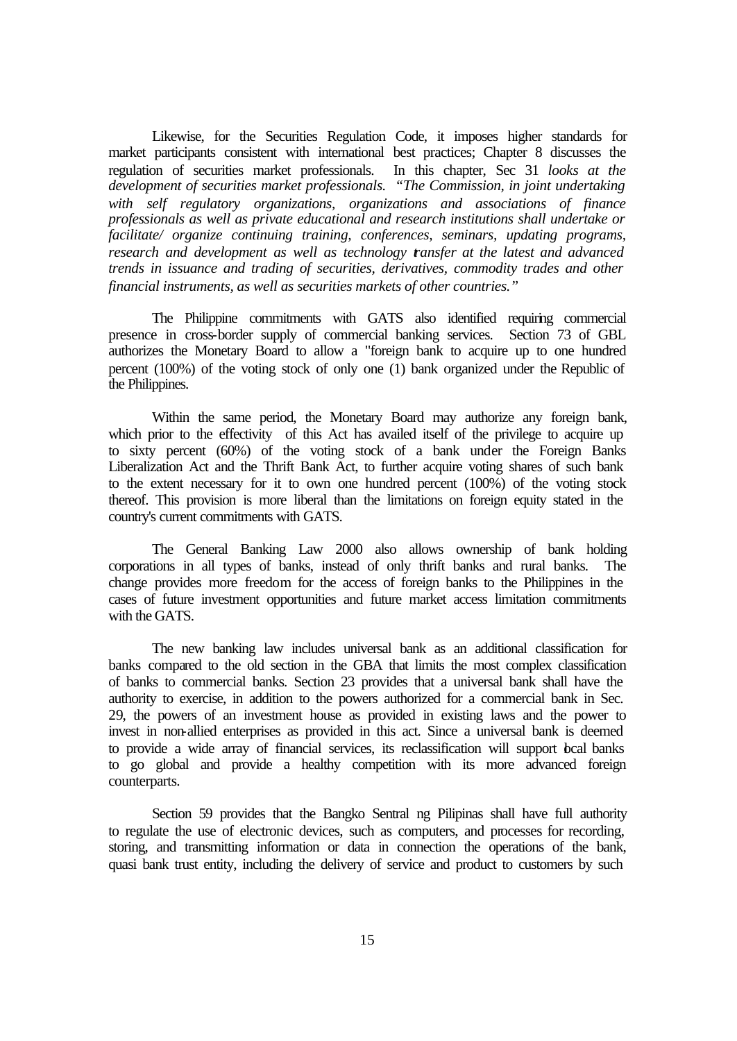Likewise, for the Securities Regulation Code, it imposes higher standards for market participants consistent with international best practices; Chapter 8 discusses the regulation of securities market professionals. In this chapter, Sec 31 *looks at the development of securities market professionals. "The Commission, in joint undertaking with self regulatory organizations, organizations and associations of finance professionals as well as private educational and research institutions shall undertake or facilitate/ organize continuing training, conferences, seminars, updating programs, research and development as well as technology transfer at the latest and advanced trends in issuance and trading of securities, derivatives, commodity trades and other financial instruments, as well as securities markets of other countries."*

The Philippine commitments with GATS also identified requiring commercial presence in cross-border supply of commercial banking services. Section 73 of GBL authorizes the Monetary Board to allow a "foreign bank to acquire up to one hundred percent (100%) of the voting stock of only one (1) bank organized under the Republic of the Philippines.

Within the same period, the Monetary Board may authorize any foreign bank, which prior to the effectivity of this Act has availed itself of the privilege to acquire up to sixty percent (60%) of the voting stock of a bank under the Foreign Banks Liberalization Act and the Thrift Bank Act, to further acquire voting shares of such bank to the extent necessary for it to own one hundred percent (100%) of the voting stock thereof. This provision is more liberal than the limitations on foreign equity stated in the country's current commitments with GATS.

The General Banking Law 2000 also allows ownership of bank holding corporations in all types of banks, instead of only thrift banks and rural banks. The change provides more freedom for the access of foreign banks to the Philippines in the cases of future investment opportunities and future market access limitation commitments with the GATS.

The new banking law includes universal bank as an additional classification for banks compared to the old section in the GBA that limits the most complex classification of banks to commercial banks. Section 23 provides that a universal bank shall have the authority to exercise, in addition to the powers authorized for a commercial bank in Sec. 29, the powers of an investment house as provided in existing laws and the power to invest in non-allied enterprises as provided in this act. Since a universal bank is deemed to provide a wide array of financial services, its reclassification will support local banks to go global and provide a healthy competition with its more advanced foreign counterparts.

Section 59 provides that the Bangko Sentral ng Pilipinas shall have full authority to regulate the use of electronic devices, such as computers, and processes for recording, storing, and transmitting information or data in connection the operations of the bank, quasi bank trust entity, including the delivery of service and product to customers by such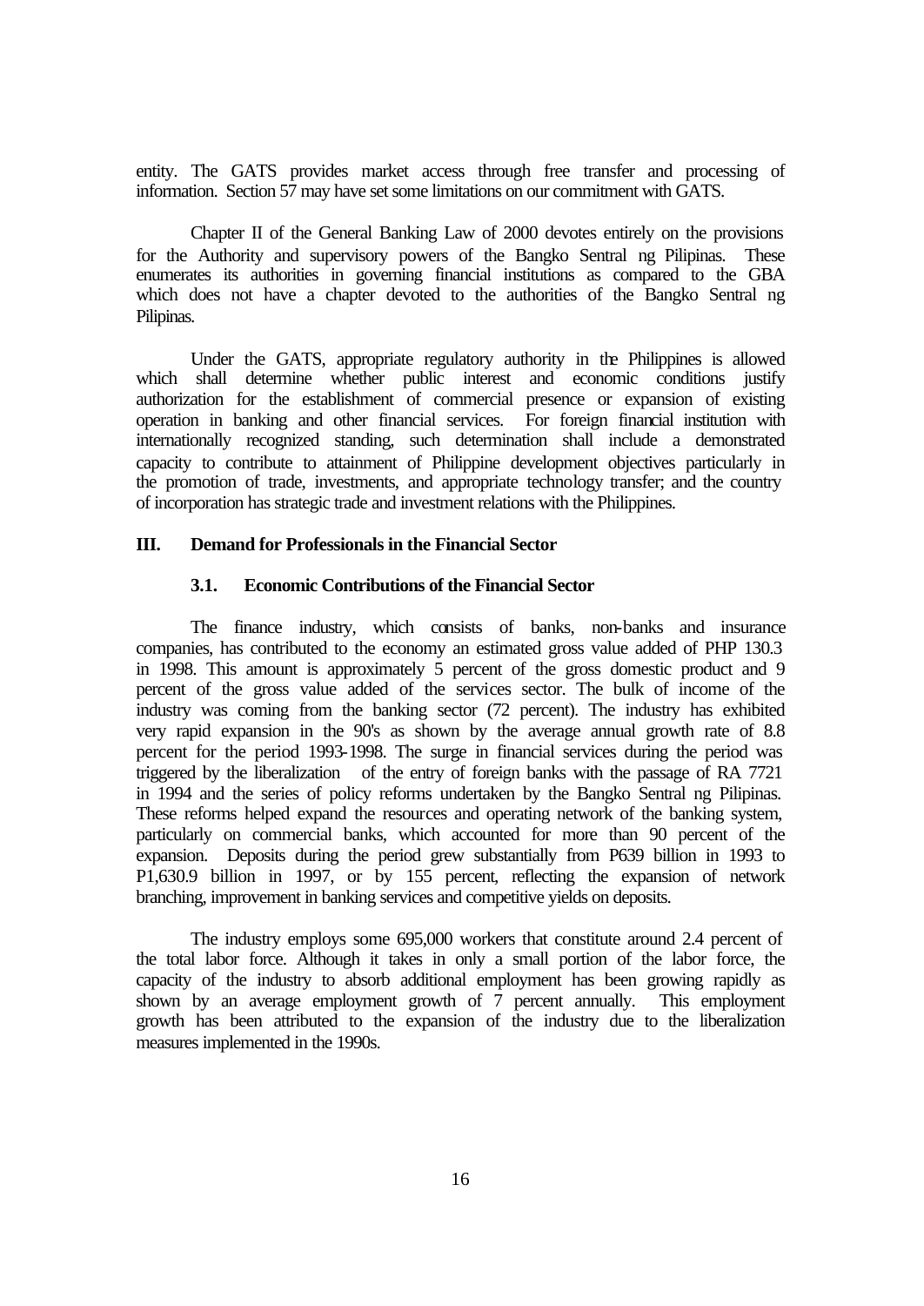entity. The GATS provides market access through free transfer and processing of information. Section 57 may have set some limitations on our commitment with GATS.

Chapter II of the General Banking Law of 2000 devotes entirely on the provisions for the Authority and supervisory powers of the Bangko Sentral ng Pilipinas. These enumerates its authorities in governing financial institutions as compared to the GBA which does not have a chapter devoted to the authorities of the Bangko Sentral ng Pilipinas.

Under the GATS, appropriate regulatory authority in the Philippines is allowed which shall determine whether public interest and economic conditions justify authorization for the establishment of commercial presence or expansion of existing operation in banking and other financial services. For foreign financial institution with internationally recognized standing, such determination shall include a demonstrated capacity to contribute to attainment of Philippine development objectives particularly in the promotion of trade, investments, and appropriate technology transfer; and the country of incorporation has strategic trade and investment relations with the Philippines.

## III. Demand for Professionals in the Financial Sector

### 3.1. Economic Contributions of the Financial Sector

The finance industry, which consists of banks, non-banks and insurance companies, has contributed to the economy an estimated gross value added of PHP 130.3 in 1998. This amount is approximately 5 percent of the gross domestic product and 9 percent of the gross value added of the services sector. The bulk of income of the industry was coming from the banking sector (72 percent). The industry has exhibited very rapid expansion in the 90's as shown by the average annual growth rate of 8.8 percent for the period 1993-1998. The surge in financial services during the period was triggered by the liberalization of the entry of foreign banks with the passage of RA 7721 in 1994 and the series of policy reforms undertaken by the Bangko Sentral ng Pilipinas. These reforms helped expand the resources and operating network of the banking system, particularly on commercial banks, which accounted for more than 90 percent of the expansion. Deposits during the period grew substantially from P639 billion in 1993 to P1,630.9 billion in 1997, or by 155 percent, reflecting the expansion of network branching, improvement in banking services and competitive yields on deposits.

The industry employs some 695,000 workers that constitute around 2.4 percent of the total labor force. Although it takes in only a small portion of the labor force, the capacity of the industry to absorb additional employment has been growing rapidly as shown by an average employment growth of 7 percent annually. This employment growth has been attributed to the expansion of the industry due to the liberalization measures implemented in the 1990s.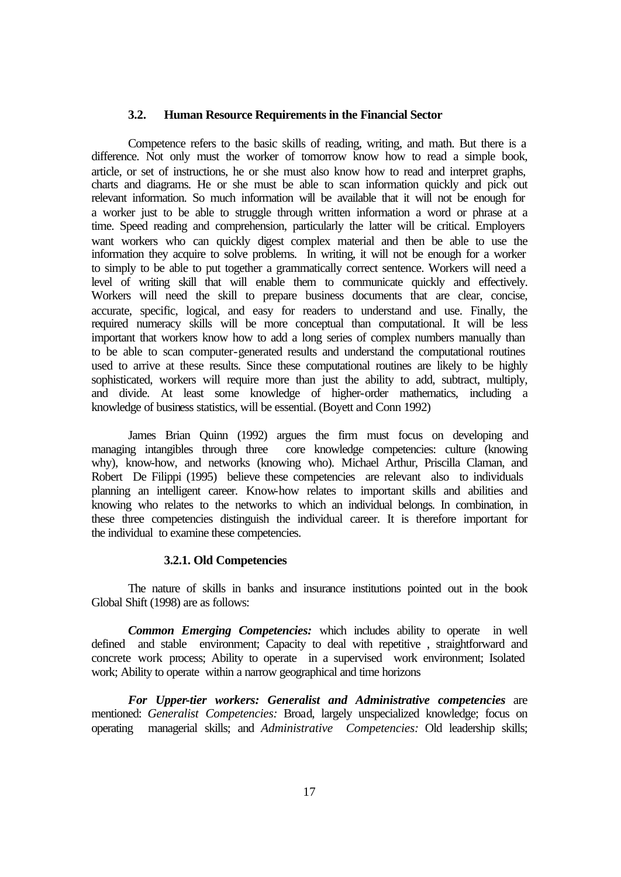## 3.2. Human Resource Requirements in the Financial Sector

Competence refers to the basic skills of reading, writing, and math. But there is a difference. Not only must the worker of tomorrow know how to read a simple book, article, or set of instructions, he or she must also know how to read and interpret graphs, charts and diagrams. He or she must be able to scan information quickly and pick out relevant information. So much information will be available that it will not be enough for a worker just to be able to struggle through written information a word or phrase at a time. Speed reading and comprehension, particularly the latter will be critical. Employers want workers who can quickly digest complex material and then be able to use the information they acquire to solve problems. In writing, it will not be enough for a worker to simply to be able to put together a grammatically correct sentence. Workers will need a level of writing skill that will enable them to communicate quickly and effectively. Workers will need the skill to prepare business documents that are clear, concise, accurate, specific, logical, and easy for readers to understand and use. Finally, the required numeracy skills will be more conceptual than computational. It will be less important that workers know how to add a long series of complex numbers manually than to be able to scan computer-generated results and understand the computational routines used to arrive at these results. Since these computational routines are likely to be highly sophisticated, workers will require more than just the ability to add, subtract, multiply, and divide. At least some knowledge of higher-order mathematics, including a knowledge of business statistics, will be essential. (Boyett and Conn 1992)

James Brian Quinn (1992) argues the firm must focus on developing and managing intangibles through three core knowledge competencies: culture (knowing why), know-how, and networks (knowing who). Michael Arthur, Priscilla Claman, and Robert De Filippi (1995) believe these competencies are relevant also to individuals planning an intelligent career. Know-how relates to important skills and abilities and knowing who relates to the networks to which an individual belongs. In combination, in these three competencies distinguish the individual career. It is therefore important for the individual to examine these competencies.

### 3.2.1. Old Competencies

The nature of skills in banks and insurance institutions pointed out in the book Global Shift (1998) are as follows:

***Common Emerging Competencies:*** which includes ability to operate in well defined and stable environment; Capacity to deal with repetitive , straightforward and concrete work process; Ability to operate in a supervised work environment; Isolated work; Ability to operate within a narrow geographical and time horizons

***For Upper-tier workers: Generalist and Administrative competencies*** are mentioned: *Generalist Competencies:* Broad, largely unspecialized knowledge; focus on operating managerial skills; and *Administrative Competencies:* Old leadership skills;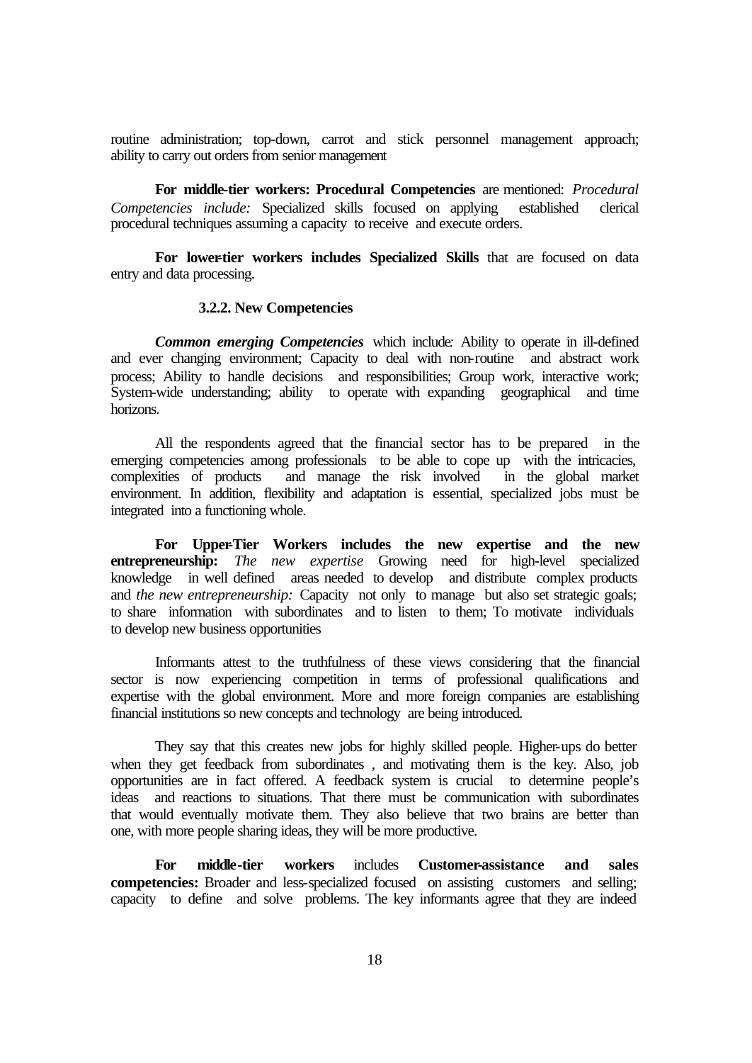routine administration; top-down, carrot and stick personnel management approach; ability to carry out orders from senior management

**For middle-tier workers: Procedural Competencies** are mentioned: *Procedural Competencies include:* Specialized skills focused on applying established clerical procedural techniques assuming a capacity to receive and execute orders.

**For lower-tier workers includes Specialized Skills** that are focused on data entry and data processing.

### 3.2.2. New Competencies

***Common emerging Competencies*** which include: Ability to operate in ill-defined and ever changing environment; Capacity to deal with non-routine and abstract work process; Ability to handle decisions and responsibilities; Group work, interactive work; System-wide understanding; ability to operate with expanding geographical and time horizons.

All the respondents agreed that the financial sector has to be prepared in the emerging competencies among professionals to be able to cope up with the intricacies, complexities of products and manage the risk involved in the global market environment. In addition, flexibility and adaptation is essential, specialized jobs must be integrated into a functioning whole.

**For Upper-Tier Workers includes the new expertise and the new entrepreneurship:** *The new expertise* Growing need for high-level specialized knowledge in well defined areas needed to develop and distribute complex products and *the new entrepreneurship:* Capacity not only to manage but also set strategic goals; to share information with subordinates and to listen to them; To motivate individuals to develop new business opportunities

Informants attest to the truthfulness of these views considering that the financial sector is now experiencing competition in terms of professional qualifications and expertise with the global environment. More and more foreign companies are establishing financial institutions so new concepts and technology are being introduced.

They say that this creates new jobs for highly skilled people. Higher-ups do better when they get feedback from subordinates , and motivating them is the key. Also, job opportunities are in fact offered. A feedback system is crucial to determine people's ideas and reactions to situations. That there must be communication with subordinates that would eventually motivate them. They also believe that two brains are better than one, with more people sharing ideas, they will be more productive.

**For middle-tier workers** includes **Customer-assistance and sales competencies:** Broader and less-specialized focused on assisting customers and selling; capacity to define and solve problems. The key informants agree that they are indeed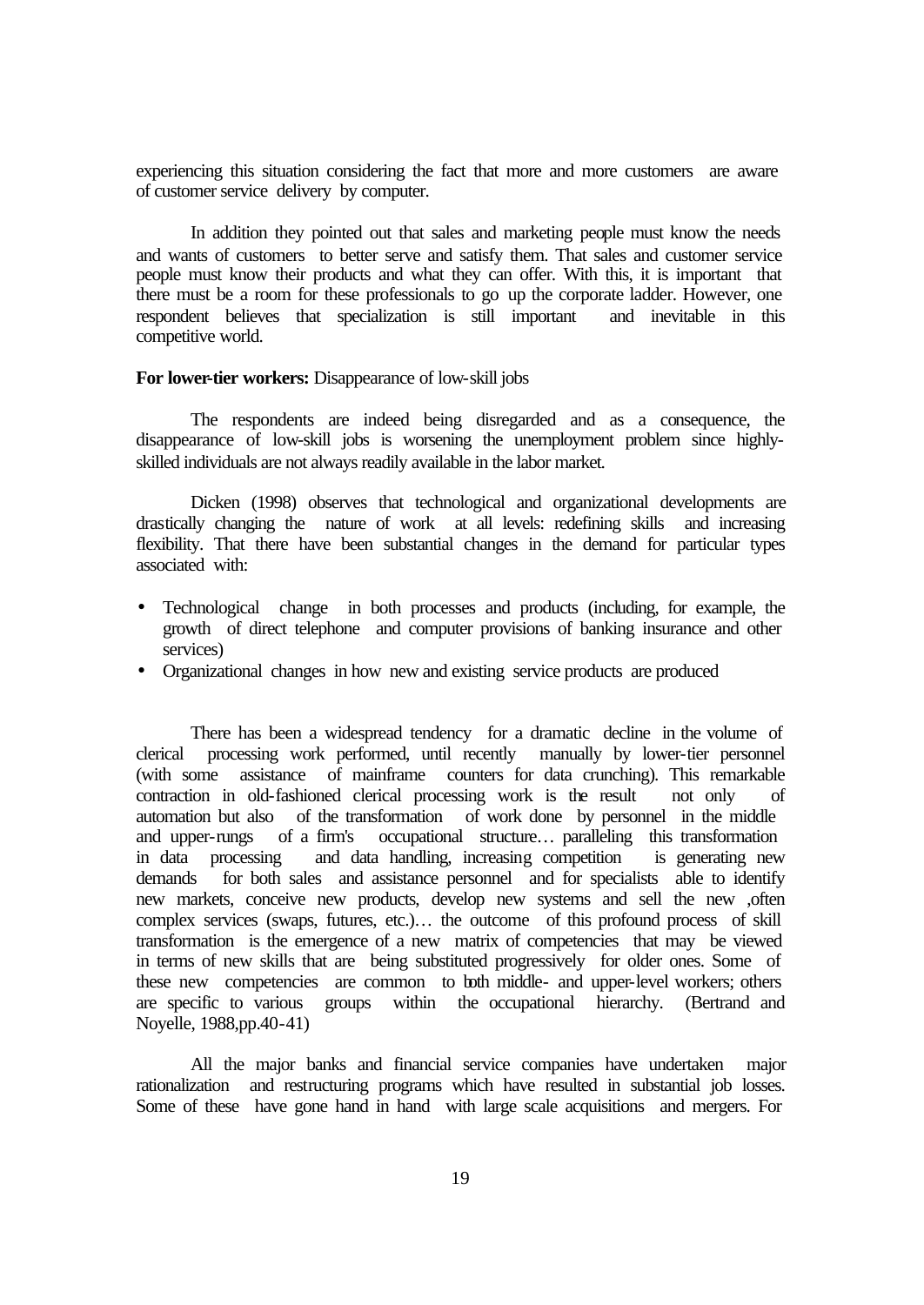experiencing this situation considering the fact that more and more customers are aware of customer service delivery by computer.

In addition they pointed out that sales and marketing people must know the needs and wants of customers to better serve and satisfy them. That sales and customer service people must know their products and what they can offer. With this, it is important that there must be a room for these professionals to go up the corporate ladder. However, one respondent believes that specialization is still important and inevitable in this competitive world.

**For lower-tier workers:** Disappearance of low-skill jobs

The respondents are indeed being disregarded and as a consequence, the disappearance of low-skill jobs is worsening the unemployment problem since highly-skilled individuals are not always readily available in the labor market.

Dicken (1998) observes that technological and organizational developments are drastically changing the nature of work at all levels: redefining skills and increasing flexibility. That there have been substantial changes in the demand for particular types associated with:

- Technological change in both processes and products (including, for example, the growth of direct telephone and computer provisions of banking insurance and other services)
- Organizational changes in how new and existing service products are produced

There has been a widespread tendency for a dramatic decline in the volume of clerical processing work performed, until recently manually by lower-tier personnel (with some assistance of mainframe counters for data crunching). This remarkable contraction in old-fashioned clerical processing work is the result not only of automation but also of the transformation of work done by personnel in the middle and upper-rungs of a firm's occupational structure… paralleling this transformation in data processing and data handling, increasing competition is generating new demands for both sales and assistance personnel and for specialists able to identify new markets, conceive new products, develop new systems and sell the new ,often complex services (swaps, futures, etc.)… the outcome of this profound process of skill transformation is the emergence of a new matrix of competencies that may be viewed in terms of new skills that are being substituted progressively for older ones. Some of these new competencies are common to both middle- and upper-level workers; others are specific to various groups within the occupational hierarchy. (Bertrand and Noyelle, 1988,pp.40-41)

All the major banks and financial service companies have undertaken major rationalization and restructuring programs which have resulted in substantial job losses. Some of these have gone hand in hand with large scale acquisitions and mergers. For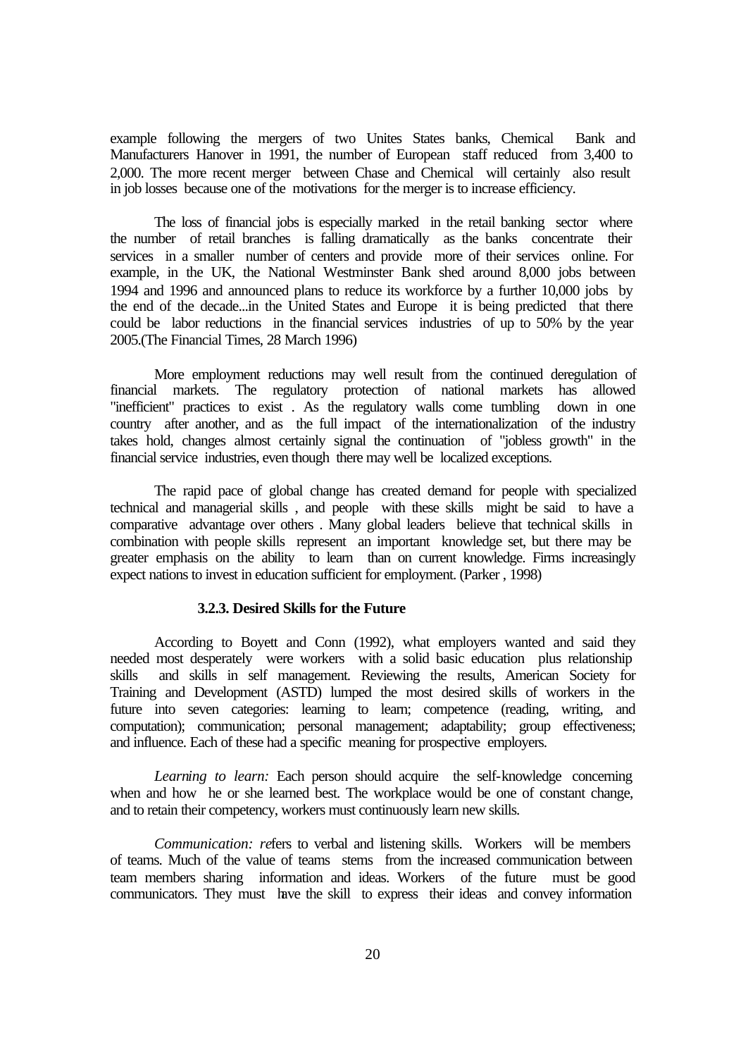example following the mergers of two Unites States banks, Chemical Bank and Manufacturers Hanover in 1991, the number of European staff reduced from 3,400 to 2,000. The more recent merger between Chase and Chemical will certainly also result in job losses because one of the motivations for the merger is to increase efficiency.

The loss of financial jobs is especially marked in the retail banking sector where the number of retail branches is falling dramatically as the banks concentrate their services in a smaller number of centers and provide more of their services online. For example, in the UK, the National Westminster Bank shed around 8,000 jobs between 1994 and 1996 and announced plans to reduce its workforce by a further 10,000 jobs by the end of the decade...in the United States and Europe it is being predicted that there could be labor reductions in the financial services industries of up to 50% by the year 2005.(The Financial Times, 28 March 1996)

More employment reductions may well result from the continued deregulation of financial markets. The regulatory protection of national markets has allowed "inefficient" practices to exist . As the regulatory walls come tumbling down in one country after another, and as the full impact of the internationalization of the industry takes hold, changes almost certainly signal the continuation of "jobless growth" in the financial service industries, even though there may well be localized exceptions.

The rapid pace of global change has created demand for people with specialized technical and managerial skills , and people with these skills might be said to have a comparative advantage over others . Many global leaders believe that technical skills in combination with people skills represent an important knowledge set, but there may be greater emphasis on the ability to learn than on current knowledge. Firms increasingly expect nations to invest in education sufficient for employment. (Parker , 1998)

### 3.2.3. Desired Skills for the Future

According to Boyett and Conn (1992), what employers wanted and said they needed most desperately were workers with a solid basic education plus relationship skills and skills in self management. Reviewing the results, American Society for Training and Development (ASTD) lumped the most desired skills of workers in the future into seven categories: learning to learn; competence (reading, writing, and computation); communication; personal management; adaptability; group effectiveness; and influence. Each of these had a specific meaning for prospective employers.

*Learning to learn:* Each person should acquire the self-knowledge concerning when and how he or she learned best. The workplace would be one of constant change, and to retain their competency, workers must continuously learn new skills.

*Communication: re*fers to verbal and listening skills. Workers will be members of teams. Much of the value of teams stems from the increased communication between team members sharing information and ideas. Workers of the future must be good communicators. They must have the skill to express their ideas and convey information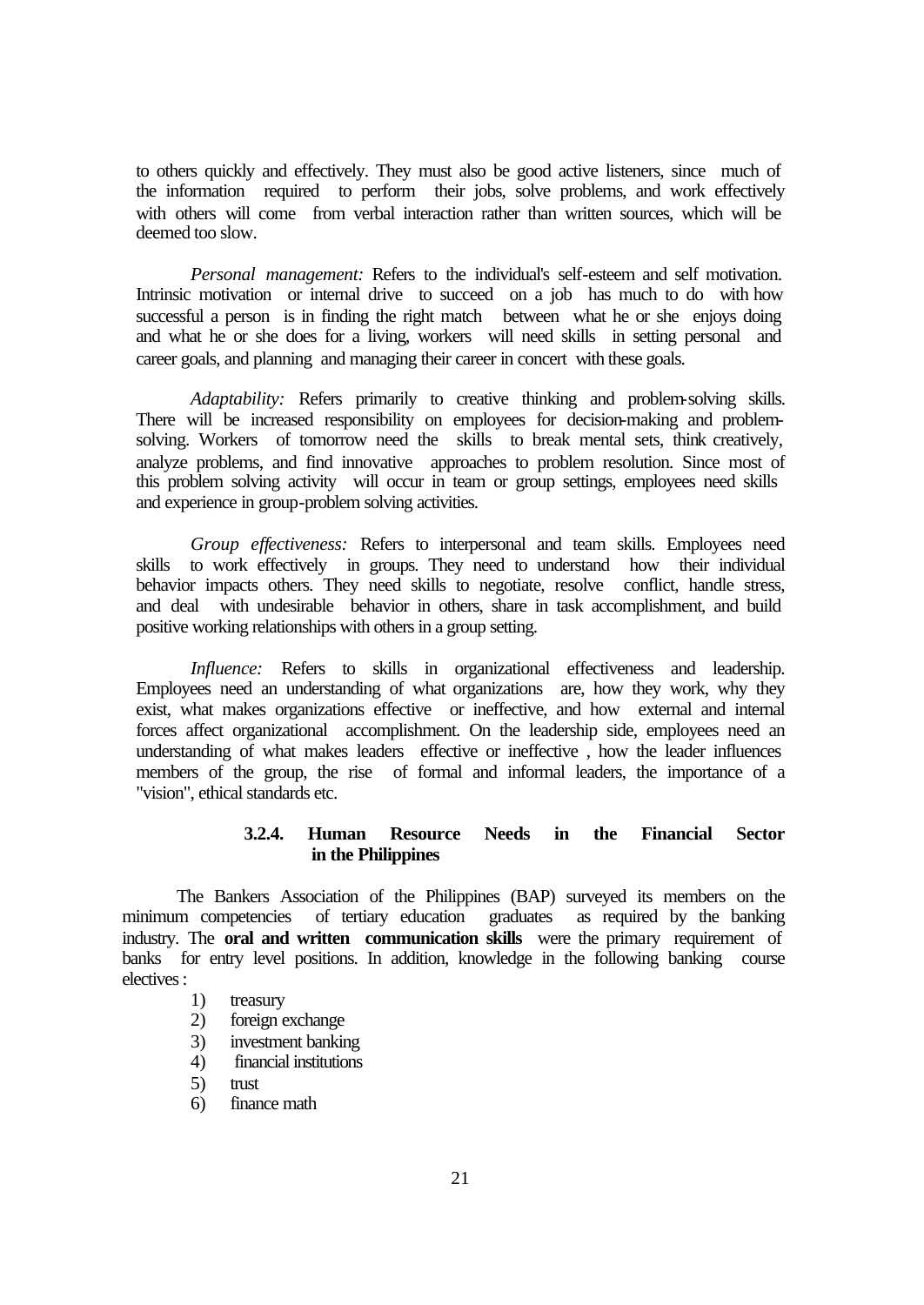to others quickly and effectively. They must also be good active listeners, since much of the information required to perform their jobs, solve problems, and work effectively with others will come from verbal interaction rather than written sources, which will be deemed too slow.

*Personal management:* Refers to the individual's self-esteem and self motivation. Intrinsic motivation or internal drive to succeed on a job has much to do with how successful a person is in finding the right match between what he or she enjoys doing and what he or she does for a living, workers will need skills in setting personal and career goals, and planning and managing their career in concert with these goals.

*Adaptability:* Refers primarily to creative thinking and problem-solving skills. There will be increased responsibility on employees for decision-making and problem-solving. Workers of tomorrow need the skills to break mental sets, think creatively, analyze problems, and find innovative approaches to problem resolution. Since most of this problem solving activity will occur in team or group settings, employees need skills and experience in group-problem solving activities.

*Group effectiveness:* Refers to interpersonal and team skills. Employees need skills to work effectively in groups. They need to understand how their individual behavior impacts others. They need skills to negotiate, resolve conflict, handle stress, and deal with undesirable behavior in others, share in task accomplishment, and build positive working relationships with others in a group setting.

*Influence:* Refers to skills in organizational effectiveness and leadership. Employees need an understanding of what organizations are, how they work, why they exist, what makes organizations effective or ineffective, and how external and internal forces affect organizational accomplishment. On the leadership side, employees need an understanding of what makes leaders effective or ineffective , how the leader influences members of the group, the rise of formal and informal leaders, the importance of a "vision", ethical standards etc.

### 3.2.4. Human Resource Needs in the Financial Sector in the Philippines

The Bankers Association of the Philippines (BAP) surveyed its members on the minimum competencies of tertiary education graduates as required by the banking industry. The **oral and written communication skills** were the primary requirement of banks for entry level positions. In addition, knowledge in the following banking course electives :

1) treasury
2) foreign exchange
3) investment banking
4) financial institutions
5) trust
6) finance math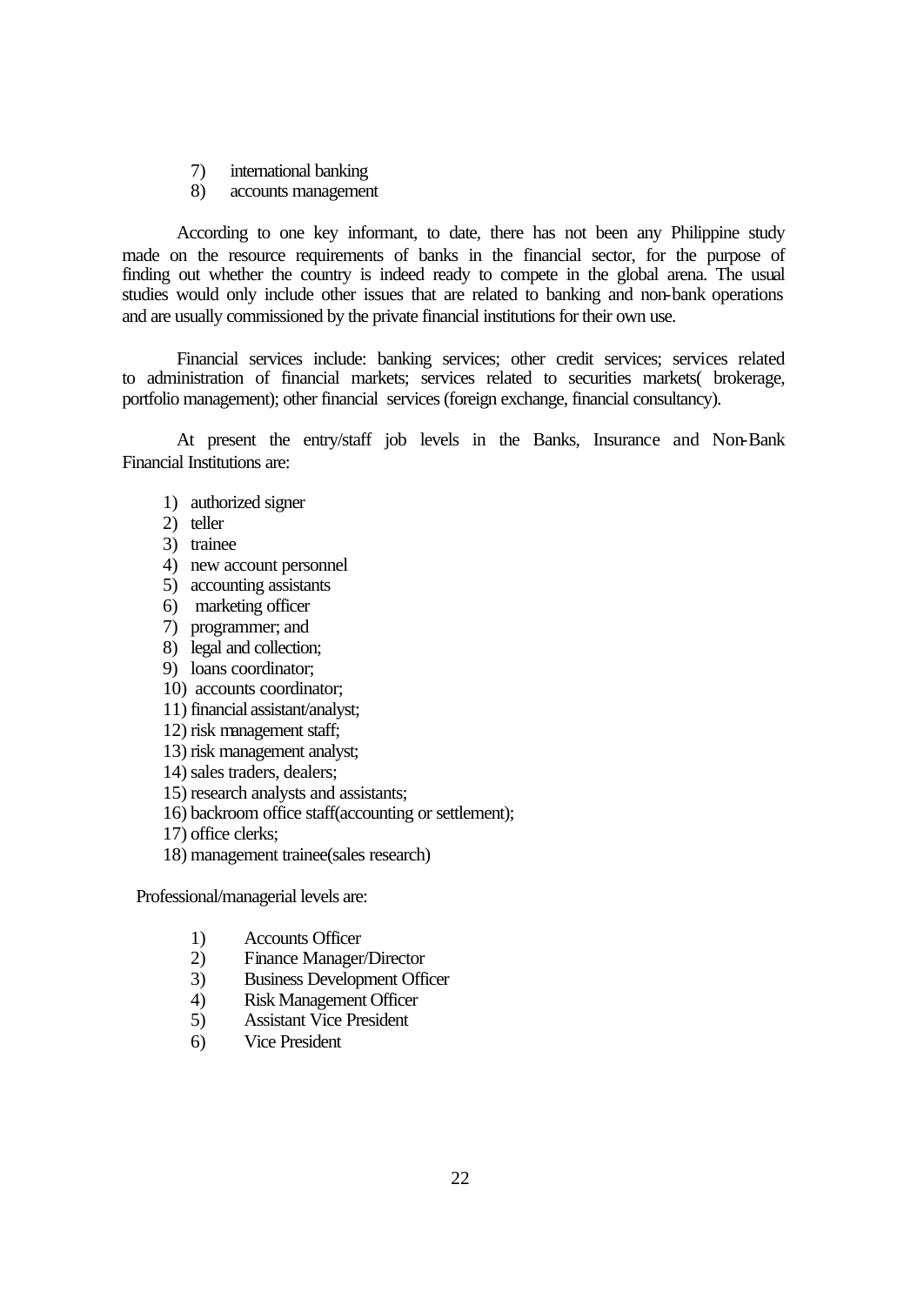7) international banking
8) accounts management

According to one key informant, to date, there has not been any Philippine study made on the resource requirements of banks in the financial sector, for the purpose of finding out whether the country is indeed ready to compete in the global arena. The usual studies would only include other issues that are related to banking and non-bank operations and are usually commissioned by the private financial institutions for their own use.

Financial services include: banking services; other credit services; services related to administration of financial markets; services related to securities markets( brokerage, portfolio management); other financial services (foreign exchange, financial consultancy).

At present the entry/staff job levels in the Banks, Insurance and Non-Bank Financial Institutions are:

1) authorized signer
2) teller
3) trainee
4) new account personnel
5) accounting assistants
6) marketing officer
7) programmer; and
8) legal and collection;
9) loans coordinator;
10) accounts coordinator;
11) financial assistant/analyst;
12) risk management staff;
13) risk management analyst;
14) sales traders, dealers;
15) research analysts and assistants;
16) backroom office staff(accounting or settlement);
17) office clerks;
18) management trainee(sales research)

Professional/managerial levels are:

1) Accounts Officer
2) Finance Manager/Director
3) Business Development Officer
4) Risk Management Officer
5) Assistant Vice President
6) Vice President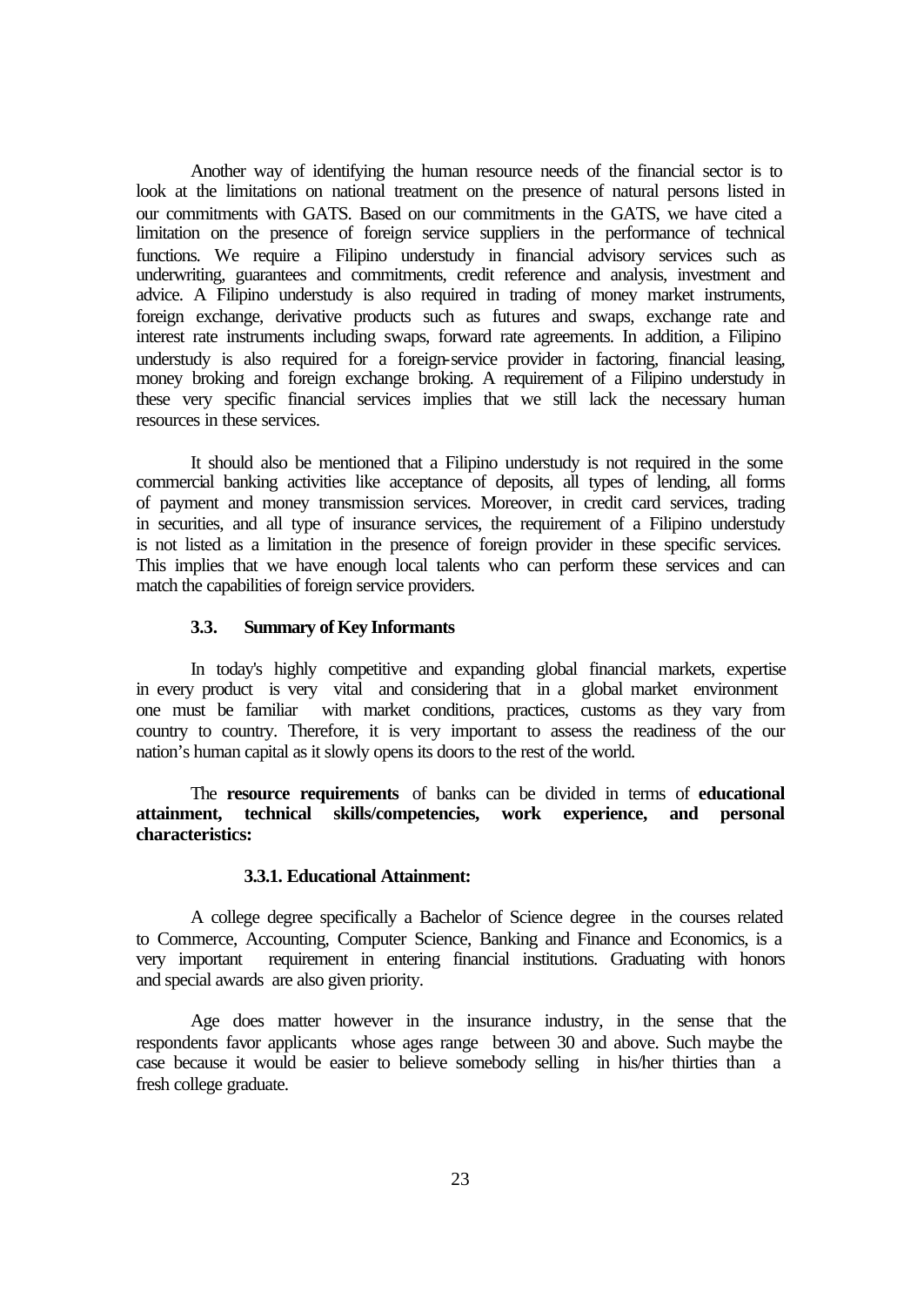Another way of identifying the human resource needs of the financial sector is to look at the limitations on national treatment on the presence of natural persons listed in our commitments with GATS. Based on our commitments in the GATS, we have cited a limitation on the presence of foreign service suppliers in the performance of technical functions. We require a Filipino understudy in financial advisory services such as underwriting, guarantees and commitments, credit reference and analysis, investment and advice. A Filipino understudy is also required in trading of money market instruments, foreign exchange, derivative products such as futures and swaps, exchange rate and interest rate instruments including swaps, forward rate agreements. In addition, a Filipino understudy is also required for a foreign-service provider in factoring, financial leasing, money broking and foreign exchange broking. A requirement of a Filipino understudy in these very specific financial services implies that we still lack the necessary human resources in these services.

It should also be mentioned that a Filipino understudy is not required in the some commercial banking activities like acceptance of deposits, all types of lending, all forms of payment and money transmission services. Moreover, in credit card services, trading in securities, and all type of insurance services, the requirement of a Filipino understudy is not listed as a limitation in the presence of foreign provider in these specific services. This implies that we have enough local talents who can perform these services and can match the capabilities of foreign service providers.

### 3.3. Summary of Key Informants

In today's highly competitive and expanding global financial markets, expertise in every product is very vital and considering that in a global market environment one must be familiar with market conditions, practices, customs as they vary from country to country. Therefore, it is very important to assess the readiness of the our nation's human capital as it slowly opens its doors to the rest of the world.

The **resource requirements** of banks can be divided in terms of **educational attainment, technical skills/competencies, work experience, and personal characteristics:**

#### 3.3.1. Educational Attainment:

A college degree specifically a Bachelor of Science degree in the courses related to Commerce, Accounting, Computer Science, Banking and Finance and Economics, is a very important requirement in entering financial institutions. Graduating with honors and special awards are also given priority.

Age does matter however in the insurance industry, in the sense that the respondents favor applicants whose ages range between 30 and above. Such maybe the case because it would be easier to believe somebody selling in his/her thirties than a fresh college graduate.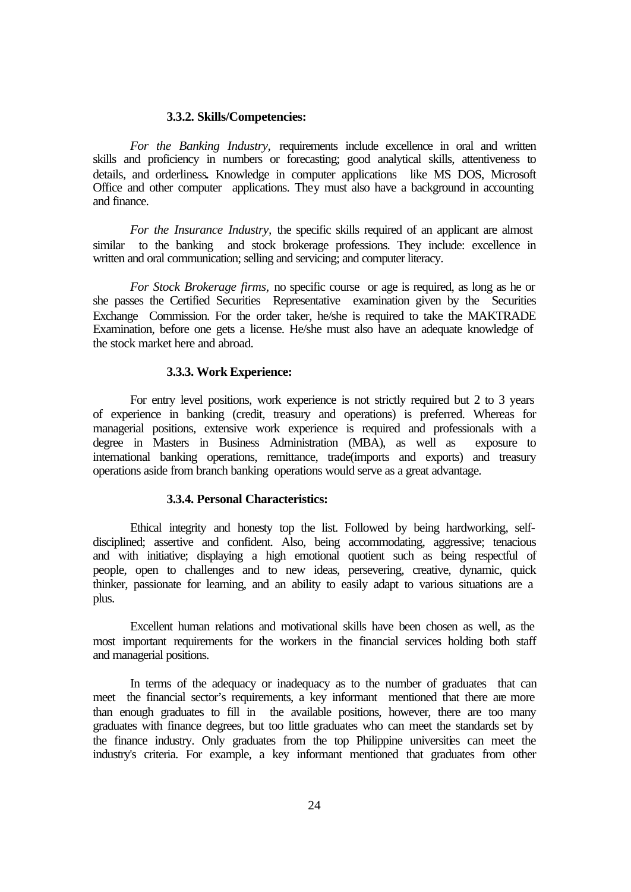#### 3.3.2. Skills/Competencies:

*For the Banking Industry*, requirements include excellence in oral and written skills and proficiency in numbers or forecasting; good analytical skills, attentiveness to details, and orderliness**.** Knowledge in computer applications like MS DOS, Microsoft Office and other computer applications. They must also have a background in accounting and finance.

*For the Insurance Industry*, the specific skills required of an applicant are almost similar to the banking and stock brokerage professions. They include: excellence in written and oral communication; selling and servicing; and computer literacy.

*For Stock Brokerage firms*, no specific course or age is required, as long as he or she passes the Certified Securities Representative examination given by the Securities Exchange Commission. For the order taker, he/she is required to take the MAKTRADE Examination, before one gets a license. He/she must also have an adequate knowledge of the stock market here and abroad.

#### 3.3.3. Work Experience:

For entry level positions, work experience is not strictly required but 2 to 3 years of experience in banking (credit, treasury and operations) is preferred. Whereas for managerial positions, extensive work experience is required and professionals with a degree in Masters in Business Administration (MBA), as well as exposure to international banking operations, remittance, trade(imports and exports) and treasury operations aside from branch banking operations would serve as a great advantage.

#### 3.3.4. Personal Characteristics:

Ethical integrity and honesty top the list. Followed by being hardworking, self-disciplined; assertive and confident. Also, being accommodating, aggressive; tenacious and with initiative; displaying a high emotional quotient such as being respectful of people, open to challenges and to new ideas, persevering, creative, dynamic, quick thinker, passionate for learning, and an ability to easily adapt to various situations are a plus.

Excellent human relations and motivational skills have been chosen as well, as the most important requirements for the workers in the financial services holding both staff and managerial positions.

In terms of the adequacy or inadequacy as to the number of graduates that can meet the financial sector's requirements, a key informant mentioned that there are more than enough graduates to fill in the available positions, however, there are too many graduates with finance degrees, but too little graduates who can meet the standards set by the finance industry. Only graduates from the top Philippine universities can meet the industry's criteria. For example, a key informant mentioned that graduates from other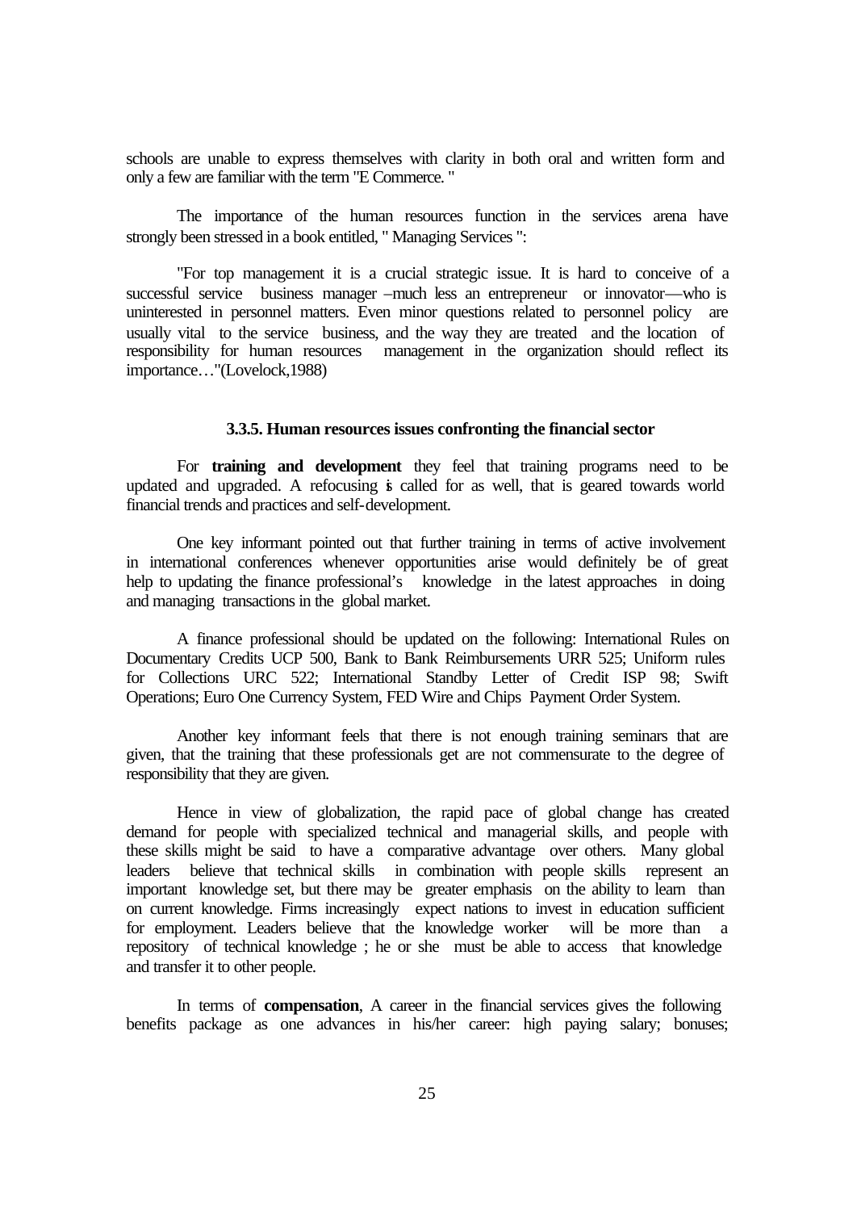schools are unable to express themselves with clarity in both oral and written form and only a few are familiar with the term "E Commerce. "

The importance of the human resources function in the services arena have strongly been stressed in a book entitled, " Managing Services ":

"For top management it is a crucial strategic issue. It is hard to conceive of a successful service business manager –much less an entrepreneur or innovator—who is uninterested in personnel matters. Even minor questions related to personnel policy are usually vital to the service business, and the way they are treated and the location of responsibility for human resources management in the organization should reflect its importance…"(Lovelock,1988)

### 3.3.5. Human resources issues confronting the financial sector

For **training and development** they feel that training programs need to be updated and upgraded. A refocusing is called for as well, that is geared towards world financial trends and practices and self-development.

One key informant pointed out that further training in terms of active involvement in international conferences whenever opportunities arise would definitely be of great help to updating the finance professional's knowledge in the latest approaches in doing and managing transactions in the global market.

A finance professional should be updated on the following: International Rules on Documentary Credits UCP 500, Bank to Bank Reimbursements URR 525; Uniform rules for Collections URC 522; International Standby Letter of Credit ISP 98; Swift Operations; Euro One Currency System, FED Wire and Chips Payment Order System.

Another key informant feels that there is not enough training seminars that are given, that the training that these professionals get are not commensurate to the degree of responsibility that they are given.

Hence in view of globalization, the rapid pace of global change has created demand for people with specialized technical and managerial skills, and people with these skills might be said to have a comparative advantage over others. Many global leaders believe that technical skills in combination with people skills represent an important knowledge set, but there may be greater emphasis on the ability to learn than on current knowledge. Firms increasingly expect nations to invest in education sufficient for employment. Leaders believe that the knowledge worker will be more than a repository of technical knowledge ; he or she must be able to access that knowledge and transfer it to other people.

In terms of **compensation**, A career in the financial services gives the following benefits package as one advances in his/her career: high paying salary; bonuses;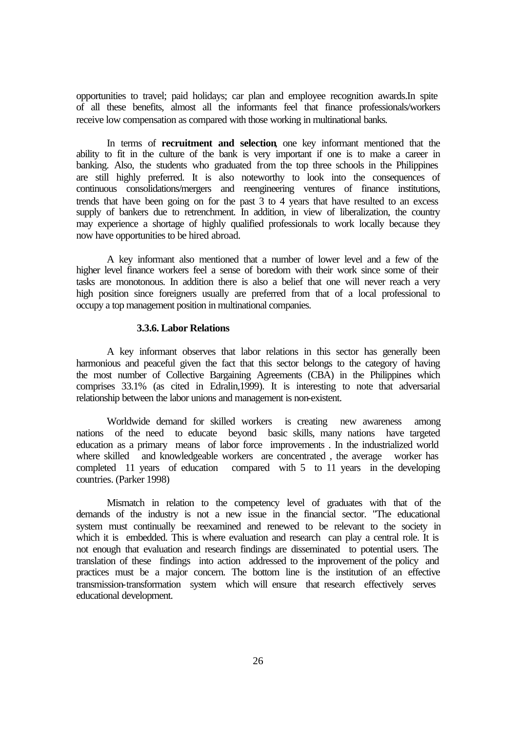opportunities to travel; paid holidays; car plan and employee recognition awards.In spite of all these benefits, almost all the informants feel that finance professionals/workers receive low compensation as compared with those working in multinational banks.

In terms of **recruitment and selection**, one key informant mentioned that the ability to fit in the culture of the bank is very important if one is to make a career in banking. Also, the students who graduated from the top three schools in the Philippines are still highly preferred. It is also noteworthy to look into the consequences of continuous consolidations/mergers and reengineering ventures of finance institutions, trends that have been going on for the past 3 to 4 years that have resulted to an excess supply of bankers due to retrenchment. In addition, in view of liberalization, the country may experience a shortage of highly qualified professionals to work locally because they now have opportunities to be hired abroad.

A key informant also mentioned that a number of lower level and a few of the higher level finance workers feel a sense of boredom with their work since some of their tasks are monotonous. In addition there is also a belief that one will never reach a very high position since foreigners usually are preferred from that of a local professional to occupy a top management position in multinational companies.

### 3.3.6. Labor Relations

A key informant observes that labor relations in this sector has generally been harmonious and peaceful given the fact that this sector belongs to the category of having the most number of Collective Bargaining Agreements (CBA) in the Philippines which comprises 33.1% (as cited in Edralin,1999). It is interesting to note that adversarial relationship between the labor unions and management is non-existent.

Worldwide demand for skilled workers is creating new awareness among nations of the need to educate beyond basic skills, many nations have targeted education as a primary means of labor force improvements . In the industrialized world where skilled and knowledgeable workers are concentrated , the average worker has completed 11 years of education compared with 5 to 11 years in the developing countries. (Parker 1998)

Mismatch in relation to the competency level of graduates with that of the demands of the industry is not a new issue in the financial sector. "The educational system must continually be reexamined and renewed to be relevant to the society in which it is embedded. This is where evaluation and research can play a central role. It is not enough that evaluation and research findings are disseminated to potential users. The translation of these findings into action addressed to the improvement of the policy and practices must be a major concern. The bottom line is the institution of an effective transmission-transformation system which will ensure that research effectively serves educational development.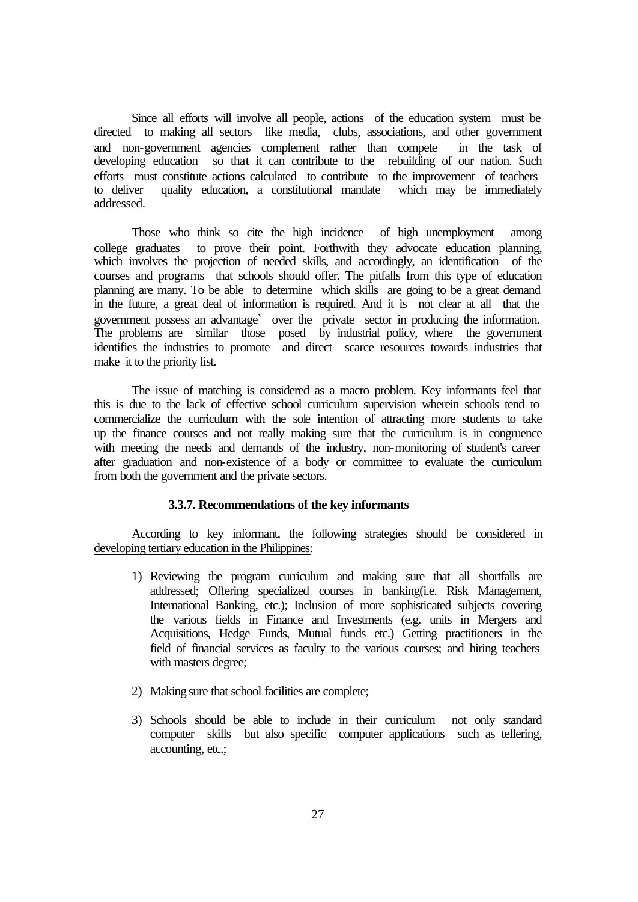Since all efforts will involve all people, actions of the education system must be directed to making all sectors like media, clubs, associations, and other government and non-government agencies complement rather than compete in the task of developing education so that it can contribute to the rebuilding of our nation. Such efforts must constitute actions calculated to contribute to the improvement of teachers to deliver quality education, a constitutional mandate which may be immediately addressed.

Those who think so cite the high incidence of high unemployment among college graduates to prove their point. Forthwith they advocate education planning, which involves the projection of needed skills, and accordingly, an identification of the courses and programs that schools should offer. The pitfalls from this type of education planning are many. To be able to determine which skills are going to be a great demand in the future, a great deal of information is required. And it is not clear at all that the government possess an advantage` over the private sector in producing the information. The problems are similar those posed by industrial policy, where the government identifies the industries to promote and direct scarce resources towards industries that make it to the priority list.

The issue of matching is considered as a macro problem. Key informants feel that this is due to the lack of effective school curriculum supervision wherein schools tend to commercialize the curriculum with the sole intention of attracting more students to take up the finance courses and not really making sure that the curriculum is in congruence with meeting the needs and demands of the industry, non-monitoring of student's career after graduation and non-existence of a body or committee to evaluate the curriculum from both the government and the private sectors.

#### 3.3.7. Recommendations of the key informants

<u>According to key informant, the following strategies should be considered in developing tertiary education in the Philippines:</u>

1) Reviewing the program curriculum and making sure that all shortfalls are addressed; Offering specialized courses in banking(i.e. Risk Management, International Banking, etc.); Inclusion of more sophisticated subjects covering the various fields in Finance and Investments (e.g. units in Mergers and Acquisitions, Hedge Funds, Mutual funds etc.) Getting practitioners in the field of financial services as faculty to the various courses; and hiring teachers with masters degree;

2) Making sure that school facilities are complete;

3) Schools should be able to include in their curriculum not only standard computer skills but also specific computer applications such as tellering, accounting, etc.;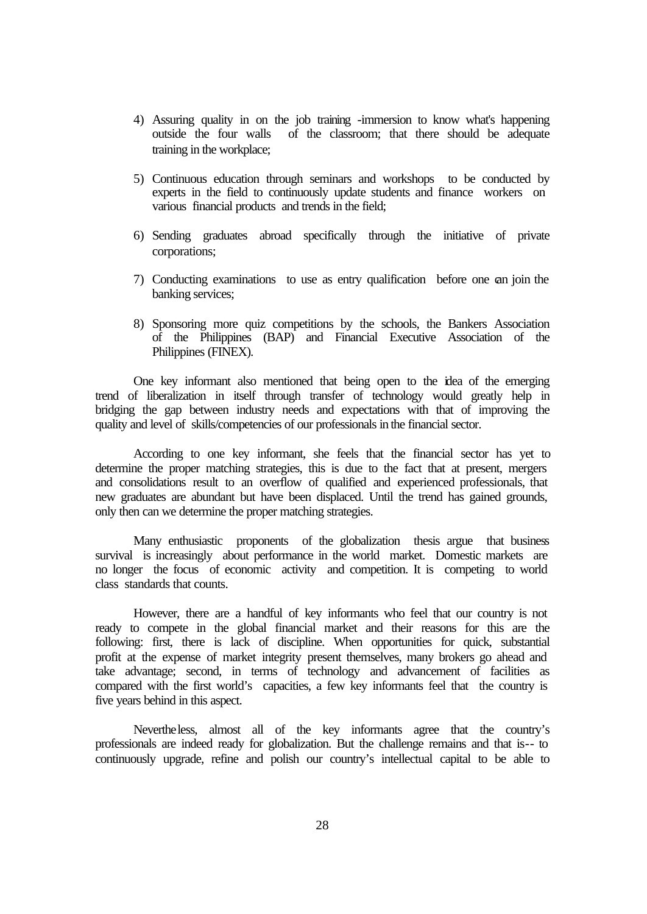4) Assuring quality in on the job training -immersion to know what's happening outside the four walls of the classroom; that there should be adequate training in the workplace;

5) Continuous education through seminars and workshops to be conducted by experts in the field to continuously update students and finance workers on various financial products and trends in the field;

6) Sending graduates abroad specifically through the initiative of private corporations;

7) Conducting examinations to use as entry qualification before one can join the banking services;

8) Sponsoring more quiz competitions by the schools, the Bankers Association of the Philippines (BAP) and Financial Executive Association of the Philippines (FINEX).

One key informant also mentioned that being open to the idea of the emerging trend of liberalization in itself through transfer of technology would greatly help in bridging the gap between industry needs and expectations with that of improving the quality and level of skills/competencies of our professionals in the financial sector.

According to one key informant, she feels that the financial sector has yet to determine the proper matching strategies, this is due to the fact that at present, mergers and consolidations result to an overflow of qualified and experienced professionals, that new graduates are abundant but have been displaced. Until the trend has gained grounds, only then can we determine the proper matching strategies.

Many enthusiastic proponents of the globalization thesis argue that business survival is increasingly about performance in the world market. Domestic markets are no longer the focus of economic activity and competition. It is competing to world class standards that counts.

However, there are a handful of key informants who feel that our country is not ready to compete in the global financial market and their reasons for this are the following: first, there is lack of discipline. When opportunities for quick, substantial profit at the expense of market integrity present themselves, many brokers go ahead and take advantage; second, in terms of technology and advancement of facilities as compared with the first world's capacities, a few key informants feel that the country is five years behind in this aspect.

Nevertheless, almost all of the key informants agree that the country's professionals are indeed ready for globalization. But the challenge remains and that is-- to continuously upgrade, refine and polish our country's intellectual capital to be able to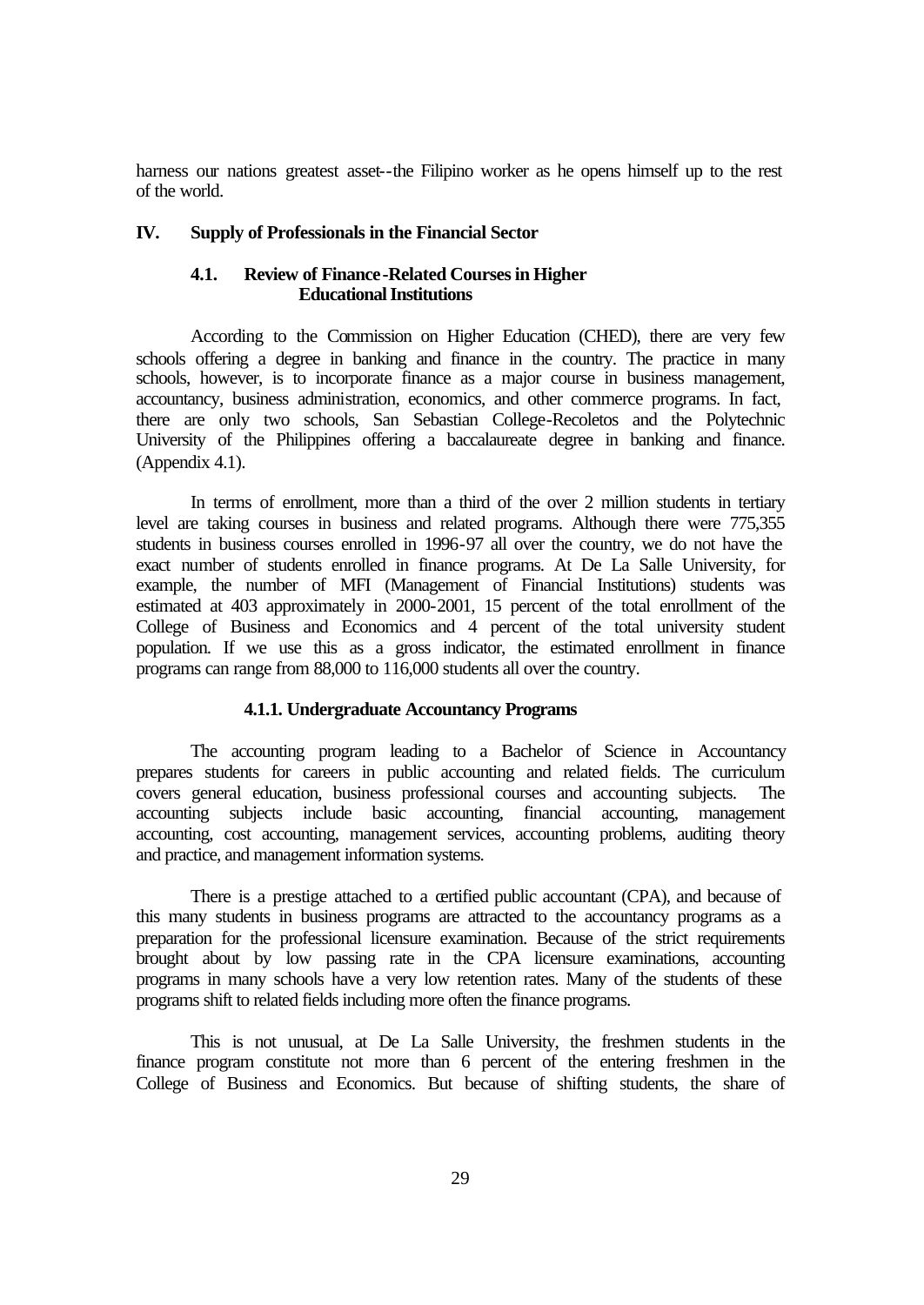harness our nations greatest asset--the Filipino worker as he opens himself up to the rest of the world.

## IV. Supply of Professionals in the Financial Sector

### 4.1. Review of Finance-Related Courses in Higher Educational Institutions

According to the Commission on Higher Education (CHED), there are very few schools offering a degree in banking and finance in the country. The practice in many schools, however, is to incorporate finance as a major course in business management, accountancy, business administration, economics, and other commerce programs. In fact, there are only two schools, San Sebastian College-Recoletos and the Polytechnic University of the Philippines offering a baccalaureate degree in banking and finance. (Appendix 4.1).

In terms of enrollment, more than a third of the over 2 million students in tertiary level are taking courses in business and related programs. Although there were 775,355 students in business courses enrolled in 1996-97 all over the country, we do not have the exact number of students enrolled in finance programs. At De La Salle University, for example, the number of MFI (Management of Financial Institutions) students was estimated at 403 approximately in 2000-2001, 15 percent of the total enrollment of the College of Business and Economics and 4 percent of the total university student population. If we use this as a gross indicator, the estimated enrollment in finance programs can range from 88,000 to 116,000 students all over the country.

#### 4.1.1. Undergraduate Accountancy Programs

The accounting program leading to a Bachelor of Science in Accountancy prepares students for careers in public accounting and related fields. The curriculum covers general education, business professional courses and accounting subjects. The accounting subjects include basic accounting, financial accounting, management accounting, cost accounting, management services, accounting problems, auditing theory and practice, and management information systems.

There is a prestige attached to a certified public accountant (CPA), and because of this many students in business programs are attracted to the accountancy programs as a preparation for the professional licensure examination. Because of the strict requirements brought about by low passing rate in the CPA licensure examinations, accounting programs in many schools have a very low retention rates. Many of the students of these programs shift to related fields including more often the finance programs.

This is not unusual, at De La Salle University, the freshmen students in the finance program constitute not more than 6 percent of the entering freshmen in the College of Business and Economics. But because of shifting students, the share of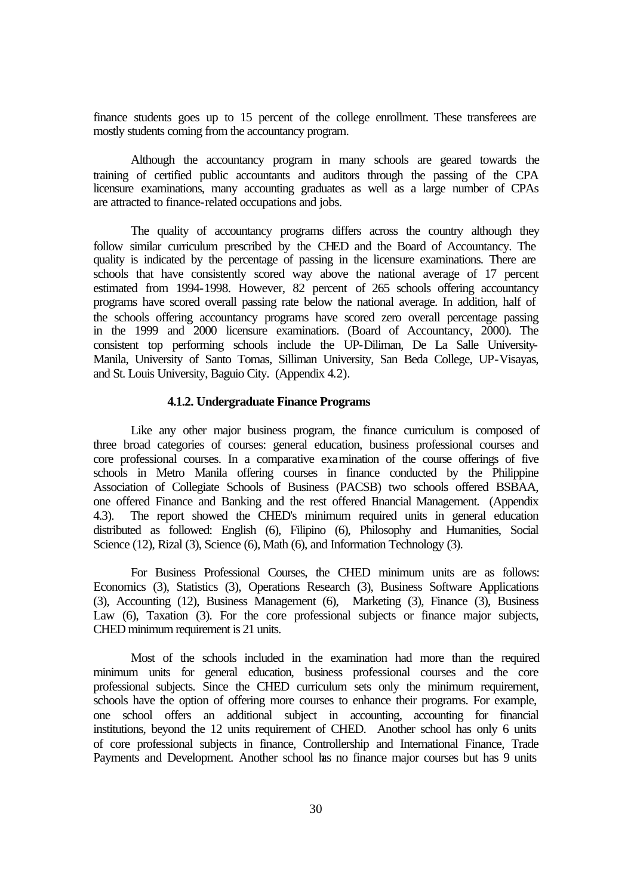finance students goes up to 15 percent of the college enrollment. These transferees are mostly students coming from the accountancy program.

Although the accountancy program in many schools are geared towards the training of certified public accountants and auditors through the passing of the CPA licensure examinations, many accounting graduates as well as a large number of CPAs are attracted to finance-related occupations and jobs.

The quality of accountancy programs differs across the country although they follow similar curriculum prescribed by the CHED and the Board of Accountancy. The quality is indicated by the percentage of passing in the licensure examinations. There are schools that have consistently scored way above the national average of 17 percent estimated from 1994-1998. However, 82 percent of 265 schools offering accountancy programs have scored overall passing rate below the national average. In addition, half of the schools offering accountancy programs have scored zero overall percentage passing in the 1999 and 2000 licensure examinations. (Board of Accountancy, 2000). The consistent top performing schools include the UP-Diliman, De La Salle University-Manila, University of Santo Tomas, Silliman University, San Beda College, UP-Visayas, and St. Louis University, Baguio City. (Appendix 4.2).

#### 4.1.2. Undergraduate Finance Programs

Like any other major business program, the finance curriculum is composed of three broad categories of courses: general education, business professional courses and core professional courses. In a comparative examination of the course offerings of five schools in Metro Manila offering courses in finance conducted by the Philippine Association of Collegiate Schools of Business (PACSB) two schools offered BSBAA, one offered Finance and Banking and the rest offered Financial Management. (Appendix 4.3). The report showed the CHED's minimum required units in general education distributed as followed: English (6), Filipino (6), Philosophy and Humanities, Social Science (12), Rizal (3), Science (6), Math (6), and Information Technology (3).

For Business Professional Courses, the CHED minimum units are as follows: Economics (3), Statistics (3), Operations Research (3), Business Software Applications (3), Accounting (12), Business Management (6), Marketing (3), Finance (3), Business Law (6), Taxation (3). For the core professional subjects or finance major subjects, CHED minimum requirement is 21 units.

Most of the schools included in the examination had more than the required minimum units for general education, business professional courses and the core professional subjects. Since the CHED curriculum sets only the minimum requirement, schools have the option of offering more courses to enhance their programs. For example, one school offers an additional subject in accounting, accounting for financial institutions, beyond the 12 units requirement of CHED. Another school has only 6 units of core professional subjects in finance, Controllership and International Finance, Trade Payments and Development. Another school has no finance major courses but has 9 units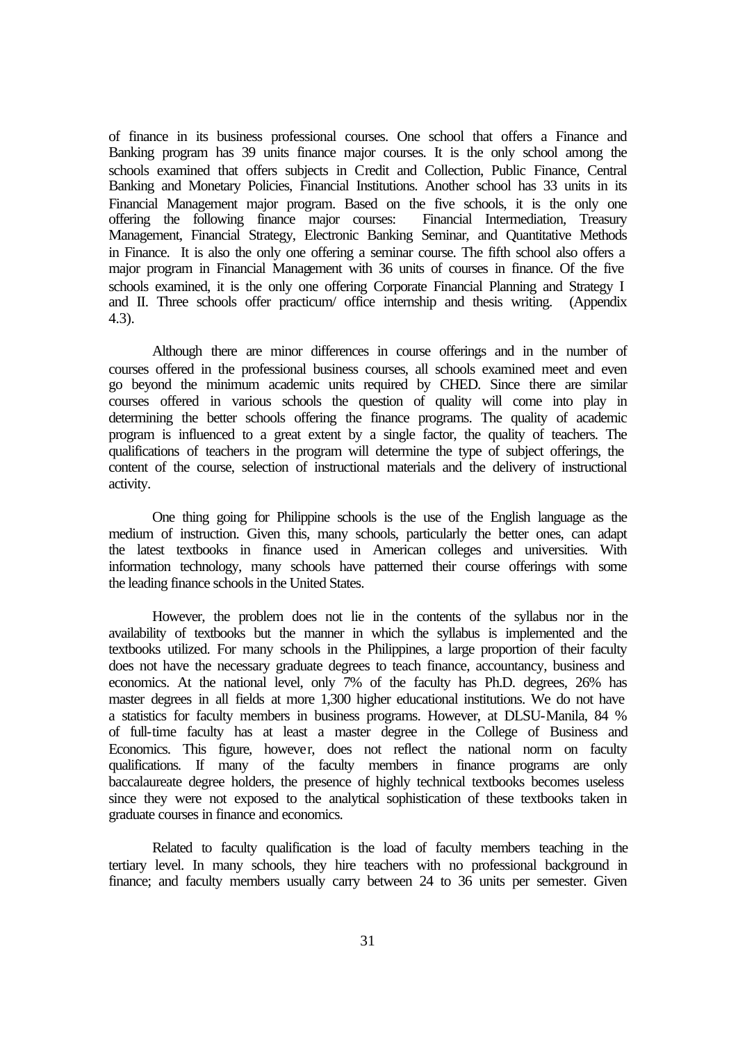of finance in its business professional courses. One school that offers a Finance and Banking program has 39 units finance major courses. It is the only school among the schools examined that offers subjects in Credit and Collection, Public Finance, Central Banking and Monetary Policies, Financial Institutions. Another school has 33 units in its Financial Management major program. Based on the five schools, it is the only one offering the following finance major courses: Financial Intermediation, Treasury Management, Financial Strategy, Electronic Banking Seminar, and Quantitative Methods in Finance. It is also the only one offering a seminar course. The fifth school also offers a major program in Financial Management with 36 units of courses in finance. Of the five schools examined, it is the only one offering Corporate Financial Planning and Strategy I and II. Three schools offer practicum/ office internship and thesis writing. (Appendix 4.3).

Although there are minor differences in course offerings and in the number of courses offered in the professional business courses, all schools examined meet and even go beyond the minimum academic units required by CHED. Since there are similar courses offered in various schools the question of quality will come into play in determining the better schools offering the finance programs. The quality of academic program is influenced to a great extent by a single factor, the quality of teachers. The qualifications of teachers in the program will determine the type of subject offerings, the content of the course, selection of instructional materials and the delivery of instructional activity.

One thing going for Philippine schools is the use of the English language as the medium of instruction. Given this, many schools, particularly the better ones, can adapt the latest textbooks in finance used in American colleges and universities. With information technology, many schools have patterned their course offerings with some the leading finance schools in the United States.

However, the problem does not lie in the contents of the syllabus nor in the availability of textbooks but the manner in which the syllabus is implemented and the textbooks utilized. For many schools in the Philippines, a large proportion of their faculty does not have the necessary graduate degrees to teach finance, accountancy, business and economics. At the national level, only 7% of the faculty has Ph.D. degrees, 26% has master degrees in all fields at more 1,300 higher educational institutions. We do not have a statistics for faculty members in business programs. However, at DLSU-Manila, 84 % of full-time faculty has at least a master degree in the College of Business and Economics. This figure, however, does not reflect the national norm on faculty qualifications. If many of the faculty members in finance programs are only baccalaureate degree holders, the presence of highly technical textbooks becomes useless since they were not exposed to the analytical sophistication of these textbooks taken in graduate courses in finance and economics.

Related to faculty qualification is the load of faculty members teaching in the tertiary level. In many schools, they hire teachers with no professional background in finance; and faculty members usually carry between 24 to 36 units per semester. Given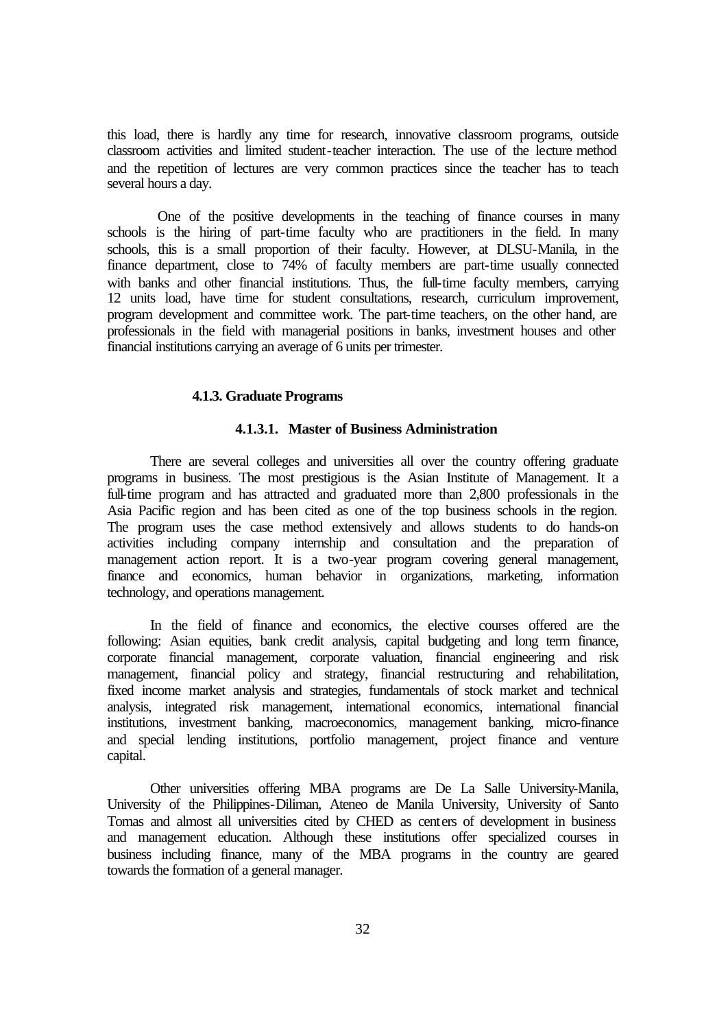this load, there is hardly any time for research, innovative classroom programs, outside classroom activities and limited student-teacher interaction. The use of the lecture method and the repetition of lectures are very common practices since the teacher has to teach several hours a day.

One of the positive developments in the teaching of finance courses in many schools is the hiring of part-time faculty who are practitioners in the field. In many schools, this is a small proportion of their faculty. However, at DLSU-Manila, in the finance department, close to 74% of faculty members are part-time usually connected with banks and other financial institutions. Thus, the full-time faculty members, carrying 12 units load, have time for student consultations, research, curriculum improvement, program development and committee work. The part-time teachers, on the other hand, are professionals in the field with managerial positions in banks, investment houses and other financial institutions carrying an average of 6 units per trimester.

### 4.1.3. Graduate Programs

#### 4.1.3.1. Master of Business Administration

There are several colleges and universities all over the country offering graduate programs in business. The most prestigious is the Asian Institute of Management. It a full-time program and has attracted and graduated more than 2,800 professionals in the Asia Pacific region and has been cited as one of the top business schools in the region. The program uses the case method extensively and allows students to do hands-on activities including company internship and consultation and the preparation of management action report. It is a two-year program covering general management, finance and economics, human behavior in organizations, marketing, information technology, and operations management.

In the field of finance and economics, the elective courses offered are the following: Asian equities, bank credit analysis, capital budgeting and long term finance, corporate financial management, corporate valuation, financial engineering and risk management, financial policy and strategy, financial restructuring and rehabilitation, fixed income market analysis and strategies, fundamentals of stock market and technical analysis, integrated risk management, international economics, international financial institutions, investment banking, macroeconomics, management banking, micro-finance and special lending institutions, portfolio management, project finance and venture capital.

Other universities offering MBA programs are De La Salle University-Manila, University of the Philippines-Diliman, Ateneo de Manila University, University of Santo Tomas and almost all universities cited by CHED as centers of development in business and management education. Although these institutions offer specialized courses in business including finance, many of the MBA programs in the country are geared towards the formation of a general manager.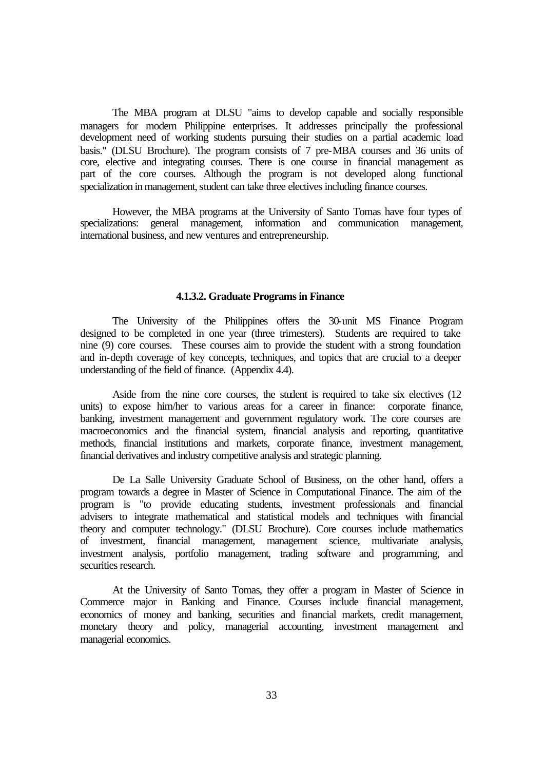The MBA program at DLSU "aims to develop capable and socially responsible managers for modern Philippine enterprises. It addresses principally the professional development need of working students pursuing their studies on a partial academic load basis." (DLSU Brochure). The program consists of 7 pre-MBA courses and 36 units of core, elective and integrating courses. There is one course in financial management as part of the core courses. Although the program is not developed along functional specialization in management, student can take three electives including finance courses.

However, the MBA programs at the University of Santo Tomas have four types of specializations: general management, information and communication management, international business, and new ventures and entrepreneurship.

#### 4.1.3.2. Graduate Programs in Finance

The University of the Philippines offers the 30-unit MS Finance Program designed to be completed in one year (three trimesters). Students are required to take nine (9) core courses. These courses aim to provide the student with a strong foundation and in-depth coverage of key concepts, techniques, and topics that are crucial to a deeper understanding of the field of finance. (Appendix 4.4).

Aside from the nine core courses, the student is required to take six electives (12 units) to expose him/her to various areas for a career in finance: corporate finance, banking, investment management and government regulatory work. The core courses are macroeconomics and the financial system, financial analysis and reporting, quantitative methods, financial institutions and markets, corporate finance, investment management, financial derivatives and industry competitive analysis and strategic planning.

De La Salle University Graduate School of Business, on the other hand, offers a program towards a degree in Master of Science in Computational Finance. The aim of the program is "to provide educating students, investment professionals and financial advisers to integrate mathematical and statistical models and techniques with financial theory and computer technology." (DLSU Brochure). Core courses include mathematics of investment, financial management, management science, multivariate analysis, investment analysis, portfolio management, trading software and programming, and securities research.

At the University of Santo Tomas, they offer a program in Master of Science in Commerce major in Banking and Finance. Courses include financial management, economics of money and banking, securities and financial markets, credit management, monetary theory and policy, managerial accounting, investment management and managerial economics.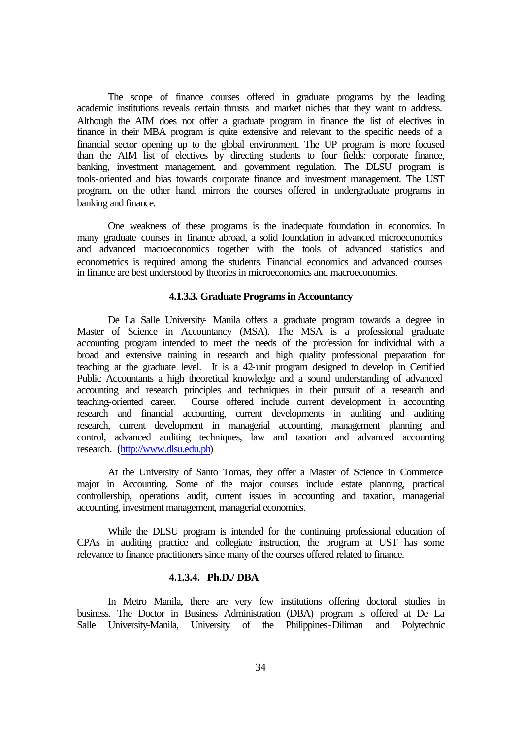The scope of finance courses offered in graduate programs by the leading academic institutions reveals certain thrusts and market niches that they want to address. Although the AIM does not offer a graduate program in finance the list of electives in finance in their MBA program is quite extensive and relevant to the specific needs of a financial sector opening up to the global environment. The UP program is more focused than the AIM list of electives by directing students to four fields: corporate finance, banking, investment management, and government regulation. The DLSU program is tools-oriented and bias towards corporate finance and investment management. The UST program, on the other hand, mirrors the courses offered in undergraduate programs in banking and finance.

One weakness of these programs is the inadequate foundation in economics. In many graduate courses in finance abroad, a solid foundation in advanced microeconomics and advanced macroeconomics together with the tools of advanced statistics and econometrics is required among the students. Financial economics and advanced courses in finance are best understood by theories in microeconomics and macroeconomics.

#### 4.1.3.3. Graduate Programs in Accountancy

De La Salle University- Manila offers a graduate program towards a degree in Master of Science in Accountancy (MSA). The MSA is a professional graduate accounting program intended to meet the needs of the profession for individual with a broad and extensive training in research and high quality professional preparation for teaching at the graduate level. It is a 42-unit program designed to develop in Certified Public Accountants a high theoretical knowledge and a sound understanding of advanced accounting and research principles and techniques in their pursuit of a research and teaching-oriented career. Course offered include current development in accounting research and financial accounting, current developments in auditing and auditing research, current development in managerial accounting, management planning and control, advanced auditing techniques, law and taxation and advanced accounting research. (http://www.dlsu.edu.ph)

At the University of Santo Tomas, they offer a Master of Science in Commerce major in Accounting. Some of the major courses include estate planning, practical controllership, operations audit, current issues in accounting and taxation, managerial accounting, investment management, managerial economics.

While the DLSU program is intended for the continuing professional education of CPAs in auditing practice and collegiate instruction, the program at UST has some relevance to finance practitioners since many of the courses offered related to finance.

#### 4.1.3.4. Ph.D./ DBA

In Metro Manila, there are very few institutions offering doctoral studies in business. The Doctor in Business Administration (DBA) program is offered at De La Salle University-Manila, University of the Philippines-Diliman and Polytechnic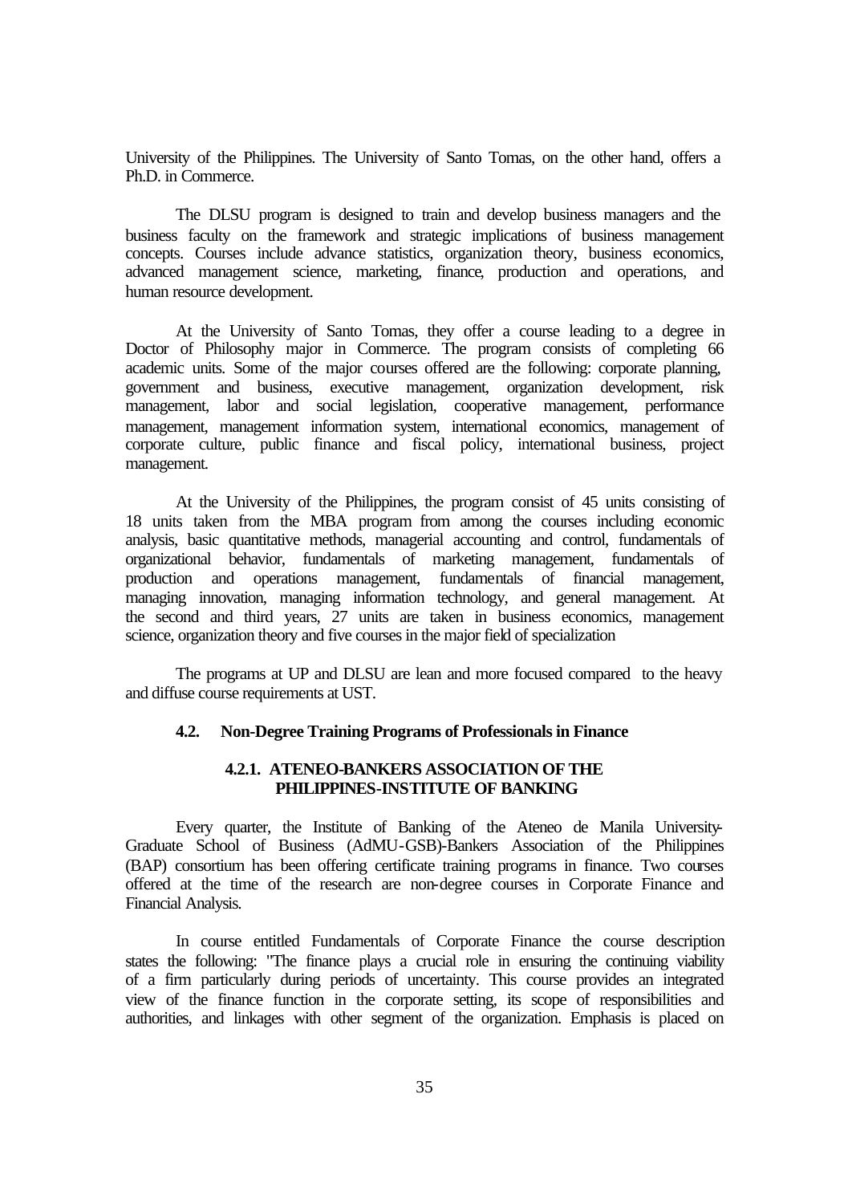University of the Philippines. The University of Santo Tomas, on the other hand, offers a Ph.D. in Commerce.

The DLSU program is designed to train and develop business managers and the business faculty on the framework and strategic implications of business management concepts. Courses include advance statistics, organization theory, business economics, advanced management science, marketing, finance, production and operations, and human resource development.

At the University of Santo Tomas, they offer a course leading to a degree in Doctor of Philosophy major in Commerce. The program consists of completing 66 academic units. Some of the major courses offered are the following: corporate planning, government and business, executive management, organization development, risk management, labor and social legislation, cooperative management, performance management, management information system, international economics, management of corporate culture, public finance and fiscal policy, international business, project management.

At the University of the Philippines, the program consist of 45 units consisting of 18 units taken from the MBA program from among the courses including economic analysis, basic quantitative methods, managerial accounting and control, fundamentals of organizational behavior, fundamentals of marketing management, fundamentals of production and operations management, fundamentals of financial management, managing innovation, managing information technology, and general management. At the second and third years, 27 units are taken in business economics, management science, organization theory and five courses in the major field of specialization

The programs at UP and DLSU are lean and more focused compared to the heavy and diffuse course requirements at UST.

### 4.2. Non-Degree Training Programs of Professionals in Finance

#### 4.2.1. ATENEO-BANKERS ASSOCIATION OF THE PHILIPPINES-INSTITUTE OF BANKING

Every quarter, the Institute of Banking of the Ateneo de Manila University-Graduate School of Business (AdMU-GSB)-Bankers Association of the Philippines (BAP) consortium has been offering certificate training programs in finance. Two courses offered at the time of the research are non-degree courses in Corporate Finance and Financial Analysis.

In course entitled Fundamentals of Corporate Finance the course description states the following: "The finance plays a crucial role in ensuring the continuing viability of a firm particularly during periods of uncertainty. This course provides an integrated view of the finance function in the corporate setting, its scope of responsibilities and authorities, and linkages with other segment of the organization. Emphasis is placed on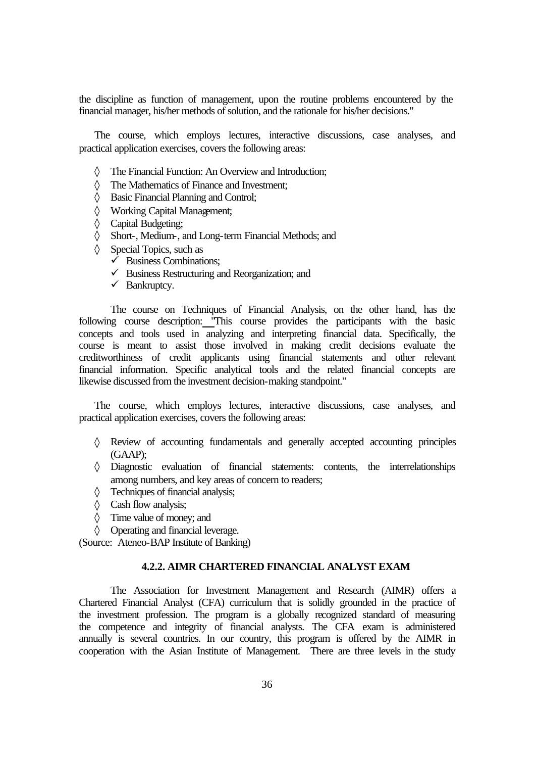the discipline as function of management, upon the routine problems encountered by the financial manager, his/her methods of solution, and the rationale for his/her decisions."

The course, which employs lectures, interactive discussions, case analyses, and practical application exercises, covers the following areas:

- ◊ The Financial Function: An Overview and Introduction;
- ◊ The Mathematics of Finance and Investment;
- ◊ Basic Financial Planning and Control;
- ◊ Working Capital Management;
- ◊ Capital Budgeting;
- ◊ Short-, Medium-, and Long-term Financial Methods; and
- ◊ Special Topics, such as
  - ✓ Business Combinations;
  - ✓ Business Restructuring and Reorganization; and
  - ✓ Bankruptcy.

The course on Techniques of Financial Analysis, on the other hand, has the following course description: "This course provides the participants with the basic concepts and tools used in analyzing and interpreting financial data. Specifically, the course is meant to assist those involved in making credit decisions evaluate the creditworthiness of credit applicants using financial statements and other relevant financial information. Specific analytical tools and the related financial concepts are likewise discussed from the investment decision-making standpoint."

The course, which employs lectures, interactive discussions, case analyses, and practical application exercises, covers the following areas:

- ◊ Review of accounting fundamentals and generally accepted accounting principles (GAAP);
- ◊ Diagnostic evaluation of financial statements: contents, the interrelationships among numbers, and key areas of concern to readers;
- ◊ Techniques of financial analysis;
- ◊ Cash flow analysis;
- ◊ Time value of money; and
- ◊ Operating and financial leverage.

(Source: Ateneo-BAP Institute of Banking)

#### 4.2.2. AIMR CHARTERED FINANCIAL ANALYST EXAM

The Association for Investment Management and Research (AIMR) offers a Chartered Financial Analyst (CFA) curriculum that is solidly grounded in the practice of the investment profession. The program is a globally recognized standard of measuring the competence and integrity of financial analysts. The CFA exam is administered annually is several countries. In our country, this program is offered by the AIMR in cooperation with the Asian Institute of Management. There are three levels in the study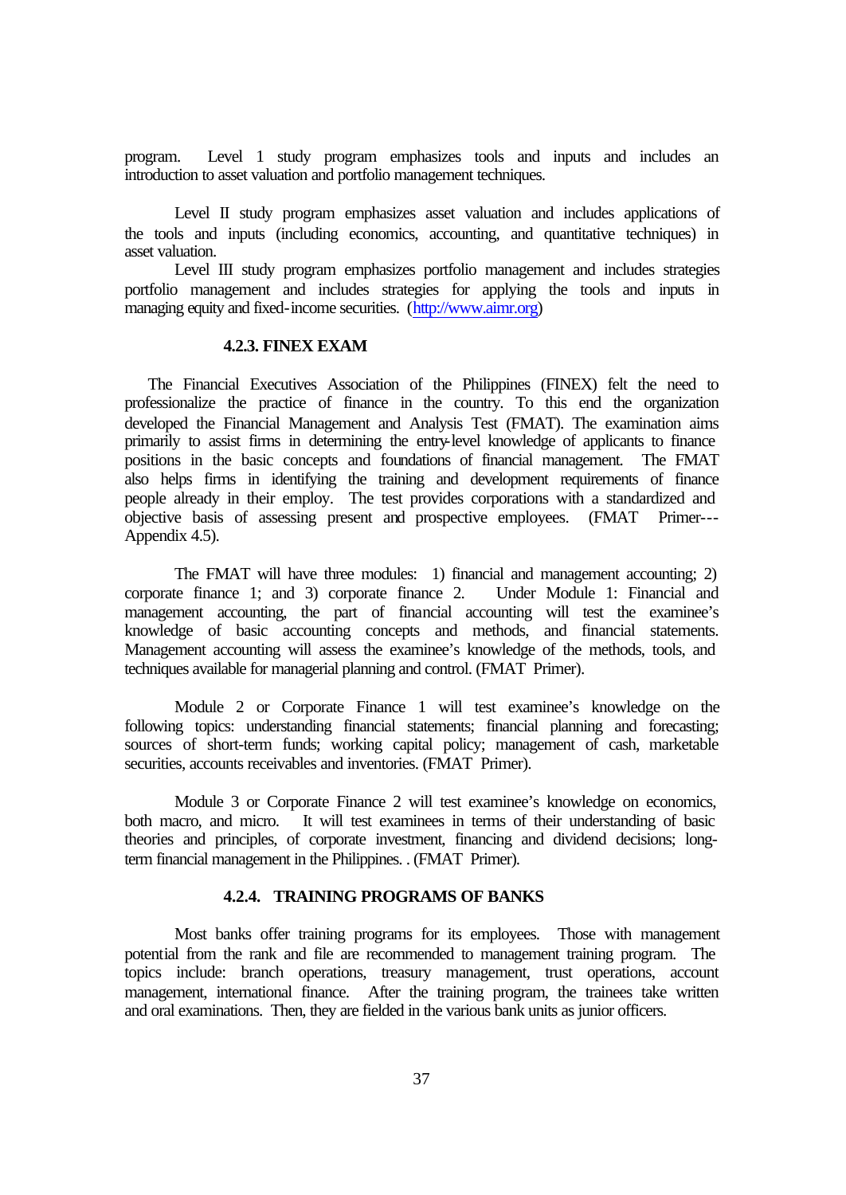program. Level 1 study program emphasizes tools and inputs and includes an introduction to asset valuation and portfolio management techniques.

Level II study program emphasizes asset valuation and includes applications of the tools and inputs (including economics, accounting, and quantitative techniques) in asset valuation.

Level III study program emphasizes portfolio management and includes strategies portfolio management and includes strategies for applying the tools and inputs in managing equity and fixed-income securities. (http://www.aimr.org)

#### 4.2.3. FINEX EXAM

The Financial Executives Association of the Philippines (FINEX) felt the need to professionalize the practice of finance in the country. To this end the organization developed the Financial Management and Analysis Test (FMAT). The examination aims primarily to assist firms in determining the entry-level knowledge of applicants to finance positions in the basic concepts and foundations of financial management. The FMAT also helps firms in identifying the training and development requirements of finance people already in their employ. The test provides corporations with a standardized and objective basis of assessing present and prospective employees. (FMAT Primer---Appendix 4.5).

The FMAT will have three modules: 1) financial and management accounting; 2) corporate finance 1; and 3) corporate finance 2. Under Module 1: Financial and management accounting, the part of financial accounting will test the examinee's knowledge of basic accounting concepts and methods, and financial statements. Management accounting will assess the examinee's knowledge of the methods, tools, and techniques available for managerial planning and control. (FMAT Primer).

Module 2 or Corporate Finance 1 will test examinee's knowledge on the following topics: understanding financial statements; financial planning and forecasting; sources of short-term funds; working capital policy; management of cash, marketable securities, accounts receivables and inventories. (FMAT Primer).

Module 3 or Corporate Finance 2 will test examinee's knowledge on economics, both macro, and micro. It will test examinees in terms of their understanding of basic theories and principles, of corporate investment, financing and dividend decisions; long-term financial management in the Philippines. . (FMAT Primer).

#### 4.2.4. TRAINING PROGRAMS OF BANKS

Most banks offer training programs for its employees. Those with management potential from the rank and file are recommended to management training program. The topics include: branch operations, treasury management, trust operations, account management, international finance. After the training program, the trainees take written and oral examinations. Then, they are fielded in the various bank units as junior officers.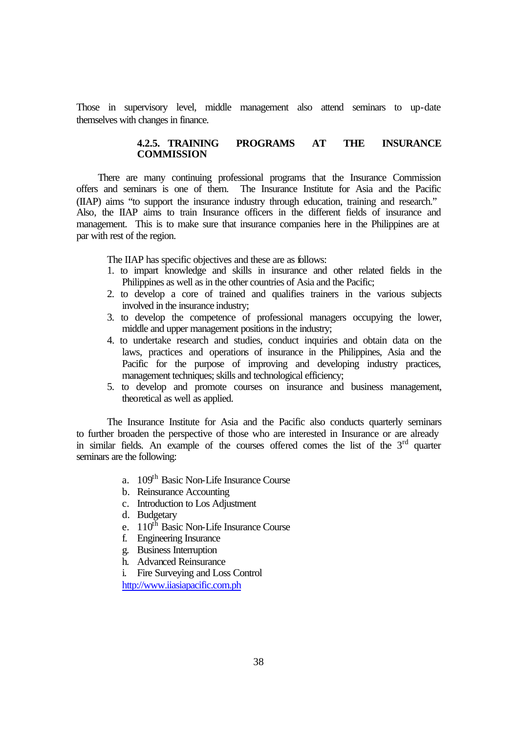Those in supervisory level, middle management also attend seminars to up-date themselves with changes in finance.

### 4.2.5. TRAINING PROGRAMS AT THE INSURANCE COMMISSION

There are many continuing professional programs that the Insurance Commission offers and seminars is one of them. The Insurance Institute for Asia and the Pacific (IIAP) aims "to support the insurance industry through education, training and research." Also, the IIAP aims to train Insurance officers in the different fields of insurance and management. This is to make sure that insurance companies here in the Philippines are at par with rest of the region.

The IIAP has specific objectives and these are as follows:

1. to impart knowledge and skills in insurance and other related fields in the Philippines as well as in the other countries of Asia and the Pacific;
2. to develop a core of trained and qualifies trainers in the various subjects involved in the insurance industry;
3. to develop the competence of professional managers occupying the lower, middle and upper management positions in the industry;
4. to undertake research and studies, conduct inquiries and obtain data on the laws, practices and operations of insurance in the Philippines, Asia and the Pacific for the purpose of improving and developing industry practices, management techniques; skills and technological efficiency;
5. to develop and promote courses on insurance and business management, theoretical as well as applied.

The Insurance Institute for Asia and the Pacific also conducts quarterly seminars to further broaden the perspective of those who are interested in Insurance or are already in similar fields. An example of the courses offered comes the list of the 3rd quarter seminars are the following:

a. 109th Basic Non-Life Insurance Course
b. Reinsurance Accounting
c. Introduction to Los Adjustment
d. Budgetary
e. 110th Basic Non-Life Insurance Course
f. Engineering Insurance
g. Business Interruption
h. Advanced Reinsurance
i. Fire Surveying and Loss Control

http://www.iiasiapacific.com.ph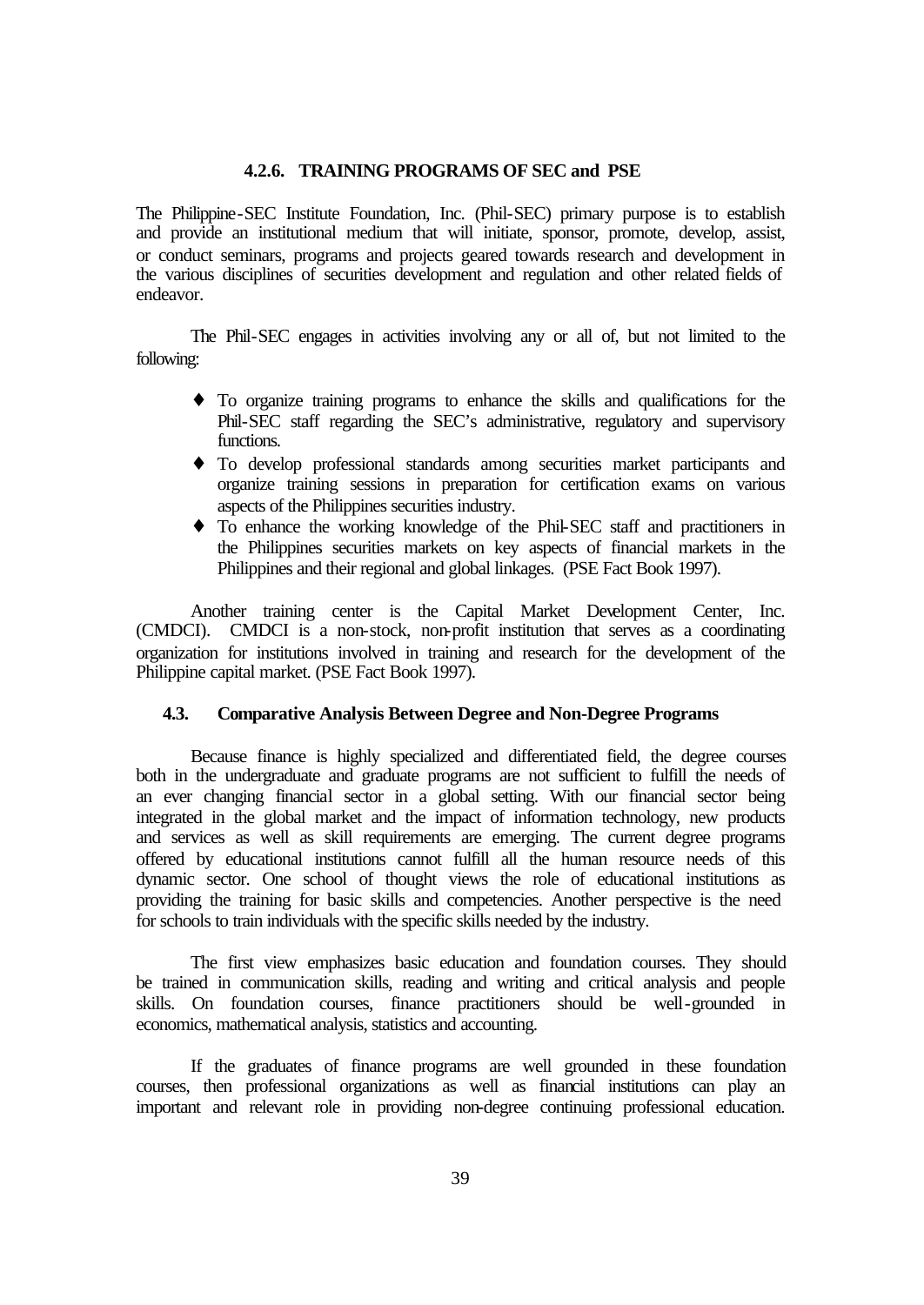#### 4.2.6. TRAINING PROGRAMS OF SEC and PSE

The Philippine-SEC Institute Foundation, Inc. (Phil-SEC) primary purpose is to establish and provide an institutional medium that will initiate, sponsor, promote, develop, assist, or conduct seminars, programs and projects geared towards research and development in the various disciplines of securities development and regulation and other related fields of endeavor.

The Phil-SEC engages in activities involving any or all of, but not limited to the following:

- ♦ To organize training programs to enhance the skills and qualifications for the Phil-SEC staff regarding the SEC's administrative, regulatory and supervisory functions.
- ♦ To develop professional standards among securities market participants and organize training sessions in preparation for certification exams on various aspects of the Philippines securities industry.
- ♦ To enhance the working knowledge of the Phil-SEC staff and practitioners in the Philippines securities markets on key aspects of financial markets in the Philippines and their regional and global linkages. (PSE Fact Book 1997).

Another training center is the Capital Market Development Center, Inc. (CMDCI). CMDCI is a non-stock, non-profit institution that serves as a coordinating organization for institutions involved in training and research for the development of the Philippine capital market. (PSE Fact Book 1997).

### 4.3. Comparative Analysis Between Degree and Non-Degree Programs

Because finance is highly specialized and differentiated field, the degree courses both in the undergraduate and graduate programs are not sufficient to fulfill the needs of an ever changing financial sector in a global setting. With our financial sector being integrated in the global market and the impact of information technology, new products and services as well as skill requirements are emerging. The current degree programs offered by educational institutions cannot fulfill all the human resource needs of this dynamic sector. One school of thought views the role of educational institutions as providing the training for basic skills and competencies. Another perspective is the need for schools to train individuals with the specific skills needed by the industry.

The first view emphasizes basic education and foundation courses. They should be trained in communication skills, reading and writing and critical analysis and people skills. On foundation courses, finance practitioners should be well-grounded in economics, mathematical analysis, statistics and accounting.

If the graduates of finance programs are well grounded in these foundation courses, then professional organizations as well as financial institutions can play an important and relevant role in providing non-degree continuing professional education.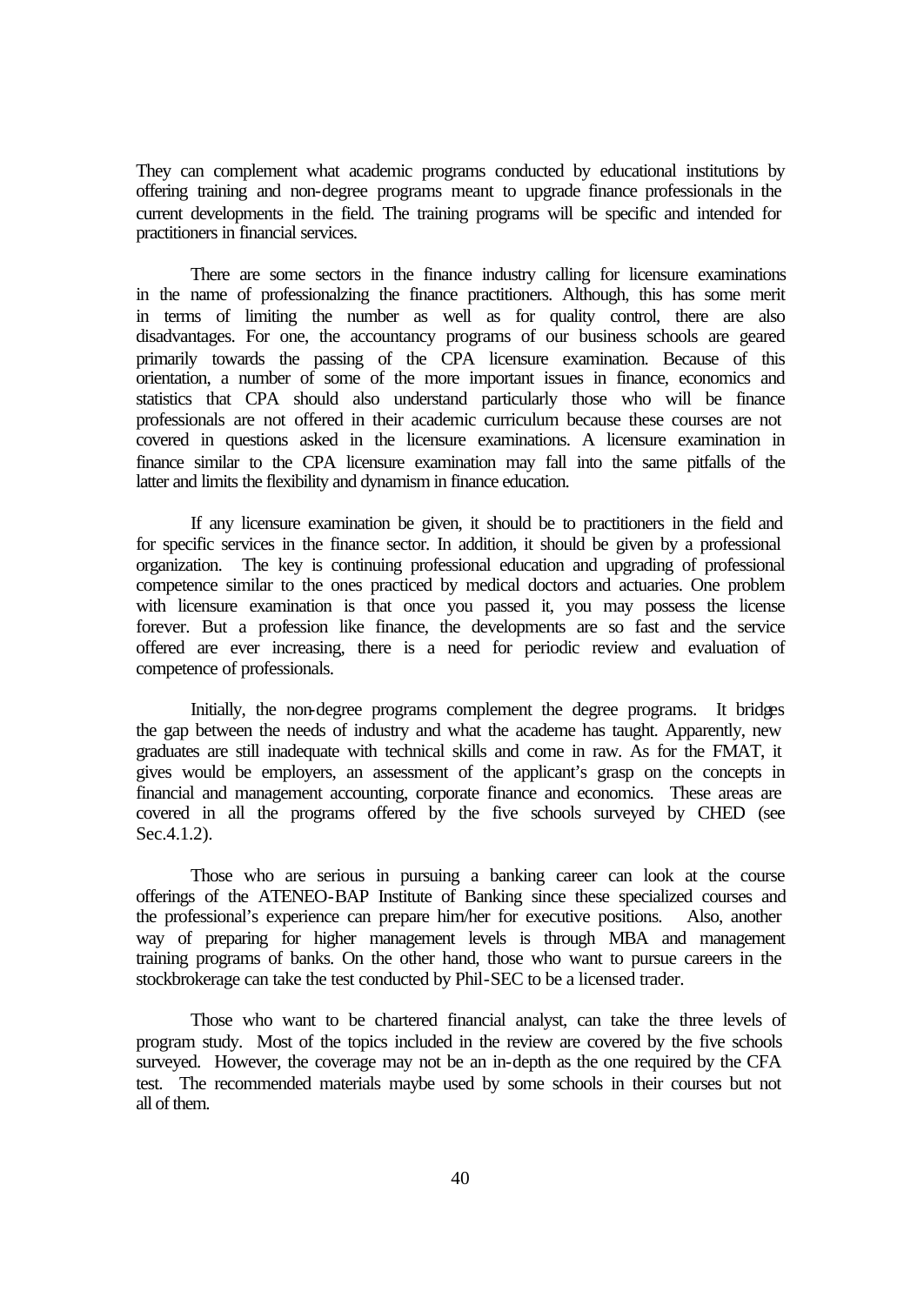They can complement what academic programs conducted by educational institutions by offering training and non-degree programs meant to upgrade finance professionals in the current developments in the field. The training programs will be specific and intended for practitioners in financial services.

There are some sectors in the finance industry calling for licensure examinations in the name of professionalzing the finance practitioners. Although, this has some merit in terms of limiting the number as well as for quality control, there are also disadvantages. For one, the accountancy programs of our business schools are geared primarily towards the passing of the CPA licensure examination. Because of this orientation, a number of some of the more important issues in finance, economics and statistics that CPA should also understand particularly those who will be finance professionals are not offered in their academic curriculum because these courses are not covered in questions asked in the licensure examinations. A licensure examination in finance similar to the CPA licensure examination may fall into the same pitfalls of the latter and limits the flexibility and dynamism in finance education.

If any licensure examination be given, it should be to practitioners in the field and for specific services in the finance sector. In addition, it should be given by a professional organization. The key is continuing professional education and upgrading of professional competence similar to the ones practiced by medical doctors and actuaries. One problem with licensure examination is that once you passed it, you may possess the license forever. But a profession like finance, the developments are so fast and the service offered are ever increasing, there is a need for periodic review and evaluation of competence of professionals.

Initially, the non-degree programs complement the degree programs. It bridges the gap between the needs of industry and what the academe has taught. Apparently, new graduates are still inadequate with technical skills and come in raw. As for the FMAT, it gives would be employers, an assessment of the applicant's grasp on the concepts in financial and management accounting, corporate finance and economics. These areas are covered in all the programs offered by the five schools surveyed by CHED (see Sec.4.1.2).

Those who are serious in pursuing a banking career can look at the course offerings of the ATENEO-BAP Institute of Banking since these specialized courses and the professional's experience can prepare him/her for executive positions. Also, another way of preparing for higher management levels is through MBA and management training programs of banks. On the other hand, those who want to pursue careers in the stockbrokerage can take the test conducted by Phil-SEC to be a licensed trader.

Those who want to be chartered financial analyst, can take the three levels of program study. Most of the topics included in the review are covered by the five schools surveyed. However, the coverage may not be an in-depth as the one required by the CFA test. The recommended materials maybe used by some schools in their courses but not all of them.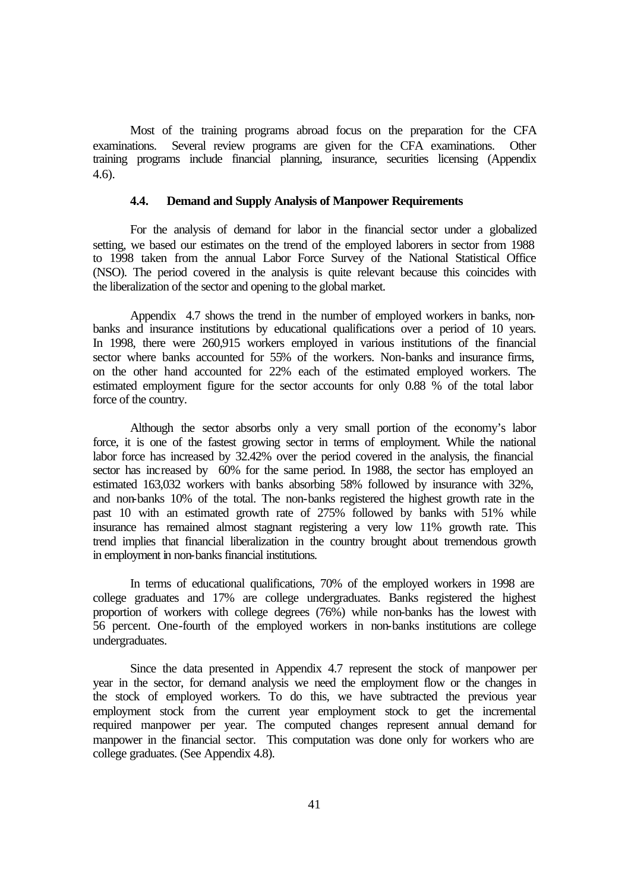Most of the training programs abroad focus on the preparation for the CFA examinations. Several review programs are given for the CFA examinations. Other training programs include financial planning, insurance, securities licensing (Appendix 4.6).

### 4.4. Demand and Supply Analysis of Manpower Requirements

For the analysis of demand for labor in the financial sector under a globalized setting, we based our estimates on the trend of the employed laborers in sector from 1988 to 1998 taken from the annual Labor Force Survey of the National Statistical Office (NSO). The period covered in the analysis is quite relevant because this coincides with the liberalization of the sector and opening to the global market.

Appendix 4.7 shows the trend in the number of employed workers in banks, non-banks and insurance institutions by educational qualifications over a period of 10 years. In 1998, there were 260,915 workers employed in various institutions of the financial sector where banks accounted for 55% of the workers. Non-banks and insurance firms, on the other hand accounted for 22% each of the estimated employed workers. The estimated employment figure for the sector accounts for only 0.88 % of the total labor force of the country.

Although the sector absorbs only a very small portion of the economy's labor force, it is one of the fastest growing sector in terms of employment. While the national labor force has increased by 32.42% over the period covered in the analysis, the financial sector has increased by 60% for the same period. In 1988, the sector has employed an estimated 163,032 workers with banks absorbing 58% followed by insurance with 32%, and non-banks 10% of the total. The non-banks registered the highest growth rate in the past 10 with an estimated growth rate of 275% followed by banks with 51% while insurance has remained almost stagnant registering a very low 11% growth rate. This trend implies that financial liberalization in the country brought about tremendous growth in employment in non-banks financial institutions.

In terms of educational qualifications, 70% of the employed workers in 1998 are college graduates and 17% are college undergraduates. Banks registered the highest proportion of workers with college degrees (76%) while non-banks has the lowest with 56 percent. One-fourth of the employed workers in non-banks institutions are college undergraduates.

Since the data presented in Appendix 4.7 represent the stock of manpower per year in the sector, for demand analysis we need the employment flow or the changes in the stock of employed workers. To do this, we have subtracted the previous year employment stock from the current year employment stock to get the incremental required manpower per year. The computed changes represent annual demand for manpower in the financial sector. This computation was done only for workers who are college graduates. (See Appendix 4.8).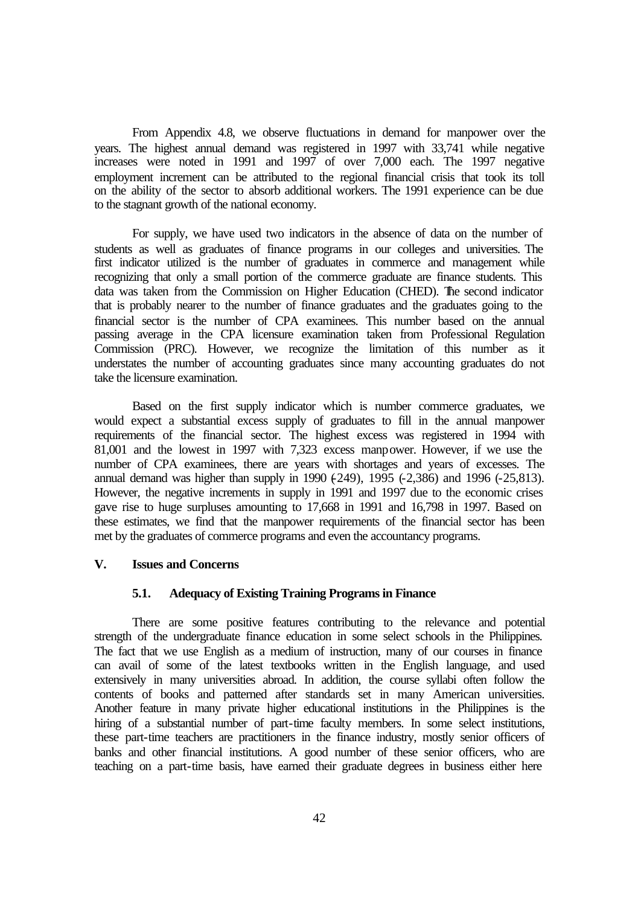From Appendix 4.8, we observe fluctuations in demand for manpower over the years. The highest annual demand was registered in 1997 with 33,741 while negative increases were noted in 1991 and 1997 of over 7,000 each. The 1997 negative employment increment can be attributed to the regional financial crisis that took its toll on the ability of the sector to absorb additional workers. The 1991 experience can be due to the stagnant growth of the national economy.

For supply, we have used two indicators in the absence of data on the number of students as well as graduates of finance programs in our colleges and universities. The first indicator utilized is the number of graduates in commerce and management while recognizing that only a small portion of the commerce graduate are finance students. This data was taken from the Commission on Higher Education (CHED). The second indicator that is probably nearer to the number of finance graduates and the graduates going to the financial sector is the number of CPA examinees. This number based on the annual passing average in the CPA licensure examination taken from Professional Regulation Commission (PRC). However, we recognize the limitation of this number as it understates the number of accounting graduates since many accounting graduates do not take the licensure examination.

Based on the first supply indicator which is number commerce graduates, we would expect a substantial excess supply of graduates to fill in the annual manpower requirements of the financial sector. The highest excess was registered in 1994 with 81,001 and the lowest in 1997 with 7,323 excess manpower. However, if we use the number of CPA examinees, there are years with shortages and years of excesses. The annual demand was higher than supply in 1990 (-249), 1995 (-2,386) and 1996 (-25,813). However, the negative increments in supply in 1991 and 1997 due to the economic crises gave rise to huge surpluses amounting to 17,668 in 1991 and 16,798 in 1997. Based on these estimates, we find that the manpower requirements of the financial sector has been met by the graduates of commerce programs and even the accountancy programs.

## V. Issues and Concerns

### 5.1. Adequacy of Existing Training Programs in Finance

There are some positive features contributing to the relevance and potential strength of the undergraduate finance education in some select schools in the Philippines. The fact that we use English as a medium of instruction, many of our courses in finance can avail of some of the latest textbooks written in the English language, and used extensively in many universities abroad. In addition, the course syllabi often follow the contents of books and patterned after standards set in many American universities. Another feature in many private higher educational institutions in the Philippines is the hiring of a substantial number of part-time faculty members. In some select institutions, these part-time teachers are practitioners in the finance industry, mostly senior officers of banks and other financial institutions. A good number of these senior officers, who are teaching on a part-time basis, have earned their graduate degrees in business either here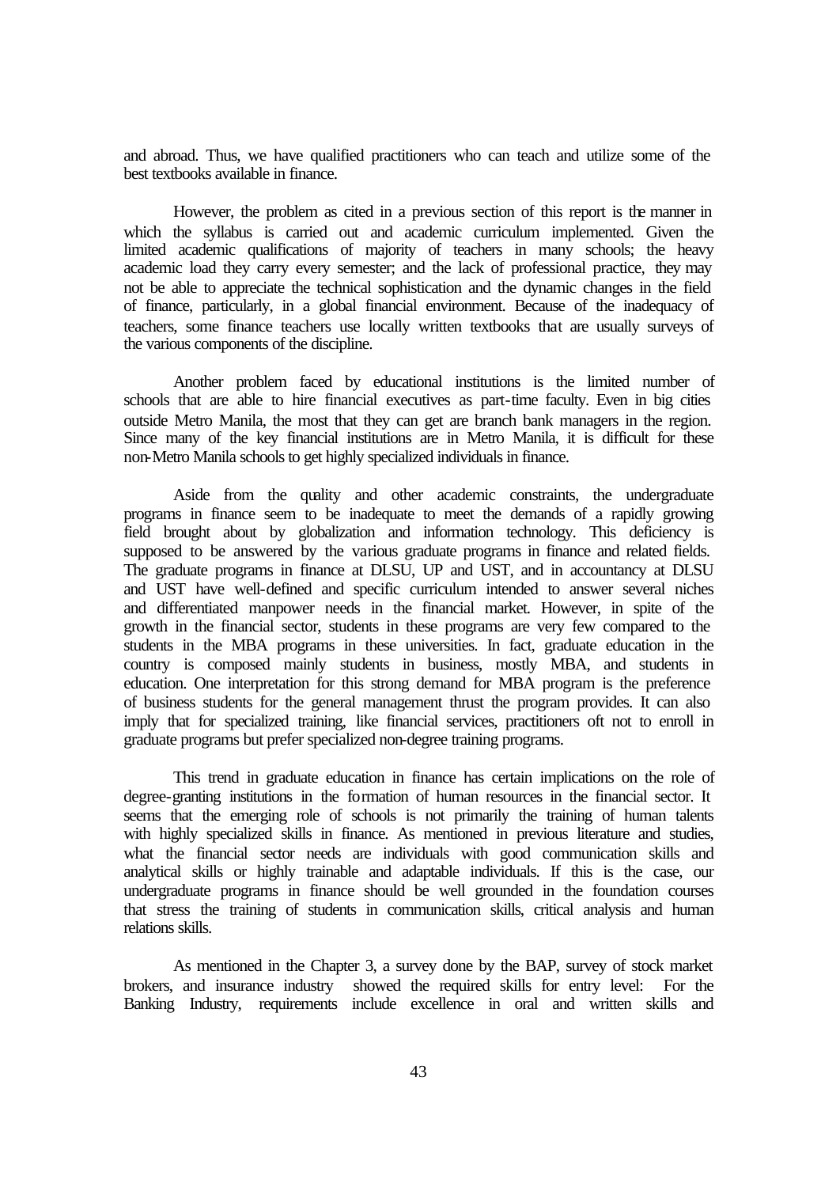and abroad. Thus, we have qualified practitioners who can teach and utilize some of the best textbooks available in finance.

However, the problem as cited in a previous section of this report is the manner in which the syllabus is carried out and academic curriculum implemented. Given the limited academic qualifications of majority of teachers in many schools; the heavy academic load they carry every semester; and the lack of professional practice, they may not be able to appreciate the technical sophistication and the dynamic changes in the field of finance, particularly, in a global financial environment. Because of the inadequacy of teachers, some finance teachers use locally written textbooks that are usually surveys of the various components of the discipline.

Another problem faced by educational institutions is the limited number of schools that are able to hire financial executives as part-time faculty. Even in big cities outside Metro Manila, the most that they can get are branch bank managers in the region. Since many of the key financial institutions are in Metro Manila, it is difficult for these non-Metro Manila schools to get highly specialized individuals in finance.

Aside from the quality and other academic constraints, the undergraduate programs in finance seem to be inadequate to meet the demands of a rapidly growing field brought about by globalization and information technology. This deficiency is supposed to be answered by the various graduate programs in finance and related fields. The graduate programs in finance at DLSU, UP and UST, and in accountancy at DLSU and UST have well-defined and specific curriculum intended to answer several niches and differentiated manpower needs in the financial market. However, in spite of the growth in the financial sector, students in these programs are very few compared to the students in the MBA programs in these universities. In fact, graduate education in the country is composed mainly students in business, mostly MBA, and students in education. One interpretation for this strong demand for MBA program is the preference of business students for the general management thrust the program provides. It can also imply that for specialized training, like financial services, practitioners oft not to enroll in graduate programs but prefer specialized non-degree training programs.

This trend in graduate education in finance has certain implications on the role of degree-granting institutions in the formation of human resources in the financial sector. It seems that the emerging role of schools is not primarily the training of human talents with highly specialized skills in finance. As mentioned in previous literature and studies, what the financial sector needs are individuals with good communication skills and analytical skills or highly trainable and adaptable individuals. If this is the case, our undergraduate programs in finance should be well grounded in the foundation courses that stress the training of students in communication skills, critical analysis and human relations skills.

As mentioned in the Chapter 3, a survey done by the BAP, survey of stock market brokers, and insurance industry showed the required skills for entry level: For the Banking Industry, requirements include excellence in oral and written skills and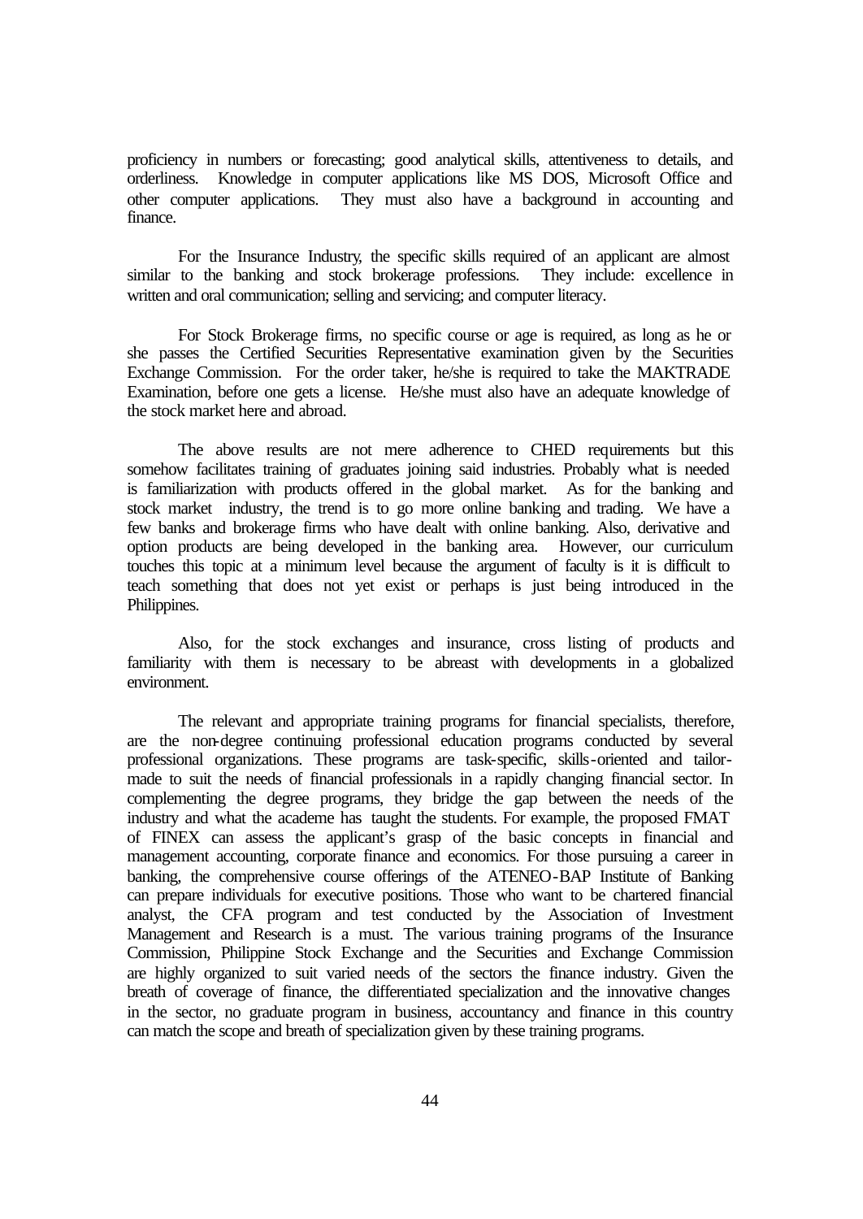proficiency in numbers or forecasting; good analytical skills, attentiveness to details, and orderliness. Knowledge in computer applications like MS DOS, Microsoft Office and other computer applications. They must also have a background in accounting and finance.

For the Insurance Industry, the specific skills required of an applicant are almost similar to the banking and stock brokerage professions. They include: excellence in written and oral communication; selling and servicing; and computer literacy.

For Stock Brokerage firms, no specific course or age is required, as long as he or she passes the Certified Securities Representative examination given by the Securities Exchange Commission. For the order taker, he/she is required to take the MAKTRADE Examination, before one gets a license. He/she must also have an adequate knowledge of the stock market here and abroad.

The above results are not mere adherence to CHED requirements but this somehow facilitates training of graduates joining said industries. Probably what is needed is familiarization with products offered in the global market. As for the banking and stock market industry, the trend is to go more online banking and trading. We have a few banks and brokerage firms who have dealt with online banking. Also, derivative and option products are being developed in the banking area. However, our curriculum touches this topic at a minimum level because the argument of faculty is it is difficult to teach something that does not yet exist or perhaps is just being introduced in the Philippines.

Also, for the stock exchanges and insurance, cross listing of products and familiarity with them is necessary to be abreast with developments in a globalized environment.

The relevant and appropriate training programs for financial specialists, therefore, are the non-degree continuing professional education programs conducted by several professional organizations. These programs are task-specific, skills-oriented and tailor-made to suit the needs of financial professionals in a rapidly changing financial sector. In complementing the degree programs, they bridge the gap between the needs of the industry and what the academe has taught the students. For example, the proposed FMAT of FINEX can assess the applicant's grasp of the basic concepts in financial and management accounting, corporate finance and economics. For those pursuing a career in banking, the comprehensive course offerings of the ATENEO-BAP Institute of Banking can prepare individuals for executive positions. Those who want to be chartered financial analyst, the CFA program and test conducted by the Association of Investment Management and Research is a must. The various training programs of the Insurance Commission, Philippine Stock Exchange and the Securities and Exchange Commission are highly organized to suit varied needs of the sectors the finance industry. Given the breath of coverage of finance, the differentiated specialization and the innovative changes in the sector, no graduate program in business, accountancy and finance in this country can match the scope and breath of specialization given by these training programs.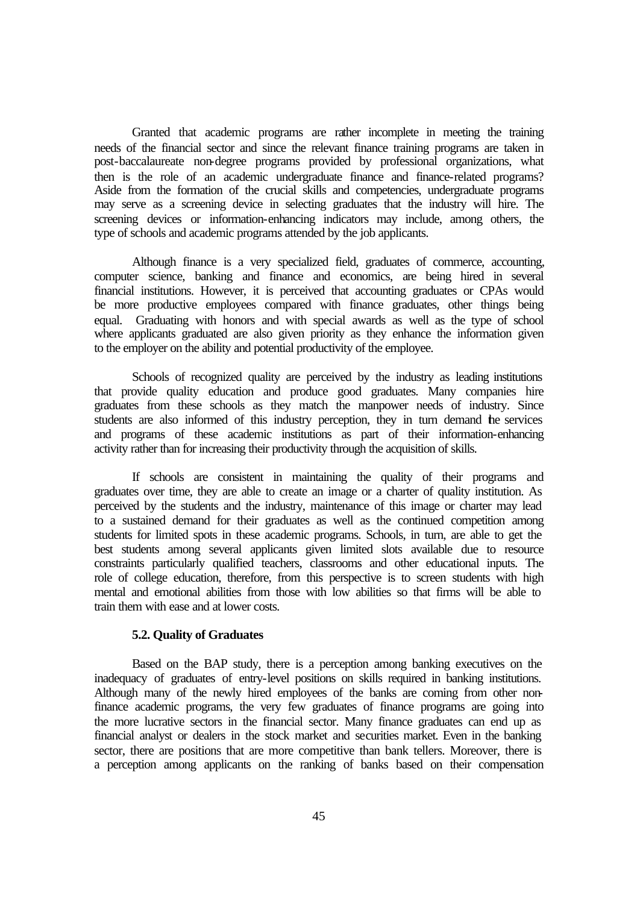Granted that academic programs are rather incomplete in meeting the training needs of the financial sector and since the relevant finance training programs are taken in post-baccalaureate non-degree programs provided by professional organizations, what then is the role of an academic undergraduate finance and finance-related programs? Aside from the formation of the crucial skills and competencies, undergraduate programs may serve as a screening device in selecting graduates that the industry will hire. The screening devices or information-enhancing indicators may include, among others, the type of schools and academic programs attended by the job applicants.

Although finance is a very specialized field, graduates of commerce, accounting, computer science, banking and finance and economics, are being hired in several financial institutions. However, it is perceived that accounting graduates or CPAs would be more productive employees compared with finance graduates, other things being equal. Graduating with honors and with special awards as well as the type of school where applicants graduated are also given priority as they enhance the information given to the employer on the ability and potential productivity of the employee.

Schools of recognized quality are perceived by the industry as leading institutions that provide quality education and produce good graduates. Many companies hire graduates from these schools as they match the manpower needs of industry. Since students are also informed of this industry perception, they in turn demand the services and programs of these academic institutions as part of their information-enhancing activity rather than for increasing their productivity through the acquisition of skills.

If schools are consistent in maintaining the quality of their programs and graduates over time, they are able to create an image or a charter of quality institution. As perceived by the students and the industry, maintenance of this image or charter may lead to a sustained demand for their graduates as well as the continued competition among students for limited spots in these academic programs. Schools, in turn, are able to get the best students among several applicants given limited slots available due to resource constraints particularly qualified teachers, classrooms and other educational inputs. The role of college education, therefore, from this perspective is to screen students with high mental and emotional abilities from those with low abilities so that firms will be able to train them with ease and at lower costs.

### 5.2. Quality of Graduates

Based on the BAP study, there is a perception among banking executives on the inadequacy of graduates of entry-level positions on skills required in banking institutions. Although many of the newly hired employees of the banks are coming from other non-finance academic programs, the very few graduates of finance programs are going into the more lucrative sectors in the financial sector. Many finance graduates can end up as financial analyst or dealers in the stock market and securities market. Even in the banking sector, there are positions that are more competitive than bank tellers. Moreover, there is a perception among applicants on the ranking of banks based on their compensation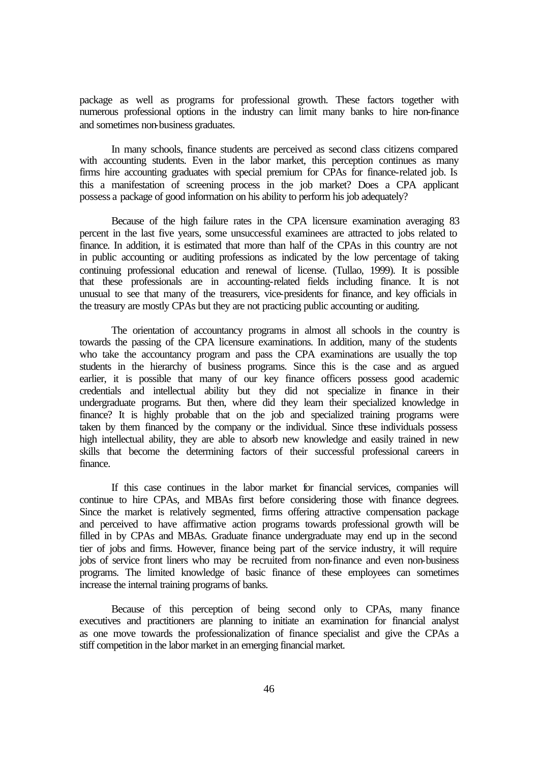package as well as programs for professional growth. These factors together with numerous professional options in the industry can limit many banks to hire non-finance and sometimes non-business graduates.

In many schools, finance students are perceived as second class citizens compared with accounting students. Even in the labor market, this perception continues as many firms hire accounting graduates with special premium for CPAs for finance-related job. Is this a manifestation of screening process in the job market? Does a CPA applicant possess a package of good information on his ability to perform his job adequately?

Because of the high failure rates in the CPA licensure examination averaging 83 percent in the last five years, some unsuccessful examinees are attracted to jobs related to finance. In addition, it is estimated that more than half of the CPAs in this country are not in public accounting or auditing professions as indicated by the low percentage of taking continuing professional education and renewal of license. (Tullao, 1999). It is possible that these professionals are in accounting-related fields including finance. It is not unusual to see that many of the treasurers, vice-presidents for finance, and key officials in the treasury are mostly CPAs but they are not practicing public accounting or auditing.

The orientation of accountancy programs in almost all schools in the country is towards the passing of the CPA licensure examinations. In addition, many of the students who take the accountancy program and pass the CPA examinations are usually the top students in the hierarchy of business programs. Since this is the case and as argued earlier, it is possible that many of our key finance officers possess good academic credentials and intellectual ability but they did not specialize in finance in their undergraduate programs. But then, where did they learn their specialized knowledge in finance? It is highly probable that on the job and specialized training programs were taken by them financed by the company or the individual. Since these individuals possess high intellectual ability, they are able to absorb new knowledge and easily trained in new skills that become the determining factors of their successful professional careers in finance.

If this case continues in the labor market for financial services, companies will continue to hire CPAs, and MBAs first before considering those with finance degrees. Since the market is relatively segmented, firms offering attractive compensation package and perceived to have affirmative action programs towards professional growth will be filled in by CPAs and MBAs. Graduate finance undergraduate may end up in the second tier of jobs and firms. However, finance being part of the service industry, it will require jobs of service front liners who may be recruited from non-finance and even non-business programs. The limited knowledge of basic finance of these employees can sometimes increase the internal training programs of banks.

Because of this perception of being second only to CPAs, many finance executives and practitioners are planning to initiate an examination for financial analyst as one move towards the professionalization of finance specialist and give the CPAs a stiff competition in the labor market in an emerging financial market.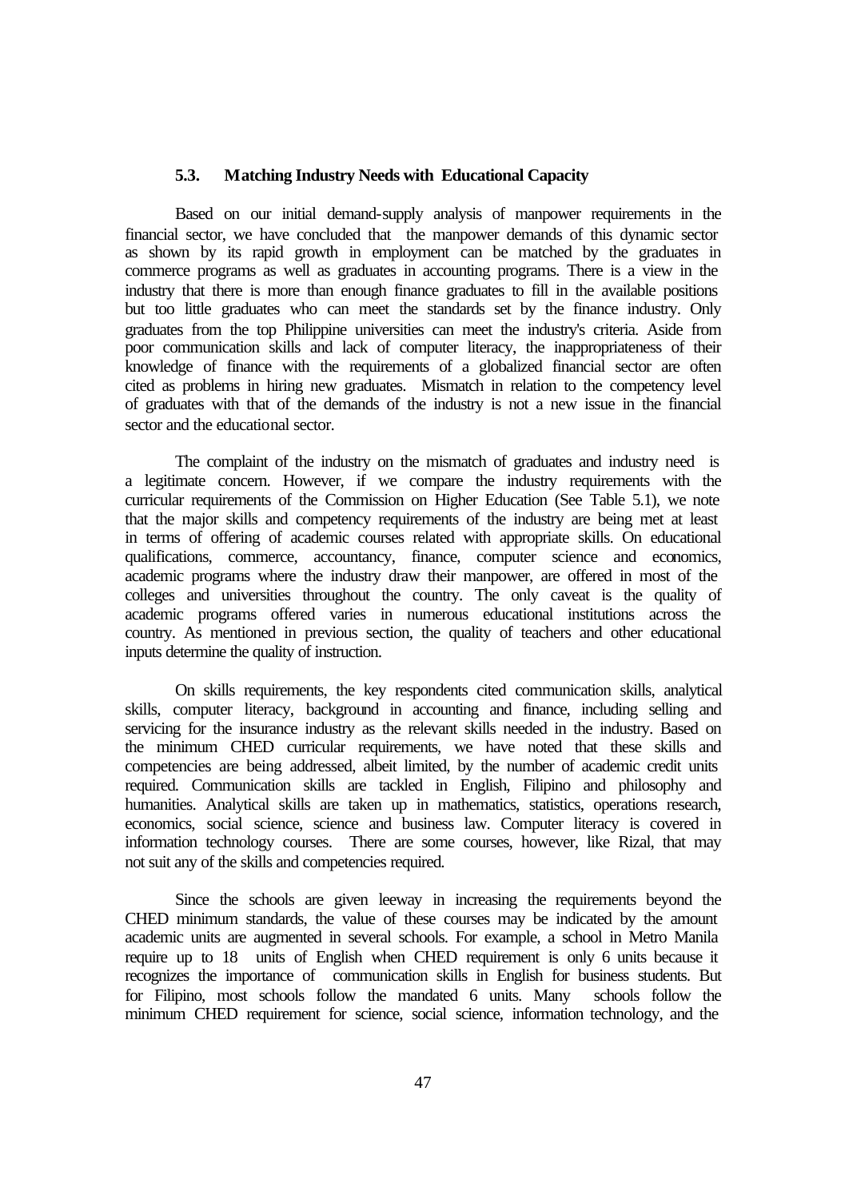### 5.3. Matching Industry Needs with Educational Capacity

Based on our initial demand-supply analysis of manpower requirements in the financial sector, we have concluded that the manpower demands of this dynamic sector as shown by its rapid growth in employment can be matched by the graduates in commerce programs as well as graduates in accounting programs. There is a view in the industry that there is more than enough finance graduates to fill in the available positions but too little graduates who can meet the standards set by the finance industry. Only graduates from the top Philippine universities can meet the industry's criteria. Aside from poor communication skills and lack of computer literacy, the inappropriateness of their knowledge of finance with the requirements of a globalized financial sector are often cited as problems in hiring new graduates. Mismatch in relation to the competency level of graduates with that of the demands of the industry is not a new issue in the financial sector and the educational sector.

The complaint of the industry on the mismatch of graduates and industry need is a legitimate concern. However, if we compare the industry requirements with the curricular requirements of the Commission on Higher Education (See Table 5.1), we note that the major skills and competency requirements of the industry are being met at least in terms of offering of academic courses related with appropriate skills. On educational qualifications, commerce, accountancy, finance, computer science and economics, academic programs where the industry draw their manpower, are offered in most of the colleges and universities throughout the country. The only caveat is the quality of academic programs offered varies in numerous educational institutions across the country. As mentioned in previous section, the quality of teachers and other educational inputs determine the quality of instruction.

On skills requirements, the key respondents cited communication skills, analytical skills, computer literacy, background in accounting and finance, including selling and servicing for the insurance industry as the relevant skills needed in the industry. Based on the minimum CHED curricular requirements, we have noted that these skills and competencies are being addressed, albeit limited, by the number of academic credit units required. Communication skills are tackled in English, Filipino and philosophy and humanities. Analytical skills are taken up in mathematics, statistics, operations research, economics, social science, science and business law. Computer literacy is covered in information technology courses. There are some courses, however, like Rizal, that may not suit any of the skills and competencies required.

Since the schools are given leeway in increasing the requirements beyond the CHED minimum standards, the value of these courses may be indicated by the amount academic units are augmented in several schools. For example, a school in Metro Manila require up to 18 units of English when CHED requirement is only 6 units because it recognizes the importance of communication skills in English for business students. But for Filipino, most schools follow the mandated 6 units. Many schools follow the minimum CHED requirement for science, social science, information technology, and the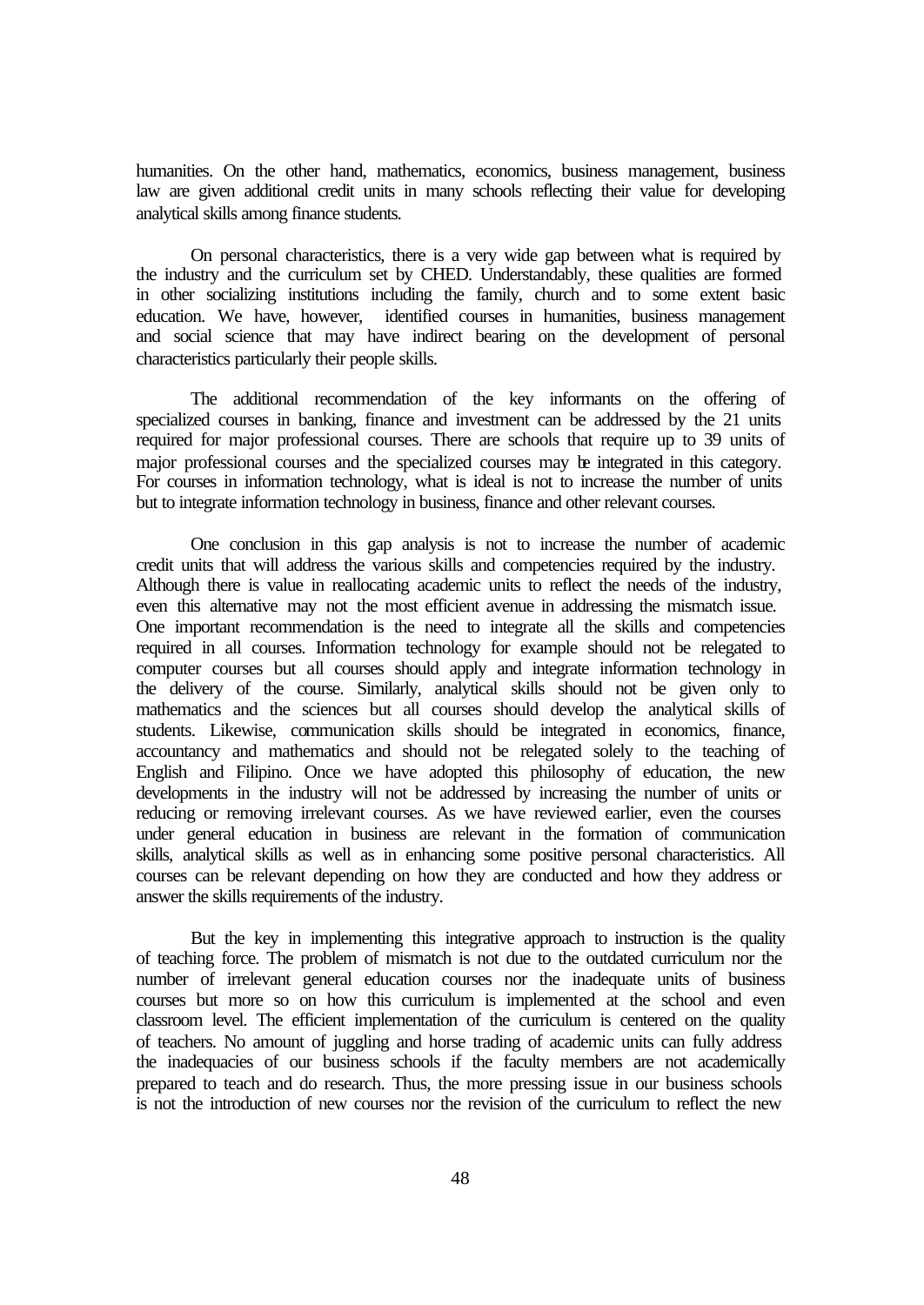humanities. On the other hand, mathematics, economics, business management, business law are given additional credit units in many schools reflecting their value for developing analytical skills among finance students.

On personal characteristics, there is a very wide gap between what is required by the industry and the curriculum set by CHED. Understandably, these qualities are formed in other socializing institutions including the family, church and to some extent basic education. We have, however, identified courses in humanities, business management and social science that may have indirect bearing on the development of personal characteristics particularly their people skills.

The additional recommendation of the key informants on the offering of specialized courses in banking, finance and investment can be addressed by the 21 units required for major professional courses. There are schools that require up to 39 units of major professional courses and the specialized courses may be integrated in this category. For courses in information technology, what is ideal is not to increase the number of units but to integrate information technology in business, finance and other relevant courses.

One conclusion in this gap analysis is not to increase the number of academic credit units that will address the various skills and competencies required by the industry. Although there is value in reallocating academic units to reflect the needs of the industry, even this alternative may not the most efficient avenue in addressing the mismatch issue. One important recommendation is the need to integrate all the skills and competencies required in all courses. Information technology for example should not be relegated to computer courses but all courses should apply and integrate information technology in the delivery of the course. Similarly, analytical skills should not be given only to mathematics and the sciences but all courses should develop the analytical skills of students. Likewise, communication skills should be integrated in economics, finance, accountancy and mathematics and should not be relegated solely to the teaching of English and Filipino. Once we have adopted this philosophy of education, the new developments in the industry will not be addressed by increasing the number of units or reducing or removing irrelevant courses. As we have reviewed earlier, even the courses under general education in business are relevant in the formation of communication skills, analytical skills as well as in enhancing some positive personal characteristics. All courses can be relevant depending on how they are conducted and how they address or answer the skills requirements of the industry.

But the key in implementing this integrative approach to instruction is the quality of teaching force. The problem of mismatch is not due to the outdated curriculum nor the number of irrelevant general education courses nor the inadequate units of business courses but more so on how this curriculum is implemented at the school and even classroom level. The efficient implementation of the curriculum is centered on the quality of teachers. No amount of juggling and horse trading of academic units can fully address the inadequacies of our business schools if the faculty members are not academically prepared to teach and do research. Thus, the more pressing issue in our business schools is not the introduction of new courses nor the revision of the curriculum to reflect the new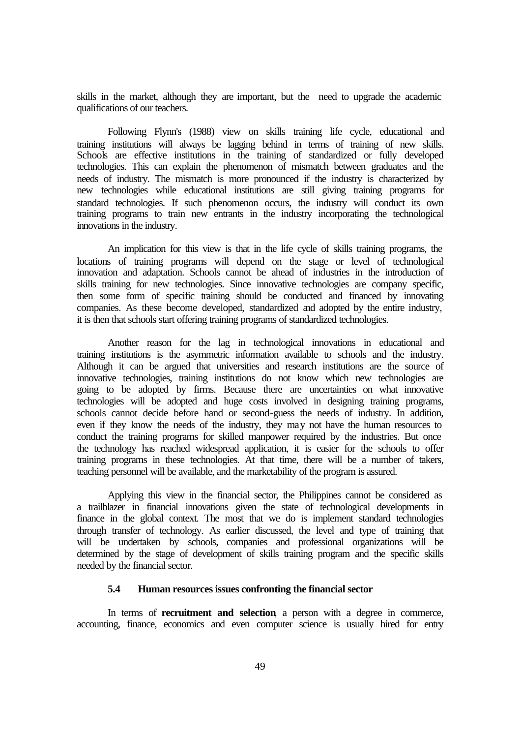skills in the market, although they are important, but the need to upgrade the academic qualifications of our teachers.

Following Flynn's (1988) view on skills training life cycle, educational and training institutions will always be lagging behind in terms of training of new skills. Schools are effective institutions in the training of standardized or fully developed technologies. This can explain the phenomenon of mismatch between graduates and the needs of industry. The mismatch is more pronounced if the industry is characterized by new technologies while educational institutions are still giving training programs for standard technologies. If such phenomenon occurs, the industry will conduct its own training programs to train new entrants in the industry incorporating the technological innovations in the industry.

An implication for this view is that in the life cycle of skills training programs, the locations of training programs will depend on the stage or level of technological innovation and adaptation. Schools cannot be ahead of industries in the introduction of skills training for new technologies. Since innovative technologies are company specific, then some form of specific training should be conducted and financed by innovating companies. As these become developed, standardized and adopted by the entire industry, it is then that schools start offering training programs of standardized technologies.

Another reason for the lag in technological innovations in educational and training institutions is the asymmetric information available to schools and the industry. Although it can be argued that universities and research institutions are the source of innovative technologies, training institutions do not know which new technologies are going to be adopted by firms. Because there are uncertainties on what innovative technologies will be adopted and huge costs involved in designing training programs, schools cannot decide before hand or second-guess the needs of industry. In addition, even if they know the needs of the industry, they may not have the human resources to conduct the training programs for skilled manpower required by the industries. But once the technology has reached widespread application, it is easier for the schools to offer training programs in these technologies. At that time, there will be a number of takers, teaching personnel will be available, and the marketability of the program is assured.

Applying this view in the financial sector, the Philippines cannot be considered as a trailblazer in financial innovations given the state of technological developments in finance in the global context. The most that we do is implement standard technologies through transfer of technology. As earlier discussed, the level and type of training that will be undertaken by schools, companies and professional organizations will be determined by the stage of development of skills training program and the specific skills needed by the financial sector.

### 5.4 Human resources issues confronting the financial sector

In terms of **recruitment and selection**, a person with a degree in commerce, accounting, finance, economics and even computer science is usually hired for entry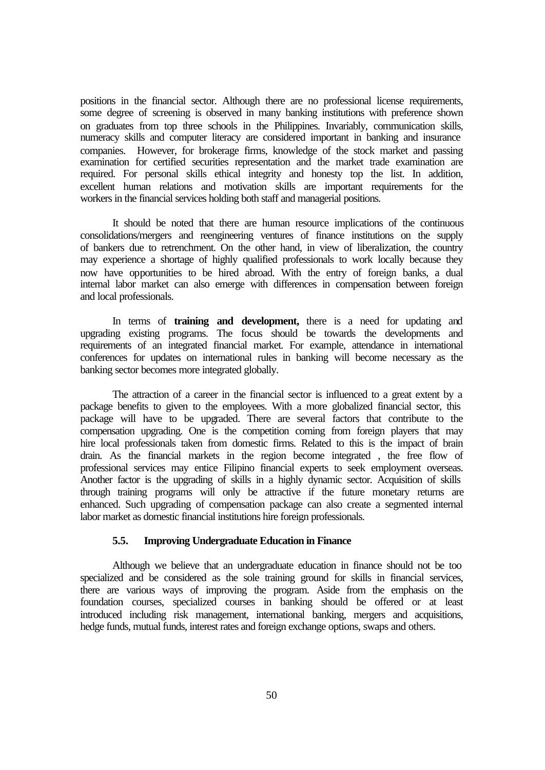positions in the financial sector. Although there are no professional license requirements, some degree of screening is observed in many banking institutions with preference shown on graduates from top three schools in the Philippines. Invariably, communication skills, numeracy skills and computer literacy are considered important in banking and insurance companies. However, for brokerage firms, knowledge of the stock market and passing examination for certified securities representation and the market trade examination are required. For personal skills ethical integrity and honesty top the list. In addition, excellent human relations and motivation skills are important requirements for the workers in the financial services holding both staff and managerial positions.

It should be noted that there are human resource implications of the continuous consolidations/mergers and reengineering ventures of finance institutions on the supply of bankers due to retrenchment. On the other hand, in view of liberalization, the country may experience a shortage of highly qualified professionals to work locally because they now have opportunities to be hired abroad. With the entry of foreign banks, a dual internal labor market can also emerge with differences in compensation between foreign and local professionals.

In terms of **training and development,** there is a need for updating and upgrading existing programs. The focus should be towards the developments and requirements of an integrated financial market. For example, attendance in international conferences for updates on international rules in banking will become necessary as the banking sector becomes more integrated globally.

The attraction of a career in the financial sector is influenced to a great extent by a package benefits to given to the employees. With a more globalized financial sector, this package will have to be upgraded. There are several factors that contribute to the compensation upgrading. One is the competition coming from foreign players that may hire local professionals taken from domestic firms. Related to this is the impact of brain drain. As the financial markets in the region become integrated , the free flow of professional services may entice Filipino financial experts to seek employment overseas. Another factor is the upgrading of skills in a highly dynamic sector. Acquisition of skills through training programs will only be attractive if the future monetary returns are enhanced. Such upgrading of compensation package can also create a segmented internal labor market as domestic financial institutions hire foreign professionals.

### 5.5. Improving Undergraduate Education in Finance

Although we believe that an undergraduate education in finance should not be too specialized and be considered as the sole training ground for skills in financial services, there are various ways of improving the program. Aside from the emphasis on the foundation courses, specialized courses in banking should be offered or at least introduced including risk management, international banking, mergers and acquisitions, hedge funds, mutual funds, interest rates and foreign exchange options, swaps and others.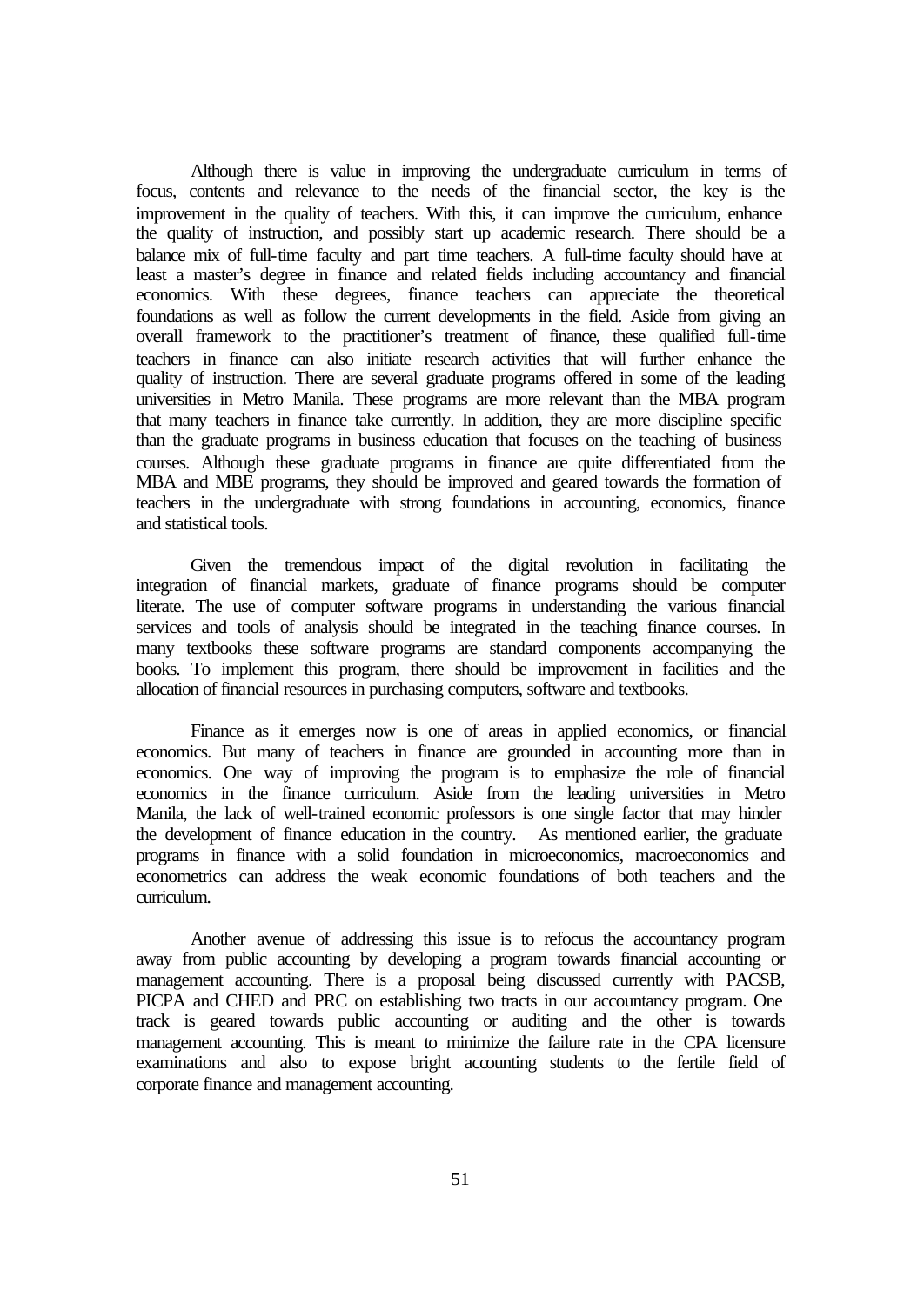Although there is value in improving the undergraduate curriculum in terms of focus, contents and relevance to the needs of the financial sector, the key is the improvement in the quality of teachers. With this, it can improve the curriculum, enhance the quality of instruction, and possibly start up academic research. There should be a balance mix of full-time faculty and part time teachers. A full-time faculty should have at least a master's degree in finance and related fields including accountancy and financial economics. With these degrees, finance teachers can appreciate the theoretical foundations as well as follow the current developments in the field. Aside from giving an overall framework to the practitioner's treatment of finance, these qualified full-time teachers in finance can also initiate research activities that will further enhance the quality of instruction. There are several graduate programs offered in some of the leading universities in Metro Manila. These programs are more relevant than the MBA program that many teachers in finance take currently. In addition, they are more discipline specific than the graduate programs in business education that focuses on the teaching of business courses. Although these graduate programs in finance are quite differentiated from the MBA and MBE programs, they should be improved and geared towards the formation of teachers in the undergraduate with strong foundations in accounting, economics, finance and statistical tools.

Given the tremendous impact of the digital revolution in facilitating the integration of financial markets, graduate of finance programs should be computer literate. The use of computer software programs in understanding the various financial services and tools of analysis should be integrated in the teaching finance courses. In many textbooks these software programs are standard components accompanying the books. To implement this program, there should be improvement in facilities and the allocation of financial resources in purchasing computers, software and textbooks.

Finance as it emerges now is one of areas in applied economics, or financial economics. But many of teachers in finance are grounded in accounting more than in economics. One way of improving the program is to emphasize the role of financial economics in the finance curriculum. Aside from the leading universities in Metro Manila, the lack of well-trained economic professors is one single factor that may hinder the development of finance education in the country. As mentioned earlier, the graduate programs in finance with a solid foundation in microeconomics, macroeconomics and econometrics can address the weak economic foundations of both teachers and the curriculum.

Another avenue of addressing this issue is to refocus the accountancy program away from public accounting by developing a program towards financial accounting or management accounting. There is a proposal being discussed currently with PACSB, PICPA and CHED and PRC on establishing two tracts in our accountancy program. One track is geared towards public accounting or auditing and the other is towards management accounting. This is meant to minimize the failure rate in the CPA licensure examinations and also to expose bright accounting students to the fertile field of corporate finance and management accounting.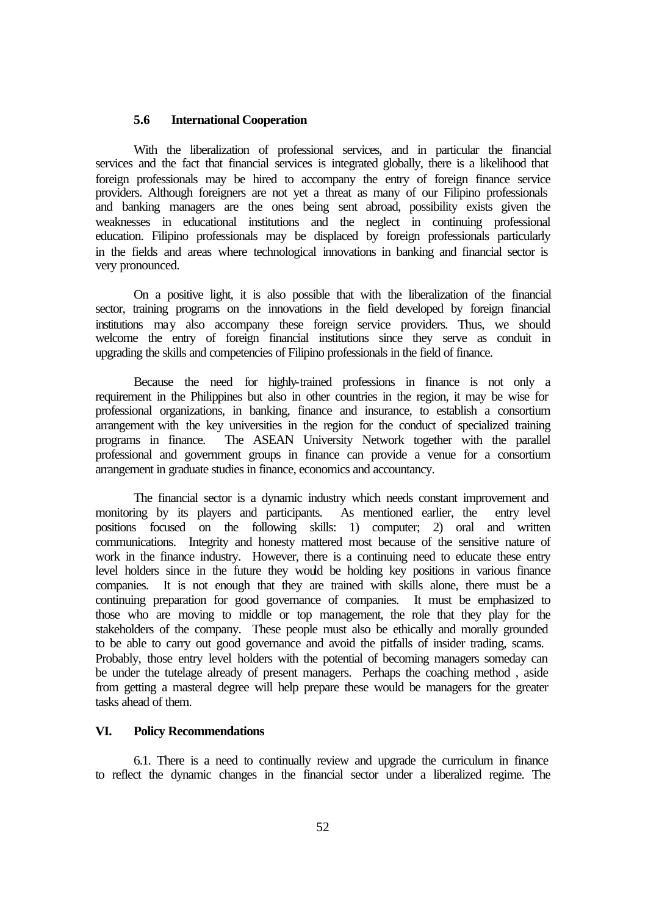### 5.6 International Cooperation

With the liberalization of professional services, and in particular the financial services and the fact that financial services is integrated globally, there is a likelihood that foreign professionals may be hired to accompany the entry of foreign finance service providers. Although foreigners are not yet a threat as many of our Filipino professionals and banking managers are the ones being sent abroad, possibility exists given the weaknesses in educational institutions and the neglect in continuing professional education. Filipino professionals may be displaced by foreign professionals particularly in the fields and areas where technological innovations in banking and financial sector is very pronounced.

On a positive light, it is also possible that with the liberalization of the financial sector, training programs on the innovations in the field developed by foreign financial institutions may also accompany these foreign service providers. Thus, we should welcome the entry of foreign financial institutions since they serve as conduit in upgrading the skills and competencies of Filipino professionals in the field of finance.

Because the need for highly-trained professions in finance is not only a requirement in the Philippines but also in other countries in the region, it may be wise for professional organizations, in banking, finance and insurance, to establish a consortium arrangement with the key universities in the region for the conduct of specialized training programs in finance. The ASEAN University Network together with the parallel professional and government groups in finance can provide a venue for a consortium arrangement in graduate studies in finance, economics and accountancy.

The financial sector is a dynamic industry which needs constant improvement and monitoring by its players and participants. As mentioned earlier, the entry level positions focused on the following skills: 1) computer; 2) oral and written communications. Integrity and honesty mattered most because of the sensitive nature of work in the finance industry. However, there is a continuing need to educate these entry level holders since in the future they would be holding key positions in various finance companies. It is not enough that they are trained with skills alone, there must be a continuing preparation for good governance of companies. It must be emphasized to those who are moving to middle or top management, the role that they play for the stakeholders of the company. These people must also be ethically and morally grounded to be able to carry out good governance and avoid the pitfalls of insider trading, scams. Probably, those entry level holders with the potential of becoming managers someday can be under the tutelage already of present managers. Perhaps the coaching method , aside from getting a masteral degree will help prepare these would be managers for the greater tasks ahead of them.

## VI. Policy Recommendations

6.1. There is a need to continually review and upgrade the curriculum in finance to reflect the dynamic changes in the financial sector under a liberalized regime. The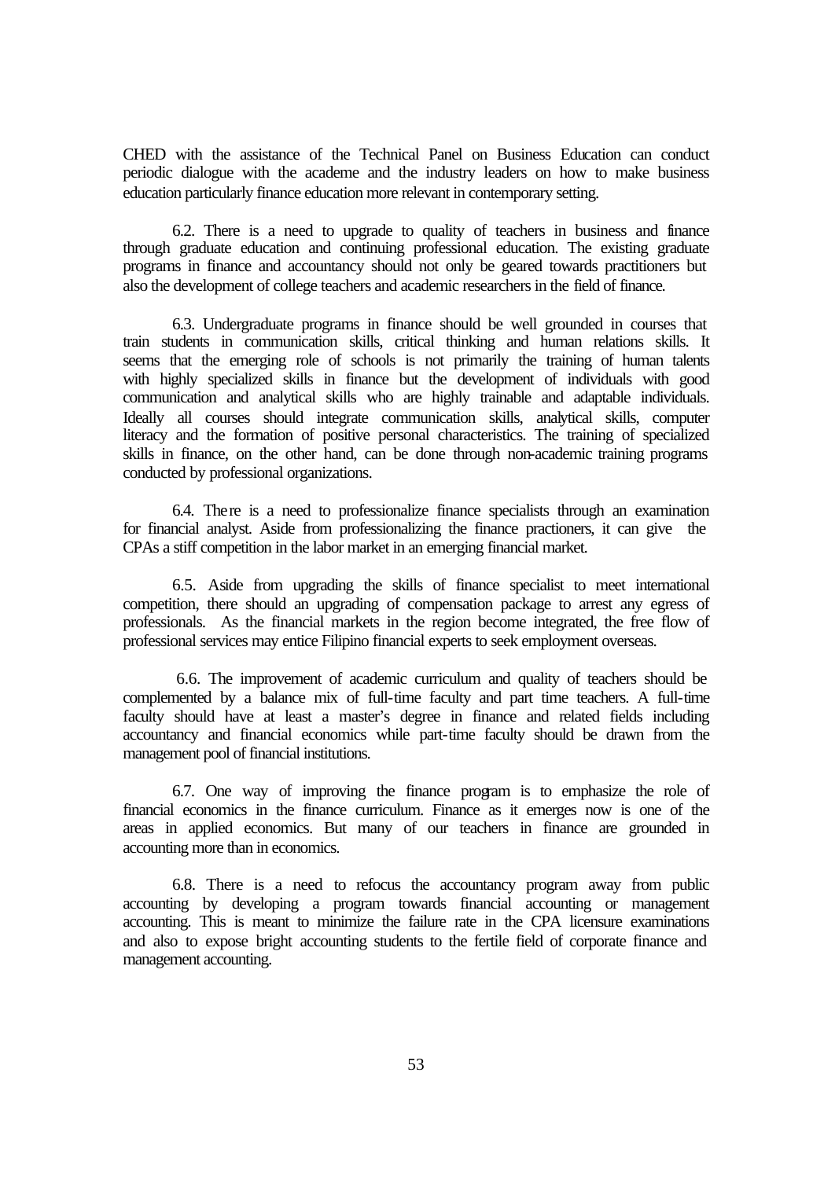CHED with the assistance of the Technical Panel on Business Education can conduct periodic dialogue with the academe and the industry leaders on how to make business education particularly finance education more relevant in contemporary setting.

6.2. There is a need to upgrade to quality of teachers in business and finance through graduate education and continuing professional education. The existing graduate programs in finance and accountancy should not only be geared towards practitioners but also the development of college teachers and academic researchers in the field of finance.

6.3. Undergraduate programs in finance should be well grounded in courses that train students in communication skills, critical thinking and human relations skills. It seems that the emerging role of schools is not primarily the training of human talents with highly specialized skills in finance but the development of individuals with good communication and analytical skills who are highly trainable and adaptable individuals. Ideally all courses should integrate communication skills, analytical skills, computer literacy and the formation of positive personal characteristics. The training of specialized skills in finance, on the other hand, can be done through non-academic training programs conducted by professional organizations.

6.4. There is a need to professionalize finance specialists through an examination for financial analyst. Aside from professionalizing the finance practioners, it can give the CPAs a stiff competition in the labor market in an emerging financial market.

6.5. Aside from upgrading the skills of finance specialist to meet international competition, there should an upgrading of compensation package to arrest any egress of professionals. As the financial markets in the region become integrated, the free flow of professional services may entice Filipino financial experts to seek employment overseas.

6.6. The improvement of academic curriculum and quality of teachers should be complemented by a balance mix of full-time faculty and part time teachers. A full-time faculty should have at least a master's degree in finance and related fields including accountancy and financial economics while part-time faculty should be drawn from the management pool of financial institutions.

6.7. One way of improving the finance program is to emphasize the role of financial economics in the finance curriculum. Finance as it emerges now is one of the areas in applied economics. But many of our teachers in finance are grounded in accounting more than in economics.

6.8. There is a need to refocus the accountancy program away from public accounting by developing a program towards financial accounting or management accounting. This is meant to minimize the failure rate in the CPA licensure examinations and also to expose bright accounting students to the fertile field of corporate finance and management accounting.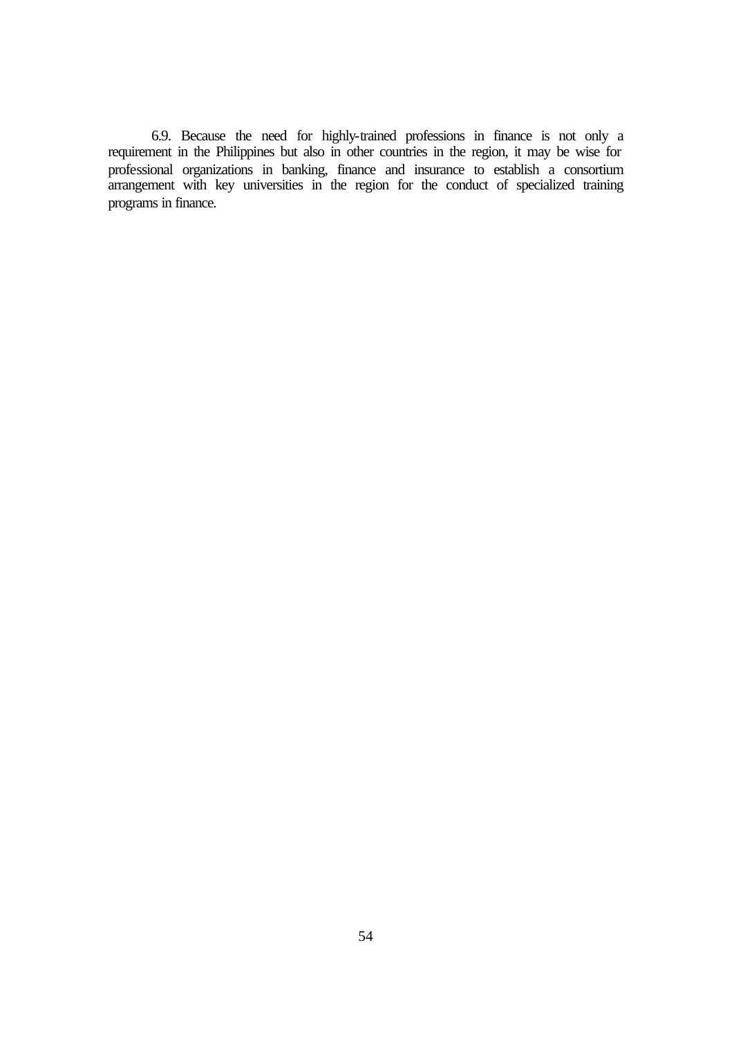6.9. Because the need for highly-trained professions in finance is not only a requirement in the Philippines but also in other countries in the region, it may be wise for professional organizations in banking, finance and insurance to establish a consortium arrangement with key universities in the region for the conduct of specialized training programs in finance.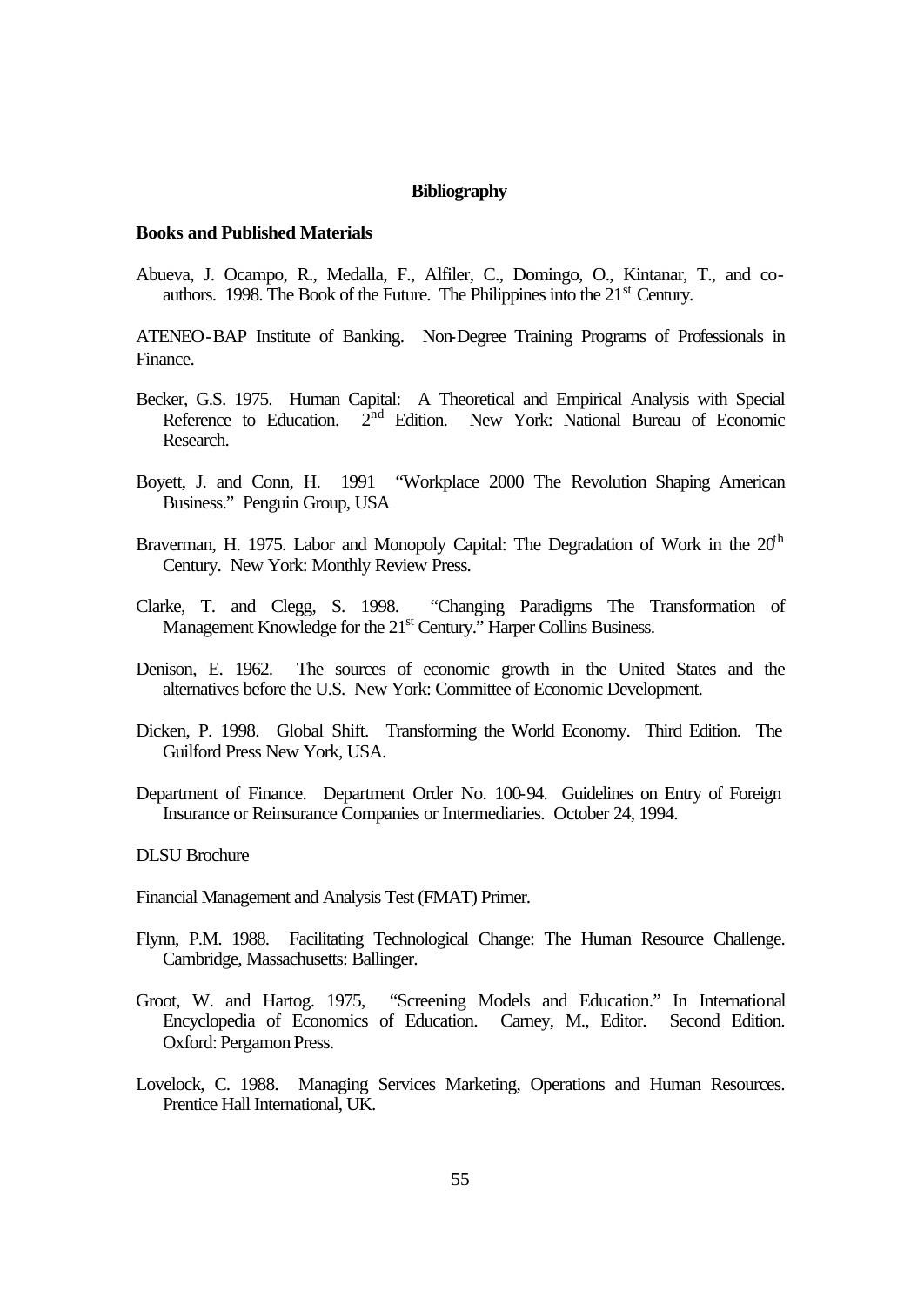## Bibliography

### Books and Published Materials

Abueva, J. Ocampo, R., Medalla, F., Alfiler, C., Domingo, O., Kintanar, T., and co-authors. 1998. The Book of the Future. The Philippines into the 21st Century.

ATENEO-BAP Institute of Banking. Non-Degree Training Programs of Professionals in Finance.

Becker, G.S. 1975. Human Capital: A Theoretical and Empirical Analysis with Special Reference to Education. 2nd Edition. New York: National Bureau of Economic Research.

Boyett, J. and Conn, H. 1991 "Workplace 2000 The Revolution Shaping American Business." Penguin Group, USA

Braverman, H. 1975. Labor and Monopoly Capital: The Degradation of Work in the 20th Century. New York: Monthly Review Press.

Clarke, T. and Clegg, S. 1998. "Changing Paradigms The Transformation of Management Knowledge for the 21st Century." Harper Collins Business.

Denison, E. 1962. The sources of economic growth in the United States and the alternatives before the U.S. New York: Committee of Economic Development.

Dicken, P. 1998. Global Shift. Transforming the World Economy. Third Edition. The Guilford Press New York, USA.

Department of Finance. Department Order No. 100-94. Guidelines on Entry of Foreign Insurance or Reinsurance Companies or Intermediaries. October 24, 1994.

DLSU Brochure

Financial Management and Analysis Test (FMAT) Primer.

Flynn, P.M. 1988. Facilitating Technological Change: The Human Resource Challenge. Cambridge, Massachusetts: Ballinger.

Groot, W. and Hartog. 1975, "Screening Models and Education." In International Encyclopedia of Economics of Education. Carney, M., Editor. Second Edition. Oxford: Pergamon Press.

Lovelock, C. 1988. Managing Services Marketing, Operations and Human Resources. Prentice Hall International, UK.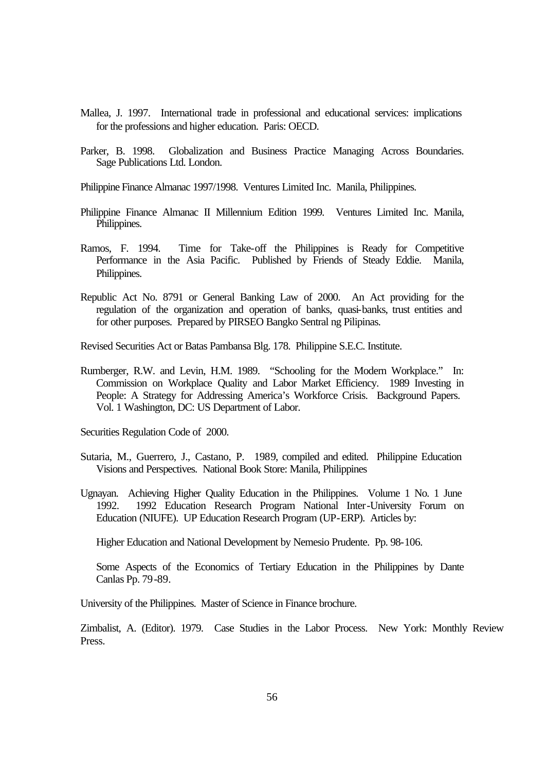Mallea, J. 1997. International trade in professional and educational services: implications for the professions and higher education. Paris: OECD.

Parker, B. 1998. Globalization and Business Practice Managing Across Boundaries. Sage Publications Ltd. London.

Philippine Finance Almanac 1997/1998. Ventures Limited Inc. Manila, Philippines.

Philippine Finance Almanac II Millennium Edition 1999. Ventures Limited Inc. Manila, Philippines.

Ramos, F. 1994. Time for Take-off the Philippines is Ready for Competitive Performance in the Asia Pacific. Published by Friends of Steady Eddie. Manila, Philippines.

Republic Act No. 8791 or General Banking Law of 2000. An Act providing for the regulation of the organization and operation of banks, quasi-banks, trust entities and for other purposes. Prepared by PIRSEO Bangko Sentral ng Pilipinas.

Revised Securities Act or Batas Pambansa Blg. 178. Philippine S.E.C. Institute.

Rumberger, R.W. and Levin, H.M. 1989. "Schooling for the Modern Workplace." In: Commission on Workplace Quality and Labor Market Efficiency. 1989 Investing in People: A Strategy for Addressing America's Workforce Crisis. Background Papers. Vol. 1 Washington, DC: US Department of Labor.

Securities Regulation Code of 2000.

Sutaria, M., Guerrero, J., Castano, P. 1989, compiled and edited. Philippine Education Visions and Perspectives. National Book Store: Manila, Philippines

Ugnayan. Achieving Higher Quality Education in the Philippines. Volume 1 No. 1 June 1992. 1992 Education Research Program National Inter-University Forum on Education (NIUFE). UP Education Research Program (UP-ERP). Articles by:

Higher Education and National Development by Nemesio Prudente. Pp. 98-106.

Some Aspects of the Economics of Tertiary Education in the Philippines by Dante Canlas Pp. 79-89.

University of the Philippines. Master of Science in Finance brochure.

Zimbalist, A. (Editor). 1979. Case Studies in the Labor Process. New York: Monthly Review Press.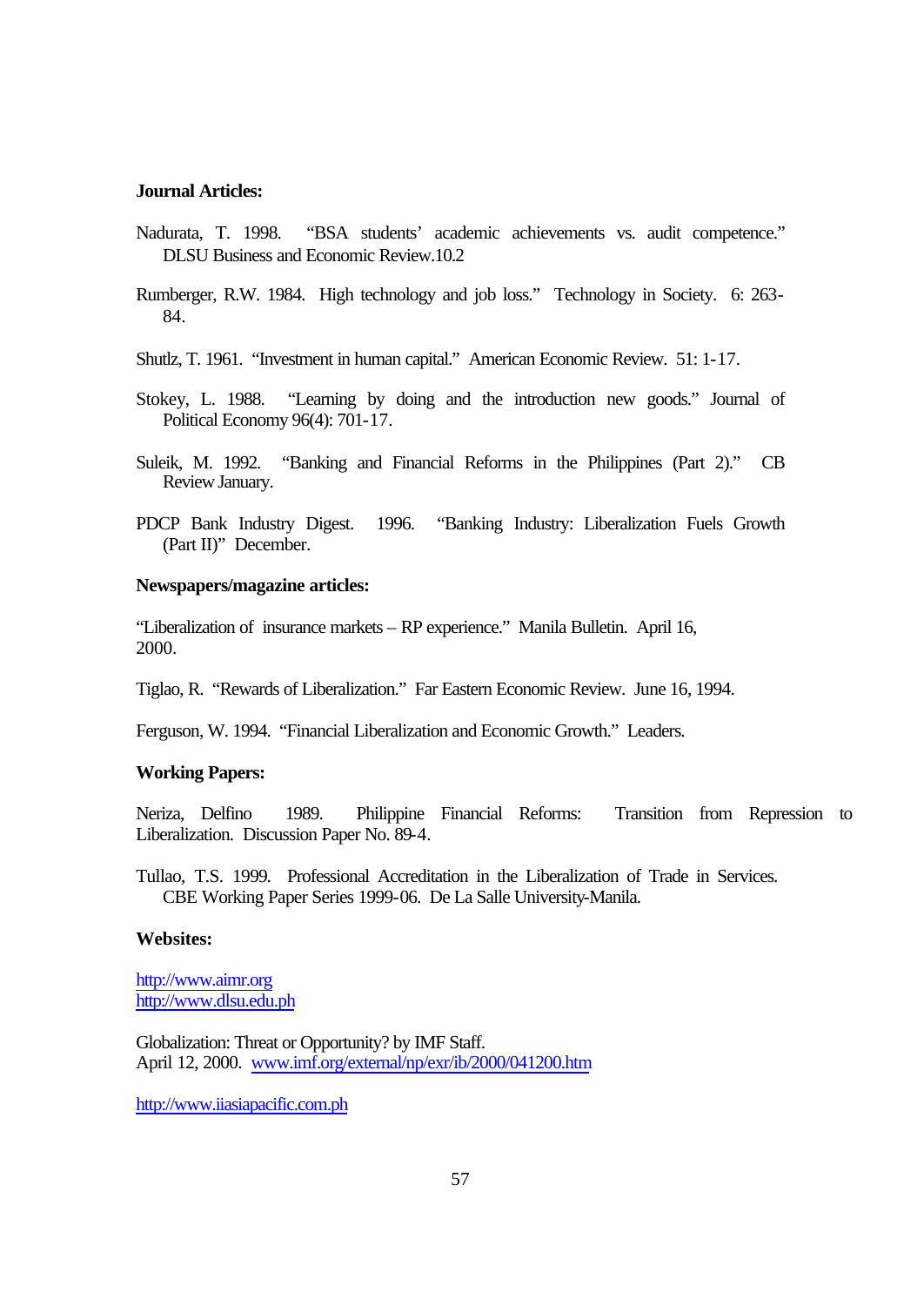**Journal Articles:**

Nadurata, T. 1998. "BSA students' academic achievements vs. audit competence." DLSU Business and Economic Review.10.2

Rumberger, R.W. 1984. High technology and job loss." Technology in Society. 6: 263-84.

Shutlz, T. 1961. "Investment in human capital." American Economic Review. 51: 1-17.

Stokey, L. 1988. "Learning by doing and the introduction new goods." Journal of Political Economy 96(4): 701-17.

Suleik, M. 1992. "Banking and Financial Reforms in the Philippines (Part 2)." CB Review January.

PDCP Bank Industry Digest. 1996. "Banking Industry: Liberalization Fuels Growth (Part II)" December.

**Newspapers/magazine articles:**

"Liberalization of insurance markets – RP experience." Manila Bulletin. April 16, 2000.

Tiglao, R. "Rewards of Liberalization." Far Eastern Economic Review. June 16, 1994.

Ferguson, W. 1994. "Financial Liberalization and Economic Growth." Leaders.

**Working Papers:**

Neriza, Delfino 1989. Philippine Financial Reforms: Transition from Repression to Liberalization. Discussion Paper No. 89-4.

Tullao, T.S. 1999. Professional Accreditation in the Liberalization of Trade in Services. CBE Working Paper Series 1999-06. De La Salle University-Manila.

**Websites:**

http://www.aimr.org
http://www.dlsu.edu.ph

Globalization: Threat or Opportunity? by IMF Staff.
April 12, 2000. www.imf.org/external/np/exr/ib/2000/041200.htm

http://www.iiasiapacific.com.ph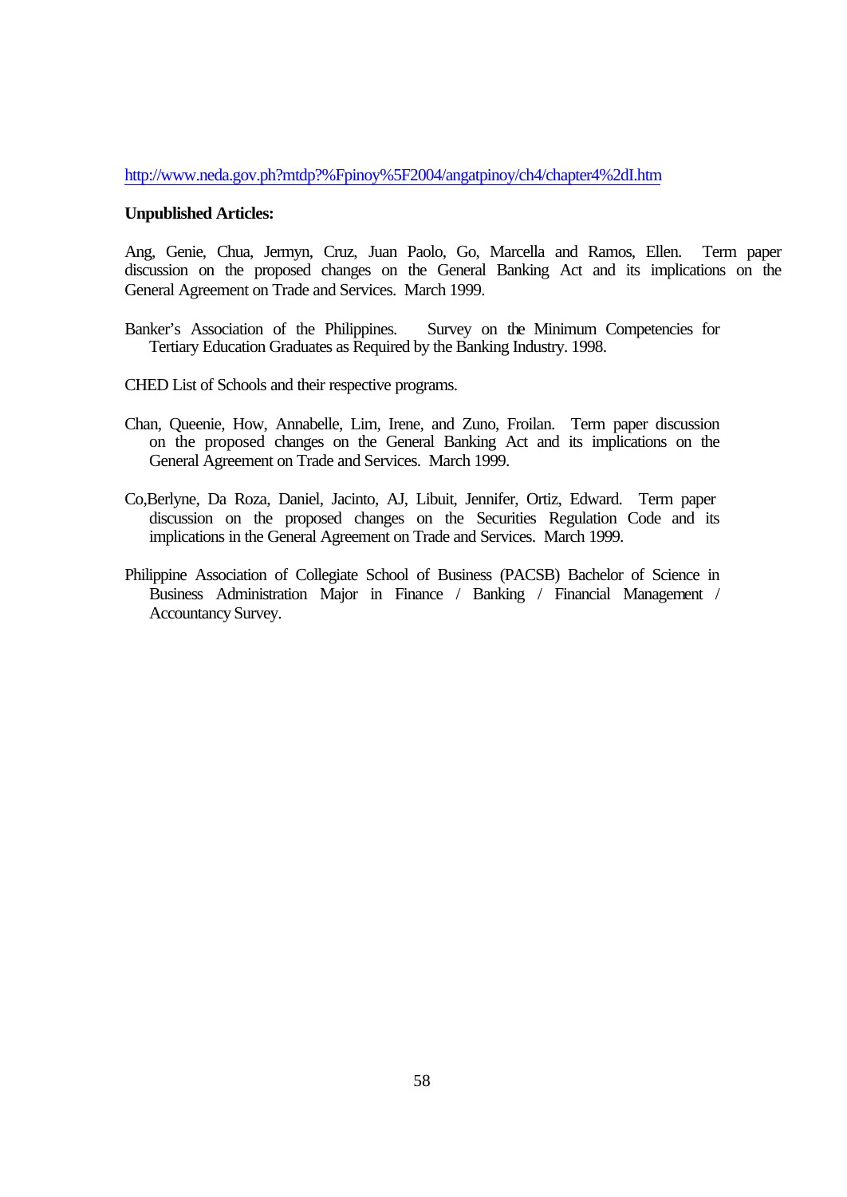http://www.neda.gov.ph?mtdp?%Fpinoy%5F2004/angatpinoy/ch4/chapter4%2dI.htm

**Unpublished Articles:**

Ang, Genie, Chua, Jermyn, Cruz, Juan Paolo, Go, Marcella and Ramos, Ellen. Term paper discussion on the proposed changes on the General Banking Act and its implications on the General Agreement on Trade and Services. March 1999.

Banker's Association of the Philippines. Survey on the Minimum Competencies for Tertiary Education Graduates as Required by the Banking Industry. 1998.

CHED List of Schools and their respective programs.

Chan, Queenie, How, Annabelle, Lim, Irene, and Zuno, Froilan. Term paper discussion on the proposed changes on the General Banking Act and its implications on the General Agreement on Trade and Services. March 1999.

Co,Berlyne, Da Roza, Daniel, Jacinto, AJ, Libuit, Jennifer, Ortiz, Edward. Term paper discussion on the proposed changes on the Securities Regulation Code and its implications in the General Agreement on Trade and Services. March 1999.

Philippine Association of Collegiate School of Business (PACSB) Bachelor of Science in Business Administration Major in Finance / Banking / Financial Management / Accountancy Survey.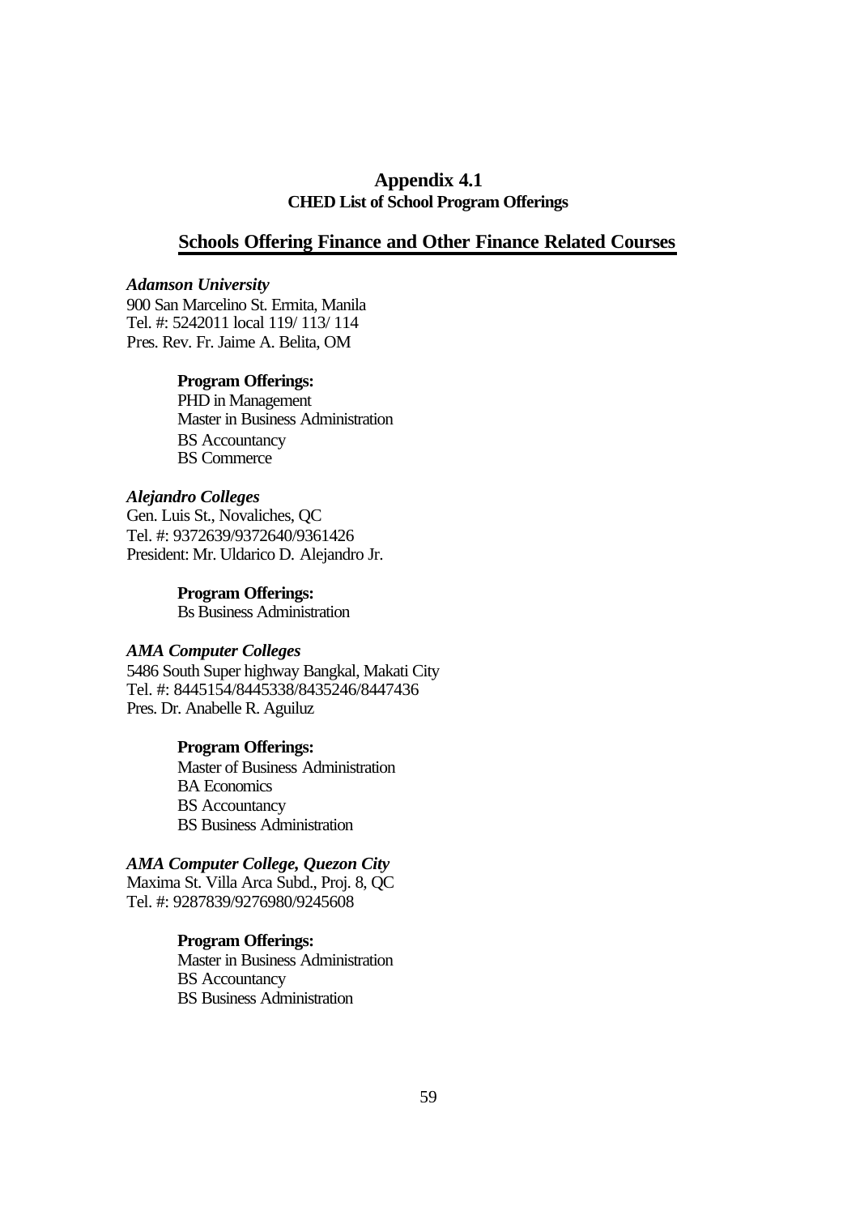# Appendix 4.1

## CHED List of School Program Offerings

## Schools Offering Finance and Other Finance Related Courses

***Adamson University***
900 San Marcelino St. Ermita, Manila
Tel. #: 5242011 local 119/ 113/ 114
Pres. Rev. Fr. Jaime A. Belita, OM

**Program Offerings:**
PHD in Management
Master in Business Administration
BS Accountancy
BS Commerce

***Alejandro Colleges***
Gen. Luis St., Novaliches, QC
Tel. #: 9372639/9372640/9361426
President: Mr. Uldarico D. Alejandro Jr.

**Program Offerings:**
Bs Business Administration

***AMA Computer Colleges***
5486 South Super highway Bangkal, Makati City
Tel. #: 8445154/8445338/8435246/8447436
Pres. Dr. Anabelle R. Aguiluz

**Program Offerings:**
Master of Business Administration
BA Economics
BS Accountancy
BS Business Administration

***AMA Computer College, Quezon City***
Maxima St. Villa Arca Subd., Proj. 8, QC
Tel. #: 9287839/9276980/9245608

**Program Offerings:**
Master in Business Administration
BS Accountancy
BS Business Administration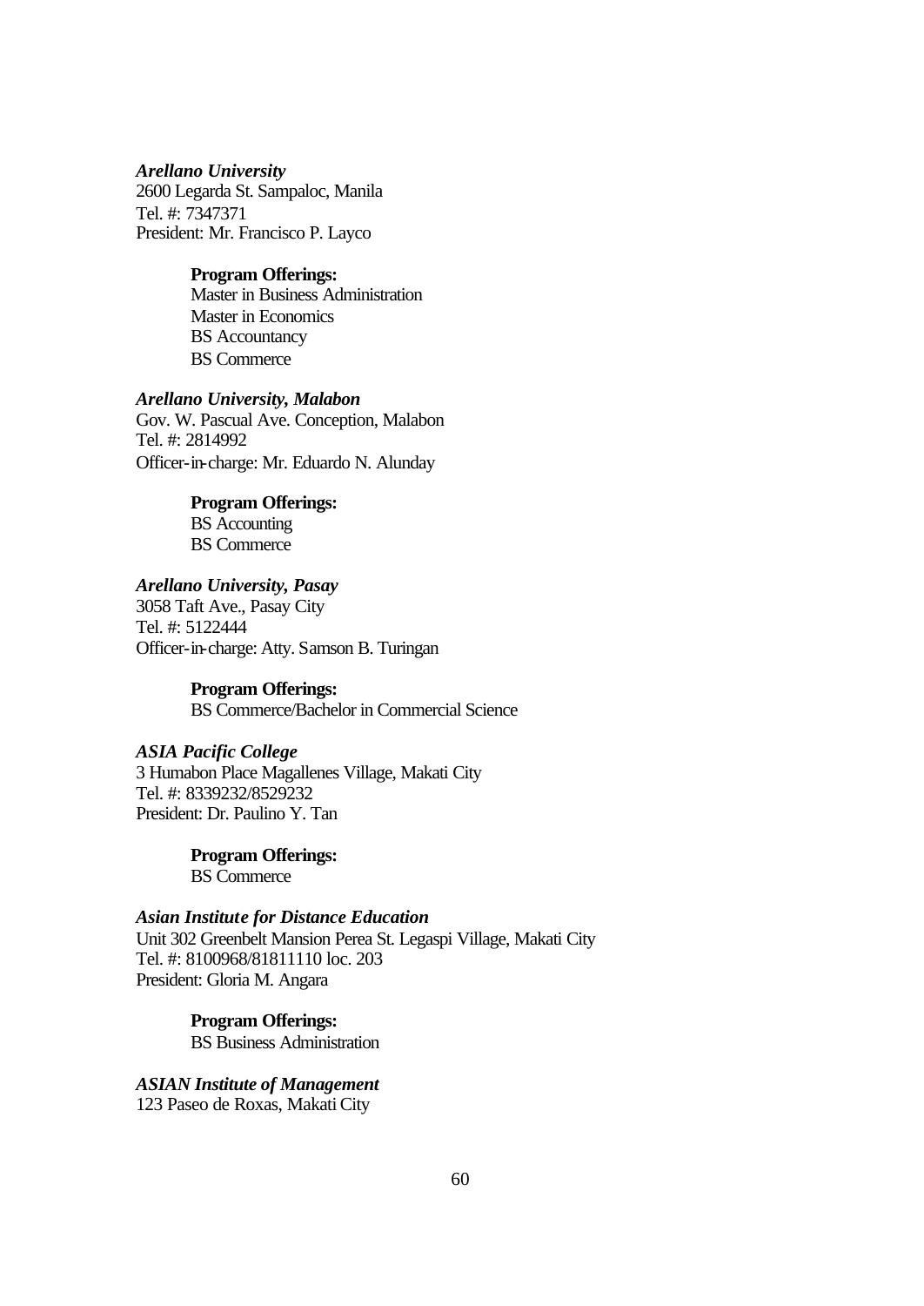***Arellano University***
2600 Legarda St. Sampaloc, Manila
Tel. #: 7347371
President: Mr. Francisco P. Layco

> **Program Offerings:**
> Master in Business Administration
> Master in Economics
> BS Accountancy
> BS Commerce

***Arellano University, Malabon***
Gov. W. Pascual Ave. Conception, Malabon
Tel. #: 2814992
Officer-in-charge: Mr. Eduardo N. Alunday

> **Program Offerings:**
> BS Accounting
> BS Commerce

***Arellano University, Pasay***
3058 Taft Ave., Pasay City
Tel. #: 5122444
Officer-in-charge: Atty. Samson B. Turingan

> **Program Offerings:**
> BS Commerce/Bachelor in Commercial Science

***ASIA Pacific College***
3 Humabon Place Magallenes Village, Makati City
Tel. #: 8339232/8529232
President: Dr. Paulino Y. Tan

> **Program Offerings:**
> BS Commerce

***Asian Institute for Distance Education***
Unit 302 Greenbelt Mansion Perea St. Legaspi Village, Makati City
Tel. #: 8100968/81811110 loc. 203
President: Gloria M. Angara

> **Program Offerings:**
> BS Business Administration

***ASIAN Institute of Management***
123 Paseo de Roxas, Makati City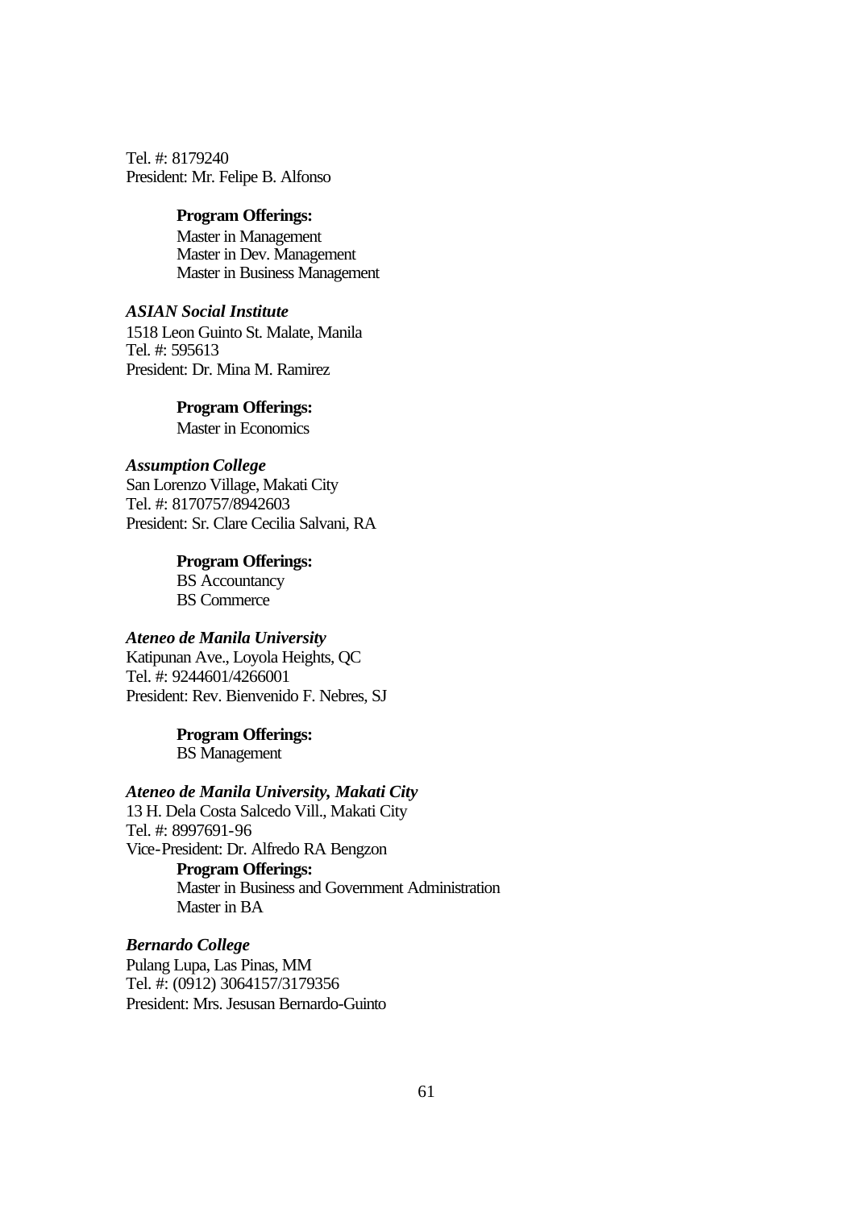Tel. #: 8179240
President: Mr. Felipe B. Alfonso

**Program Offerings:**
Master in Management
Master in Dev. Management
Master in Business Management

***ASIAN Social Institute***
1518 Leon Guinto St. Malate, Manila
Tel. #: 595613
President: Dr. Mina M. Ramirez

**Program Offerings:**
Master in Economics

***Assumption College***
San Lorenzo Village, Makati City
Tel. #: 8170757/8942603
President: Sr. Clare Cecilia Salvani, RA

**Program Offerings:**
BS Accountancy
BS Commerce

***Ateneo de Manila University***
Katipunan Ave., Loyola Heights, QC
Tel. #: 9244601/4266001
President: Rev. Bienvenido F. Nebres, SJ

**Program Offerings:**
BS Management

***Ateneo de Manila University, Makati City***
13 H. Dela Costa Salcedo Vill., Makati City
Tel. #: 8997691-96
Vice-President: Dr. Alfredo RA Bengzon

**Program Offerings:**
Master in Business and Government Administration
Master in BA

***Bernardo College***
Pulang Lupa, Las Pinas, MM
Tel. #: (0912) 3064157/3179356
President: Mrs. Jesusan Bernardo-Guinto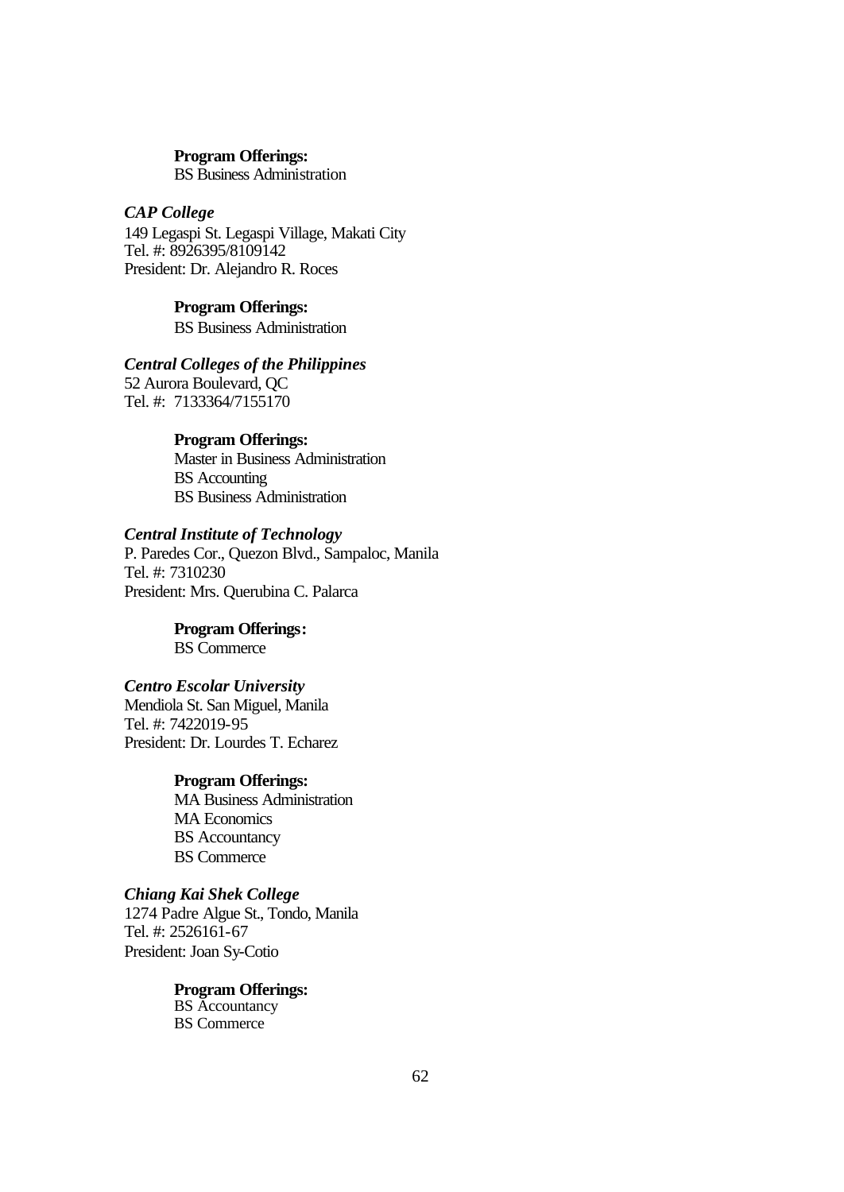**Program Offerings:**
BS Business Administration

*CAP College*
149 Legaspi St. Legaspi Village, Makati City
Tel. #: 8926395/8109142
President: Dr. Alejandro R. Roces

**Program Offerings:**
BS Business Administration

***Central Colleges of the Philippines***
52 Aurora Boulevard, QC
Tel. #: 7133364/7155170

**Program Offerings:**
Master in Business Administration
BS Accounting
BS Business Administration

***Central Institute of Technology***
P. Paredes Cor., Quezon Blvd., Sampaloc, Manila
Tel. #: 7310230
President: Mrs. Querubina C. Palarca

**Program Offerings:**
BS Commerce

***Centro Escolar University***
Mendiola St. San Miguel, Manila
Tel. #: 7422019-95
President: Dr. Lourdes T. Echarez

**Program Offerings:**
MA Business Administration
MA Economics
BS Accountancy
BS Commerce

***Chiang Kai Shek College***
1274 Padre Algue St., Tondo, Manila
Tel. #: 2526161-67
President: Joan Sy-Cotio

**Program Offerings:**
BS Accountancy
BS Commerce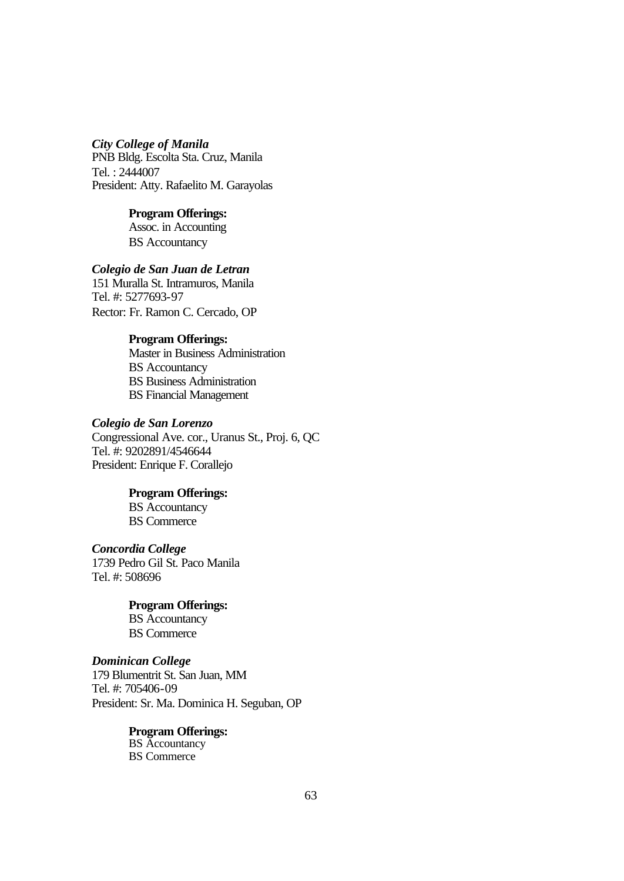***City College of Manila***
PNB Bldg. Escolta Sta. Cruz, Manila
Tel. : 2444007
President: Atty. Rafaelito M. Garayolas

**Program Offerings:**
Assoc. in Accounting
BS Accountancy

***Colegio de San Juan de Letran***
151 Muralla St. Intramuros, Manila
Tel. #: 5277693-97
Rector: Fr. Ramon C. Cercado, OP

**Program Offerings:**
Master in Business Administration
BS Accountancy
BS Business Administration
BS Financial Management

***Colegio de San Lorenzo***
Congressional Ave. cor., Uranus St., Proj. 6, QC
Tel. #: 9202891/4546644
President: Enrique F. Corallejo

**Program Offerings:**
BS Accountancy
BS Commerce

***Concordia College***
1739 Pedro Gil St. Paco Manila
Tel. #: 508696

**Program Offerings:**
BS Accountancy
BS Commerce

***Dominican College***
179 Blumentrit St. San Juan, MM
Tel. #: 705406-09
President: Sr. Ma. Dominica H. Seguban, OP

**Program Offerings:**
BS Accountancy
BS Commerce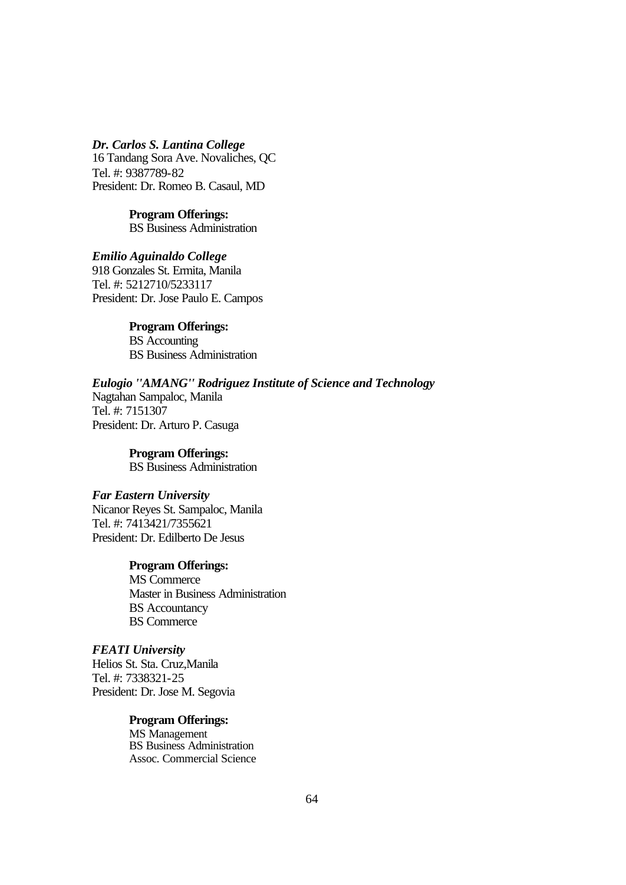***Dr. Carlos S. Lantina College***
16 Tandang Sora Ave. Novaliches, QC
Tel. #: 9387789-82
President: Dr. Romeo B. Casaul, MD

**Program Offerings:**
BS Business Administration

***Emilio Aguinaldo College***
918 Gonzales St. Ermita, Manila
Tel. #: 5212710/5233117
President: Dr. Jose Paulo E. Campos

**Program Offerings:**
BS Accounting
BS Business Administration

***Eulogio "AMANG" Rodriguez Institute of Science and Technology***
Nagtahan Sampaloc, Manila
Tel. #: 7151307
President: Dr. Arturo P. Casuga

**Program Offerings:**
BS Business Administration

***Far Eastern University***
Nicanor Reyes St. Sampaloc, Manila
Tel. #: 7413421/7355621
President: Dr. Edilberto De Jesus

**Program Offerings:**
MS Commerce
Master in Business Administration
BS Accountancy
BS Commerce

***FEATI University***
Helios St. Sta. Cruz,Manila
Tel. #: 7338321-25
President: Dr. Jose M. Segovia

**Program Offerings:**
MS Management
BS Business Administration
Assoc. Commercial Science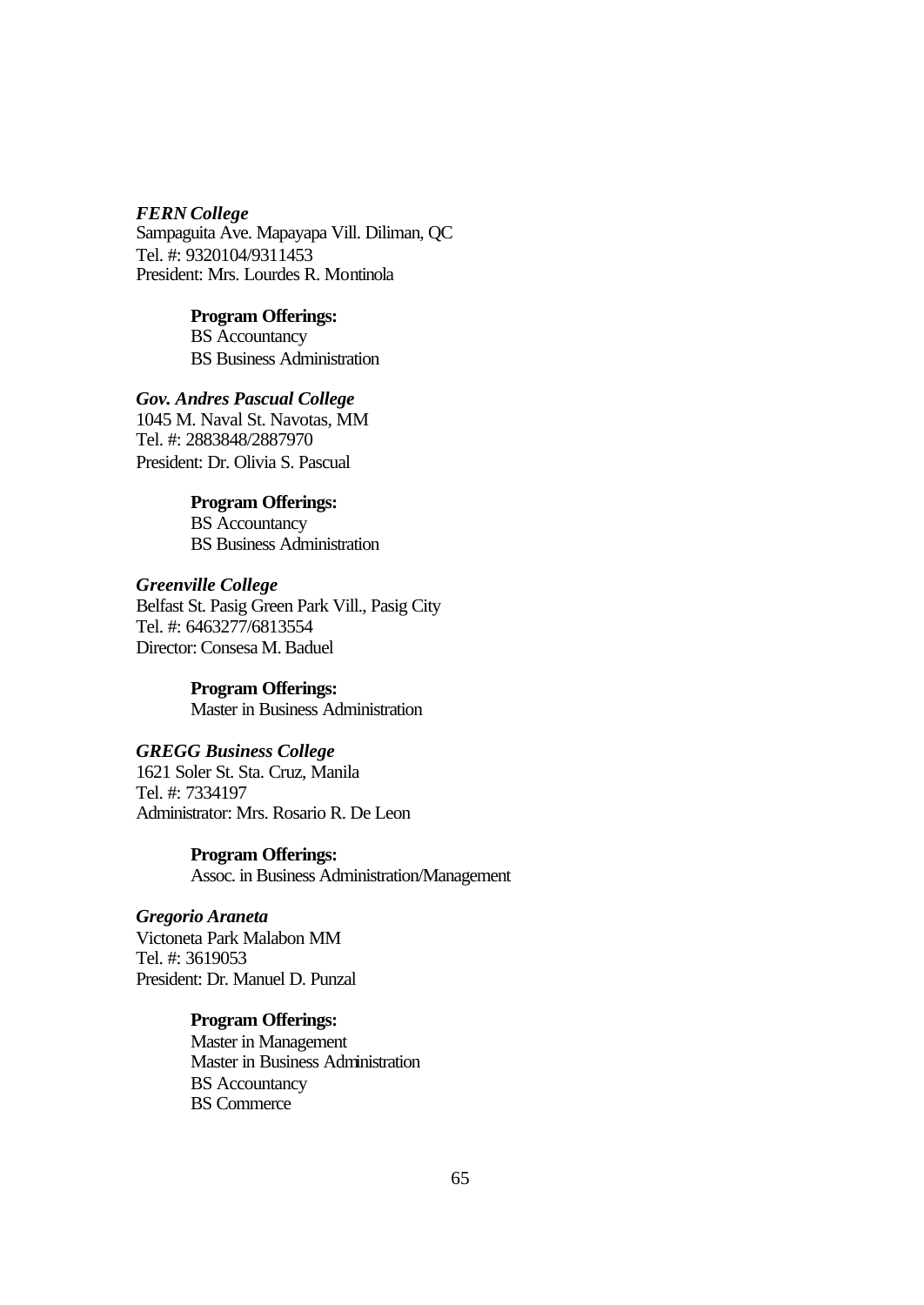***FERN College***
Sampaguita Ave. Mapayapa Vill. Diliman, QC
Tel. #: 9320104/9311453
President: Mrs. Lourdes R. Montinola

**Program Offerings:**
BS Accountancy
BS Business Administration

***Gov. Andres Pascual College***
1045 M. Naval St. Navotas, MM
Tel. #: 2883848/2887970
President: Dr. Olivia S. Pascual

**Program Offerings:**
BS Accountancy
BS Business Administration

***Greenville College***
Belfast St. Pasig Green Park Vill., Pasig City
Tel. #: 6463277/6813554
Director: Consesa M. Baduel

**Program Offerings:**
Master in Business Administration

***GREGG Business College***
1621 Soler St. Sta. Cruz, Manila
Tel. #: 7334197
Administrator: Mrs. Rosario R. De Leon

**Program Offerings:**
Assoc. in Business Administration/Management

***Gregorio Araneta***
Victoneta Park Malabon MM
Tel. #: 3619053
President: Dr. Manuel D. Punzal

**Program Offerings:**
Master in Management
Master in Business Administration
BS Accountancy
BS Commerce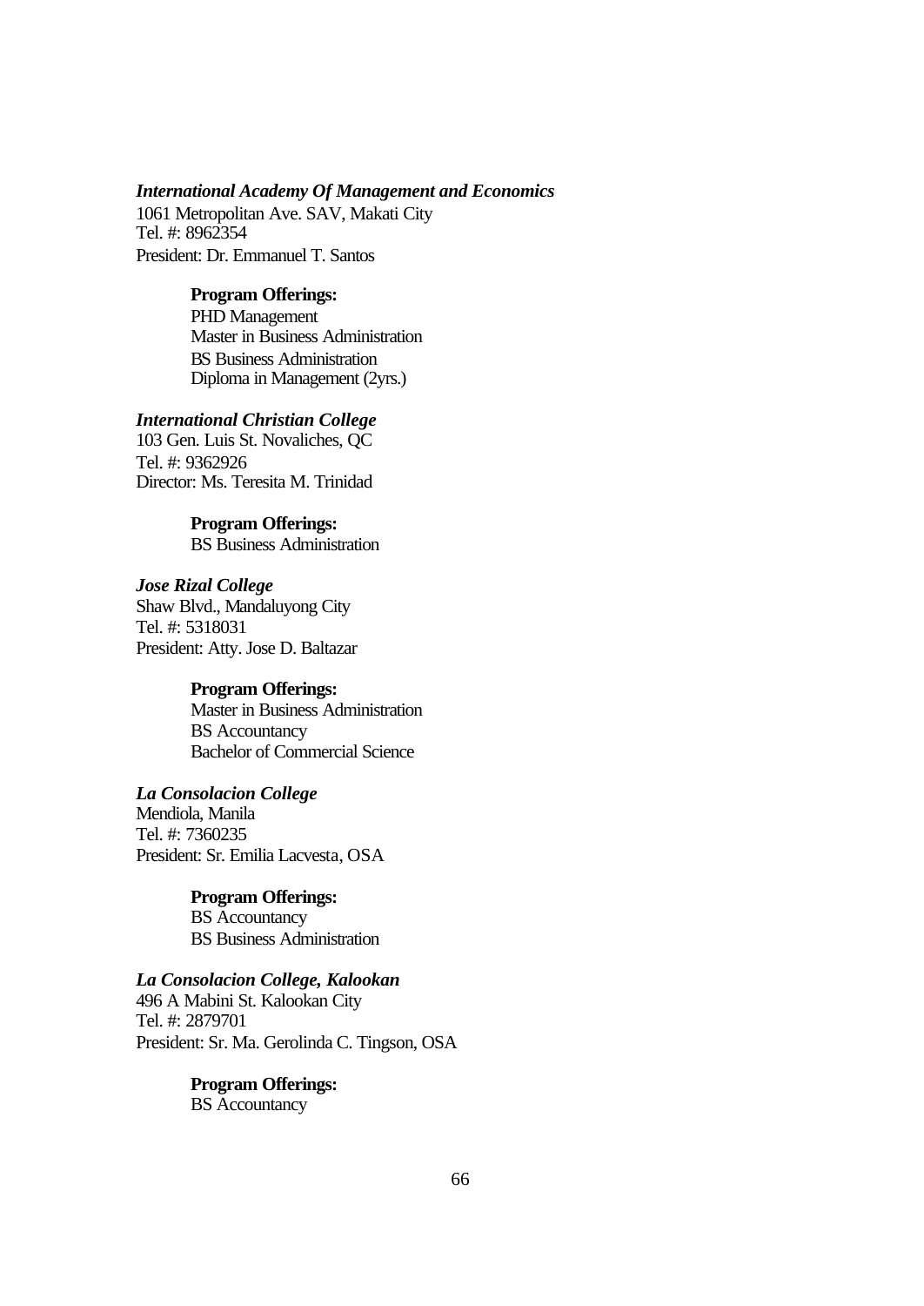***International Academy Of Management and Economics***
1061 Metropolitan Ave. SAV, Makati City
Tel. #: 8962354
President: Dr. Emmanuel T. Santos

**Program Offerings:**
PHD Management
Master in Business Administration
BS Business Administration
Diploma in Management (2yrs.)

***International Christian College***
103 Gen. Luis St. Novaliches, QC
Tel. #: 9362926
Director: Ms. Teresita M. Trinidad

**Program Offerings:**
BS Business Administration

***Jose Rizal College***
Shaw Blvd., Mandaluyong City
Tel. #: 5318031
President: Atty. Jose D. Baltazar

**Program Offerings:**
Master in Business Administration
BS Accountancy
Bachelor of Commercial Science

***La Consolacion College***
Mendiola, Manila
Tel. #: 7360235
President: Sr. Emilia Lacvesta, OSA

**Program Offerings:**
BS Accountancy
BS Business Administration

***La Consolacion College, Kalookan***
496 A Mabini St. Kalookan City
Tel. #: 2879701
President: Sr. Ma. Gerolinda C. Tingson, OSA

**Program Offerings:**
BS Accountancy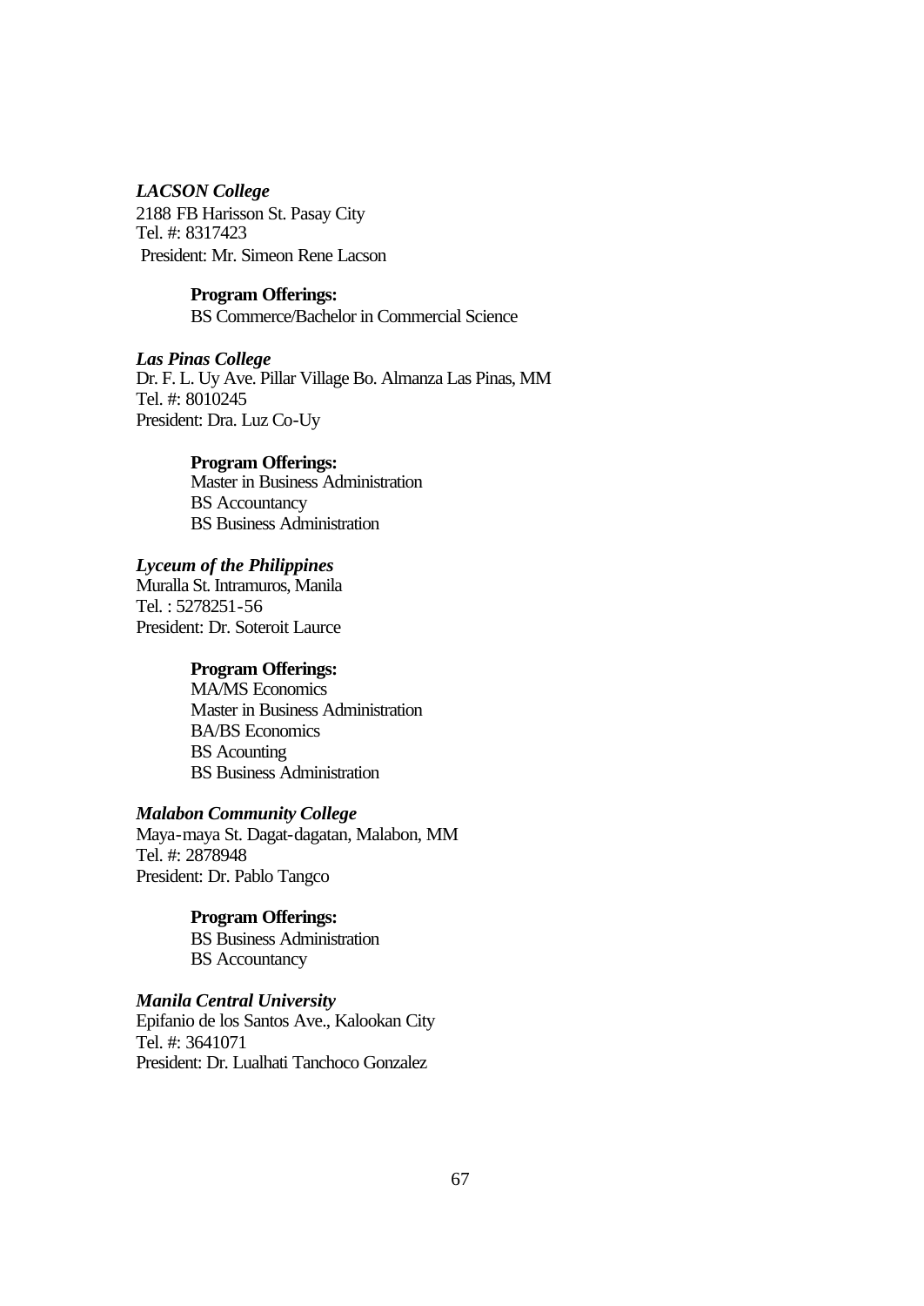***LACSON College***
2188 FB Harisson St. Pasay City
Tel. #: 8317423
President: Mr. Simeon Rene Lacson

**Program Offerings:**
BS Commerce/Bachelor in Commercial Science

***Las Pinas College***
Dr. F. L. Uy Ave. Pillar Village Bo. Almanza Las Pinas, MM
Tel. #: 8010245
President: Dra. Luz Co-Uy

**Program Offerings:**
Master in Business Administration
BS Accountancy
BS Business Administration

***Lyceum of the Philippines***
Muralla St. Intramuros, Manila
Tel. : 5278251-56
President: Dr. Soteroit Laurce

**Program Offerings:**
MA/MS Economics
Master in Business Administration
BA/BS Economics
BS Acounting
BS Business Administration

***Malabon Community College***
Maya-maya St. Dagat-dagatan, Malabon, MM
Tel. #: 2878948
President: Dr. Pablo Tangco

**Program Offerings:**
BS Business Administration
BS Accountancy

***Manila Central University***
Epifanio de los Santos Ave., Kalookan City
Tel. #: 3641071
President: Dr. Lualhati Tanchoco Gonzalez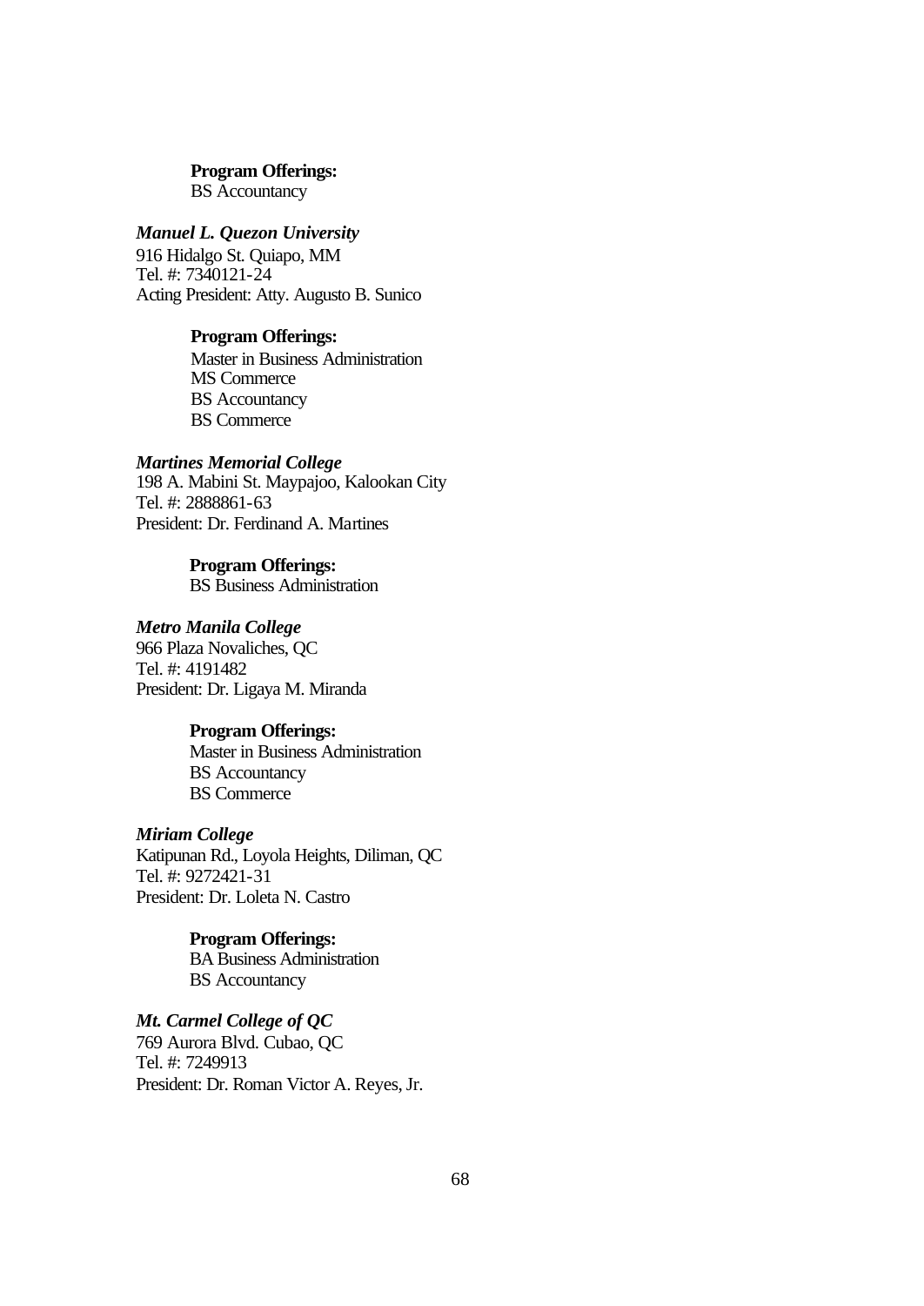**Program Offerings:**
BS Accountancy

***Manuel L. Quezon University***
916 Hidalgo St. Quiapo, MM
Tel. #: 7340121-24
Acting President: Atty. Augusto B. Sunico

**Program Offerings:**
Master in Business Administration
MS Commerce
BS Accountancy
BS Commerce

***Martines Memorial College***
198 A. Mabini St. Maypajoo, Kalookan City
Tel. #: 2888861-63
President: Dr. Ferdinand A. Martines

**Program Offerings:**
BS Business Administration

***Metro Manila College***
966 Plaza Novaliches, QC
Tel. #: 4191482
President: Dr. Ligaya M. Miranda

**Program Offerings:**
Master in Business Administration
BS Accountancy
BS Commerce

***Miriam College***
Katipunan Rd., Loyola Heights, Diliman, QC
Tel. #: 9272421-31
President: Dr. Loleta N. Castro

**Program Offerings:**
BA Business Administration
BS Accountancy

***Mt. Carmel College of QC***
769 Aurora Blvd. Cubao, QC
Tel. #: 7249913
President: Dr. Roman Victor A. Reyes, Jr.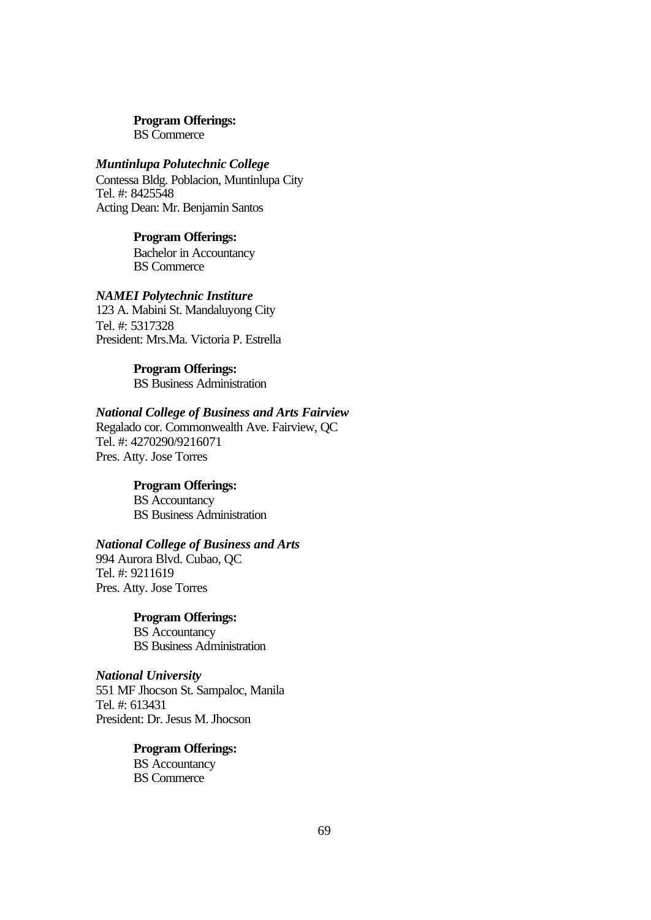**Program Offerings:**
BS Commerce

***Muntinlupa Polutechnic College***
Contessa Bldg. Poblacion, Muntinlupa City
Tel. #: 8425548
Acting Dean: Mr. Benjamin Santos

**Program Offerings:**
Bachelor in Accountancy
BS Commerce

***NAMEI Polytechnic Institure***
123 A. Mabini St. Mandaluyong City
Tel. #: 5317328
President: Mrs.Ma. Victoria P. Estrella

**Program Offerings:**
BS Business Administration

***National College of Business and Arts Fairview***
Regalado cor. Commonwealth Ave. Fairview, QC
Tel. #: 4270290/9216071
Pres. Atty. Jose Torres

**Program Offerings:**
BS Accountancy
BS Business Administration

***National College of Business and Arts***
994 Aurora Blvd. Cubao, QC
Tel. #: 9211619
Pres. Atty. Jose Torres

**Program Offerings:**
BS Accountancy
BS Business Administration

***National University***
551 MF Jhocson St. Sampaloc, Manila
Tel. #: 613431
President: Dr. Jesus M. Jhocson

**Program Offerings:**
BS Accountancy
BS Commerce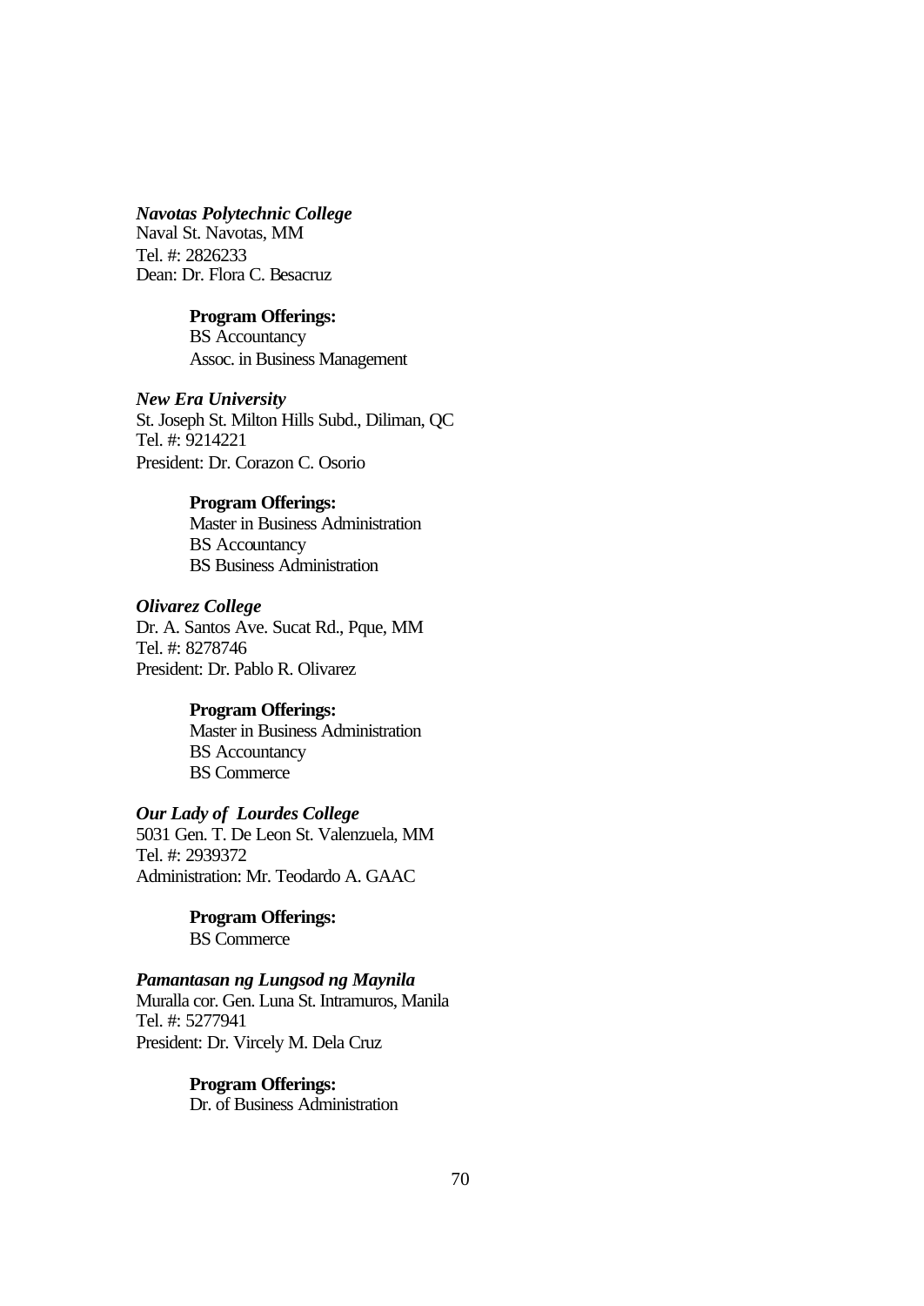***Navotas Polytechnic College***
Naval St. Navotas, MM
Tel. #: 2826233
Dean: Dr. Flora C. Besacruz

**Program Offerings:**
BS Accountancy
Assoc. in Business Management

***New Era University***
St. Joseph St. Milton Hills Subd., Diliman, QC
Tel. #: 9214221
President: Dr. Corazon C. Osorio

**Program Offerings:**
Master in Business Administration
BS Accountancy
BS Business Administration

***Olivarez College***
Dr. A. Santos Ave. Sucat Rd., Pque, MM
Tel. #: 8278746
President: Dr. Pablo R. Olivarez

**Program Offerings:**
Master in Business Administration
BS Accountancy
BS Commerce

***Our Lady of Lourdes College***
5031 Gen. T. De Leon St. Valenzuela, MM
Tel. #: 2939372
Administration: Mr. Teodardo A. GAAC

**Program Offerings:**
BS Commerce

***Pamantasan ng Lungsod ng Maynila***
Muralla cor. Gen. Luna St. Intramuros, Manila
Tel. #: 5277941
President: Dr. Vircely M. Dela Cruz

**Program Offerings:**
Dr. of Business Administration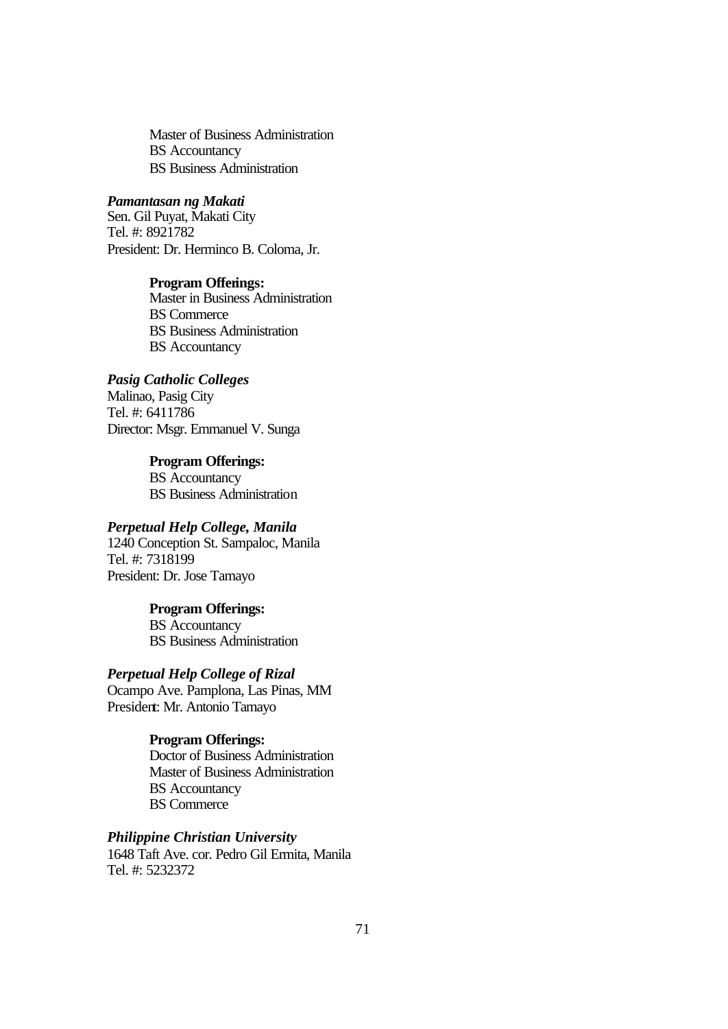Master of Business Administration
BS Accountancy
BS Business Administration

***Pamantasan ng Makati***
Sen. Gil Puyat, Makati City
Tel. #: 8921782
President: Dr. Herminco B. Coloma, Jr.

**Program Offerings:**
Master in Business Administration
BS Commerce
BS Business Administration
BS Accountancy

***Pasig Catholic Colleges***
Malinao, Pasig City
Tel. #: 6411786
Director: Msgr. Emmanuel V. Sunga

**Program Offerings:**
BS Accountancy
BS Business Administration

***Perpetual Help College, Manila***
1240 Conception St. Sampaloc, Manila
Tel. #: 7318199
President: Dr. Jose Tamayo

**Program Offerings:**
BS Accountancy
BS Business Administration

***Perpetual Help College of Rizal***
Ocampo Ave. Pamplona, Las Pinas, MM
President: Mr. Antonio Tamayo

**Program Offerings:**
Doctor of Business Administration
Master of Business Administration
BS Accountancy
BS Commerce

***Philippine Christian University***
1648 Taft Ave. cor. Pedro Gil Ermita, Manila
Tel. #: 5232372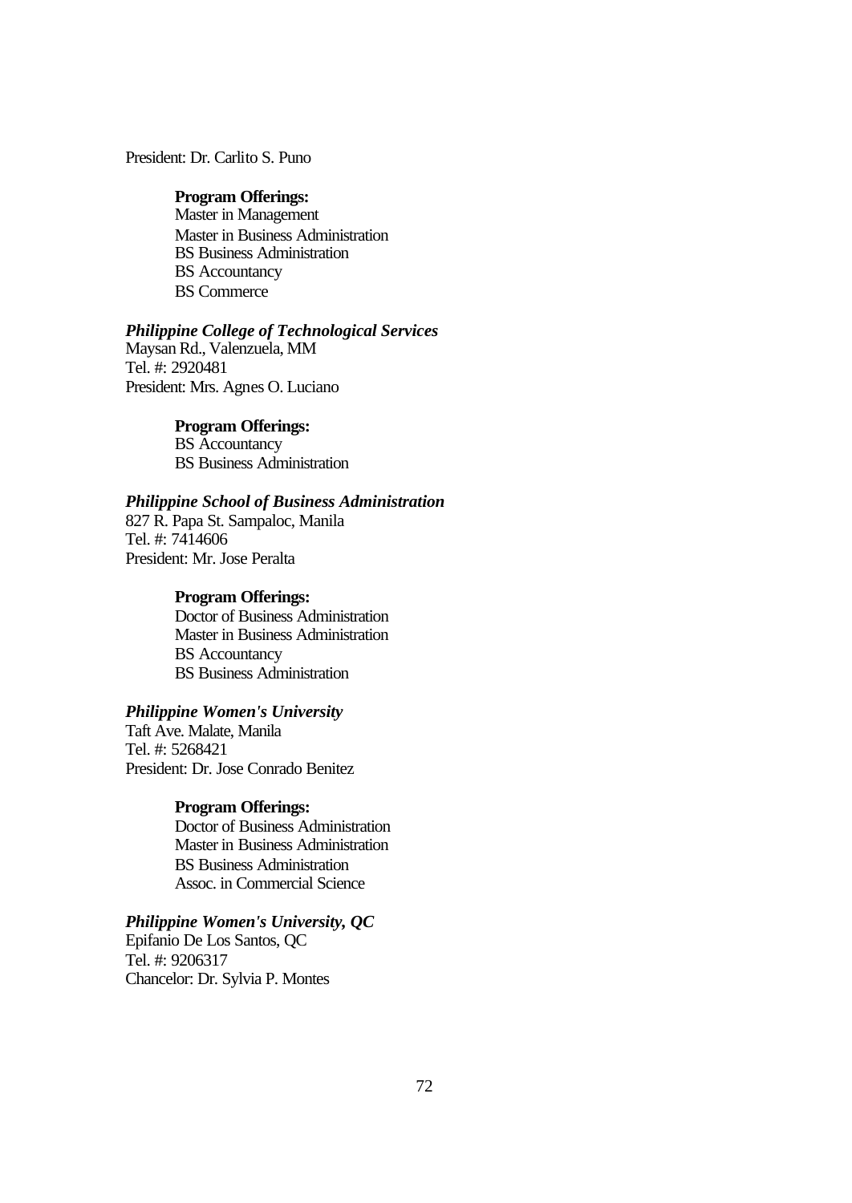President: Dr. Carlito S. Puno

**Program Offerings:**
Master in Management
Master in Business Administration
BS Business Administration
BS Accountancy
BS Commerce

***Philippine College of Technological Services***
Maysan Rd., Valenzuela, MM
Tel. #: 2920481
President: Mrs. Agnes O. Luciano

**Program Offerings:**
BS Accountancy
BS Business Administration

***Philippine School of Business Administration***
827 R. Papa St. Sampaloc, Manila
Tel. #: 7414606
President: Mr. Jose Peralta

**Program Offerings:**
Doctor of Business Administration
Master in Business Administration
BS Accountancy
BS Business Administration

***Philippine Women's University***
Taft Ave. Malate, Manila
Tel. #: 5268421
President: Dr. Jose Conrado Benitez

**Program Offerings:**
Doctor of Business Administration
Master in Business Administration
BS Business Administration
Assoc. in Commercial Science

***Philippine Women's University, QC***
Epifanio De Los Santos, QC
Tel. #: 9206317
Chancelor: Dr. Sylvia P. Montes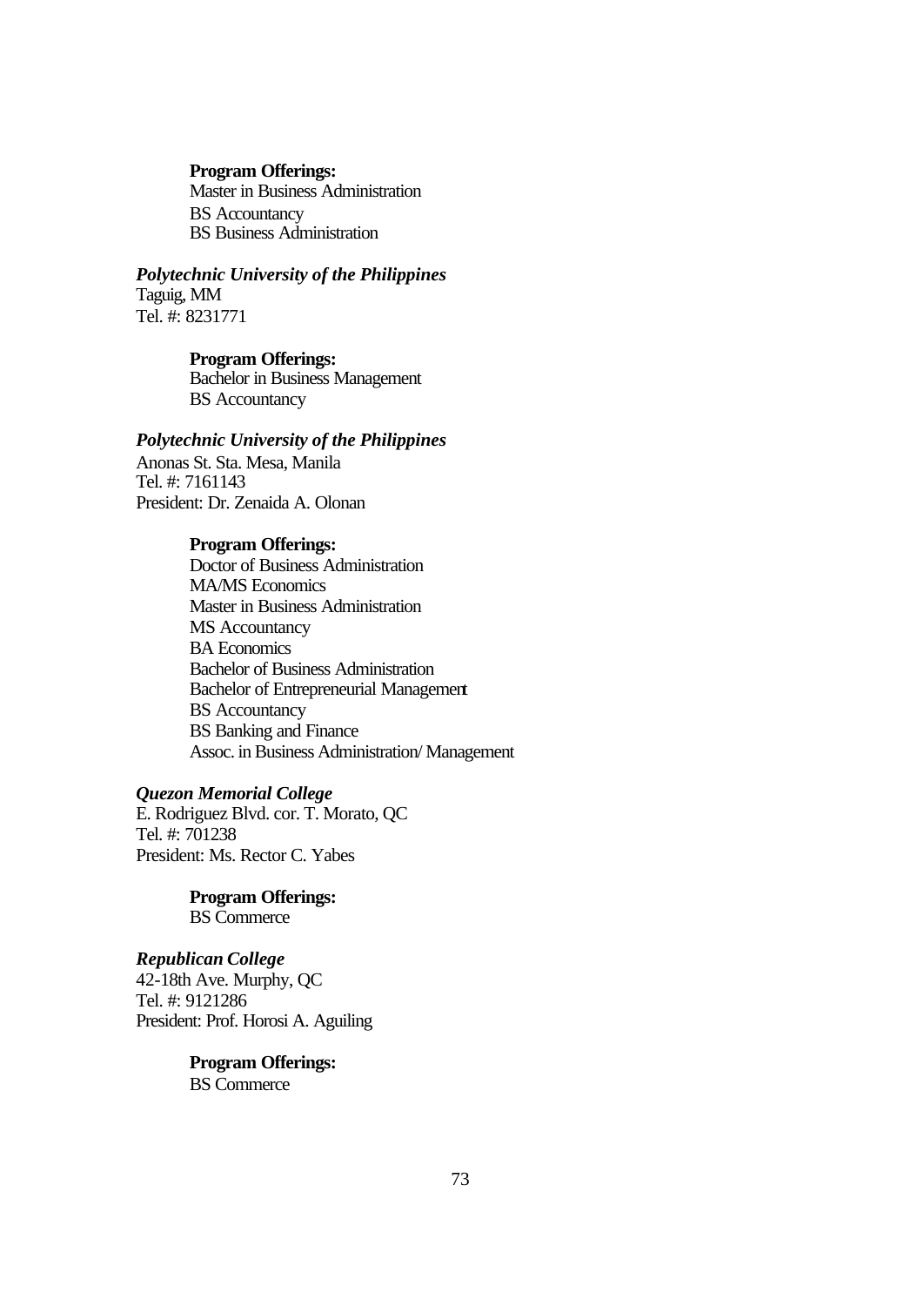**Program Offerings:**
Master in Business Administration
BS Accountancy
BS Business Administration

***Polytechnic University of the Philippines***
Taguig, MM
Tel. #: 8231771

**Program Offerings:**
Bachelor in Business Management
BS Accountancy

***Polytechnic University of the Philippines***
Anonas St. Sta. Mesa, Manila
Tel. #: 7161143
President: Dr. Zenaida A. Olonan

**Program Offerings:**
Doctor of Business Administration
MA/MS Economics
Master in Business Administration
MS Accountancy
BA Economics
Bachelor of Business Administration
Bachelor of Entrepreneurial Management
BS Accountancy
BS Banking and Finance
Assoc. in Business Administration/ Management

***Quezon Memorial College***
E. Rodriguez Blvd. cor. T. Morato, QC
Tel. #: 701238
President: Ms. Rector C. Yabes

**Program Offerings:**
BS Commerce

***Republican College***
42-18th Ave. Murphy, QC
Tel. #: 9121286
President: Prof. Horosi A. Aguiling

**Program Offerings:**
BS Commerce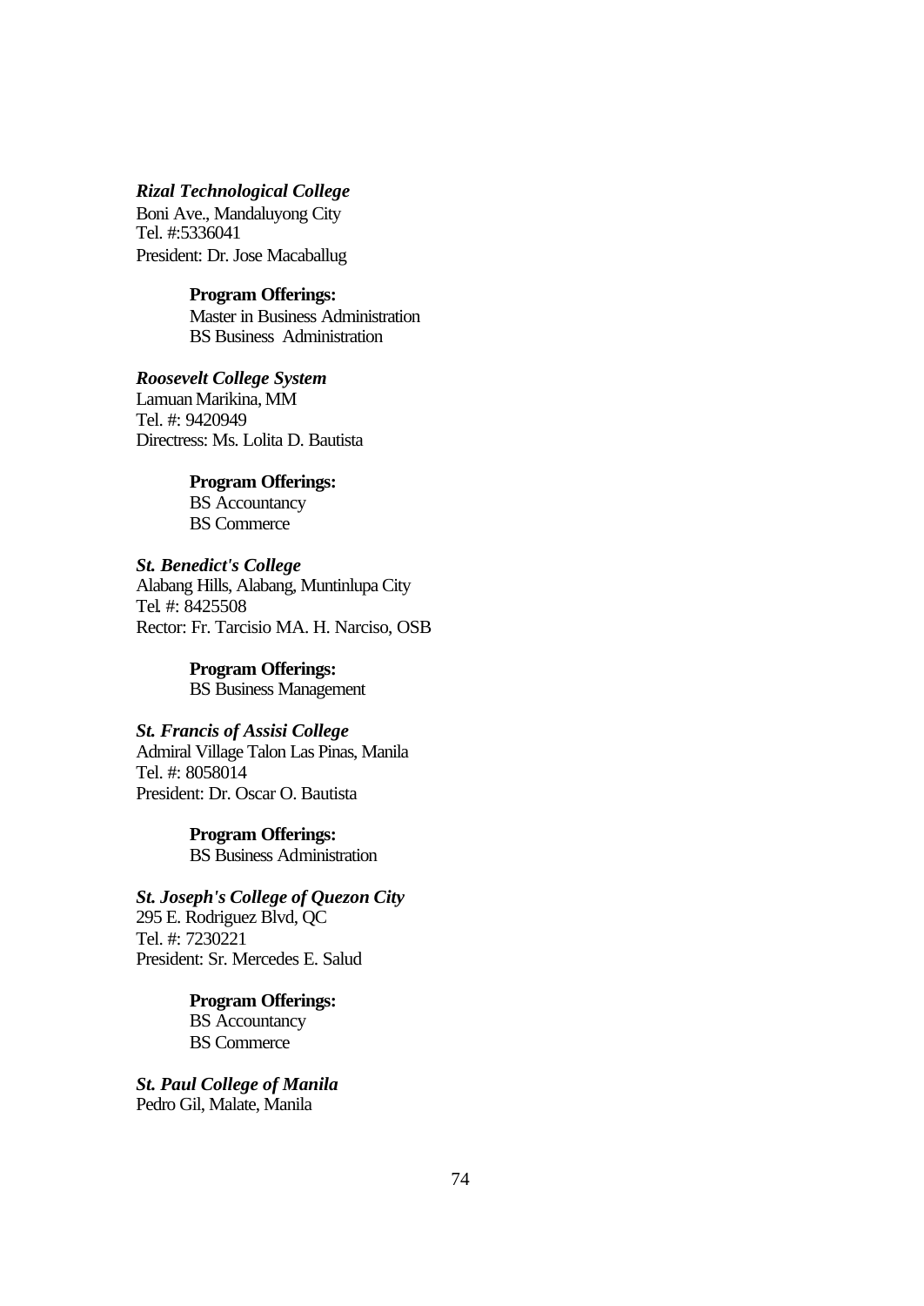***Rizal Technological College***
Boni Ave., Mandaluyong City
Tel. #:5336041
President: Dr. Jose Macaballug

> **Program Offerings:**
> Master in Business Administration
> BS Business Administration

***Roosevelt College System***
Lamuan Marikina, MM
Tel. #: 9420949
Directress: Ms. Lolita D. Bautista

> **Program Offerings:**
> BS Accountancy
> BS Commerce

***St. Benedict's College***
Alabang Hills, Alabang, Muntinlupa City
Tel. #: 8425508
Rector: Fr. Tarcisio MA. H. Narciso, OSB

> **Program Offerings:**
> BS Business Management

***St. Francis of Assisi College***
Admiral Village Talon Las Pinas, Manila
Tel. #: 8058014
President: Dr. Oscar O. Bautista

> **Program Offerings:**
> BS Business Administration

***St. Joseph's College of Quezon City***
295 E. Rodriguez Blvd, QC
Tel. #: 7230221
President: Sr. Mercedes E. Salud

> **Program Offerings:**
> BS Accountancy
> BS Commerce

***St. Paul College of Manila***
Pedro Gil, Malate, Manila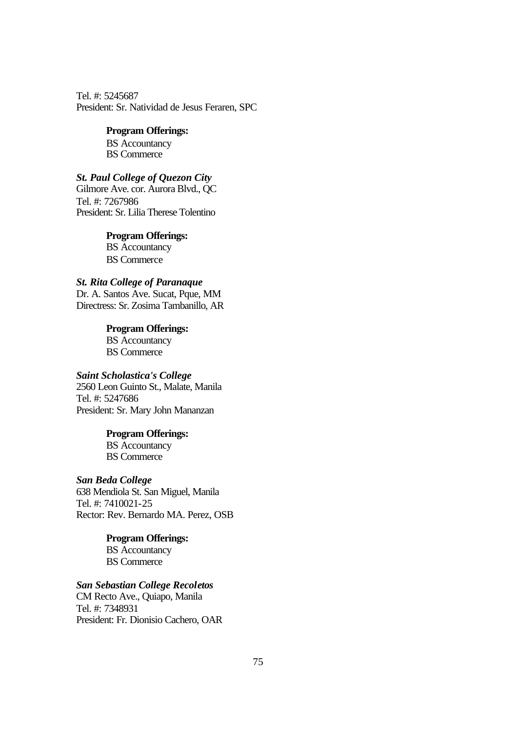Tel. #: 5245687
President: Sr. Natividad de Jesus Feraren, SPC

**Program Offerings:**
BS Accountancy
BS Commerce

***St. Paul College of Quezon City***
Gilmore Ave. cor. Aurora Blvd., QC
Tel. #: 7267986
President: Sr. Lilia Therese Tolentino

**Program Offerings:**
BS Accountancy
BS Commerce

***St. Rita College of Paranaque***
Dr. A. Santos Ave. Sucat, Pque, MM
Directress: Sr. Zosima Tambanillo, AR

**Program Offerings:**
BS Accountancy
BS Commerce

***Saint Scholastica's College***
2560 Leon Guinto St., Malate, Manila
Tel. #: 5247686
President: Sr. Mary John Mananzan

**Program Offerings:**
BS Accountancy
BS Commerce

***San Beda College***
638 Mendiola St. San Miguel, Manila
Tel. #: 7410021-25
Rector: Rev. Bernardo MA. Perez, OSB

**Program Offerings:**
BS Accountancy
BS Commerce

***San Sebastian College Recoletos***
CM Recto Ave., Quiapo, Manila
Tel. #: 7348931
President: Fr. Dionisio Cachero, OAR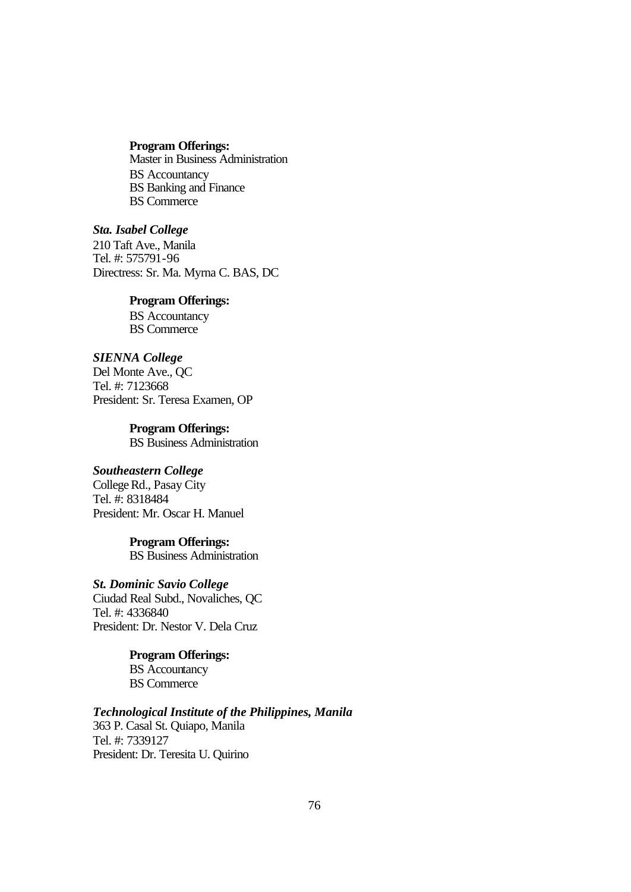**Program Offerings:**
Master in Business Administration
BS Accountancy
BS Banking and Finance
BS Commerce

***Sta. Isabel College***
210 Taft Ave., Manila
Tel. #: 575791-96
Directress: Sr. Ma. Myrna C. BAS, DC

**Program Offerings:**
BS Accountancy
BS Commerce

***SIENNA College***
Del Monte Ave., QC
Tel. #: 7123668
President: Sr. Teresa Examen, OP

**Program Offerings:**
BS Business Administration

***Southeastern College***
College Rd., Pasay City
Tel. #: 8318484
President: Mr. Oscar H. Manuel

**Program Offerings:**
BS Business Administration

***St. Dominic Savio College***
Ciudad Real Subd., Novaliches, QC
Tel. #: 4336840
President: Dr. Nestor V. Dela Cruz

**Program Offerings:**
BS Accountancy
BS Commerce

***Technological Institute of the Philippines, Manila***
363 P. Casal St. Quiapo, Manila
Tel. #: 7339127
President: Dr. Teresita U. Quirino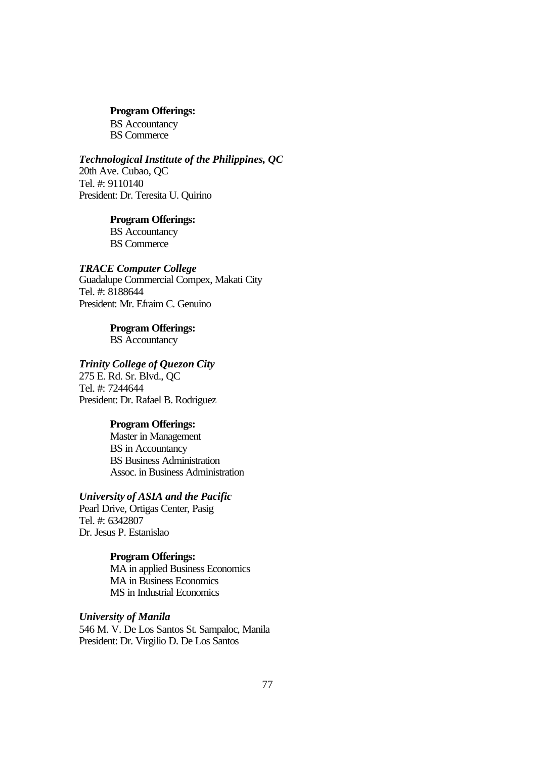**Program Offerings:**

BS Accountancy
BS Commerce

***Technological Institute of the Philippines, QC***
20th Ave. Cubao, QC
Tel. #: 9110140
President: Dr. Teresita U. Quirino

**Program Offerings:**

BS Accountancy
BS Commerce

***TRACE Computer College***
Guadalupe Commercial Compex, Makati City
Tel. #: 8188644
President: Mr. Efraim C. Genuino

**Program Offerings:**

BS Accountancy

***Trinity College of Quezon City***
275 E. Rd. Sr. Blvd., QC
Tel. #: 7244644
President: Dr. Rafael B. Rodriguez

**Program Offerings:**

Master in Management
BS in Accountancy
BS Business Administration
Assoc. in Business Administration

***University of ASIA and the Pacific***
Pearl Drive, Ortigas Center, Pasig
Tel. #: 6342807
Dr. Jesus P. Estanislao

**Program Offerings:**

MA in applied Business Economics
MA in Business Economics
MS in Industrial Economics

***University of Manila***
546 M. V. De Los Santos St. Sampaloc, Manila
President: Dr. Virgilio D. De Los Santos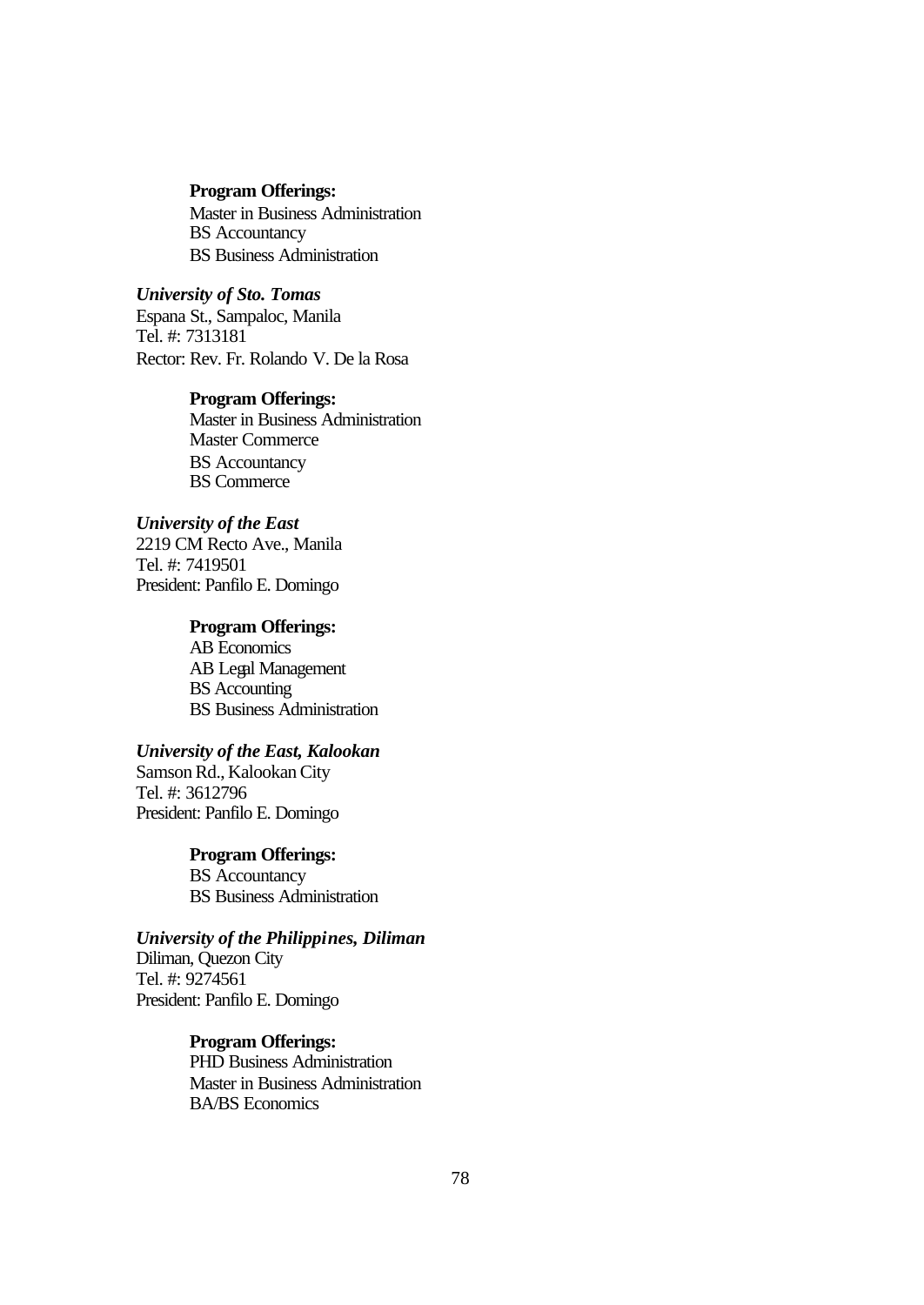**Program Offerings:**

Master in Business Administration
BS Accountancy
BS Business Administration

***University of Sto. Tomas***

Espana St., Sampaloc, Manila
Tel. #: 7313181
Rector: Rev. Fr. Rolando V. De la Rosa

**Program Offerings:**

Master in Business Administration
Master Commerce
BS Accountancy
BS Commerce

***University of the East***

2219 CM Recto Ave., Manila
Tel. #: 7419501
President: Panfilo E. Domingo

**Program Offerings:**

AB Economics
AB Legal Management
BS Accounting
BS Business Administration

***University of the East, Kalookan***

Samson Rd., Kalookan City
Tel. #: 3612796
President: Panfilo E. Domingo

**Program Offerings:**

BS Accountancy
BS Business Administration

***University of the Philippines, Diliman***

Diliman, Quezon City
Tel. #: 9274561
President: Panfilo E. Domingo

**Program Offerings:**

PHD Business Administration
Master in Business Administration
BA/BS Economics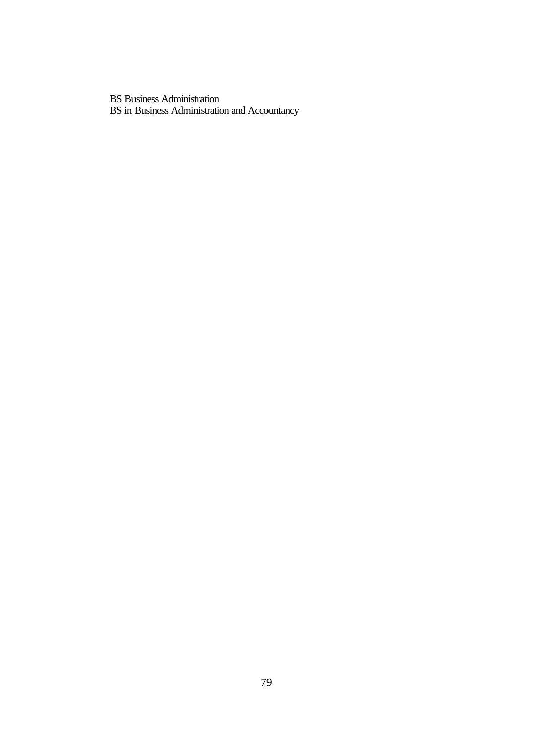BS Business Administration
BS in Business Administration and Accountancy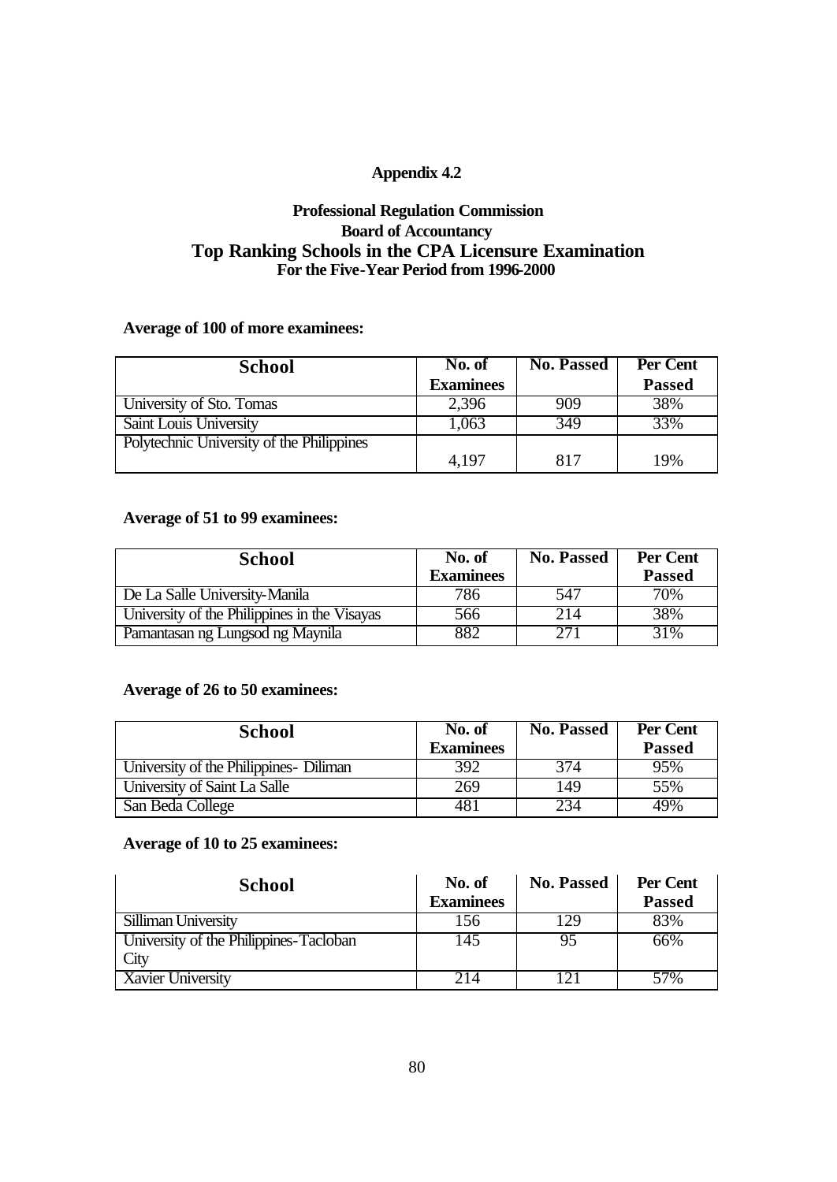# Appendix 4.2

## Professional Regulation Commission
## Board of Accountancy
## Top Ranking Schools in the CPA Licensure Examination
### For the Five-Year Period from 1996-2000

**Average of 100 of more examinees:**

| School | No. of Examinees | No. Passed | Per Cent Passed |
|---|---|---|---|
| University of Sto. Tomas | 2,396 | 909 | 38% |
| Saint Louis University | 1,063 | 349 | 33% |
| Polytechnic University of the Philippines | 4,197 | 817 | 19% |

**Average of 51 to 99 examinees:**

| School | No. of Examinees | No. Passed | Per Cent Passed |
|---|---|---|---|
| De La Salle University-Manila | 786 | 547 | 70% |
| University of the Philippines in the Visayas | 566 | 214 | 38% |
| Pamantasan ng Lungsod ng Maynila | 882 | 271 | 31% |

**Average of 26 to 50 examinees:**

| School | No. of Examinees | No. Passed | Per Cent Passed |
|---|---|---|---|
| University of the Philippines- Diliman | 392 | 374 | 95% |
| University of Saint La Salle | 269 | 149 | 55% |
| San Beda College | 481 | 234 | 49% |

**Average of 10 to 25 examinees:**

| School | No. of Examinees | No. Passed | Per Cent Passed |
|---|---|---|---|
| Silliman University | 156 | 129 | 83% |
| University of the Philippines-Tacloban City | 145 | 95 | 66% |
| Xavier University | 214 | 121 | 57% |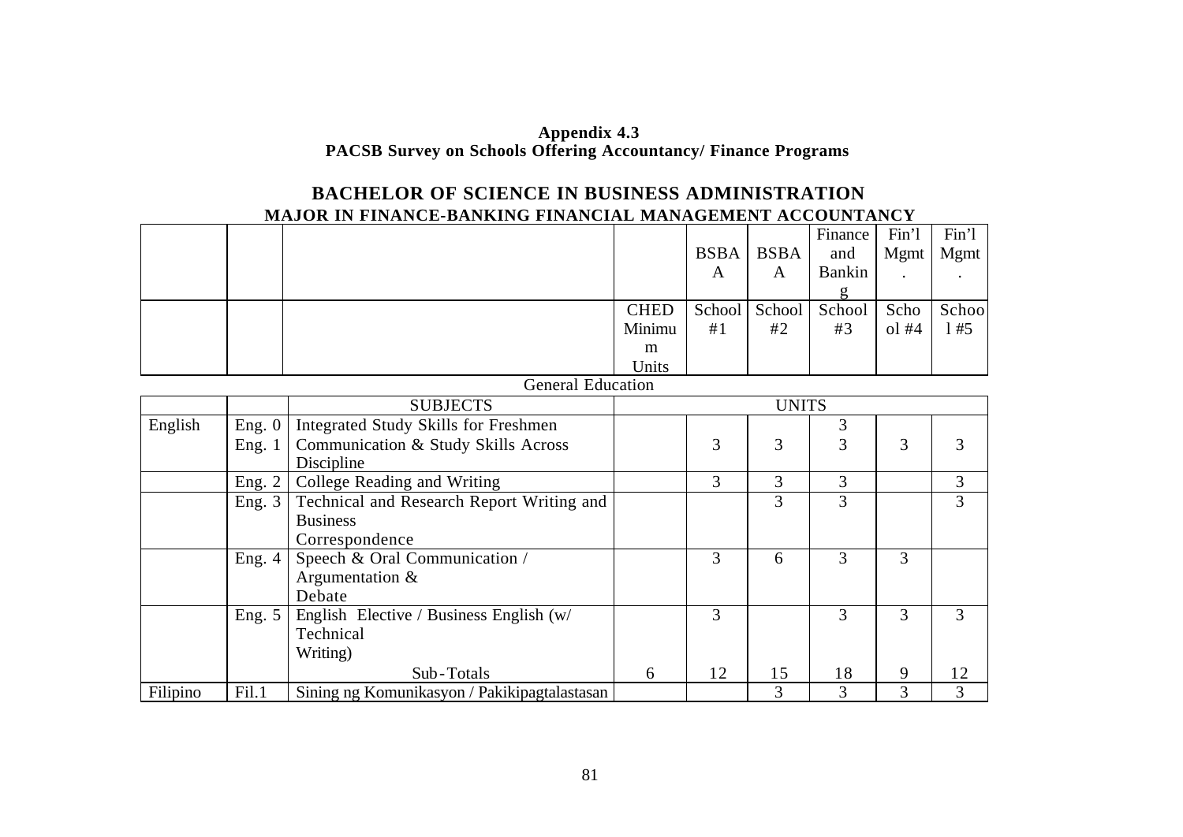**Appendix 4.3**
**PACSB Survey on Schools Offering Accountancy/ Finance Programs**

## BACHELOR OF SCIENCE IN BUSINESS ADMINISTRATION

### MAJOR IN FINANCE-BANKING FINANCIAL MANAGEMENT ACCOUNTANCY

| | | | | BSBA | BSBA | Finance and Banking | Fin'l Mgmt. | Fin'l Mgmt. |
|---|---|---|---|---|---|---|---|---|
| | | | CHED Minimum Units | School #1 | School #2 | School #3 | School #4 | School #5 |
| | | **General Education** | | | | | | |
| | | SUBJECTS | UNITS | | | | | |
| English | Eng. 0 | Integrated Study Skills for Freshmen | | | | 3 | | |
| | Eng. 1 | Communication & Study Skills Across Discipline | | 3 | 3 | 3 | 3 | 3 |
| | Eng. 2 | College Reading and Writing | | 3 | 3 | 3 | | 3 |
| | Eng. 3 | Technical and Research Report Writing and Business Correspondence | | | 3 | 3 | | 3 |
| | Eng. 4 | Speech & Oral Communication / Argumentation & Debate | | 3 | 6 | 3 | 3 | |
| | Eng. 5 | English Elective / Business English (w/ Technical Writing) | | 3 | | 3 | 3 | 3 |
| | | Sub-Totals | 6 | 12 | 15 | 18 | 9 | 12 |
| Filipino | Fil.1 | Sining ng Komunikasyon / Pakikipagtalastasan | | | 3 | 3 | 3 | 3 |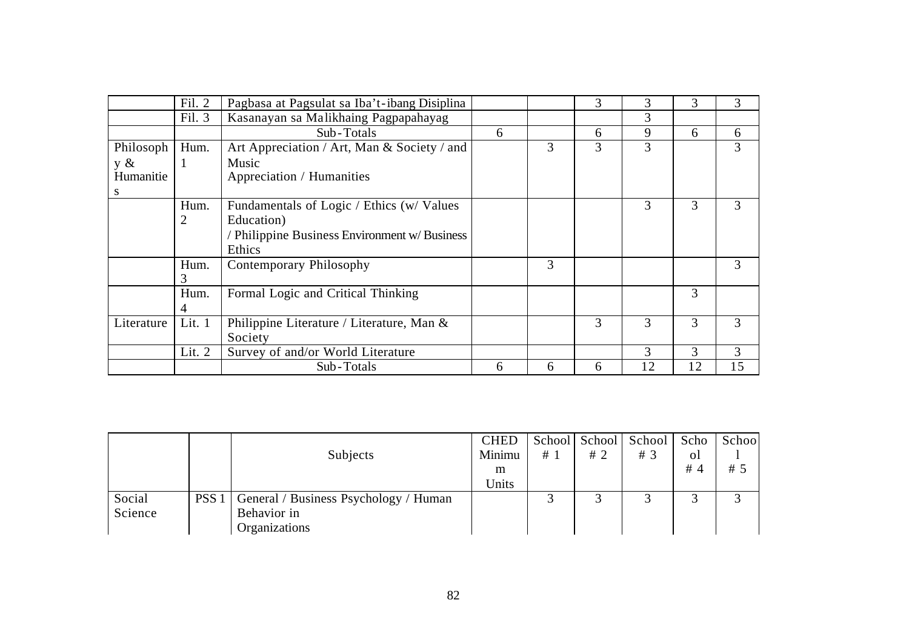| | | | | | | | | |
|---|---|---|---|---|---|---|---|---|
| | Fil. 2 | Pagbasa at Pagsulat sa Iba't-ibang Disiplina | | | 3 | 3 | 3 | 3 |
| | Fil. 3 | Kasanayan sa Malikhaing Pagpapahayag | | | | 3 | | |
| | | Sub-Totals | 6 | | 6 | 9 | 6 | 6 |
| Philosophy & Humanities | Hum. 1 | Art Appreciation / Art, Man & Society / and Music Appreciation / Humanities | | 3 | 3 | 3 | | 3 |
| | Hum. 2 | Fundamentals of Logic / Ethics (w/ Values Education) / Philippine Business Environment w/ Business Ethics | | | | 3 | 3 | 3 |
| | Hum. 3 | Contemporary Philosophy | | 3 | | | | 3 |
| | Hum. 4 | Formal Logic and Critical Thinking | | | | | 3 | |
| Literature | Lit. 1 | Philippine Literature / Literature, Man & Society | | | 3 | 3 | 3 | 3 |
| | Lit. 2 | Survey of and/or World Literature | | | | 3 | 3 | 3 |
| | | Sub-Totals | 6 | 6 | 6 | 12 | 12 | 15 |

| | | Subjects | CHED Minimum Units | School # 1 | School # 2 | School # 3 | School # 4 | School # 5 |
|---|---|---|---|---|---|---|---|---|
| Social Science | PSS 1 | General / Business Psychology / Human Behavior in Organizations | | 3 | 3 | 3 | 3 | 3 |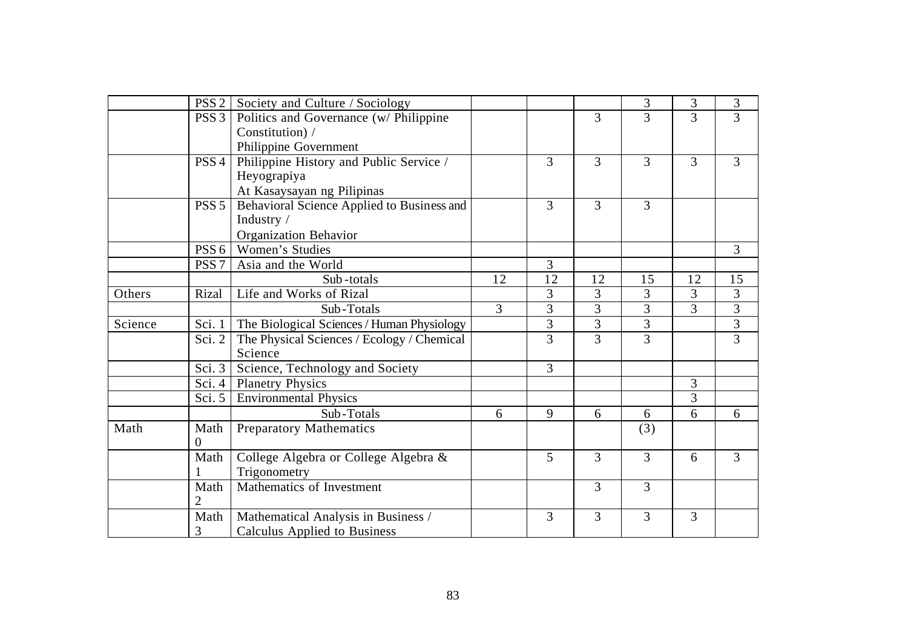| | | | | | | | | |
|---|---|---|---|---|---|---|---|---|
| | PSS 2 | Society and Culture / Sociology | | | | 3 | 3 | 3 |
| | PSS 3 | Politics and Governance (w/ Philippine Constitution) / Philippine Government | | | 3 | 3 | 3 | 3 |
| | PSS 4 | Philippine History and Public Service / Heyograpiya At Kasaysayan ng Pilipinas | | 3 | 3 | 3 | 3 | 3 |
| | PSS 5 | Behavioral Science Applied to Business and Industry / Organization Behavior | | 3 | 3 | 3 | | |
| | PSS 6 | Women's Studies | | | | | | 3 |
| | PSS 7 | Asia and the World | | 3 | | | | |
| | | Sub-totals | 12 | 12 | 12 | 15 | 12 | 15 |
| Others | Rizal | Life and Works of Rizal | | 3 | 3 | 3 | 3 | 3 |
| | | Sub-Totals | 3 | 3 | 3 | 3 | 3 | 3 |
| Science | Sci. 1 | The Biological Sciences / Human Physiology | | 3 | 3 | 3 | | 3 |
| | Sci. 2 | The Physical Sciences / Ecology / Chemical Science | | 3 | 3 | 3 | | 3 |
| | Sci. 3 | Science, Technology and Society | | 3 | | | | |
| | Sci. 4 | Planetry Physics | | | | | 3 | |
| | Sci. 5 | Environmental Physics | | | | | 3 | |
| | | Sub-Totals | 6 | 9 | 6 | 6 | 6 | 6 |
| Math | Math 0 | Preparatory Mathematics | | | | (3) | | |
| | Math 1 | College Algebra or College Algebra & Trigonometry | | 5 | 3 | 3 | 6 | 3 |
| | Math 2 | Mathematics of Investment | | | 3 | 3 | | |
| | Math 3 | Mathematical Analysis in Business / Calculus Applied to Business | | 3 | 3 | 3 | 3 | |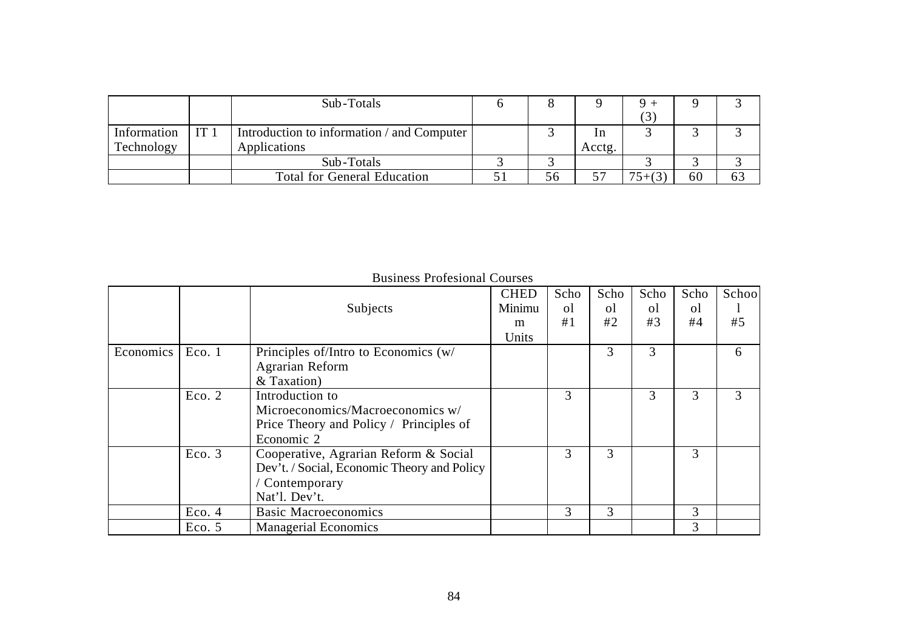| | | Sub-Totals | 6 | 8 | 9 | 9 + (3) | 9 | 3 |
|---|---|---|---|---|---|---|---|---|
| Information Technology | IT 1 | Introduction to information / and Computer Applications | | 3 | In Acctg. | 3 | 3 | 3 |
| | | Sub-Totals | 3 | 3 | | 3 | 3 | 3 |
| | | Total for General Education | 51 | 56 | 57 | 75+(3) | 60 | 63 |

Business Profesional Courses

| | | Subjects | CHED Minimum Units | School #1 | School #2 | School #3 | School #4 | School #5 |
|---|---|---|---|---|---|---|---|---|
| Economics | Eco. 1 | Principles of/Intro to Economics (w/ Agrarian Reform & Taxation) | | | 3 | 3 | | 6 |
| | Eco. 2 | Introduction to Microeconomics/Macroeconomics w/ Price Theory and Policy / Principles of Economic 2 | | 3 | | 3 | 3 | 3 |
| | Eco. 3 | Cooperative, Agrarian Reform & Social Dev't. / Social, Economic Theory and Policy / Contemporary Nat'l. Dev't. | | 3 | 3 | | 3 | |
| | Eco. 4 | Basic Macroeconomics | | 3 | 3 | | 3 | |
| | Eco. 5 | Managerial Economics | | | | | 3 | |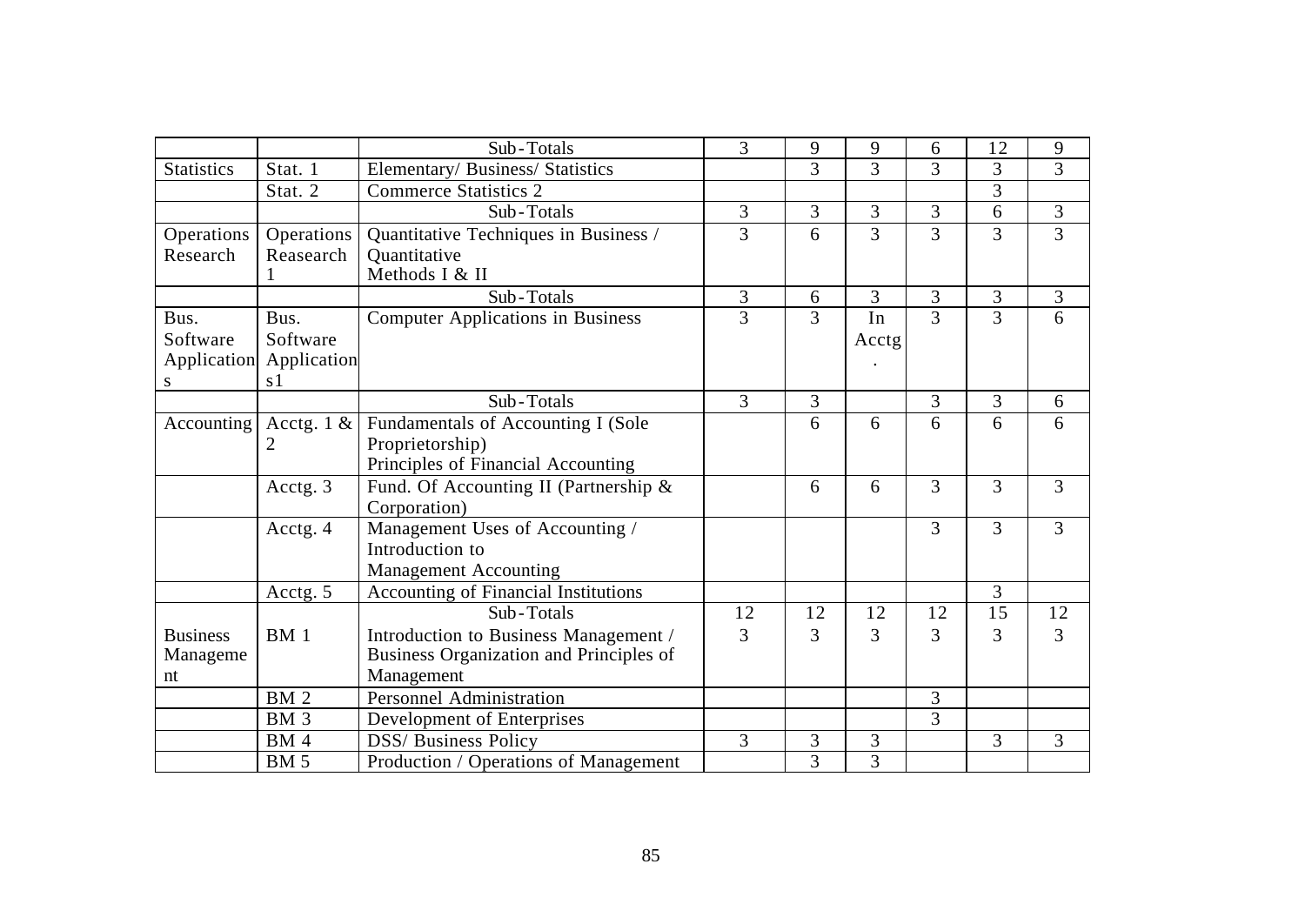|  |  | Sub-Totals | 3 | 9 | 9 | 6 | 12 | 9 |
|---|---|---|---|---|---|---|---|---|
| Statistics | Stat. 1 | Elementary/ Business/ Statistics |  | 3 | 3 | 3 | 3 | 3 |
|  | Stat. 2 | Commerce Statistics 2 |  |  |  |  | 3 |  |
|  |  | Sub-Totals | 3 | 3 | 3 | 3 | 6 | 3 |
| Operations Research | Operations Reasearch 1 | Quantitative Techniques in Business / Quantitative Methods I & II | 3 | 6 | 3 | 3 | 3 | 3 |
|  |  | Sub-Totals | 3 | 6 | 3 | 3 | 3 | 3 |
| Bus. Software Applications | Bus. Software Applications1 | Computer Applications in Business | 3 | 3 | In Acctg. | 3 | 3 | 6 |
|  |  | Sub-Totals | 3 | 3 |  | 3 | 3 | 6 |
| Accounting | Acctg. 1 & 2 | Fundamentals of Accounting I (Sole Proprietorship) Principles of Financial Accounting |  | 6 | 6 | 6 | 6 | 6 |
|  | Acctg. 3 | Fund. Of Accounting II (Partnership & Corporation) |  | 6 | 6 | 3 | 3 | 3 |
|  | Acctg. 4 | Management Uses of Accounting / Introduction to Management Accounting |  |  |  | 3 | 3 | 3 |
|  | Acctg. 5 | Accounting of Financial Institutions |  |  |  |  | 3 |  |
|  |  | Sub-Totals | 12 | 12 | 12 | 12 | 15 | 12 |
| Business Management | BM 1 | Introduction to Business Management / Business Organization and Principles of Management | 3 | 3 | 3 | 3 | 3 | 3 |
|  | BM 2 | Personnel Administration |  |  |  | 3 |  |  |
|  | BM 3 | Development of Enterprises |  |  |  | 3 |  |  |
|  | BM 4 | DSS/ Business Policy | 3 | 3 | 3 |  | 3 | 3 |
|  | BM 5 | Production / Operations of Management |  | 3 | 3 |  |  |  |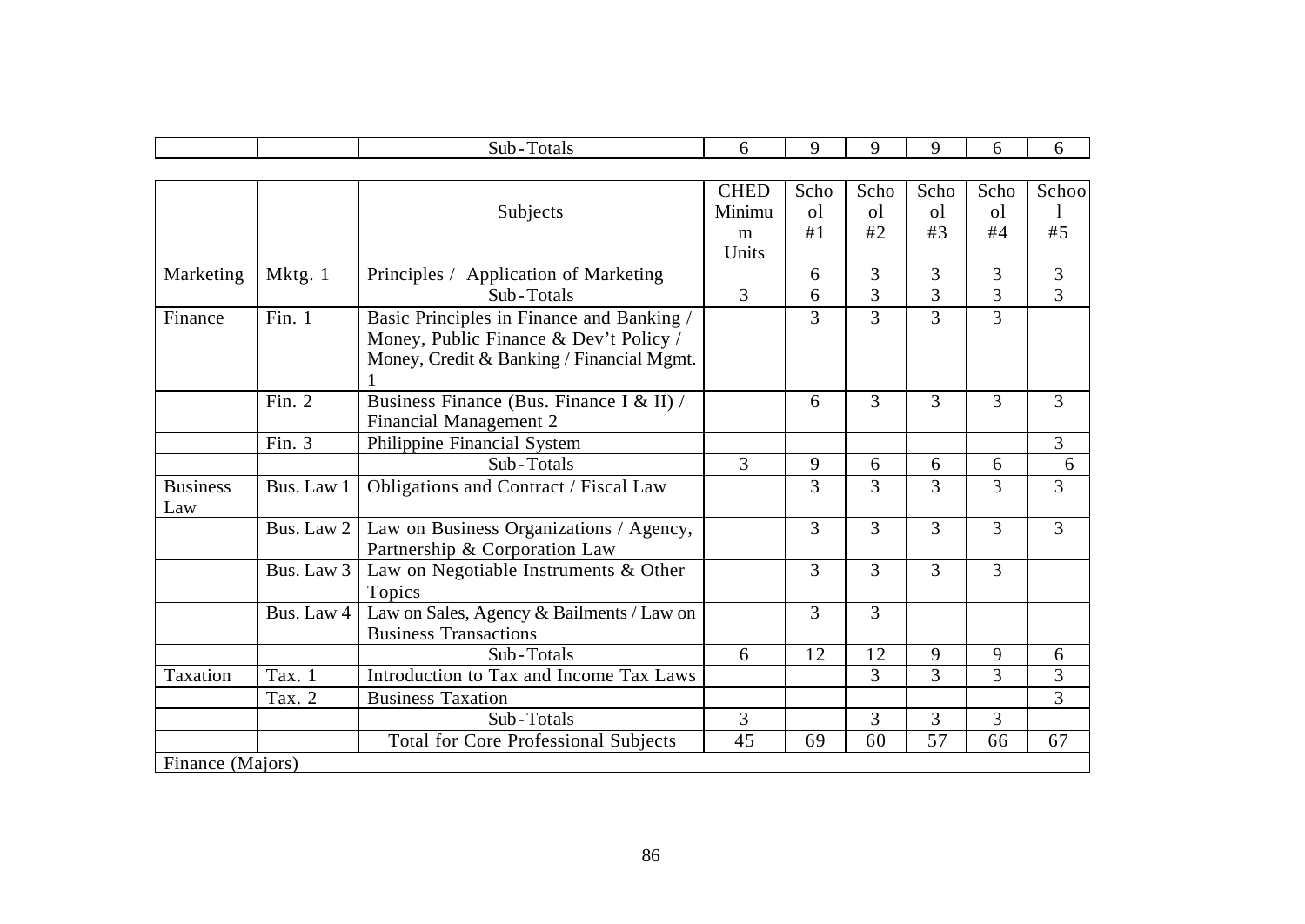|  |  | Sub-Totals | 6 | 9 | 9 | 9 | 6 | 6 |
|---|---|---|---|---|---|---|---|---|

|  |  | Subjects | CHED Minimum Units | School #1 | School #2 | School #3 | School #4 | School #5 |
|---|---|---|---|---|---|---|---|---|
| Marketing | Mktg. 1 | Principles / Application of Marketing |  | 6 | 3 | 3 | 3 | 3 |
|  |  | Sub-Totals | 3 | 6 | 3 | 3 | 3 | 3 |
| Finance | Fin. 1 | Basic Principles in Finance and Banking / Money, Public Finance & Dev't Policy / Money, Credit & Banking / Financial Mgmt. 1 |  | 3 | 3 | 3 | 3 |  |
|  | Fin. 2 | Business Finance (Bus. Finance I & II) / Financial Management 2 |  | 6 | 3 | 3 | 3 | 3 |
|  | Fin. 3 | Philippine Financial System |  |  |  |  |  | 3 |
|  |  | Sub-Totals | 3 | 9 | 6 | 6 | 6 | 6 |
| Business Law | Bus. Law 1 | Obligations and Contract / Fiscal Law |  | 3 | 3 | 3 | 3 | 3 |
|  | Bus. Law 2 | Law on Business Organizations / Agency, Partnership & Corporation Law |  | 3 | 3 | 3 | 3 | 3 |
|  | Bus. Law 3 | Law on Negotiable Instruments & Other Topics |  | 3 | 3 | 3 | 3 |  |
|  | Bus. Law 4 | Law on Sales, Agency & Bailments / Law on Business Transactions |  | 3 | 3 |  |  |  |
|  |  | Sub-Totals | 6 | 12 | 12 | 9 | 9 | 6 |
| Taxation | Tax. 1 | Introduction to Tax and Income Tax Laws |  |  | 3 | 3 | 3 | 3 |
|  | Tax. 2 | Business Taxation |  |  |  |  |  | 3 |
|  |  | Sub-Totals | 3 |  | 3 | 3 | 3 |  |
|  |  | Total for Core Professional Subjects | 45 | 69 | 60 | 57 | 66 | 67 |
| Finance (Majors) |  |  |  |  |  |  |  |  |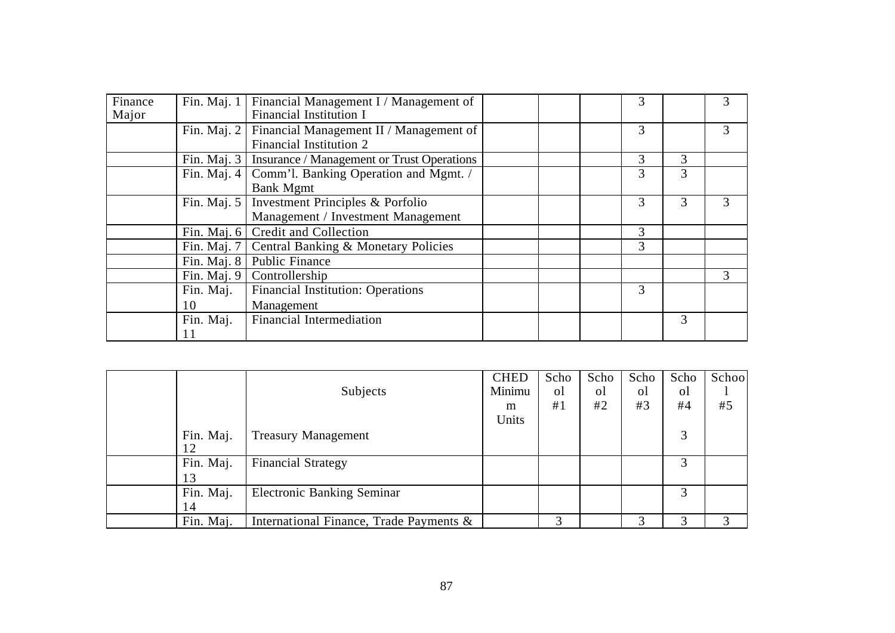| Finance Major | Fin. Maj. 1 | Financial Management I / Management of Financial Institution I | | | | 3 | | 3 |
|---|---|---|---|---|---|---|---|---|
| | Fin. Maj. 2 | Financial Management II / Management of Financial Institution 2 | | | | 3 | | 3 |
| | Fin. Maj. 3 | Insurance / Management or Trust Operations | | | | 3 | 3 | |
| | Fin. Maj. 4 | Comm'l. Banking Operation and Mgmt. / Bank Mgmt | | | | 3 | 3 | |
| | Fin. Maj. 5 | Investment Principles & Porfolio Management / Investment Management | | | | 3 | 3 | 3 |
| | Fin. Maj. 6 | Credit and Collection | | | | 3 | | |
| | Fin. Maj. 7 | Central Banking & Monetary Policies | | | | 3 | | |
| | Fin. Maj. 8 | Public Finance | | | | | | |
| | Fin. Maj. 9 | Controllership | | | | | | 3 |
| | Fin. Maj. 10 | Financial Institution: Operations Management | | | | 3 | | |
| | Fin. Maj. 11 | Financial Intermediation | | | | | 3 | |

| | | Subjects | CHED Minimum Units | School #1 | School #2 | School #3 | School #4 | School #5 |
|---|---|---|---|---|---|---|---|---|
| | Fin. Maj. 12 | Treasury Management | | | | | 3 | |
| | Fin. Maj. 13 | Financial Strategy | | | | | 3 | |
| | Fin. Maj. 14 | Electronic Banking Seminar | | | | | 3 | |
| | Fin. Maj. | International Finance, Trade Payments & | | 3 | | 3 | 3 | 3 |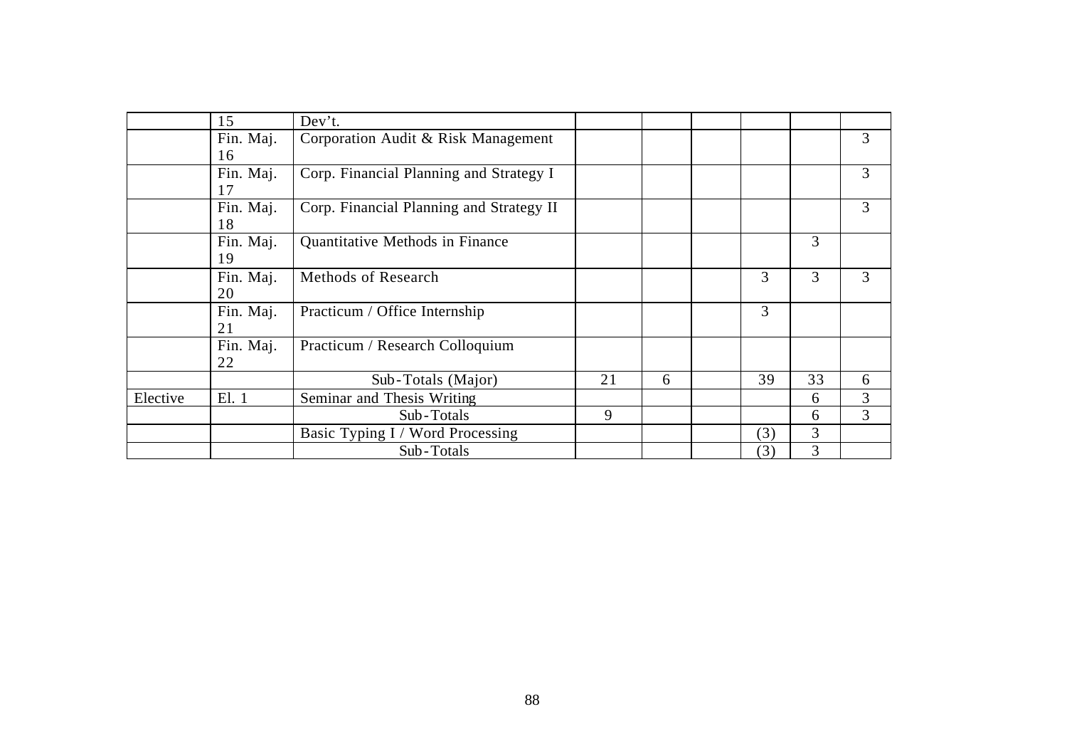| | | | | | | | | |
|---|---|---|---|---|---|---|---|---|
| | 15 | Dev't. | | | | | | |
| | Fin. Maj. 16 | Corporation Audit & Risk Management | | | | | | 3 |
| | Fin. Maj. 17 | Corp. Financial Planning and Strategy I | | | | | | 3 |
| | Fin. Maj. 18 | Corp. Financial Planning and Strategy II | | | | | | 3 |
| | Fin. Maj. 19 | Quantitative Methods in Finance | | | | | 3 | |
| | Fin. Maj. 20 | Methods of Research | | | | 3 | 3 | 3 |
| | Fin. Maj. 21 | Practicum / Office Internship | | | | 3 | | |
| | Fin. Maj. 22 | Practicum / Research Colloquium | | | | | | |
| | | Sub-Totals (Major) | 21 | 6 | | 39 | 33 | 6 |
| Elective | El. 1 | Seminar and Thesis Writing | | | | | 6 | 3 |
| | | Sub-Totals | 9 | | | | 6 | 3 |
| | | Basic Typing I / Word Processing | | | | (3) | 3 | |
| | | Sub-Totals | | | | (3) | 3 | |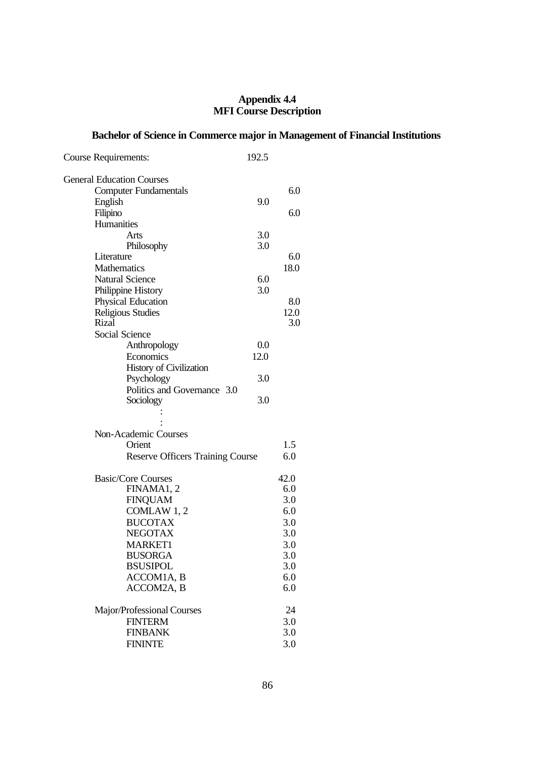**Appendix 4.4**
**MFI Course Description**

## Bachelor of Science in Commerce major in Management of Financial Institutions

| | | |
|---|---|---|
| Course Requirements: | 192.5 | |
| | | |
| General Education Courses | | |
| Computer Fundamentals | | 6.0 |
| English | 9.0 | |
| Filipino | | 6.0 |
| Humanities | | |
| Arts | 3.0 | |
| Philosophy | 3.0 | |
| Literature | | 6.0 |
| Mathematics | | 18.0 |
| Natural Science | 6.0 | |
| Philippine History | 3.0 | |
| Physical Education | | 8.0 |
| Religious Studies | | 12.0 |
| Rizal | | 3.0 |
| Social Science | | |
| Anthropology | 0.0 | |
| Economics | 12.0 | |
| History of Civilization | | |
| Psychology | 3.0 | |
| Politics and Governance 3.0 | | |
| Sociology | 3.0 | |
| : | | |
| : | | |
| Non-Academic Courses | | |
| Orient | | 1.5 |
| Reserve Officers Training Course | | 6.0 |
| | | |
| Basic/Core Courses | | 42.0 |
| FINAMA1, 2 | | 6.0 |
| FINQUAM | | 3.0 |
| COMLAW 1, 2 | | 6.0 |
| BUCOTAX | | 3.0 |
| NEGOTAX | | 3.0 |
| MARKET1 | | 3.0 |
| BUSORGA | | 3.0 |
| BSUSIPOL | | 3.0 |
| ACCOM1A, B | | 6.0 |
| ACCOM2A, B | | 6.0 |
| | | |
| Major/Professional Courses | | 24 |
| FINTERM | | 3.0 |
| FINBANK | | 3.0 |
| FININTE | | 3.0 |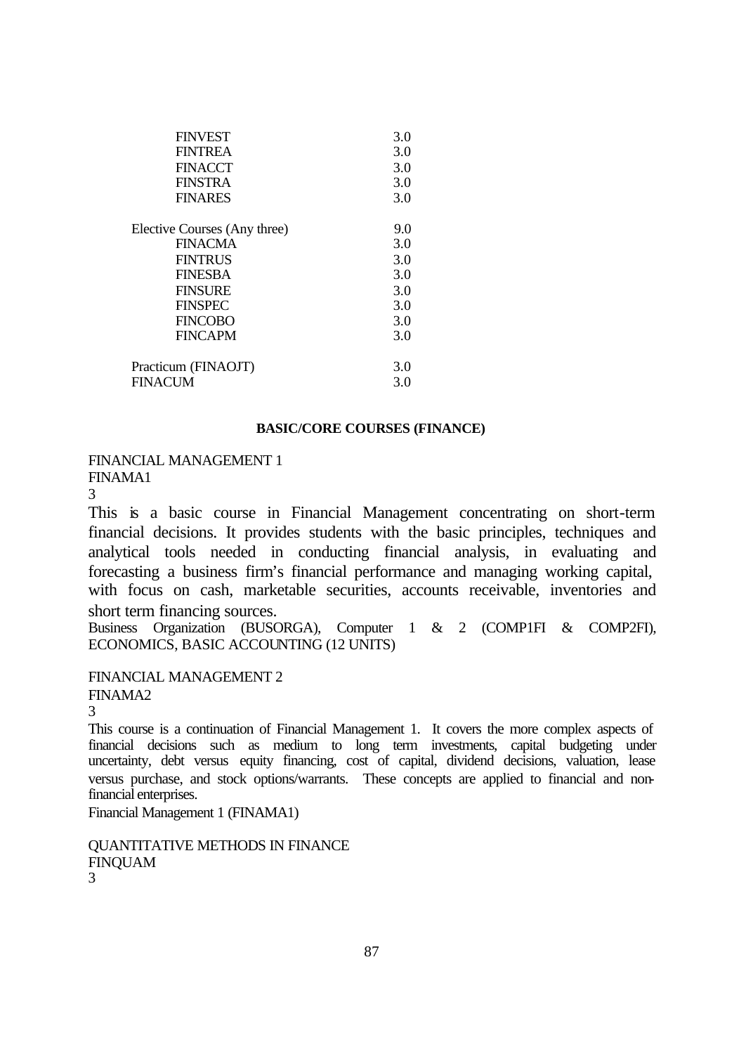| | |
|---|---|
| FINVEST | 3.0 |
| FINTREA | 3.0 |
| FINACCT | 3.0 |
| FINSTRA | 3.0 |
| FINARES | 3.0 |
| | |
| Elective Courses (Any three) | 9.0 |
| FINACMA | 3.0 |
| FINTRUS | 3.0 |
| FINESBA | 3.0 |
| FINSURE | 3.0 |
| FINSPEC | 3.0 |
| FINCOBO | 3.0 |
| FINCAPM | 3.0 |
| | |
| Practicum (FINAOJT) | 3.0 |
| FINACUM | 3.0 |

**BASIC/CORE COURSES (FINANCE)**

FINANCIAL MANAGEMENT 1
FINAMA1
3

This is a basic course in Financial Management concentrating on short-term financial decisions. It provides students with the basic principles, techniques and analytical tools needed in conducting financial analysis, in evaluating and forecasting a business firm's financial performance and managing working capital, with focus on cash, marketable securities, accounts receivable, inventories and short term financing sources.

Business Organization (BUSORGA), Computer 1 & 2 (COMP1FI & COMP2FI), ECONOMICS, BASIC ACCOUNTING (12 UNITS)

FINANCIAL MANAGEMENT 2
FINAMA2
3

This course is a continuation of Financial Management 1. It covers the more complex aspects of financial decisions such as medium to long term investments, capital budgeting under uncertainty, debt versus equity financing, cost of capital, dividend decisions, valuation, lease versus purchase, and stock options/warrants. These concepts are applied to financial and non-financial enterprises.

Financial Management 1 (FINAMA1)

QUANTITATIVE METHODS IN FINANCE
FINQUAM
3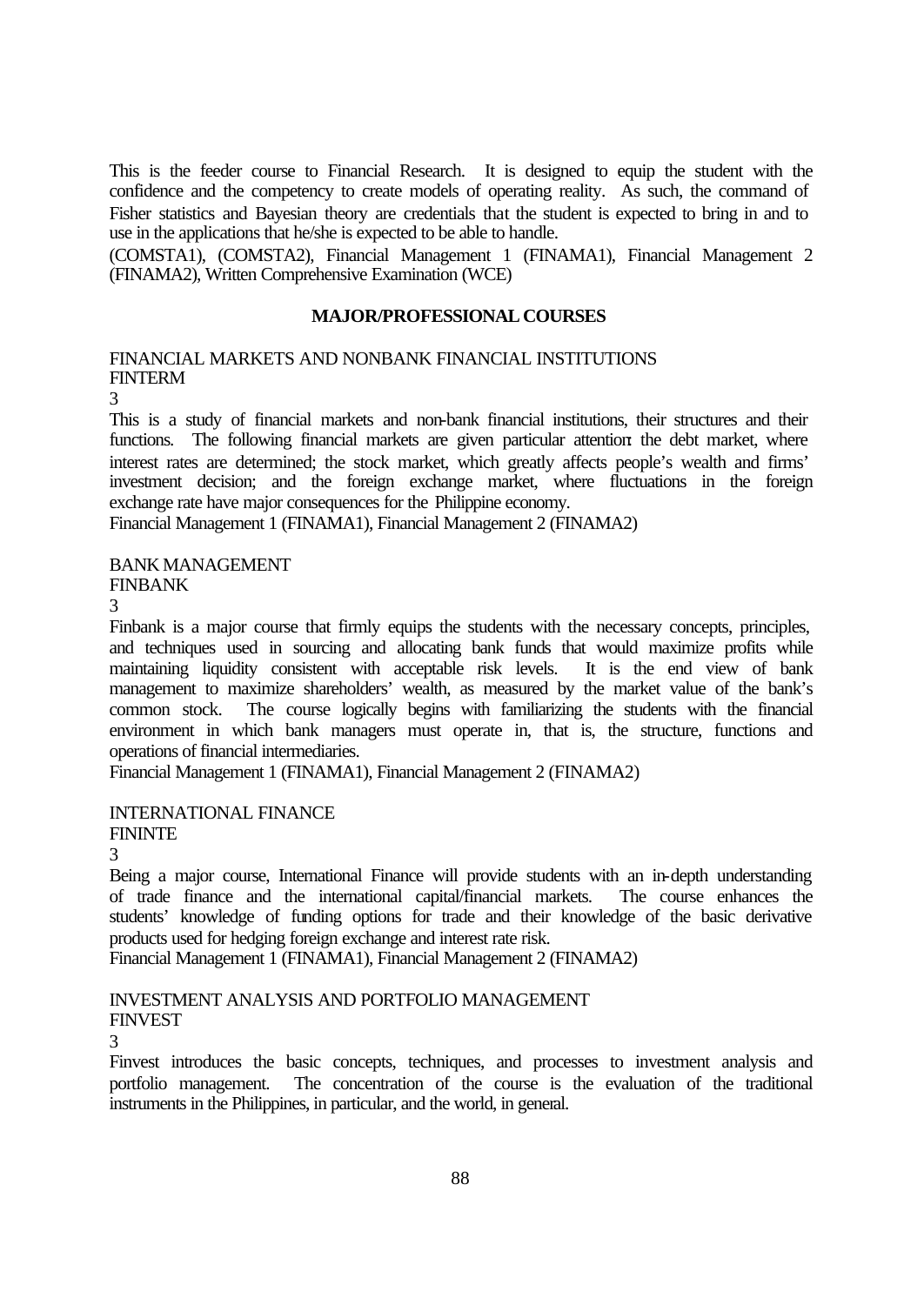This is the feeder course to Financial Research. It is designed to equip the student with the confidence and the competency to create models of operating reality. As such, the command of Fisher statistics and Bayesian theory are credentials that the student is expected to bring in and to use in the applications that he/she is expected to be able to handle.

(COMSTA1), (COMSTA2), Financial Management 1 (FINAMA1), Financial Management 2 (FINAMA2), Written Comprehensive Examination (WCE)

## MAJOR/PROFESSIONAL COURSES

FINANCIAL MARKETS AND NONBANK FINANCIAL INSTITUTIONS
FINTERM
3

This is a study of financial markets and non-bank financial institutions, their structures and their functions. The following financial markets are given particular attention: the debt market, where interest rates are determined; the stock market, which greatly affects people's wealth and firms' investment decision; and the foreign exchange market, where fluctuations in the foreign exchange rate have major consequences for the Philippine economy.

Financial Management 1 (FINAMA1), Financial Management 2 (FINAMA2)

BANK MANAGEMENT
FINBANK
3

Finbank is a major course that firmly equips the students with the necessary concepts, principles, and techniques used in sourcing and allocating bank funds that would maximize profits while maintaining liquidity consistent with acceptable risk levels. It is the end view of bank management to maximize shareholders' wealth, as measured by the market value of the bank's common stock. The course logically begins with familiarizing the students with the financial environment in which bank managers must operate in, that is, the structure, functions and operations of financial intermediaries.

Financial Management 1 (FINAMA1), Financial Management 2 (FINAMA2)

INTERNATIONAL FINANCE
FININTE
3

Being a major course, International Finance will provide students with an in-depth understanding of trade finance and the international capital/financial markets. The course enhances the students' knowledge of funding options for trade and their knowledge of the basic derivative products used for hedging foreign exchange and interest rate risk.

Financial Management 1 (FINAMA1), Financial Management 2 (FINAMA2)

INVESTMENT ANALYSIS AND PORTFOLIO MANAGEMENT
FINVEST
3

Finvest introduces the basic concepts, techniques, and processes to investment analysis and portfolio management. The concentration of the course is the evaluation of the traditional instruments in the Philippines, in particular, and the world, in general.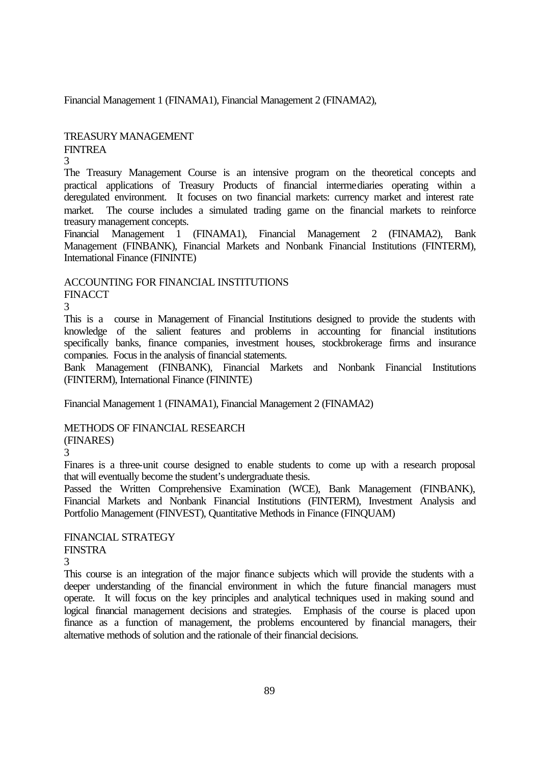Financial Management 1 (FINAMA1), Financial Management 2 (FINAMA2),

TREASURY MANAGEMENT
FINTREA
3
The Treasury Management Course is an intensive program on the theoretical concepts and practical applications of Treasury Products of financial intermediaries operating within a deregulated environment. It focuses on two financial markets: currency market and interest rate market. The course includes a simulated trading game on the financial markets to reinforce treasury management concepts.
Financial Management 1 (FINAMA1), Financial Management 2 (FINAMA2), Bank Management (FINBANK), Financial Markets and Nonbank Financial Institutions (FINTERM), International Finance (FININTE)

ACCOUNTING FOR FINANCIAL INSTITUTIONS
FINACCT
3
This is a course in Management of Financial Institutions designed to provide the students with knowledge of the salient features and problems in accounting for financial institutions specifically banks, finance companies, investment houses, stockbrokerage firms and insurance companies. Focus in the analysis of financial statements.
Bank Management (FINBANK), Financial Markets and Nonbank Financial Institutions (FINTERM), International Finance (FININTE)

Financial Management 1 (FINAMA1), Financial Management 2 (FINAMA2)

METHODS OF FINANCIAL RESEARCH
(FINARES)
3
Finares is a three-unit course designed to enable students to come up with a research proposal that will eventually become the student's undergraduate thesis.
Passed the Written Comprehensive Examination (WCE), Bank Management (FINBANK), Financial Markets and Nonbank Financial Institutions (FINTERM), Investment Analysis and Portfolio Management (FINVEST), Quantitative Methods in Finance (FINQUAM)

FINANCIAL STRATEGY
FINSTRA
3
This course is an integration of the major finance subjects which will provide the students with a deeper understanding of the financial environment in which the future financial managers must operate. It will focus on the key principles and analytical techniques used in making sound and logical financial management decisions and strategies. Emphasis of the course is placed upon finance as a function of management, the problems encountered by financial managers, their alternative methods of solution and the rationale of their financial decisions.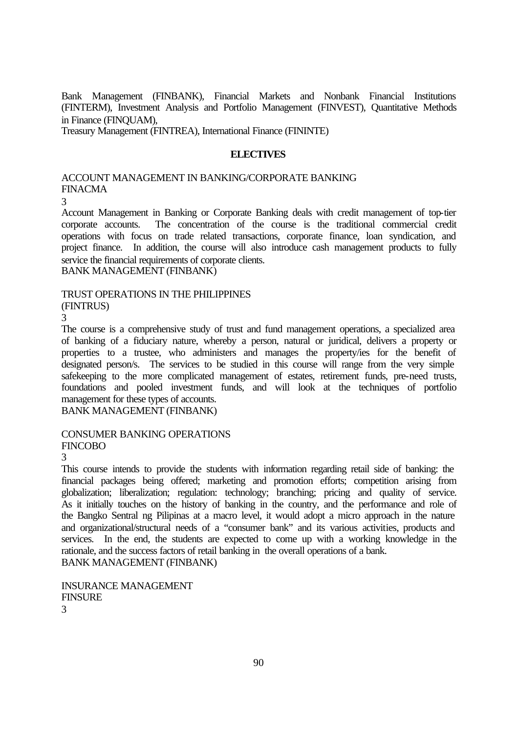Bank Management (FINBANK), Financial Markets and Nonbank Financial Institutions (FINTERM), Investment Analysis and Portfolio Management (FINVEST), Quantitative Methods in Finance (FINQUAM),
Treasury Management (FINTREA), International Finance (FININTE)

## ELECTIVES

ACCOUNT MANAGEMENT IN BANKING/CORPORATE BANKING
FINACMA
3
Account Management in Banking or Corporate Banking deals with credit management of top-tier corporate accounts. The concentration of the course is the traditional commercial credit operations with focus on trade related transactions, corporate finance, loan syndication, and project finance. In addition, the course will also introduce cash management products to fully service the financial requirements of corporate clients.
BANK MANAGEMENT (FINBANK)

TRUST OPERATIONS IN THE PHILIPPINES
(FINTRUS)
3
The course is a comprehensive study of trust and fund management operations, a specialized area of banking of a fiduciary nature, whereby a person, natural or juridical, delivers a property or properties to a trustee, who administers and manages the property/ies for the benefit of designated person/s. The services to be studied in this course will range from the very simple safekeeping to the more complicated management of estates, retirement funds, pre-need trusts, foundations and pooled investment funds, and will look at the techniques of portfolio management for these types of accounts.
BANK MANAGEMENT (FINBANK)

CONSUMER BANKING OPERATIONS
FINCOBO
3
This course intends to provide the students with information regarding retail side of banking: the financial packages being offered; marketing and promotion efforts; competition arising from globalization; liberalization; regulation: technology; branching; pricing and quality of service. As it initially touches on the history of banking in the country, and the performance and role of the Bangko Sentral ng Pilipinas at a macro level, it would adopt a micro approach in the nature and organizational/structural needs of a "consumer bank" and its various activities, products and services. In the end, the students are expected to come up with a working knowledge in the rationale, and the success factors of retail banking in the overall operations of a bank.
BANK MANAGEMENT (FINBANK)

INSURANCE MANAGEMENT
FINSURE
3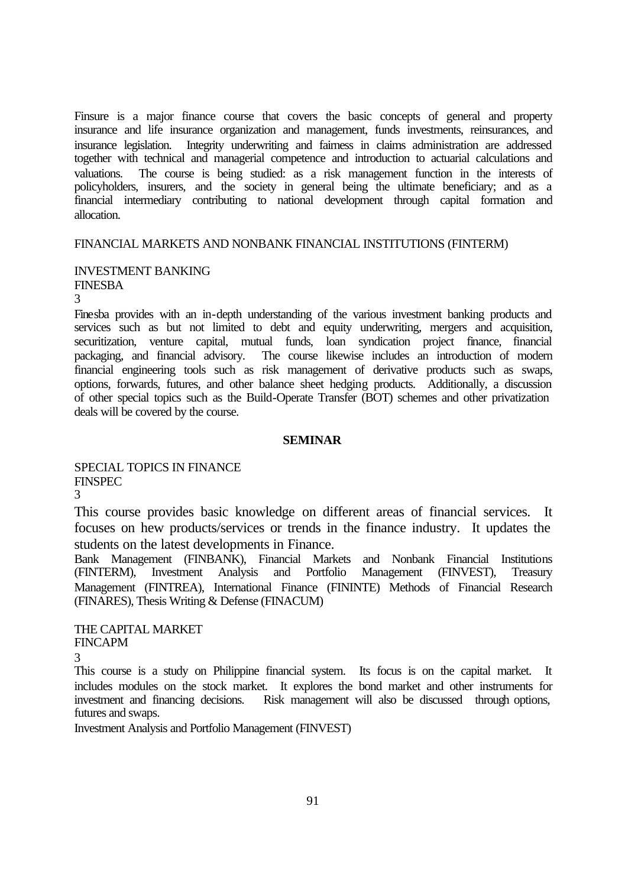Finsure is a major finance course that covers the basic concepts of general and property insurance and life insurance organization and management, funds investments, reinsurances, and insurance legislation. Integrity underwriting and fairness in claims administration are addressed together with technical and managerial competence and introduction to actuarial calculations and valuations. The course is being studied: as a risk management function in the interests of policyholders, insurers, and the society in general being the ultimate beneficiary; and as a financial intermediary contributing to national development through capital formation and allocation.

FINANCIAL MARKETS AND NONBANK FINANCIAL INSTITUTIONS (FINTERM)

INVESTMENT BANKING
FINESBA
3

Finesba provides with an in-depth understanding of the various investment banking products and services such as but not limited to debt and equity underwriting, mergers and acquisition, securitization, venture capital, mutual funds, loan syndication project finance, financial packaging, and financial advisory. The course likewise includes an introduction of modern financial engineering tools such as risk management of derivative products such as swaps, options, forwards, futures, and other balance sheet hedging products. Additionally, a discussion of other special topics such as the Build-Operate Transfer (BOT) schemes and other privatization deals will be covered by the course.

**SEMINAR**

SPECIAL TOPICS IN FINANCE
FINSPEC
3

This course provides basic knowledge on different areas of financial services. It focuses on hew products/services or trends in the finance industry. It updates the students on the latest developments in Finance.

Bank Management (FINBANK), Financial Markets and Nonbank Financial Institutions (FINTERM), Investment Analysis and Portfolio Management (FINVEST), Treasury Management (FINTREA), International Finance (FININTE) Methods of Financial Research (FINARES), Thesis Writing & Defense (FINACUM)

THE CAPITAL MARKET
FINCAPM
3

This course is a study on Philippine financial system. Its focus is on the capital market. It includes modules on the stock market. It explores the bond market and other instruments for investment and financing decisions. Risk management will also be discussed through options, futures and swaps.

Investment Analysis and Portfolio Management (FINVEST)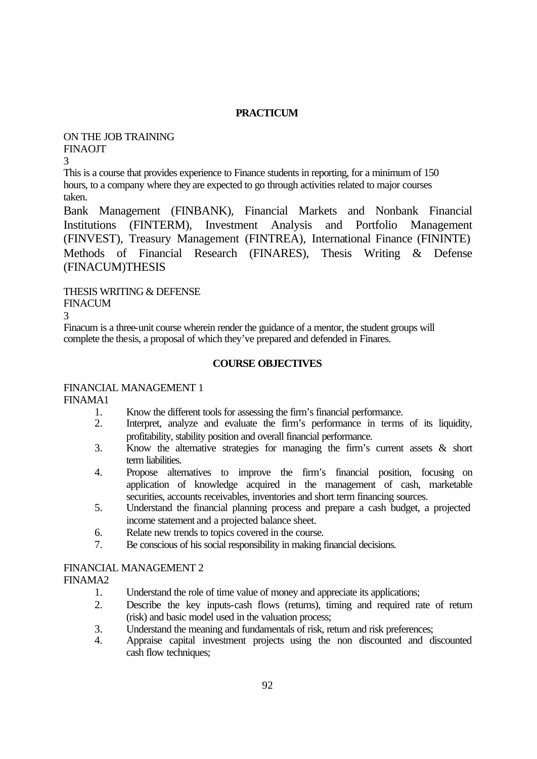**PRACTICUM**

ON THE JOB TRAINING
FINAOJT
3

This is a course that provides experience to Finance students in reporting, for a minimum of 150 hours, to a company where they are expected to go through activities related to major courses taken.

Bank Management (FINBANK), Financial Markets and Nonbank Financial Institutions (FINTERM), Investment Analysis and Portfolio Management (FINVEST), Treasury Management (FINTREA), International Finance (FININTE) Methods of Financial Research (FINARES), Thesis Writing & Defense (FINACUM)THESIS

THESIS WRITING & DEFENSE
FINACUM
3

Finacum is a three-unit course wherein render the guidance of a mentor, the student groups will complete the thesis, a proposal of which they've prepared and defended in Finares.

**COURSE OBJECTIVES**

FINANCIAL MANAGEMENT 1
FINAMA1

1. Know the different tools for assessing the firm's financial performance.
2. Interpret, analyze and evaluate the firm's performance in terms of its liquidity, profitability, stability position and overall financial performance.
3. Know the alternative strategies for managing the firm's current assets & short term liabilities.
4. Propose alternatives to improve the firm's financial position, focusing on application of knowledge acquired in the management of cash, marketable securities, accounts receivables, inventories and short term financing sources.
5. Understand the financial planning process and prepare a cash budget, a projected income statement and a projected balance sheet.
6. Relate new trends to topics covered in the course.
7. Be conscious of his social responsibility in making financial decisions.

FINANCIAL MANAGEMENT 2
FINAMA2

1. Understand the role of time value of money and appreciate its applications;
2. Describe the key inputs-cash flows (returns), timing and required rate of return (risk) and basic model used in the valuation process;
3. Understand the meaning and fundamentals of risk, return and risk preferences;
4. Appraise capital investment projects using the non discounted and discounted cash flow techniques;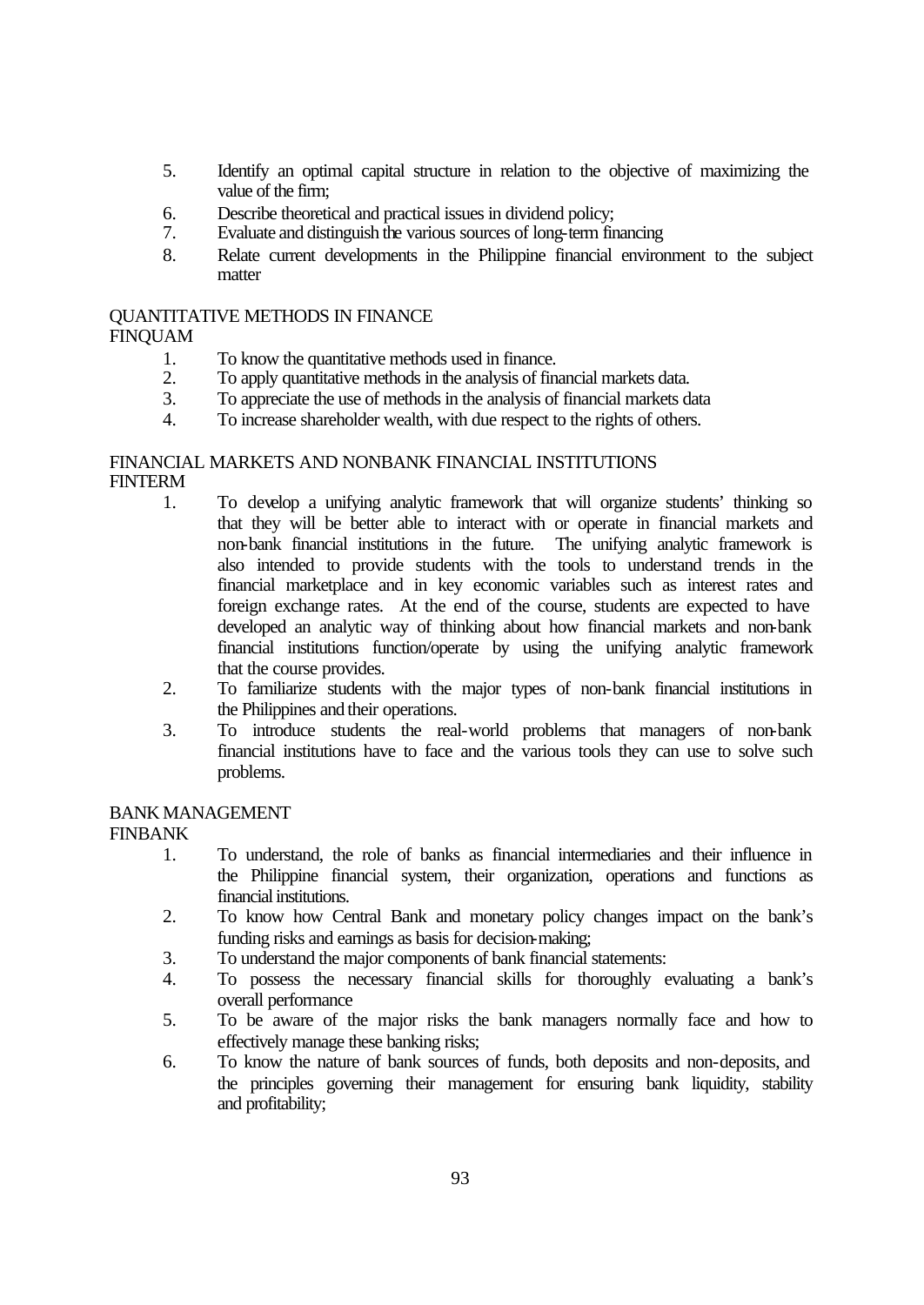5. Identify an optimal capital structure in relation to the objective of maximizing the value of the firm;
6. Describe theoretical and practical issues in dividend policy;
7. Evaluate and distinguish the various sources of long-term financing
8. Relate current developments in the Philippine financial environment to the subject matter

QUANTITATIVE METHODS IN FINANCE
FINQUAM

1. To know the quantitative methods used in finance.
2. To apply quantitative methods in the analysis of financial markets data.
3. To appreciate the use of methods in the analysis of financial markets data
4. To increase shareholder wealth, with due respect to the rights of others.

FINANCIAL MARKETS AND NONBANK FINANCIAL INSTITUTIONS
FINTERM

1. To develop a unifying analytic framework that will organize students' thinking so that they will be better able to interact with or operate in financial markets and non-bank financial institutions in the future. The unifying analytic framework is also intended to provide students with the tools to understand trends in the financial marketplace and in key economic variables such as interest rates and foreign exchange rates. At the end of the course, students are expected to have developed an analytic way of thinking about how financial markets and non-bank financial institutions function/operate by using the unifying analytic framework that the course provides.
2. To familiarize students with the major types of non-bank financial institutions in the Philippines and their operations.
3. To introduce students the real-world problems that managers of non-bank financial institutions have to face and the various tools they can use to solve such problems.

BANK MANAGEMENT
FINBANK

1. To understand, the role of banks as financial intermediaries and their influence in the Philippine financial system, their organization, operations and functions as financial institutions.
2. To know how Central Bank and monetary policy changes impact on the bank's funding risks and earnings as basis for decision-making;
3. To understand the major components of bank financial statements:
4. To possess the necessary financial skills for thoroughly evaluating a bank's overall performance
5. To be aware of the major risks the bank managers normally face and how to effectively manage these banking risks;
6. To know the nature of bank sources of funds, both deposits and non-deposits, and the principles governing their management for ensuring bank liquidity, stability and profitability;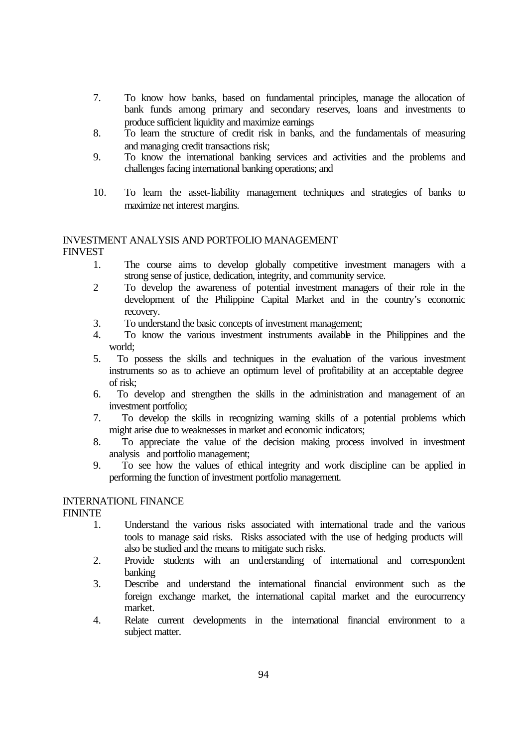7. To know how banks, based on fundamental principles, manage the allocation of bank funds among primary and secondary reserves, loans and investments to produce sufficient liquidity and maximize earnings
8. To learn the structure of credit risk in banks, and the fundamentals of measuring and managing credit transactions risk;
9. To know the international banking services and activities and the problems and challenges facing international banking operations; and
10. To learn the asset-liability management techniques and strategies of banks to maximize net interest margins.

INVESTMENT ANALYSIS AND PORTFOLIO MANAGEMENT
FINVEST

1. The course aims to develop globally competitive investment managers with a strong sense of justice, dedication, integrity, and community service.
2 To develop the awareness of potential investment managers of their role in the development of the Philippine Capital Market and in the country's economic recovery.
3. To understand the basic concepts of investment management;
4. To know the various investment instruments available in the Philippines and the world;
5. To possess the skills and techniques in the evaluation of the various investment instruments so as to achieve an optimum level of profitability at an acceptable degree of risk;
6. To develop and strengthen the skills in the administration and management of an investment portfolio;
7. To develop the skills in recognizing warning skills of a potential problems which might arise due to weaknesses in market and economic indicators;
8. To appreciate the value of the decision making process involved in investment analysis and portfolio management;
9. To see how the values of ethical integrity and work discipline can be applied in performing the function of investment portfolio management.

INTERNATIONL FINANCE
FININTE

1. Understand the various risks associated with international trade and the various tools to manage said risks. Risks associated with the use of hedging products will also be studied and the means to mitigate such risks.
2. Provide students with an understanding of international and correspondent banking
3. Describe and understand the international financial environment such as the foreign exchange market, the international capital market and the eurocurrency market.
4. Relate current developments in the international financial environment to a subject matter.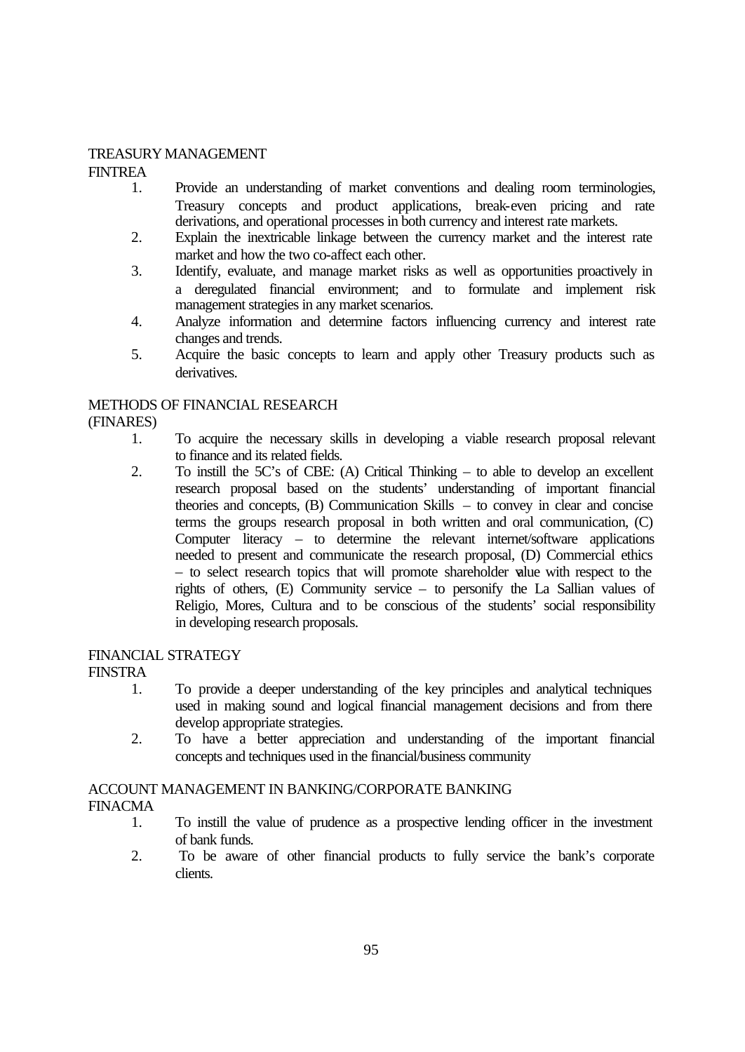TREASURY MANAGEMENT
FINTREA

1. Provide an understanding of market conventions and dealing room terminologies, Treasury concepts and product applications, break-even pricing and rate derivations, and operational processes in both currency and interest rate markets.
2. Explain the inextricable linkage between the currency market and the interest rate market and how the two co-affect each other.
3. Identify, evaluate, and manage market risks as well as opportunities proactively in a deregulated financial environment; and to formulate and implement risk management strategies in any market scenarios.
4. Analyze information and determine factors influencing currency and interest rate changes and trends.
5. Acquire the basic concepts to learn and apply other Treasury products such as derivatives.

METHODS OF FINANCIAL RESEARCH
(FINARES)

1. To acquire the necessary skills in developing a viable research proposal relevant to finance and its related fields.
2. To instill the 5C's of CBE: (A) Critical Thinking – to able to develop an excellent research proposal based on the students' understanding of important financial theories and concepts, (B) Communication Skills – to convey in clear and concise terms the groups research proposal in both written and oral communication, (C) Computer literacy – to determine the relevant internet/software applications needed to present and communicate the research proposal, (D) Commercial ethics – to select research topics that will promote shareholder value with respect to the rights of others, (E) Community service – to personify the La Sallian values of Religio, Mores, Cultura and to be conscious of the students' social responsibility in developing research proposals.

FINANCIAL STRATEGY
FINSTRA

1. To provide a deeper understanding of the key principles and analytical techniques used in making sound and logical financial management decisions and from there develop appropriate strategies.
2. To have a better appreciation and understanding of the important financial concepts and techniques used in the financial/business community

ACCOUNT MANAGEMENT IN BANKING/CORPORATE BANKING
FINACMA

1. To instill the value of prudence as a prospective lending officer in the investment of bank funds.
2. To be aware of other financial products to fully service the bank's corporate clients.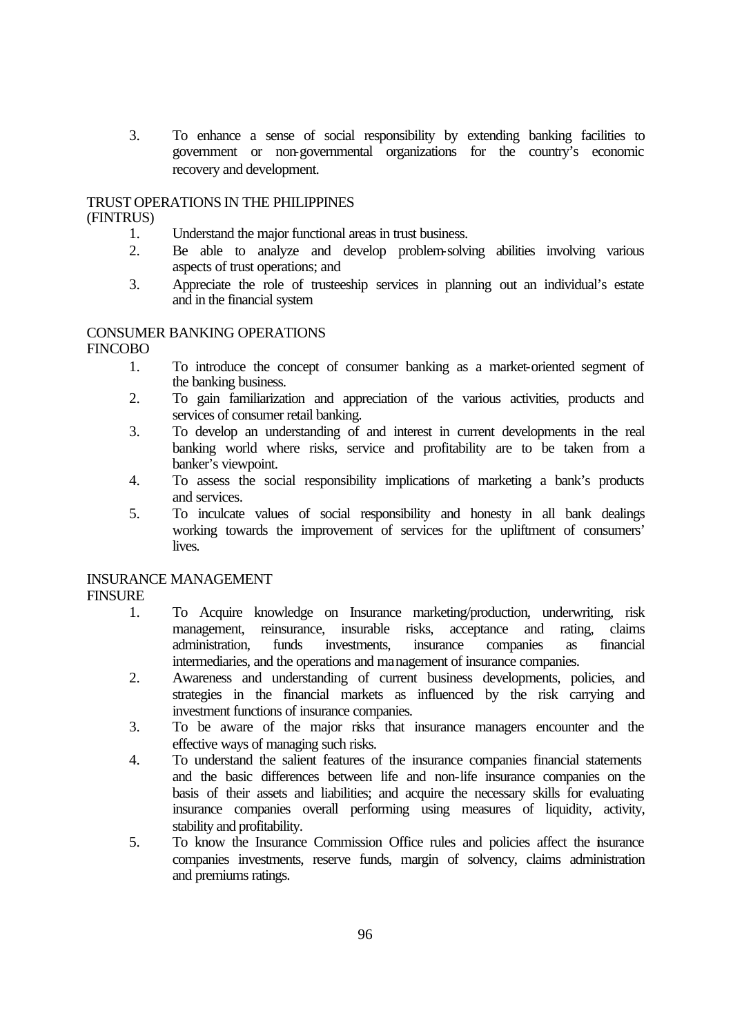3. To enhance a sense of social responsibility by extending banking facilities to government or non-governmental organizations for the country's economic recovery and development.

TRUST OPERATIONS IN THE PHILIPPINES
(FINTRUS)

1. Understand the major functional areas in trust business.
2. Be able to analyze and develop problem-solving abilities involving various aspects of trust operations; and
3. Appreciate the role of trusteeship services in planning out an individual's estate and in the financial system

CONSUMER BANKING OPERATIONS
FINCOBO

1. To introduce the concept of consumer banking as a market-oriented segment of the banking business.
2. To gain familiarization and appreciation of the various activities, products and services of consumer retail banking.
3. To develop an understanding of and interest in current developments in the real banking world where risks, service and profitability are to be taken from a banker's viewpoint.
4. To assess the social responsibility implications of marketing a bank's products and services.
5. To inculcate values of social responsibility and honesty in all bank dealings working towards the improvement of services for the upliftment of consumers' lives.

INSURANCE MANAGEMENT
FINSURE

1. To Acquire knowledge on Insurance marketing/production, underwriting, risk management, reinsurance, insurable risks, acceptance and rating, claims administration, funds investments, insurance companies as financial intermediaries, and the operations and management of insurance companies.
2. Awareness and understanding of current business developments, policies, and strategies in the financial markets as influenced by the risk carrying and investment functions of insurance companies.
3. To be aware of the major risks that insurance managers encounter and the effective ways of managing such risks.
4. To understand the salient features of the insurance companies financial statements and the basic differences between life and non-life insurance companies on the basis of their assets and liabilities; and acquire the necessary skills for evaluating insurance companies overall performing using measures of liquidity, activity, stability and profitability.
5. To know the Insurance Commission Office rules and policies affect the insurance companies investments, reserve funds, margin of solvency, claims administration and premiums ratings.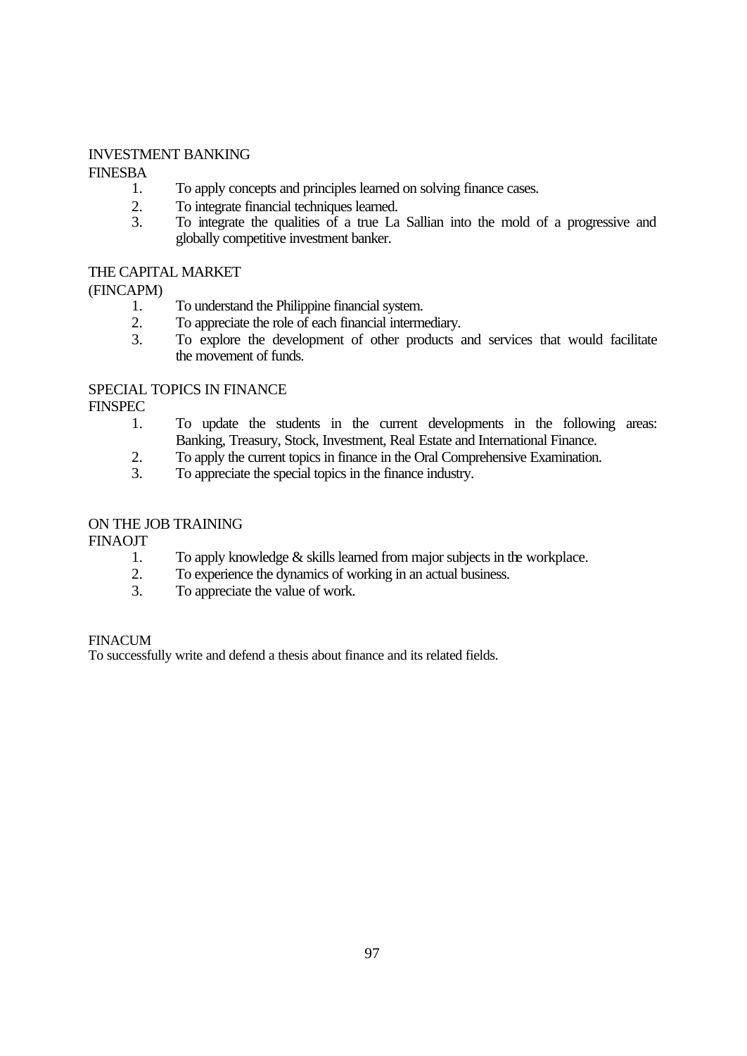INVESTMENT BANKING

FINESBA

1. To apply concepts and principles learned on solving finance cases.
2. To integrate financial techniques learned.
3. To integrate the qualities of a true La Sallian into the mold of a progressive and globally competitive investment banker.

THE CAPITAL MARKET

(FINCAPM)

1. To understand the Philippine financial system.
2. To appreciate the role of each financial intermediary.
3. To explore the development of other products and services that would facilitate the movement of funds.

SPECIAL TOPICS IN FINANCE

FINSPEC

1. To update the students in the current developments in the following areas: Banking, Treasury, Stock, Investment, Real Estate and International Finance.
2. To apply the current topics in finance in the Oral Comprehensive Examination.
3. To appreciate the special topics in the finance industry.

ON THE JOB TRAINING

FINAOJT

1. To apply knowledge & skills learned from major subjects in the workplace.
2. To experience the dynamics of working in an actual business.
3. To appreciate the value of work.

FINACUM

To successfully write and defend a thesis about finance and its related fields.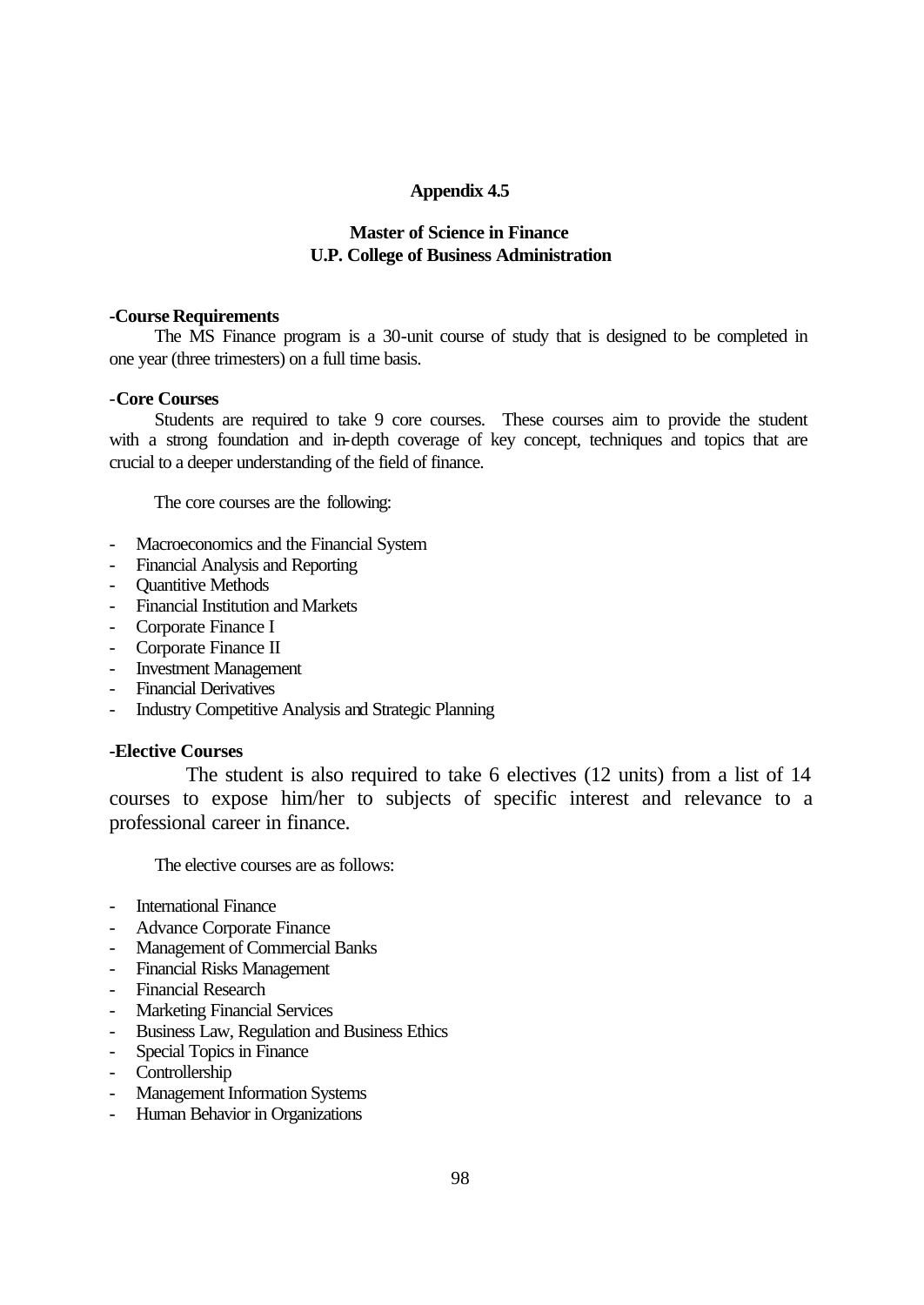**Appendix 4.5**

**Master of Science in Finance**
**U.P. College of Business Administration**

**-Course Requirements**

The MS Finance program is a 30-unit course of study that is designed to be completed in one year (three trimesters) on a full time basis.

-**Core Courses**

Students are required to take 9 core courses. These courses aim to provide the student with a strong foundation and in-depth coverage of key concept, techniques and topics that are crucial to a deeper understanding of the field of finance.

The core courses are the following:

- Macroeconomics and the Financial System
- Financial Analysis and Reporting
- Quantitive Methods
- Financial Institution and Markets
- Corporate Finance I
- Corporate Finance II
- Investment Management
- Financial Derivatives
- Industry Competitive Analysis and Strategic Planning

**-Elective Courses**

The student is also required to take 6 electives (12 units) from a list of 14 courses to expose him/her to subjects of specific interest and relevance to a professional career in finance.

The elective courses are as follows:

- International Finance
- Advance Corporate Finance
- Management of Commercial Banks
- Financial Risks Management
- Financial Research
- Marketing Financial Services
- Business Law, Regulation and Business Ethics
- Special Topics in Finance
- Controllership
- Management Information Systems
- Human Behavior in Organizations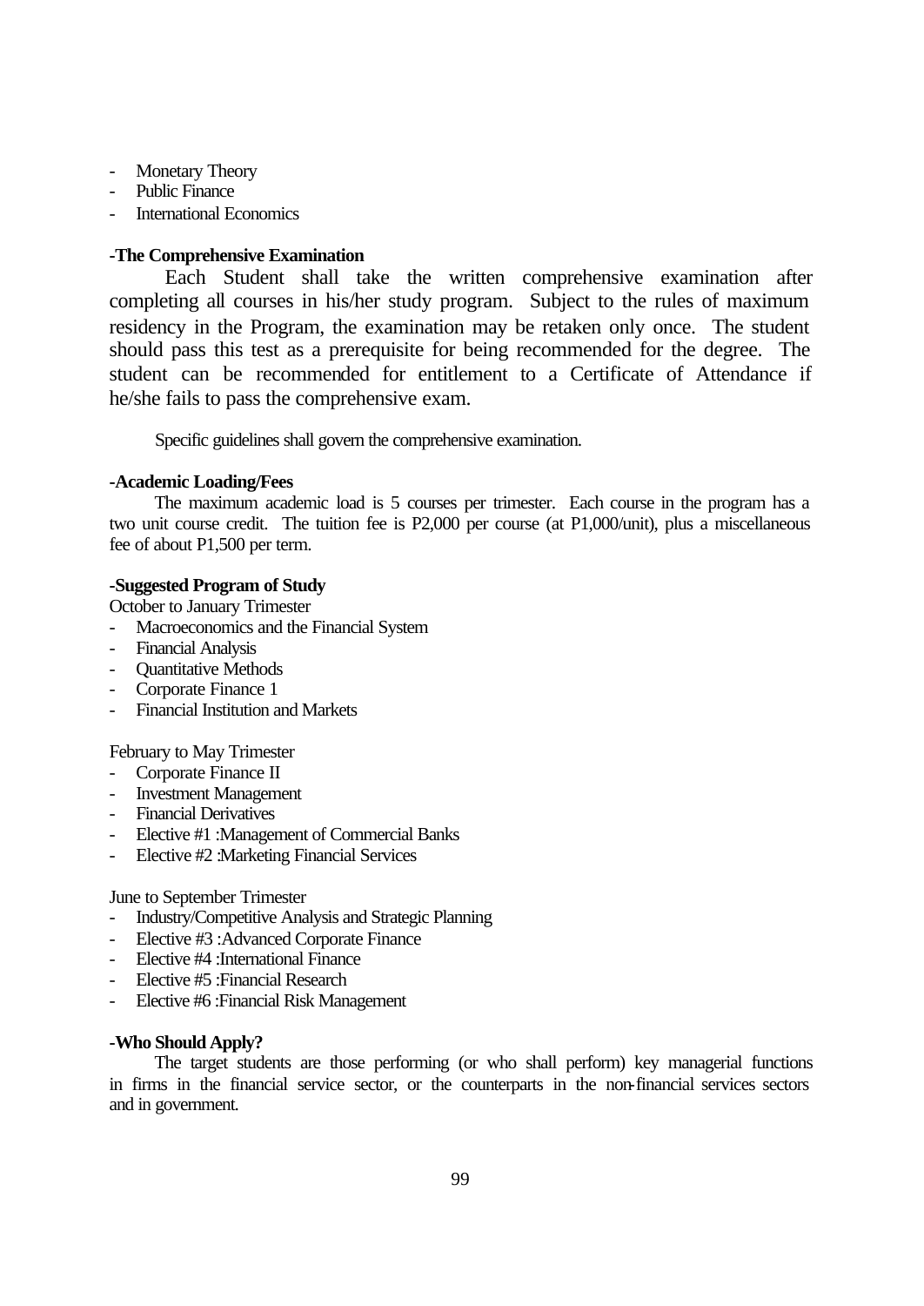- Monetary Theory
- Public Finance
- International Economics

**-The Comprehensive Examination**

Each Student shall take the written comprehensive examination after completing all courses in his/her study program. Subject to the rules of maximum residency in the Program, the examination may be retaken only once. The student should pass this test as a prerequisite for being recommended for the degree. The student can be recommended for entitlement to a Certificate of Attendance if he/she fails to pass the comprehensive exam.

Specific guidelines shall govern the comprehensive examination.

**-Academic Loading/Fees**

The maximum academic load is 5 courses per trimester. Each course in the program has a two unit course credit. The tuition fee is P2,000 per course (at P1,000/unit), plus a miscellaneous fee of about P1,500 per term.

**-Suggested Program of Study**

October to January Trimester

- Macroeconomics and the Financial System
- Financial Analysis
- Quantitative Methods
- Corporate Finance 1
- Financial Institution and Markets

February to May Trimester

- Corporate Finance II
- Investment Management
- Financial Derivatives
- Elective #1 :Management of Commercial Banks
- Elective #2 :Marketing Financial Services

June to September Trimester

- Industry/Competitive Analysis and Strategic Planning
- Elective #3 :Advanced Corporate Finance
- Elective #4 :International Finance
- Elective #5 :Financial Research
- Elective #6 :Financial Risk Management

**-Who Should Apply?**

The target students are those performing (or who shall perform) key managerial functions in firms in the financial service sector, or the counterparts in the non-financial services sectors and in government.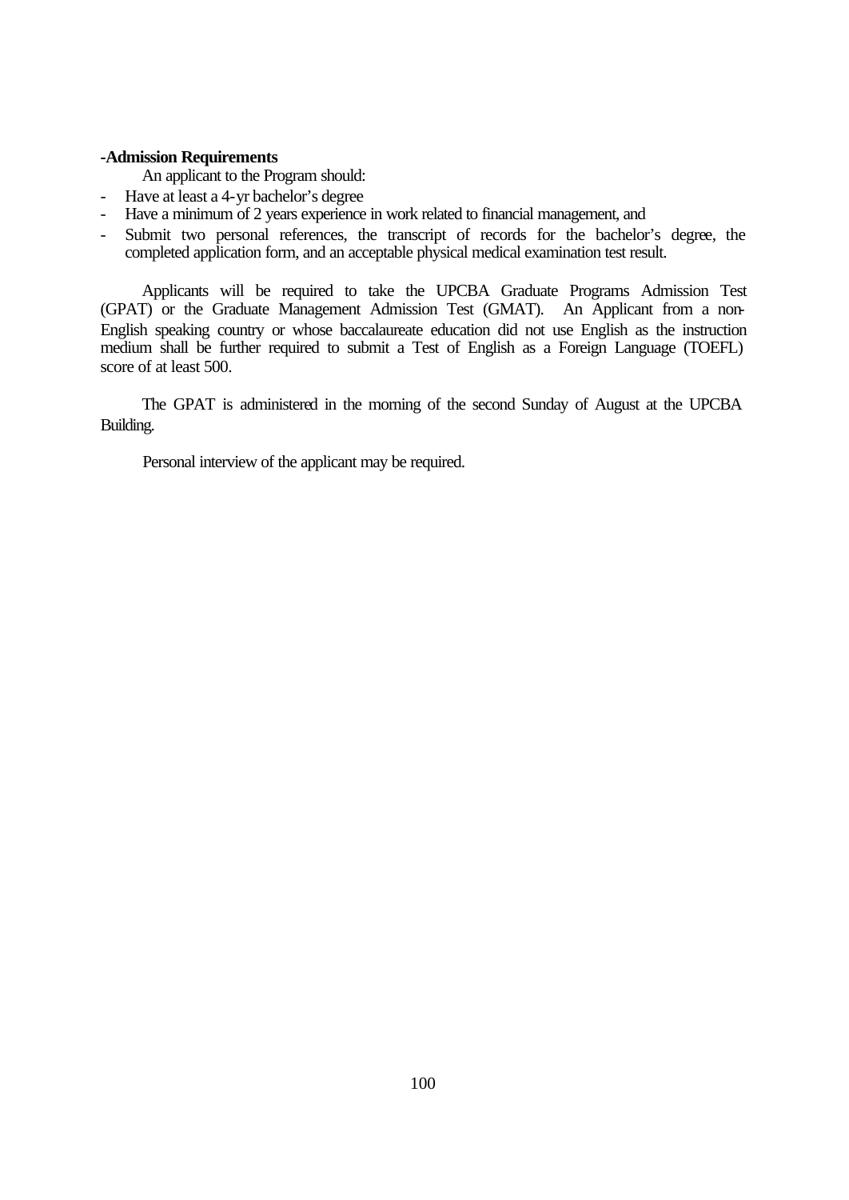**-Admission Requirements**

An applicant to the Program should:

- Have at least a 4-yr bachelor's degree
- Have a minimum of 2 years experience in work related to financial management, and
- Submit two personal references, the transcript of records for the bachelor's degree, the completed application form, and an acceptable physical medical examination test result.

Applicants will be required to take the UPCBA Graduate Programs Admission Test (GPAT) or the Graduate Management Admission Test (GMAT). An Applicant from a non-English speaking country or whose baccalaureate education did not use English as the instruction medium shall be further required to submit a Test of English as a Foreign Language (TOEFL) score of at least 500.

The GPAT is administered in the morning of the second Sunday of August at the UPCBA Building.

Personal interview of the applicant may be required.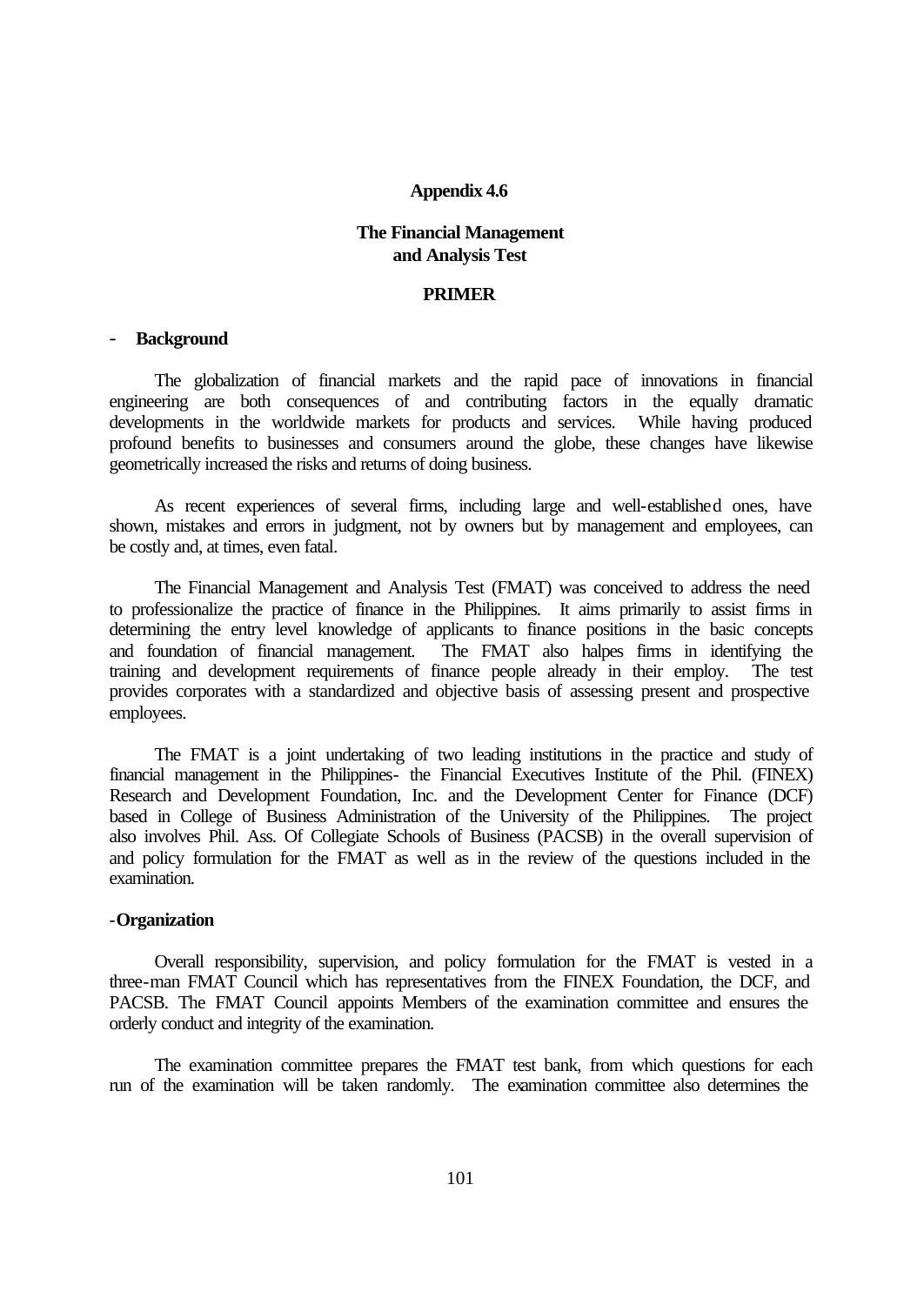**Appendix 4.6**

**The Financial Management and Analysis Test**

**PRIMER**

- **Background**

The globalization of financial markets and the rapid pace of innovations in financial engineering are both consequences of and contributing factors in the equally dramatic developments in the worldwide markets for products and services. While having produced profound benefits to businesses and consumers around the globe, these changes have likewise geometrically increased the risks and returns of doing business.

As recent experiences of several firms, including large and well-established ones, have shown, mistakes and errors in judgment, not by owners but by management and employees, can be costly and, at times, even fatal.

The Financial Management and Analysis Test (FMAT) was conceived to address the need to professionalize the practice of finance in the Philippines. It aims primarily to assist firms in determining the entry level knowledge of applicants to finance positions in the basic concepts and foundation of financial management. The FMAT also halpes firms in identifying the training and development requirements of finance people already in their employ. The test provides corporates with a standardized and objective basis of assessing present and prospective employees.

The FMAT is a joint undertaking of two leading institutions in the practice and study of financial management in the Philippines- the Financial Executives Institute of the Phil. (FINEX) Research and Development Foundation, Inc. and the Development Center for Finance (DCF) based in College of Business Administration of the University of the Philippines. The project also involves Phil. Ass. Of Collegiate Schools of Business (PACSB) in the overall supervision of and policy formulation for the FMAT as well as in the review of the questions included in the examination.

-**Organization**

Overall responsibility, supervision, and policy formulation for the FMAT is vested in a three-man FMAT Council which has representatives from the FINEX Foundation, the DCF, and PACSB. The FMAT Council appoints Members of the examination committee and ensures the orderly conduct and integrity of the examination.

The examination committee prepares the FMAT test bank, from which questions for each run of the examination will be taken randomly. The examination committee also determines the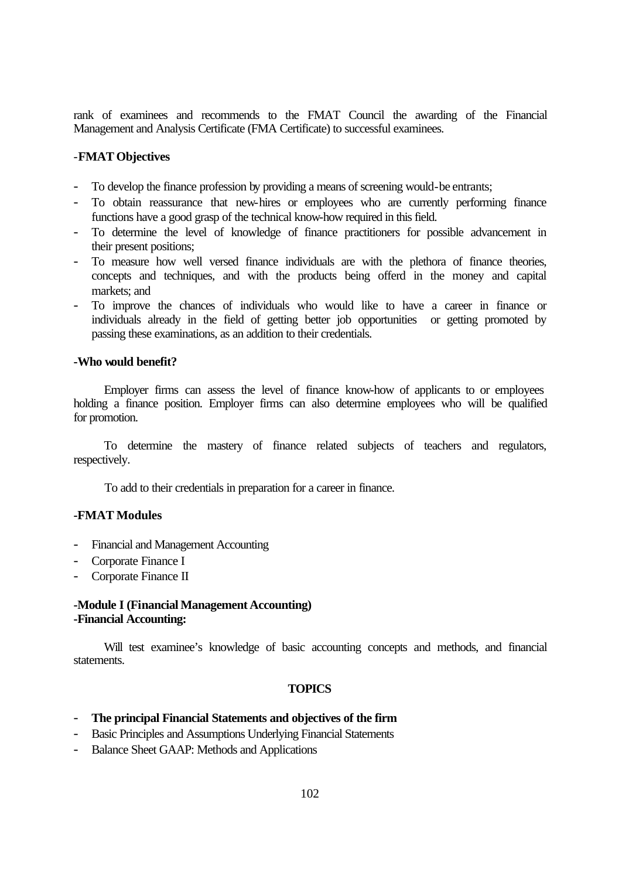rank of examinees and recommends to the FMAT Council the awarding of the Financial Management and Analysis Certificate (FMA Certificate) to successful examinees.

**-FMAT Objectives**

- To develop the finance profession by providing a means of screening would-be entrants;
- To obtain reassurance that new-hires or employees who are currently performing finance functions have a good grasp of the technical know-how required in this field.
- To determine the level of knowledge of finance practitioners for possible advancement in their present positions;
- To measure how well versed finance individuals are with the plethora of finance theories, concepts and techniques, and with the products being offerd in the money and capital markets; and
- To improve the chances of individuals who would like to have a career in finance or individuals already in the field of getting better job opportunities or getting promoted by passing these examinations, as an addition to their credentials.

**-Who would benefit?**

Employer firms can assess the level of finance know-how of applicants to or employees holding a finance position. Employer firms can also determine employees who will be qualified for promotion.

To determine the mastery of finance related subjects of teachers and regulators, respectively.

To add to their credentials in preparation for a career in finance.

**-FMAT Modules**

- Financial and Management Accounting
- Corporate Finance I
- Corporate Finance II

**-Module I (Financial Management Accounting)**
**-Financial Accounting:**

Will test examinee's knowledge of basic accounting concepts and methods, and financial statements.

**TOPICS**

- **The principal Financial Statements and objectives of the firm**
- Basic Principles and Assumptions Underlying Financial Statements
- Balance Sheet GAAP: Methods and Applications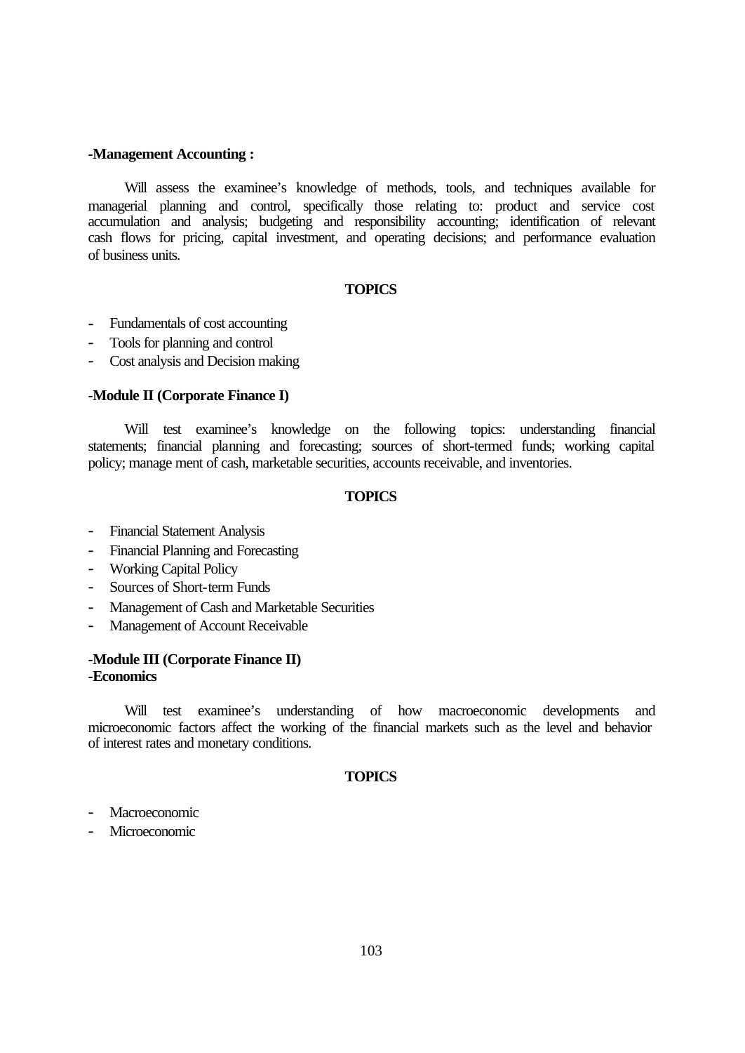**-Management Accounting :**

Will assess the examinee's knowledge of methods, tools, and techniques available for managerial planning and control, specifically those relating to: product and service cost accumulation and analysis; budgeting and responsibility accounting; identification of relevant cash flows for pricing, capital investment, and operating decisions; and performance evaluation of business units.

**TOPICS**

- Fundamentals of cost accounting
- Tools for planning and control
- Cost analysis and Decision making

**-Module II (Corporate Finance I)**

Will test examinee's knowledge on the following topics: understanding financial statements; financial planning and forecasting; sources of short-termed funds; working capital policy; manage ment of cash, marketable securities, accounts receivable, and inventories.

**TOPICS**

- Financial Statement Analysis
- Financial Planning and Forecasting
- Working Capital Policy
- Sources of Short-term Funds
- Management of Cash and Marketable Securities
- Management of Account Receivable

**-Module III (Corporate Finance II)**
**-Economics**

Will test examinee's understanding of how macroeconomic developments and microeconomic factors affect the working of the financial markets such as the level and behavior of interest rates and monetary conditions.

**TOPICS**

- Macroeconomic
- Microeconomic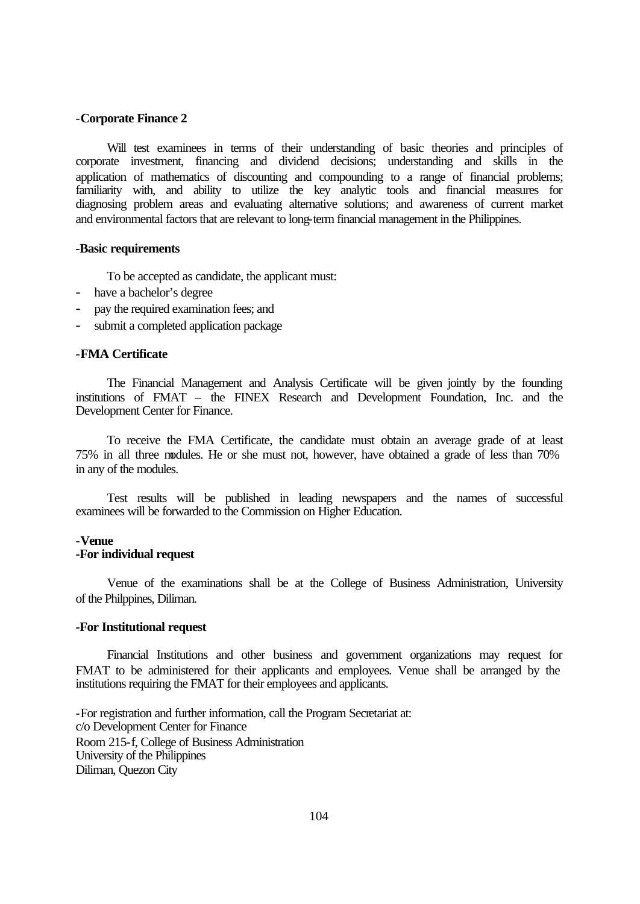**-Corporate Finance 2**

Will test examinees in terms of their understanding of basic theories and principles of corporate investment, financing and dividend decisions; understanding and skills in the application of mathematics of discounting and compounding to a range of financial problems; familiarity with, and ability to utilize the key analytic tools and financial measures for diagnosing problem areas and evaluating alternative solutions; and awareness of current market and environmental factors that are relevant to long-term financial management in the Philippines.

**-Basic requirements**

To be accepted as candidate, the applicant must:

- have a bachelor's degree
- pay the required examination fees; and
- submit a completed application package

**-FMA Certificate**

The Financial Management and Analysis Certificate will be given jointly by the founding institutions of FMAT – the FINEX Research and Development Foundation, Inc. and the Development Center for Finance.

To receive the FMA Certificate, the candidate must obtain an average grade of at least 75% in all three modules. He or she must not, however, have obtained a grade of less than 70% in any of the modules.

Test results will be published in leading newspapers and the names of successful examinees will be forwarded to the Commission on Higher Education.

**-Venue**

**-For individual request**

Venue of the examinations shall be at the College of Business Administration, University of the Philppines, Diliman.

**-For Institutional request**

Financial Institutions and other business and government organizations may request for FMAT to be administered for their applicants and employees. Venue shall be arranged by the institutions requiring the FMAT for their employees and applicants.

-For registration and further information, call the Program Secretariat at:
c/o Development Center for Finance
Room 215-f, College of Business Administration
University of the Philippines
Diliman, Quezon City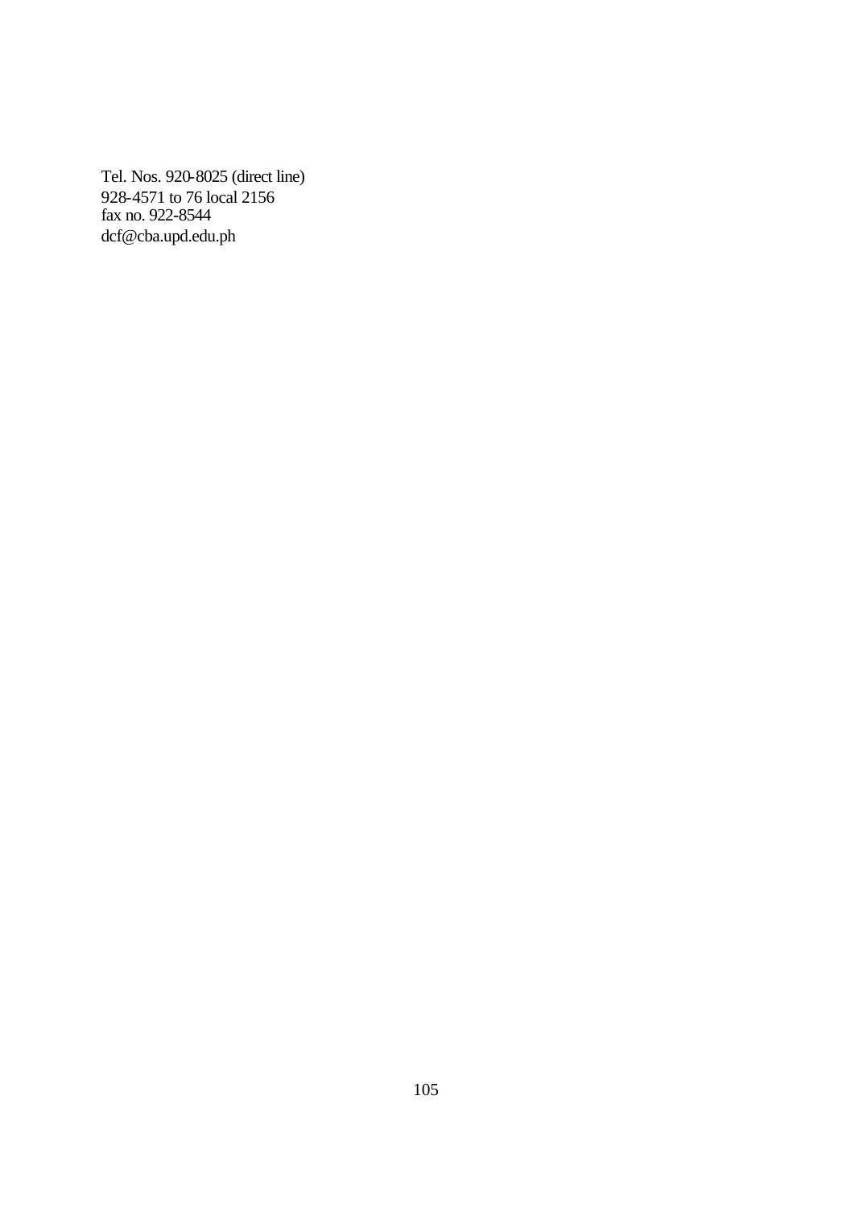Tel. Nos. 920-8025 (direct line)
928-4571 to 76 local 2156
fax no. 922-8544
dcf@cba.upd.edu.ph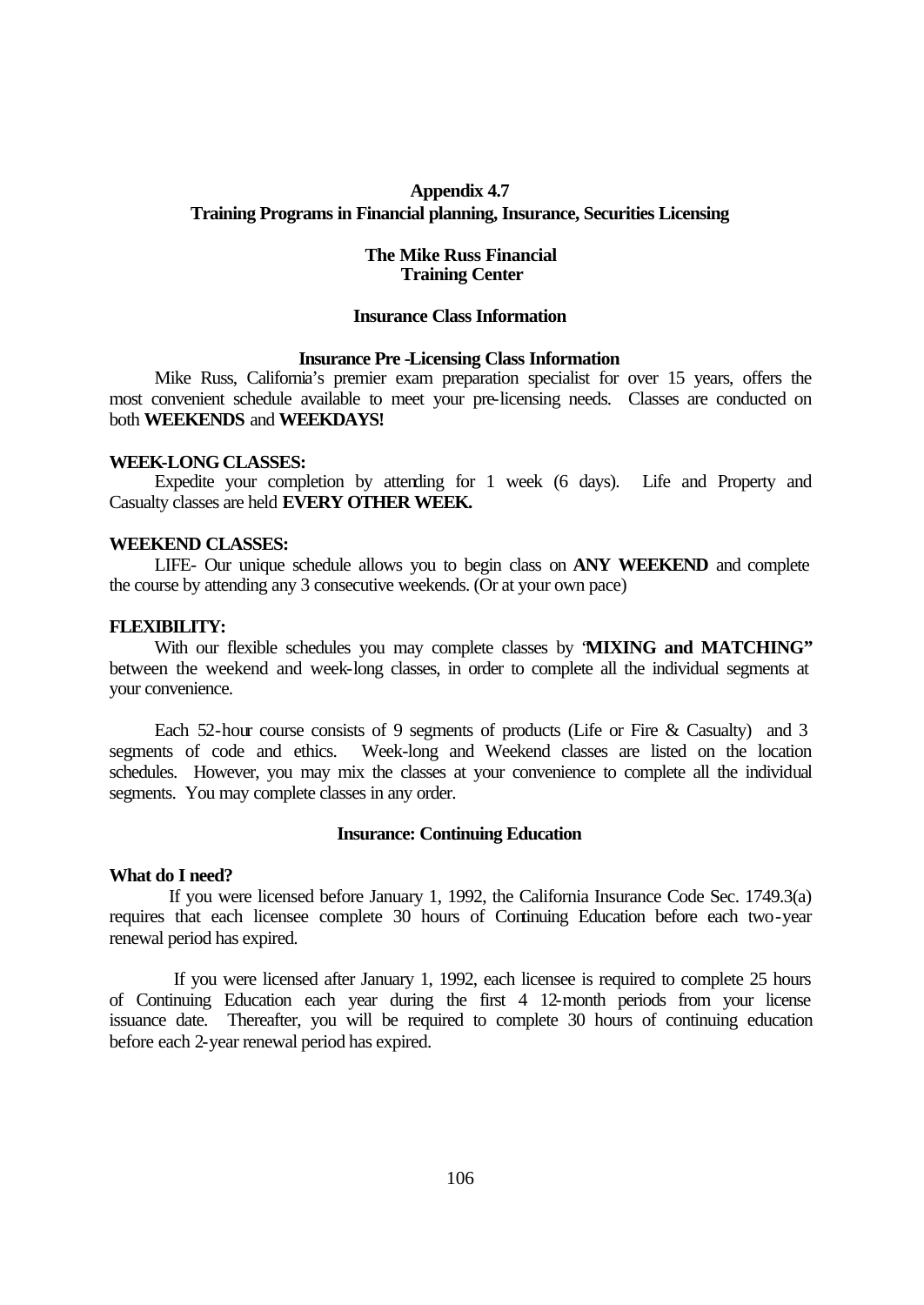## Appendix 4.7

## Training Programs in Financial planning, Insurance, Securities Licensing

### The Mike Russ Financial Training Center

### Insurance Class Information

#### Insurance Pre -Licensing Class Information

Mike Russ, California's premier exam preparation specialist for over 15 years, offers the most convenient schedule available to meet your pre-licensing needs. Classes are conducted on both **WEEKENDS** and **WEEKDAYS!**

**WEEK-LONG CLASSES:**

Expedite your completion by attending for 1 week (6 days). Life and Property and Casualty classes are held **EVERY OTHER WEEK.**

**WEEKEND CLASSES:**

LIFE- Our unique schedule allows you to begin class on **ANY WEEKEND** and complete the course by attending any 3 consecutive weekends. (Or at your own pace)

**FLEXIBILITY:**

With our flexible schedules you may complete classes by "**MIXING and MATCHING"** between the weekend and week-long classes, in order to complete all the individual segments at your convenience.

Each 52-hour course consists of 9 segments of products (Life or Fire & Casualty) and 3 segments of code and ethics. Week-long and Weekend classes are listed on the location schedules. However, you may mix the classes at your convenience to complete all the individual segments. You may complete classes in any order.

### Insurance: Continuing Education

**What do I need?**

If you were licensed before January 1, 1992, the California Insurance Code Sec. 1749.3(a) requires that each licensee complete 30 hours of Continuing Education before each two-year renewal period has expired.

If you were licensed after January 1, 1992, each licensee is required to complete 25 hours of Continuing Education each year during the first 4 12-month periods from your license issuance date. Thereafter, you will be required to complete 30 hours of continuing education before each 2-year renewal period has expired.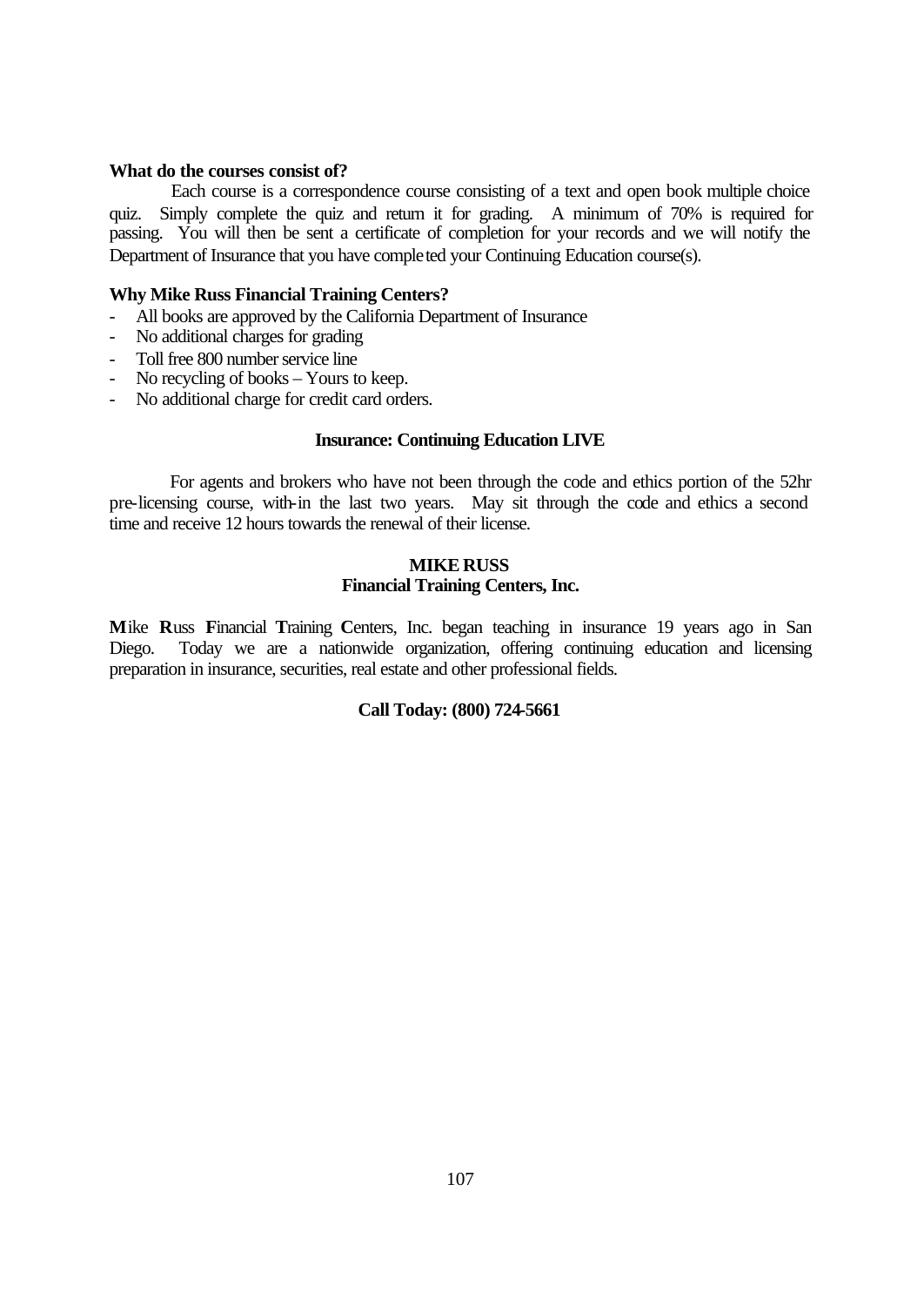**What do the courses consist of?**

Each course is a correspondence course consisting of a text and open book multiple choice quiz. Simply complete the quiz and return it for grading. A minimum of 70% is required for passing. You will then be sent a certificate of completion for your records and we will notify the Department of Insurance that you have completed your Continuing Education course(s).

**Why Mike Russ Financial Training Centers?**

- All books are approved by the California Department of Insurance
- No additional charges for grading
- Toll free 800 number service line
- No recycling of books – Yours to keep.
- No additional charge for credit card orders.

**Insurance: Continuing Education LIVE**

For agents and brokers who have not been through the code and ethics portion of the 52hr pre-licensing course, with-in the last two years. May sit through the code and ethics a second time and receive 12 hours towards the renewal of their license.

**MIKE RUSS**
**Financial Training Centers, Inc.**

**M**ike **R**uss **F**inancial **T**raining **C**enters, Inc. began teaching in insurance 19 years ago in San Diego. Today we are a nationwide organization, offering continuing education and licensing preparation in insurance, securities, real estate and other professional fields.

**Call Today: (800) 724-5661**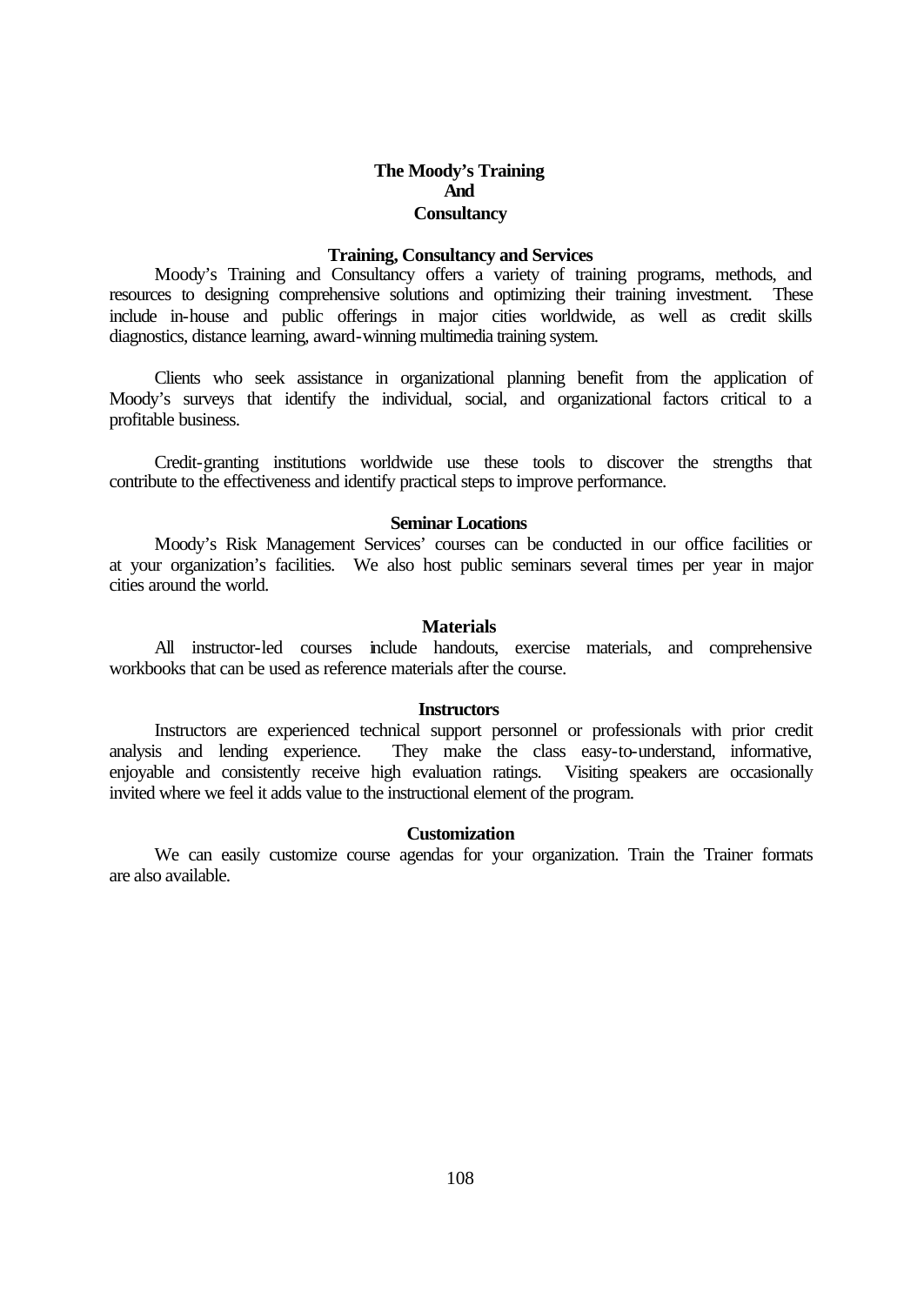# The Moody's Training And Consultancy

## Training, Consultancy and Services

Moody's Training and Consultancy offers a variety of training programs, methods, and resources to designing comprehensive solutions and optimizing their training investment. These include in-house and public offerings in major cities worldwide, as well as credit skills diagnostics, distance learning, award-winning multimedia training system.

Clients who seek assistance in organizational planning benefit from the application of Moody's surveys that identify the individual, social, and organizational factors critical to a profitable business.

Credit-granting institutions worldwide use these tools to discover the strengths that contribute to the effectiveness and identify practical steps to improve performance.

## Seminar Locations

Moody's Risk Management Services' courses can be conducted in our office facilities or at your organization's facilities. We also host public seminars several times per year in major cities around the world.

## Materials

All instructor-led courses include handouts, exercise materials, and comprehensive workbooks that can be used as reference materials after the course.

## Instructors

Instructors are experienced technical support personnel or professionals with prior credit analysis and lending experience. They make the class easy-to-understand, informative, enjoyable and consistently receive high evaluation ratings. Visiting speakers are occasionally invited where we feel it adds value to the instructional element of the program.

## Customization

We can easily customize course agendas for your organization. Train the Trainer formats are also available.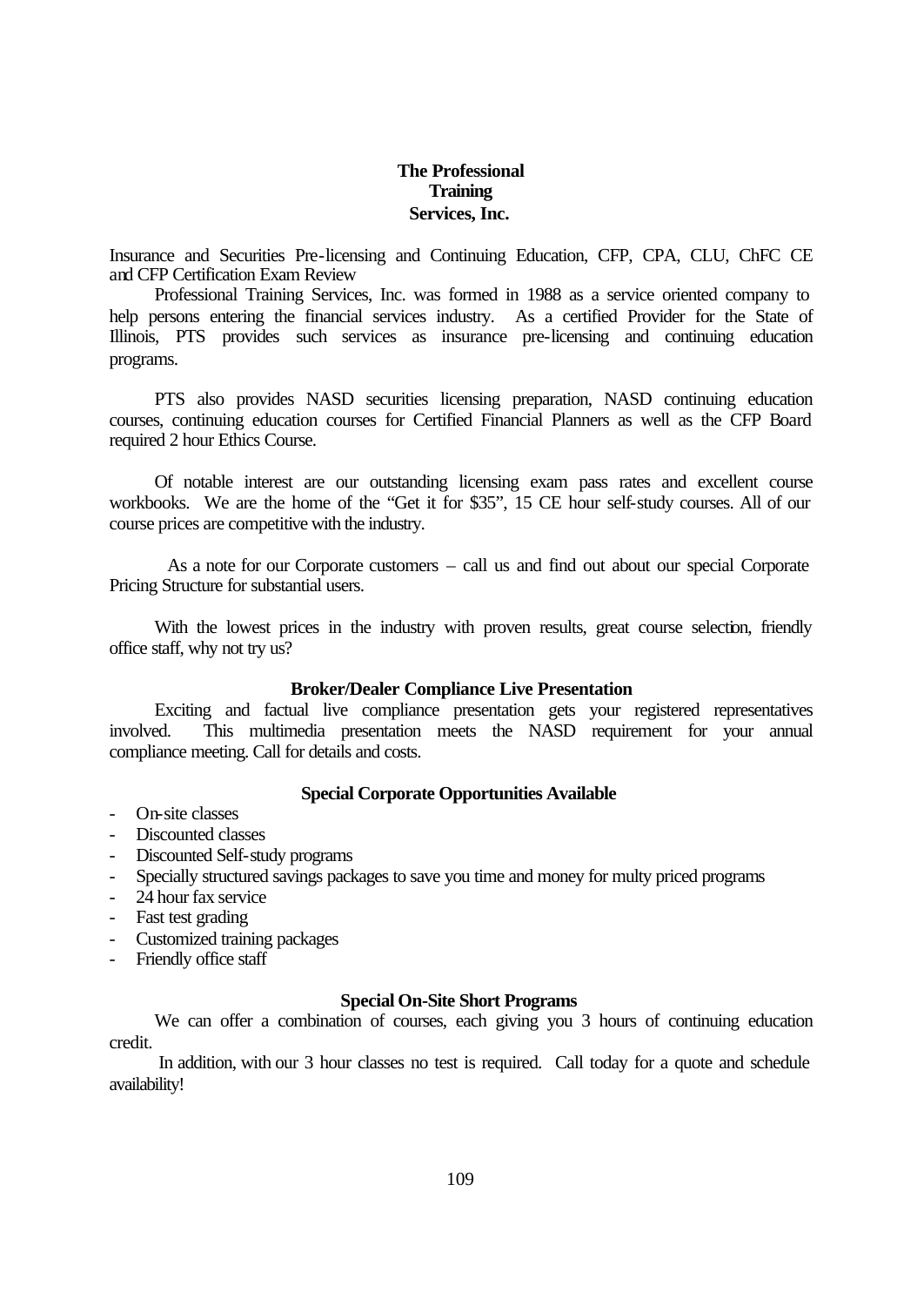# The Professional Training Services, Inc.

Insurance and Securities Pre-licensing and Continuing Education, CFP, CPA, CLU, ChFC CE and CFP Certification Exam Review

Professional Training Services, Inc. was formed in 1988 as a service oriented company to help persons entering the financial services industry. As a certified Provider for the State of Illinois, PTS provides such services as insurance pre-licensing and continuing education programs.

PTS also provides NASD securities licensing preparation, NASD continuing education courses, continuing education courses for Certified Financial Planners as well as the CFP Board required 2 hour Ethics Course.

Of notable interest are our outstanding licensing exam pass rates and excellent course workbooks. We are the home of the "Get it for $35", 15 CE hour self-study courses. All of our course prices are competitive with the industry.

As a note for our Corporate customers – call us and find out about our special Corporate Pricing Structure for substantial users.

With the lowest prices in the industry with proven results, great course selection, friendly office staff, why not try us?

### Broker/Dealer Compliance Live Presentation

Exciting and factual live compliance presentation gets your registered representatives involved. This multimedia presentation meets the NASD requirement for your annual compliance meeting. Call for details and costs.

### Special Corporate Opportunities Available

- On-site classes
- Discounted classes
- Discounted Self-study programs
- Specially structured savings packages to save you time and money for multy priced programs
- 24 hour fax service
- Fast test grading
- Customized training packages
- Friendly office staff

### Special On-Site Short Programs

We can offer a combination of courses, each giving you 3 hours of continuing education credit.

In addition, with our 3 hour classes no test is required. Call today for a quote and schedule availability!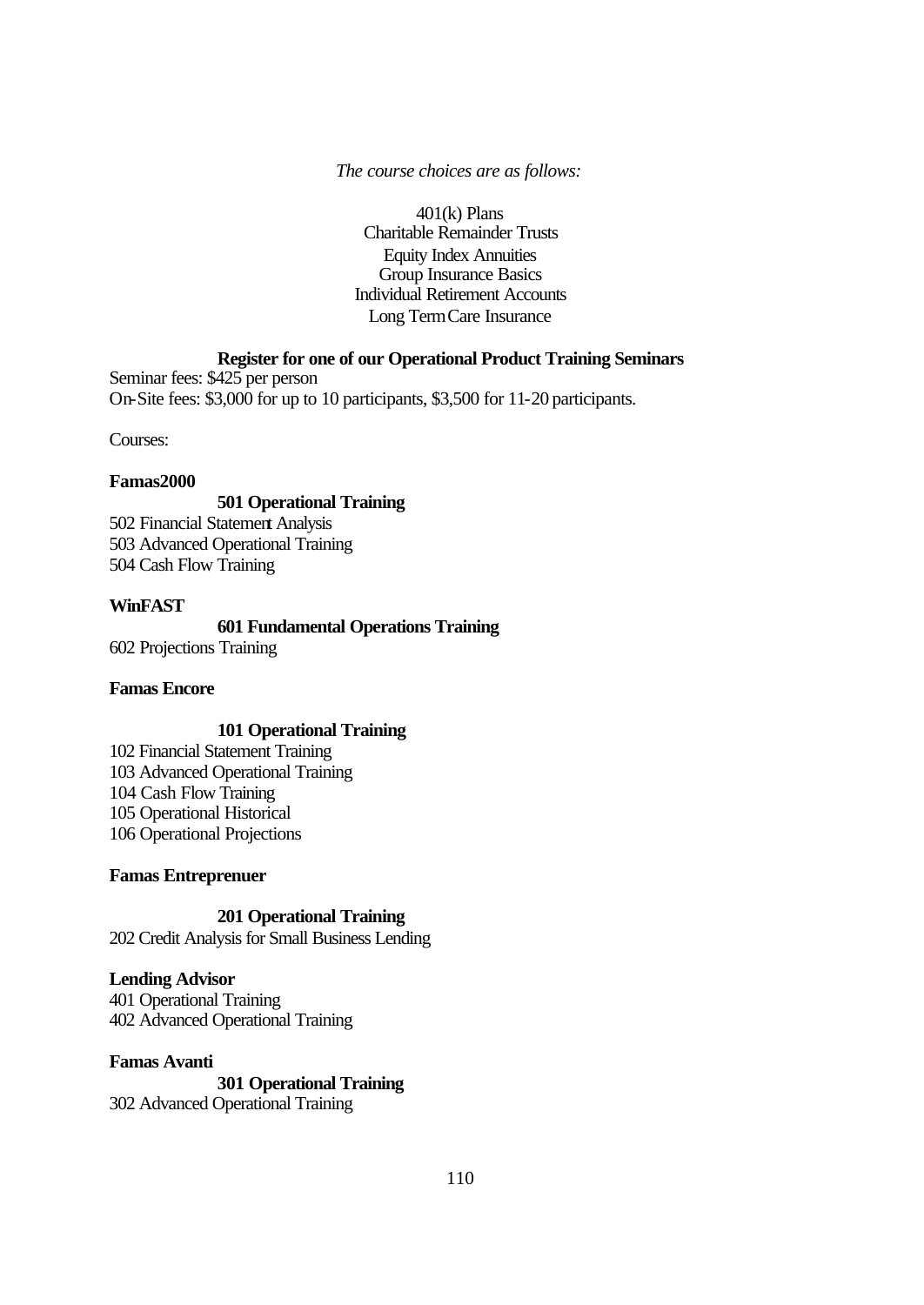*The course choices are as follows:*

401(k) Plans
Charitable Remainder Trusts
Equity Index Annuities
Group Insurance Basics
Individual Retirement Accounts
Long Term Care Insurance

**Register for one of our Operational Product Training Seminars**

Seminar fees: $425 per person
On-Site fees: $3,000 for up to 10 participants, $3,500 for 11-20 participants.

Courses:

**Famas2000**

**501 Operational Training**
502 Financial Statement Analysis
503 Advanced Operational Training
504 Cash Flow Training

**WinFAST**

**601 Fundamental Operations Training**
602 Projections Training

**Famas Encore**

**101 Operational Training**
102 Financial Statement Training
103 Advanced Operational Training
104 Cash Flow Training
105 Operational Historical
106 Operational Projections

**Famas Entreprenuer**

**201 Operational Training**
202 Credit Analysis for Small Business Lending

**Lending Advisor**
401 Operational Training
402 Advanced Operational Training

**Famas Avanti**

**301 Operational Training**
302 Advanced Operational Training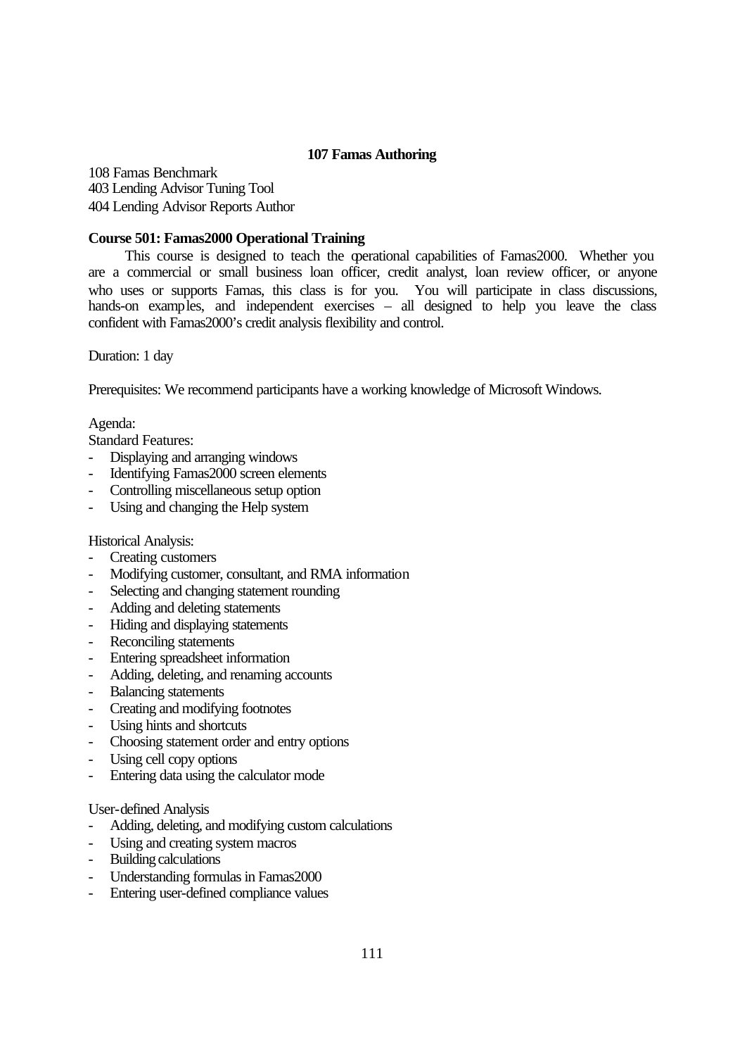**107 Famas Authoring**

108 Famas Benchmark
403 Lending Advisor Tuning Tool
404 Lending Advisor Reports Author

**Course 501: Famas2000 Operational Training**

This course is designed to teach the operational capabilities of Famas2000. Whether you are a commercial or small business loan officer, credit analyst, loan review officer, or anyone who uses or supports Famas, this class is for you. You will participate in class discussions, hands-on examples, and independent exercises – all designed to help you leave the class confident with Famas2000's credit analysis flexibility and control.

Duration: 1 day

Prerequisites: We recommend participants have a working knowledge of Microsoft Windows.

Agenda:
Standard Features:
- Displaying and arranging windows
- Identifying Famas2000 screen elements
- Controlling miscellaneous setup option
- Using and changing the Help system

Historical Analysis:
- Creating customers
- Modifying customer, consultant, and RMA information
- Selecting and changing statement rounding
- Adding and deleting statements
- Hiding and displaying statements
- Reconciling statements
- Entering spreadsheet information
- Adding, deleting, and renaming accounts
- Balancing statements
- Creating and modifying footnotes
- Using hints and shortcuts
- Choosing statement order and entry options
- Using cell copy options
- Entering data using the calculator mode

User-defined Analysis
- Adding, deleting, and modifying custom calculations
- Using and creating system macros
- Building calculations
- Understanding formulas in Famas2000
- Entering user-defined compliance values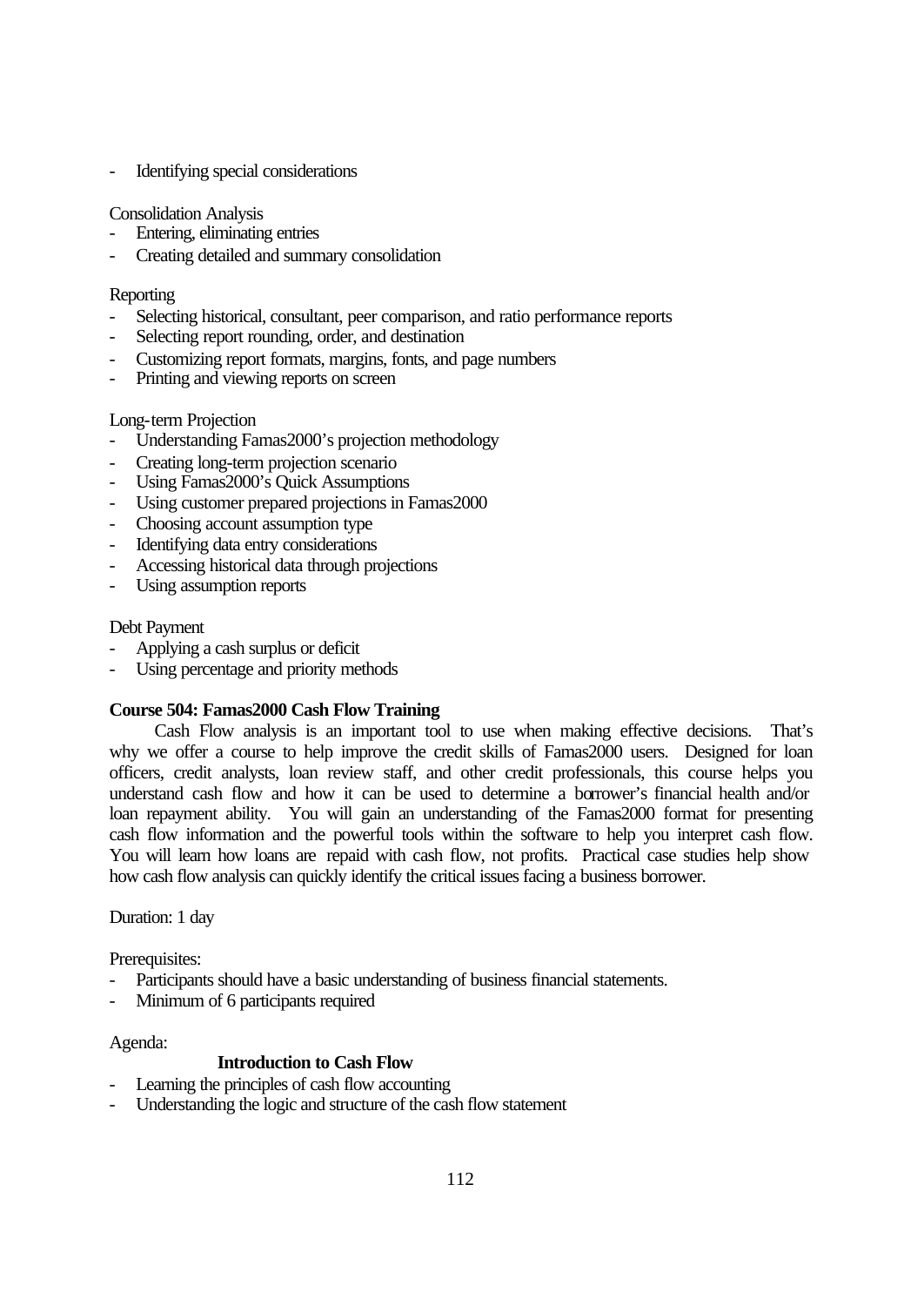- Identifying special considerations

Consolidation Analysis

- Entering, eliminating entries
- Creating detailed and summary consolidation

Reporting

- Selecting historical, consultant, peer comparison, and ratio performance reports
- Selecting report rounding, order, and destination
- Customizing report formats, margins, fonts, and page numbers
- Printing and viewing reports on screen

Long-term Projection

- Understanding Famas2000's projection methodology
- Creating long-term projection scenario
- Using Famas2000's Quick Assumptions
- Using customer prepared projections in Famas2000
- Choosing account assumption type
- Identifying data entry considerations
- Accessing historical data through projections
- Using assumption reports

Debt Payment

- Applying a cash surplus or deficit
- Using percentage and priority methods

**Course 504: Famas2000 Cash Flow Training**

Cash Flow analysis is an important tool to use when making effective decisions. That's why we offer a course to help improve the credit skills of Famas2000 users. Designed for loan officers, credit analysts, loan review staff, and other credit professionals, this course helps you understand cash flow and how it can be used to determine a borrower's financial health and/or loan repayment ability. You will gain an understanding of the Famas2000 format for presenting cash flow information and the powerful tools within the software to help you interpret cash flow. You will learn how loans are repaid with cash flow, not profits. Practical case studies help show how cash flow analysis can quickly identify the critical issues facing a business borrower.

Duration: 1 day

Prerequisites:

- Participants should have a basic understanding of business financial statements.
- Minimum of 6 participants required

Agenda:

**Introduction to Cash Flow**

- Learning the principles of cash flow accounting
- Understanding the logic and structure of the cash flow statement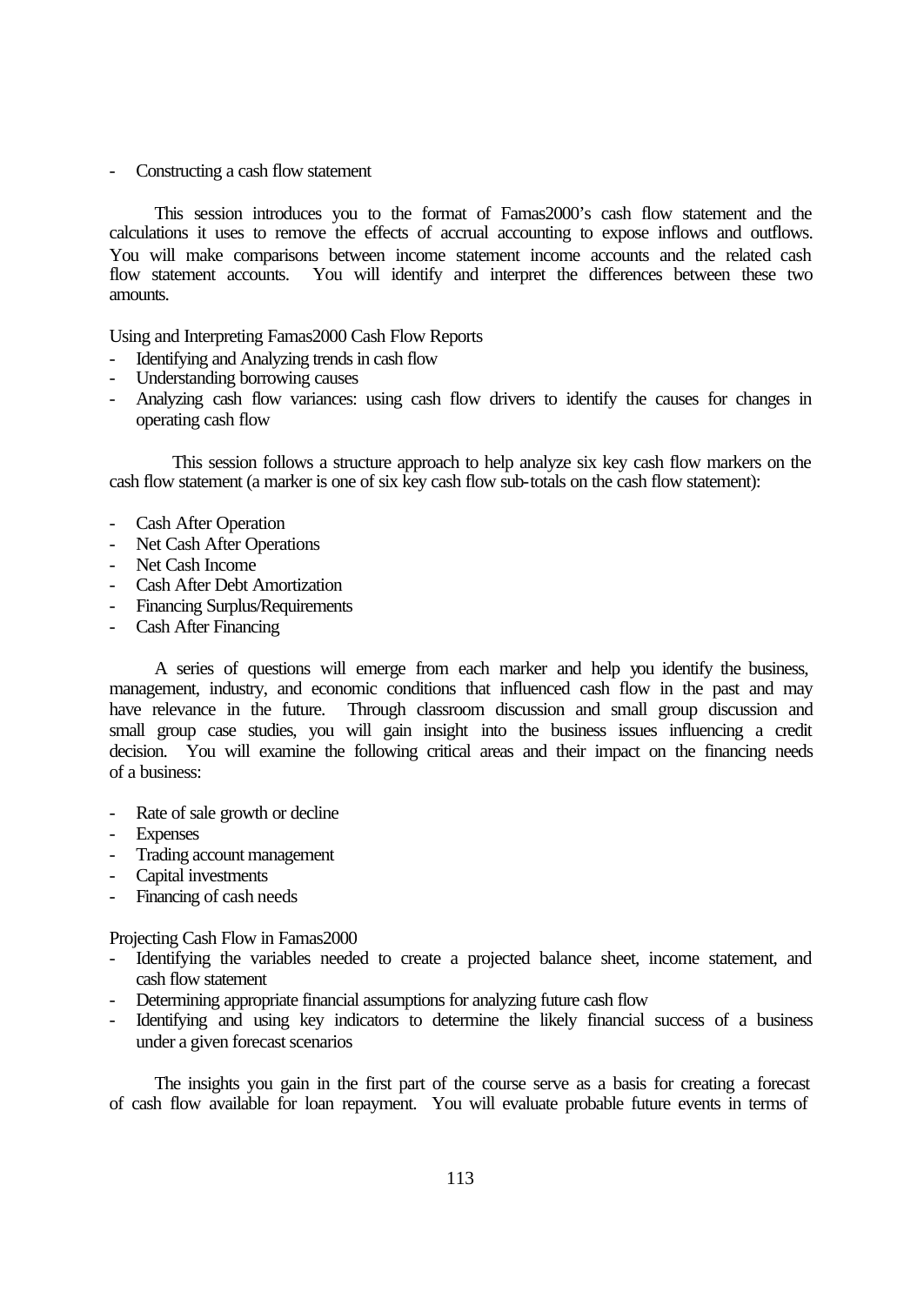- Constructing a cash flow statement

This session introduces you to the format of Famas2000's cash flow statement and the calculations it uses to remove the effects of accrual accounting to expose inflows and outflows. You will make comparisons between income statement income accounts and the related cash flow statement accounts. You will identify and interpret the differences between these two amounts.

Using and Interpreting Famas2000 Cash Flow Reports

- Identifying and Analyzing trends in cash flow
- Understanding borrowing causes
- Analyzing cash flow variances: using cash flow drivers to identify the causes for changes in operating cash flow

This session follows a structure approach to help analyze six key cash flow markers on the cash flow statement (a marker is one of six key cash flow sub-totals on the cash flow statement):

- Cash After Operation
- Net Cash After Operations
- Net Cash Income
- Cash After Debt Amortization
- Financing Surplus/Requirements
- Cash After Financing

A series of questions will emerge from each marker and help you identify the business, management, industry, and economic conditions that influenced cash flow in the past and may have relevance in the future. Through classroom discussion and small group discussion and small group case studies, you will gain insight into the business issues influencing a credit decision. You will examine the following critical areas and their impact on the financing needs of a business:

- Rate of sale growth or decline
- Expenses
- Trading account management
- Capital investments
- Financing of cash needs

Projecting Cash Flow in Famas2000

- Identifying the variables needed to create a projected balance sheet, income statement, and cash flow statement
- Determining appropriate financial assumptions for analyzing future cash flow
- Identifying and using key indicators to determine the likely financial success of a business under a given forecast scenarios

The insights you gain in the first part of the course serve as a basis for creating a forecast of cash flow available for loan repayment. You will evaluate probable future events in terms of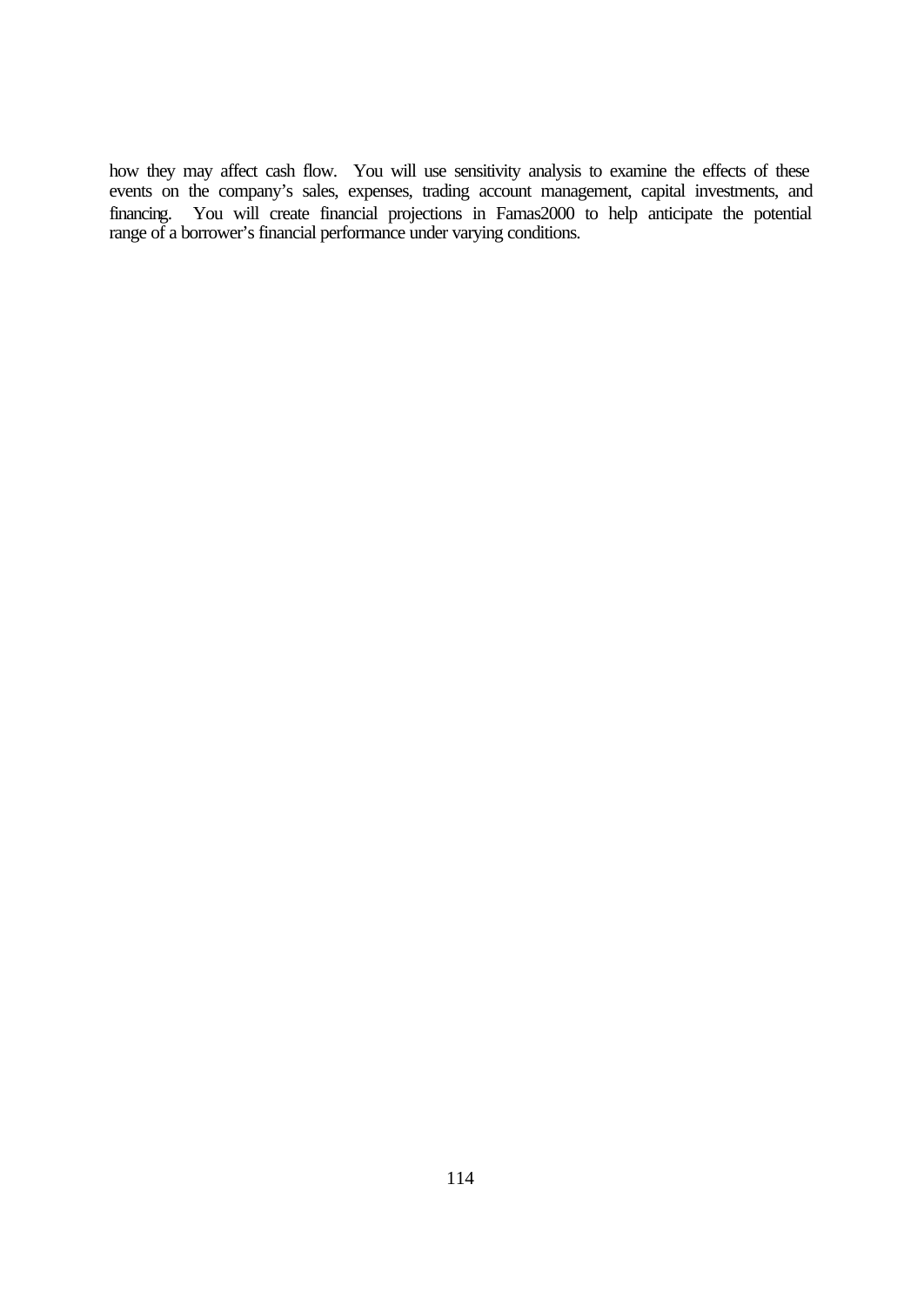how they may affect cash flow. You will use sensitivity analysis to examine the effects of these events on the company's sales, expenses, trading account management, capital investments, and financing. You will create financial projections in Famas2000 to help anticipate the potential range of a borrower's financial performance under varying conditions.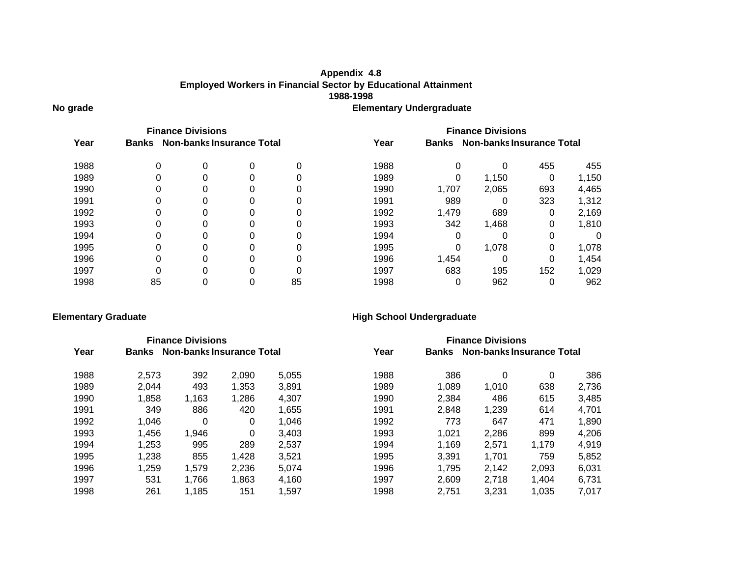# Appendix 4.8
## Employed Workers in Financial Sector by Educational Attainment
## 1988-1998

### No grade

| Year | Finance Divisions | | | |
|---|---|---|---|---|
| | Banks | Non-banks | Insurance | Total |
| 1988 | 0 | 0 | 0 | 0 |
| 1989 | 0 | 0 | 0 | 0 |
| 1990 | 0 | 0 | 0 | 0 |
| 1991 | 0 | 0 | 0 | 0 |
| 1992 | 0 | 0 | 0 | 0 |
| 1993 | 0 | 0 | 0 | 0 |
| 1994 | 0 | 0 | 0 | 0 |
| 1995 | 0 | 0 | 0 | 0 |
| 1996 | 0 | 0 | 0 | 0 |
| 1997 | 0 | 0 | 0 | 0 |
| 1998 | 85 | 0 | 0 | 85 |

### Elementary Undergraduate

| Year | Finance Divisions | | | |
|---|---|---|---|---|
| | Banks | Non-banks | Insurance | Total |
| 1988 | 0 | 0 | 455 | 455 |
| 1989 | 0 | 1,150 | 0 | 1,150 |
| 1990 | 1,707 | 2,065 | 693 | 4,465 |
| 1991 | 989 | 0 | 323 | 1,312 |
| 1992 | 1,479 | 689 | 0 | 2,169 |
| 1993 | 342 | 1,468 | 0 | 1,810 |
| 1994 | 0 | 0 | 0 | 0 |
| 1995 | 0 | 1,078 | 0 | 1,078 |
| 1996 | 1,454 | 0 | 0 | 1,454 |
| 1997 | 683 | 195 | 152 | 1,029 |
| 1998 | 0 | 962 | 0 | 962 |

### Elementary Graduate

| Year | Finance Divisions | | | |
|---|---|---|---|---|
| | Banks | Non-banks | Insurance | Total |
| 1988 | 2,573 | 392 | 2,090 | 5,055 |
| 1989 | 2,044 | 493 | 1,353 | 3,891 |
| 1990 | 1,858 | 1,163 | 1,286 | 4,307 |
| 1991 | 349 | 886 | 420 | 1,655 |
| 1992 | 1,046 | 0 | 0 | 1,046 |
| 1993 | 1,456 | 1,946 | 0 | 3,403 |
| 1994 | 1,253 | 995 | 289 | 2,537 |
| 1995 | 1,238 | 855 | 1,428 | 3,521 |
| 1996 | 1,259 | 1,579 | 2,236 | 5,074 |
| 1997 | 531 | 1,766 | 1,863 | 4,160 |
| 1998 | 261 | 1,185 | 151 | 1,597 |

### High School Undergraduate

| Year | Finance Divisions | | | |
|---|---|---|---|---|
| | Banks | Non-banks | Insurance | Total |
| 1988 | 386 | 0 | 0 | 386 |
| 1989 | 1,089 | 1,010 | 638 | 2,736 |
| 1990 | 2,384 | 486 | 615 | 3,485 |
| 1991 | 2,848 | 1,239 | 614 | 4,701 |
| 1992 | 773 | 647 | 471 | 1,890 |
| 1993 | 1,021 | 2,286 | 899 | 4,206 |
| 1994 | 1,169 | 2,571 | 1,179 | 4,919 |
| 1995 | 3,391 | 1,701 | 759 | 5,852 |
| 1996 | 1,795 | 2,142 | 2,093 | 6,031 |
| 1997 | 2,609 | 2,718 | 1,404 | 6,731 |
| 1998 | 2,751 | 3,231 | 1,035 | 7,017 |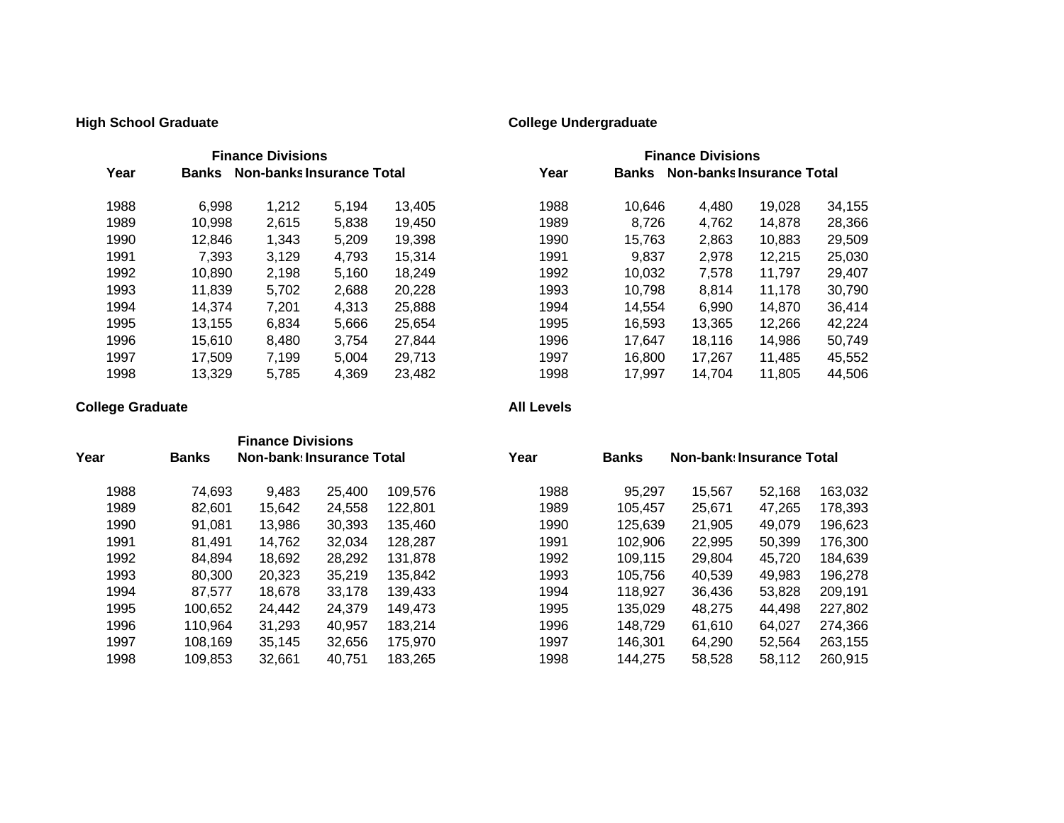**High School Graduate**

| Year | Finance Divisions Banks | Non-banks | Insurance | Total |
|---|---|---|---|---|
| 1988 | 6,998 | 1,212 | 5,194 | 13,405 |
| 1989 | 10,998 | 2,615 | 5,838 | 19,450 |
| 1990 | 12,846 | 1,343 | 5,209 | 19,398 |
| 1991 | 7,393 | 3,129 | 4,793 | 15,314 |
| 1992 | 10,890 | 2,198 | 5,160 | 18,249 |
| 1993 | 11,839 | 5,702 | 2,688 | 20,228 |
| 1994 | 14,374 | 7,201 | 4,313 | 25,888 |
| 1995 | 13,155 | 6,834 | 5,666 | 25,654 |
| 1996 | 15,610 | 8,480 | 3,754 | 27,844 |
| 1997 | 17,509 | 7,199 | 5,004 | 29,713 |
| 1998 | 13,329 | 5,785 | 4,369 | 23,482 |

**College Undergraduate**

| Year | Finance Divisions Banks | Non-banks | Insurance | Total |
|---|---|---|---|---|
| 1988 | 10,646 | 4,480 | 19,028 | 34,155 |
| 1989 | 8,726 | 4,762 | 14,878 | 28,366 |
| 1990 | 15,763 | 2,863 | 10,883 | 29,509 |
| 1991 | 9,837 | 2,978 | 12,215 | 25,030 |
| 1992 | 10,032 | 7,578 | 11,797 | 29,407 |
| 1993 | 10,798 | 8,814 | 11,178 | 30,790 |
| 1994 | 14,554 | 6,990 | 14,870 | 36,414 |
| 1995 | 16,593 | 13,365 | 12,266 | 42,224 |
| 1996 | 17,647 | 18,116 | 14,986 | 50,749 |
| 1997 | 16,800 | 17,267 | 11,485 | 45,552 |
| 1998 | 17,997 | 14,704 | 11,805 | 44,506 |

**College Graduate**

| Year | Banks | Finance Divisions Non-banks | Insurance | Total |
|---|---|---|---|---|
| 1988 | 74,693 | 9,483 | 25,400 | 109,576 |
| 1989 | 82,601 | 15,642 | 24,558 | 122,801 |
| 1990 | 91,081 | 13,986 | 30,393 | 135,460 |
| 1991 | 81,491 | 14,762 | 32,034 | 128,287 |
| 1992 | 84,894 | 18,692 | 28,292 | 131,878 |
| 1993 | 80,300 | 20,323 | 35,219 | 135,842 |
| 1994 | 87,577 | 18,678 | 33,178 | 139,433 |
| 1995 | 100,652 | 24,442 | 24,379 | 149,473 |
| 1996 | 110,964 | 31,293 | 40,957 | 183,214 |
| 1997 | 108,169 | 35,145 | 32,656 | 175,970 |
| 1998 | 109,853 | 32,661 | 40,751 | 183,265 |

**All Levels**

| Year | Banks | Non-banks | Insurance | Total |
|---|---|---|---|---|
| 1988 | 95,297 | 15,567 | 52,168 | 163,032 |
| 1989 | 105,457 | 25,671 | 47,265 | 178,393 |
| 1990 | 125,639 | 21,905 | 49,079 | 196,623 |
| 1991 | 102,906 | 22,995 | 50,399 | 176,300 |
| 1992 | 109,115 | 29,804 | 45,720 | 184,639 |
| 1993 | 105,756 | 40,539 | 49,983 | 196,278 |
| 1994 | 118,927 | 36,436 | 53,828 | 209,191 |
| 1995 | 135,029 | 48,275 | 44,498 | 227,802 |
| 1996 | 148,729 | 61,610 | 64,027 | 274,366 |
| 1997 | 146,301 | 64,290 | 52,564 | 263,155 |
| 1998 | 144,275 | 58,528 | 58,112 | 260,915 |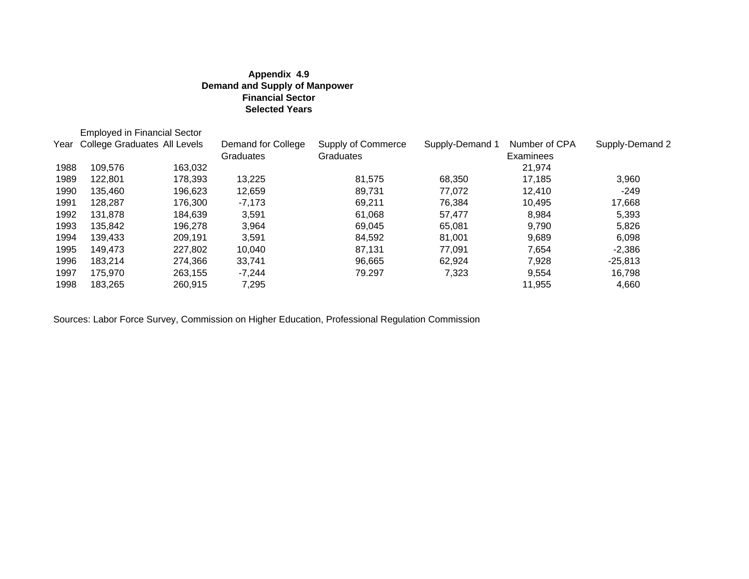**Appendix 4.9**
**Demand and Supply of Manpower**
**Financial Sector**
**Selected Years**

| Year | Employed in Financial Sector College Graduates | All Levels | Demand for College Graduates | Supply of Commerce Graduates | Supply-Demand 1 | Number of CPA Examinees | Supply-Demand 2 |
|---|---|---|---|---|---|---|---|
| 1988 | 109,576 | 163,032 | | | | 21,974 | |
| 1989 | 122,801 | 178,393 | 13,225 | 81,575 | 68,350 | 17,185 | 3,960 |
| 1990 | 135,460 | 196,623 | 12,659 | 89,731 | 77,072 | 12,410 | -249 |
| 1991 | 128,287 | 176,300 | -7,173 | 69,211 | 76,384 | 10,495 | 17,668 |
| 1992 | 131,878 | 184,639 | 3,591 | 61,068 | 57,477 | 8,984 | 5,393 |
| 1993 | 135,842 | 196,278 | 3,964 | 69,045 | 65,081 | 9,790 | 5,826 |
| 1994 | 139,433 | 209,191 | 3,591 | 84,592 | 81,001 | 9,689 | 6,098 |
| 1995 | 149,473 | 227,802 | 10,040 | 87,131 | 77,091 | 7,654 | -2,386 |
| 1996 | 183,214 | 274,366 | 33,741 | 96,665 | 62,924 | 7,928 | -25,813 |
| 1997 | 175,970 | 263,155 | -7,244 | 79.297 | 7,323 | 9,554 | 16,798 |
| 1998 | 183,265 | 260,915 | 7,295 | | | 11,955 | 4,660 |

Sources: Labor Force Survey, Commission on Higher Education, Professional Regulation Commission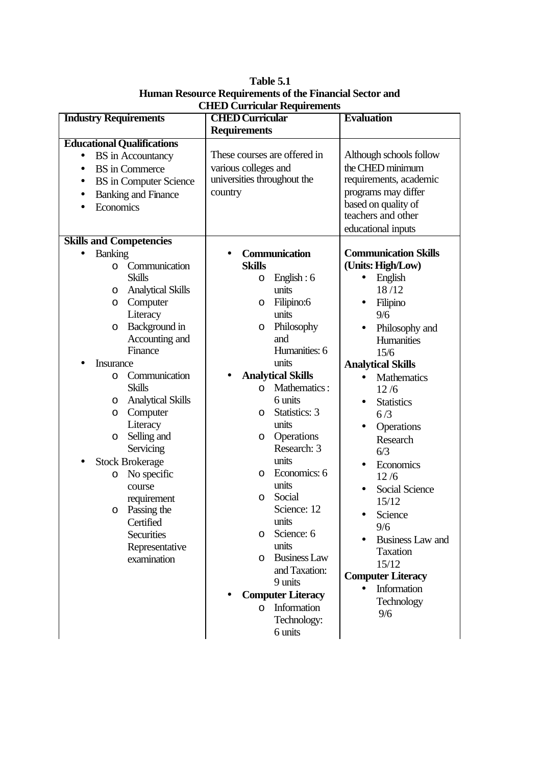**Table 5.1**
**Human Resource Requirements of the Financial Sector and CHED Curricular Requirements**

| **Industry Requirements** | **CHED Curricular Requirements** | **Evaluation** |
|---|---|---|
| **Educational Qualifications**<br>• BS in Accountancy<br>• BS in Commerce<br>• BS in Computer Science<br>• Banking and Finance<br>• Economics | These courses are offered in various colleges and universities throughout the country | Although schools follow the CHED minimum requirements, academic programs may differ based on quality of teachers and other educational inputs |
| **Skills and Competencies**<br>• Banking<br>o Communication Skills<br>o Analytical Skills<br>o Computer Literacy<br>o Background in Accounting and Finance<br>• Insurance<br>o Communication Skills<br>o Analytical Skills<br>o Computer Literacy<br>o Selling and Servicing<br>• Stock Brokerage<br>o No specific course requirement<br>o Passing the Certified Securities Representative examination | • **Communication Skills**<br>o English : 6 units<br>o Filipino:6 units<br>o Philosophy and Humanities: 6 units<br>• **Analytical Skills**<br>o Mathematics : 6 units<br>o Statistics: 3 units<br>o Operations Research: 3 units<br>o Economics: 6 units<br>o Social Science: 12 units<br>o Science: 6 units<br>o Business Law and Taxation: 9 units<br>• **Computer Literacy**<br>o Information Technology: 6 units | **Communication Skills (Units: High/Low)**<br>• English 18 /12<br>• Filipino 9/6<br>• Philosophy and Humanities 15/6<br>**Analytical Skills**<br>• Mathematics 12 /6<br>• Statistics 6 /3<br>• Operations Research 6/3<br>• Economics 12 /6<br>• Social Science 15/12<br>• Science 9/6<br>• Business Law and Taxation 15/12<br>**Computer Literacy**<br>• Information Technology 9/6 |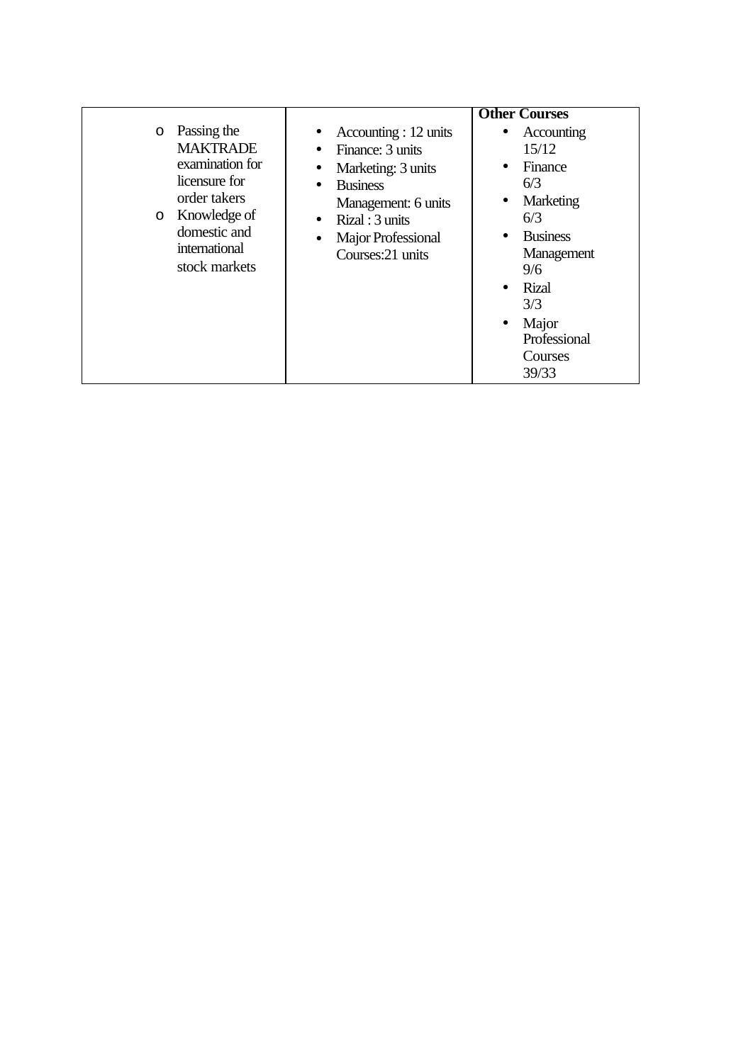| | | |
|---|---|---|
| <ul><li>Passing the MAKTRADE examination for licensure for order takers</li><li>Knowledge of domestic and international stock markets</li></ul> | <ul><li>Accounting : 12 units</li><li>Finance: 3 units</li><li>Marketing: 3 units</li><li>Business Management: 6 units</li><li>Rizal : 3 units</li><li>Major Professional Courses:21 units</li></ul> | **Other Courses**<ul><li>Accounting 15/12</li><li>Finance 6/3</li><li>Marketing 6/3</li><li>Business Management 9/6</li><li>Rizal 3/3</li><li>Major Professional Courses 39/33</li></ul> |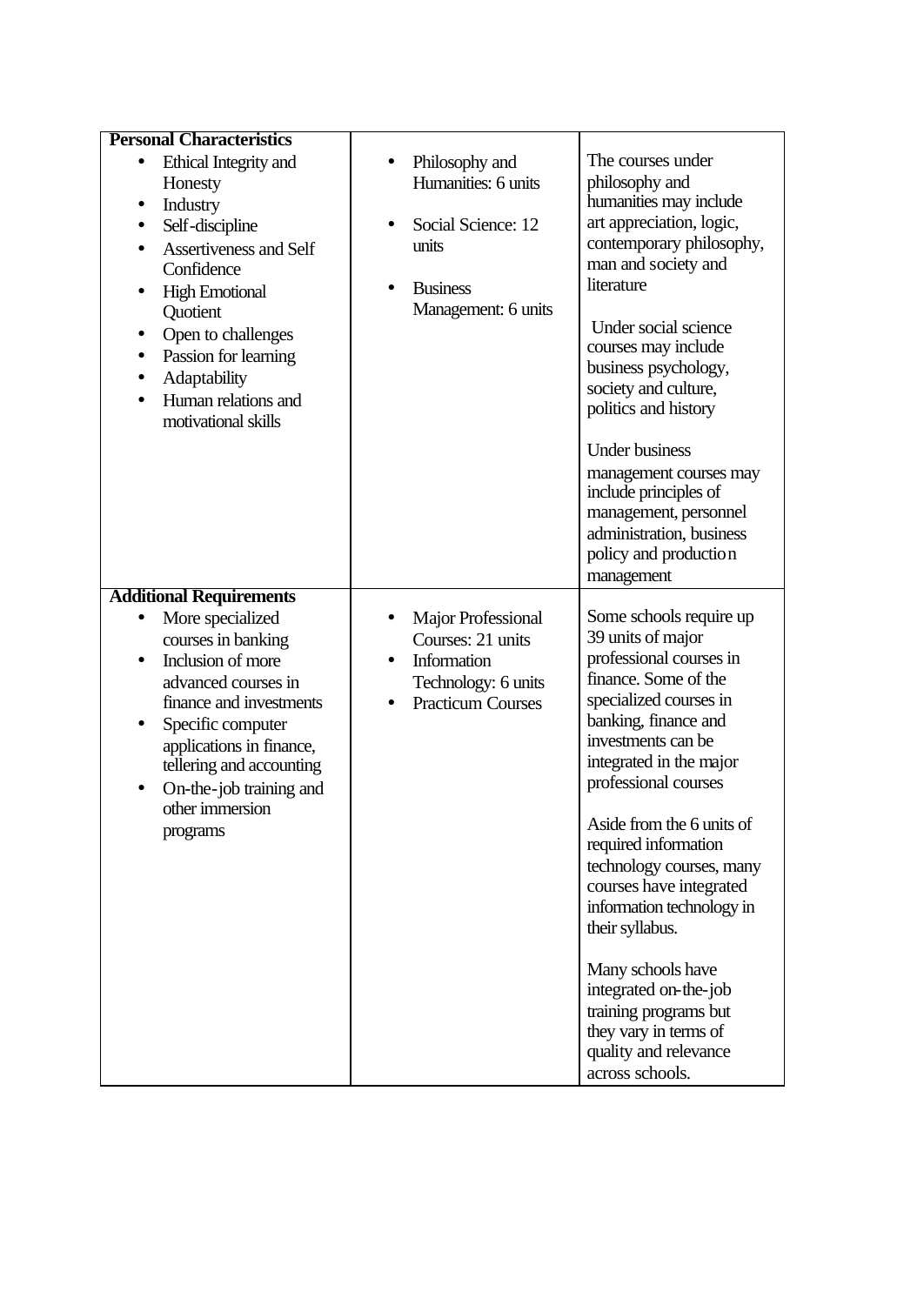| | | |
|---|---|---|
| **Personal Characteristics**<br>• Ethical Integrity and Honesty<br>• Industry<br>• Self-discipline<br>• Assertiveness and Self Confidence<br>• High Emotional Quotient<br>• Open to challenges<br>• Passion for learning<br>• Adaptability<br>• Human relations and motivational skills | • Philosophy and Humanities: 6 units<br><br>• Social Science: 12 units<br><br>• Business Management: 6 units | The courses under philosophy and humanities may include art appreciation, logic, contemporary philosophy, man and society and literature<br><br>Under social science courses may include business psychology, society and culture, politics and history<br><br>Under business management courses may include principles of management, personnel administration, business policy and production management |
| **Additional Requirements**<br>• More specialized courses in banking<br>• Inclusion of more advanced courses in finance and investments<br>• Specific computer applications in finance, tellering and accounting<br>• On-the-job training and other immersion programs | • Major Professional Courses: 21 units<br>• Information Technology: 6 units<br>• Practicum Courses | Some schools require up 39 units of major professional courses in finance. Some of the specialized courses in banking, finance and investments can be integrated in the major professional courses<br><br>Aside from the 6 units of required information technology courses, many courses have integrated information technology in their syllabus.<br><br>Many schools have integrated on-the-job training programs but they vary in terms of quality and relevance across schools. |